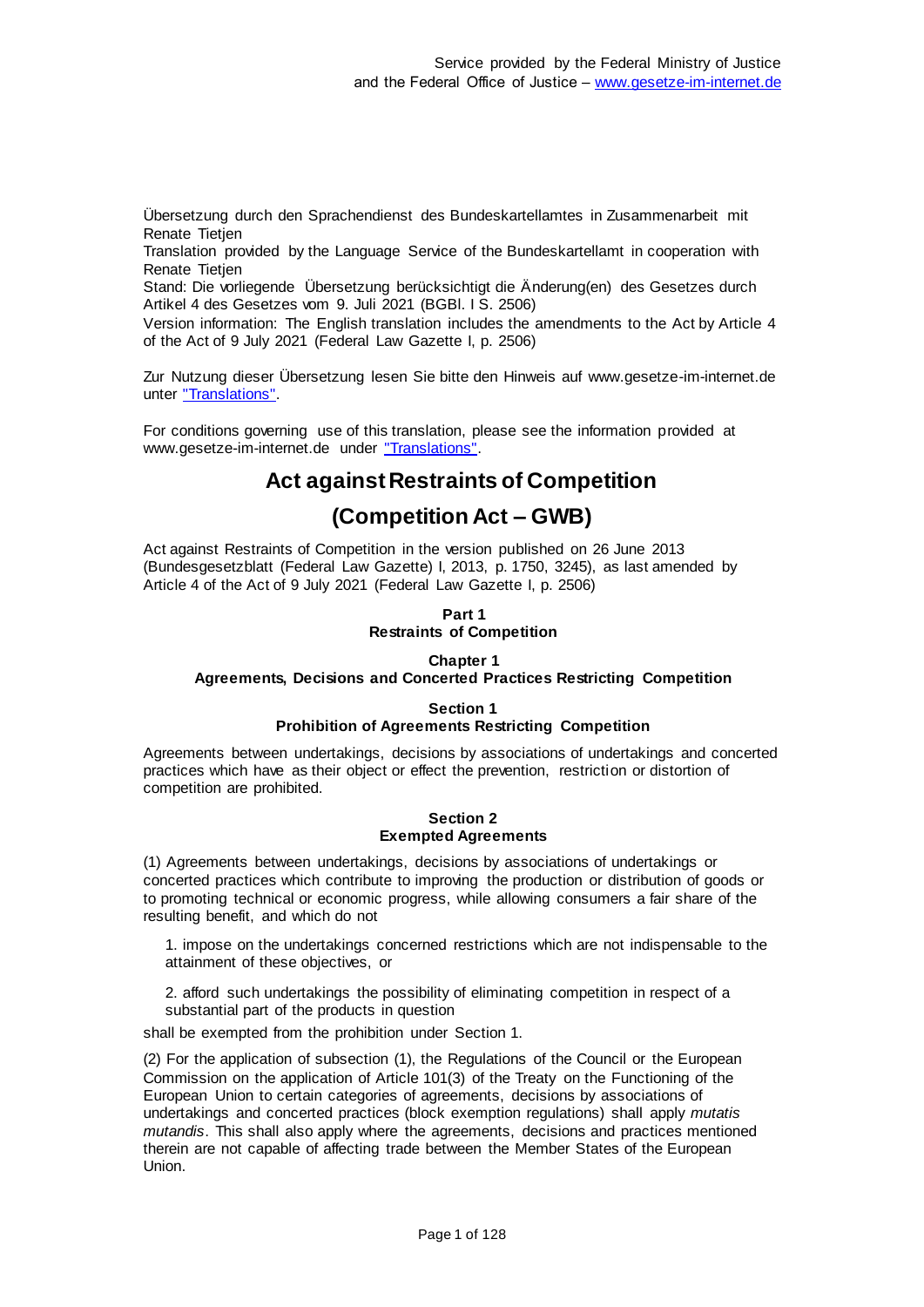Service provided by the Federal Ministry of Justice
and the Federal Office of Justice – www.gesetze-im-internet.de

Übersetzung durch den Sprachendienst des Bundeskartellamtes in Zusammenarbeit mit Renate Tietjen

Translation provided by the Language Service of the Bundeskartellamt in cooperation with Renate Tietjen

Stand: Die vorliegende Übersetzung berücksichtigt die Änderung(en) des Gesetzes durch Artikel 4 des Gesetzes vom 9. Juli 2021 (BGBl. I S. 2506)

Version information: The English translation includes the amendments to the Act by Article 4 of the Act of 9 July 2021 (Federal Law Gazette I, p. 2506)

Zur Nutzung dieser Übersetzung lesen Sie bitte den Hinweis auf www.gesetze-im-internet.de unter "Translations".

For conditions governing use of this translation, please see the information provided at www.gesetze-im-internet.de under "Translations".

# Act against Restraints of Competition

# (Competition Act – GWB)

Act against Restraints of Competition in the version published on 26 June 2013 (Bundesgesetzblatt (Federal Law Gazette) I, 2013, p. 1750, 3245), as last amended by Article 4 of the Act of 9 July 2021 (Federal Law Gazette I, p. 2506)

## Part 1
## Restraints of Competition

### Chapter 1
### Agreements, Decisions and Concerted Practices Restricting Competition

#### Section 1
#### Prohibition of Agreements Restricting Competition

Agreements between undertakings, decisions by associations of undertakings and concerted practices which have as their object or effect the prevention, restriction or distortion of competition are prohibited.

#### Section 2
#### Exempted Agreements

(1) Agreements between undertakings, decisions by associations of undertakings or concerted practices which contribute to improving the production or distribution of goods or to promoting technical or economic progress, while allowing consumers a fair share of the resulting benefit, and which do not

1. impose on the undertakings concerned restrictions which are not indispensable to the attainment of these objectives, or

2. afford such undertakings the possibility of eliminating competition in respect of a substantial part of the products in question

shall be exempted from the prohibition under Section 1.

(2) For the application of subsection (1), the Regulations of the Council or the European Commission on the application of Article 101(3) of the Treaty on the Functioning of the European Union to certain categories of agreements, decisions by associations of undertakings and concerted practices (block exemption regulations) shall apply *mutatis mutandis*. This shall also apply where the agreements, decisions and practices mentioned therein are not capable of affecting trade between the Member States of the European Union.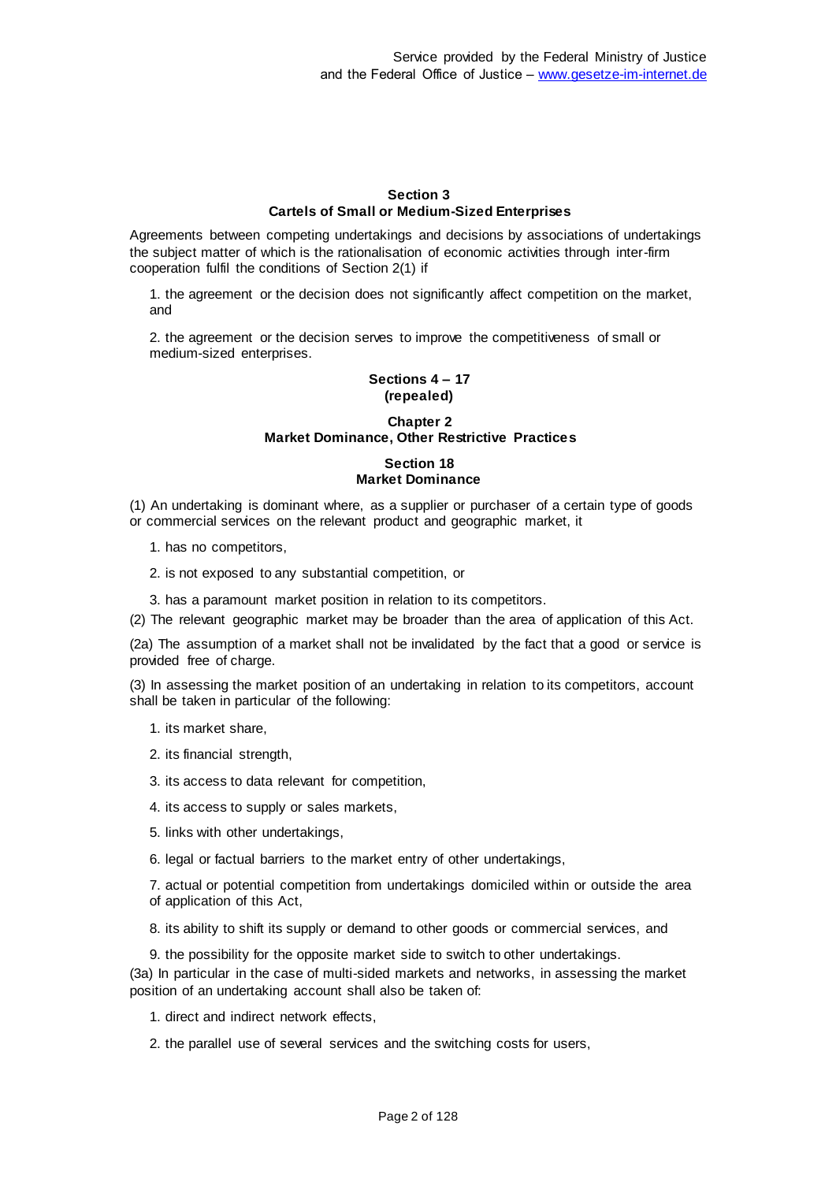### Section 3
### Cartels of Small or Medium-Sized Enterprises

Agreements between competing undertakings and decisions by associations of undertakings the subject matter of which is the rationalisation of economic activities through inter-firm cooperation fulfil the conditions of Section 2(1) if

1. the agreement or the decision does not significantly affect competition on the market, and

2. the agreement or the decision serves to improve the competitiveness of small or medium-sized enterprises.

### Sections 4 – 17
### (repealed)

## Chapter 2
## Market Dominance, Other Restrictive Practices

### Section 18
### Market Dominance

(1) An undertaking is dominant where, as a supplier or purchaser of a certain type of goods or commercial services on the relevant product and geographic market, it

1. has no competitors,

2. is not exposed to any substantial competition, or

3. has a paramount market position in relation to its competitors.

(2) The relevant geographic market may be broader than the area of application of this Act.

(2a) The assumption of a market shall not be invalidated by the fact that a good or service is provided free of charge.

(3) In assessing the market position of an undertaking in relation to its competitors, account shall be taken in particular of the following:

1. its market share,

2. its financial strength,

3. its access to data relevant for competition,

4. its access to supply or sales markets,

5. links with other undertakings,

6. legal or factual barriers to the market entry of other undertakings,

7. actual or potential competition from undertakings domiciled within or outside the area of application of this Act,

8. its ability to shift its supply or demand to other goods or commercial services, and

9. the possibility for the opposite market side to switch to other undertakings.

(3a) In particular in the case of multi-sided markets and networks, in assessing the market position of an undertaking account shall also be taken of:

1. direct and indirect network effects,

2. the parallel use of several services and the switching costs for users,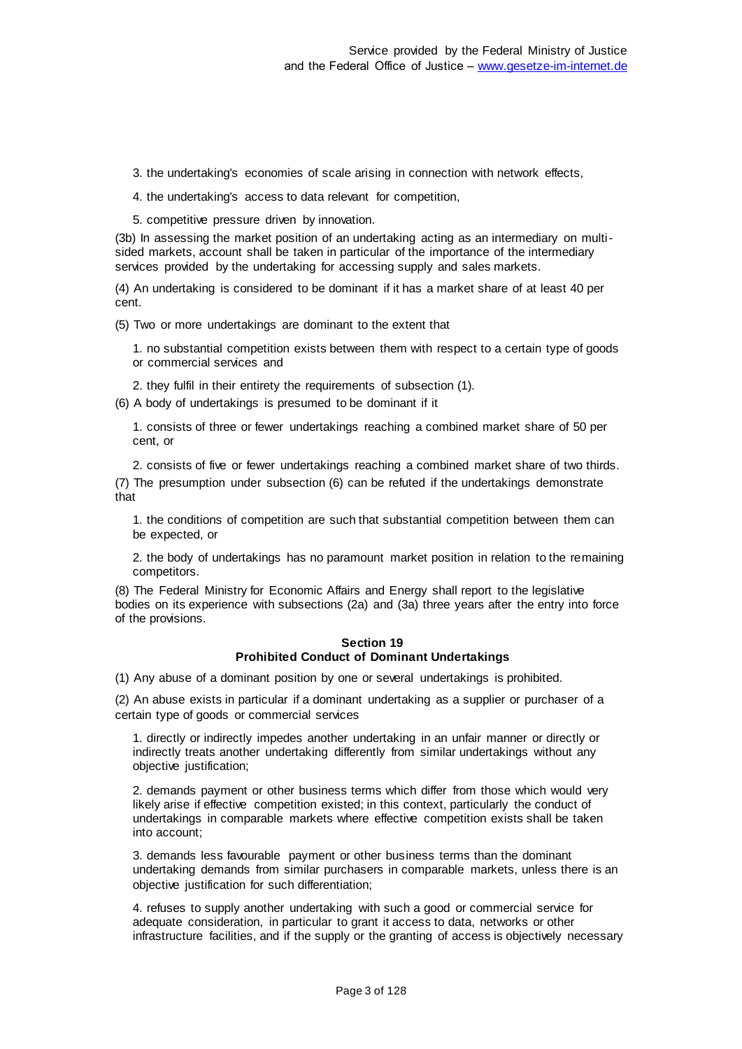3. the undertaking's economies of scale arising in connection with network effects,

4. the undertaking's access to data relevant for competition,

5. competitive pressure driven by innovation.

(3b) In assessing the market position of an undertaking acting as an intermediary on multi-sided markets, account shall be taken in particular of the importance of the intermediary services provided by the undertaking for accessing supply and sales markets.

(4) An undertaking is considered to be dominant if it has a market share of at least 40 per cent.

(5) Two or more undertakings are dominant to the extent that

1. no substantial competition exists between them with respect to a certain type of goods or commercial services and

2. they fulfil in their entirety the requirements of subsection (1).

(6) A body of undertakings is presumed to be dominant if it

1. consists of three or fewer undertakings reaching a combined market share of 50 per cent, or

2. consists of five or fewer undertakings reaching a combined market share of two thirds.

(7) The presumption under subsection (6) can be refuted if the undertakings demonstrate that

1. the conditions of competition are such that substantial competition between them can be expected, or

2. the body of undertakings has no paramount market position in relation to the remaining competitors.

(8) The Federal Ministry for Economic Affairs and Energy shall report to the legislative bodies on its experience with subsections (2a) and (3a) three years after the entry into force of the provisions.

### Section 19
### Prohibited Conduct of Dominant Undertakings

(1) Any abuse of a dominant position by one or several undertakings is prohibited.

(2) An abuse exists in particular if a dominant undertaking as a supplier or purchaser of a certain type of goods or commercial services

1. directly or indirectly impedes another undertaking in an unfair manner or directly or indirectly treats another undertaking differently from similar undertakings without any objective justification;

2. demands payment or other business terms which differ from those which would very likely arise if effective competition existed; in this context, particularly the conduct of undertakings in comparable markets where effective competition exists shall be taken into account;

3. demands less favourable payment or other business terms than the dominant undertaking demands from similar purchasers in comparable markets, unless there is an objective justification for such differentiation;

4. refuses to supply another undertaking with such a good or commercial service for adequate consideration, in particular to grant it access to data, networks or other infrastructure facilities, and if the supply or the granting of access is objectively necessary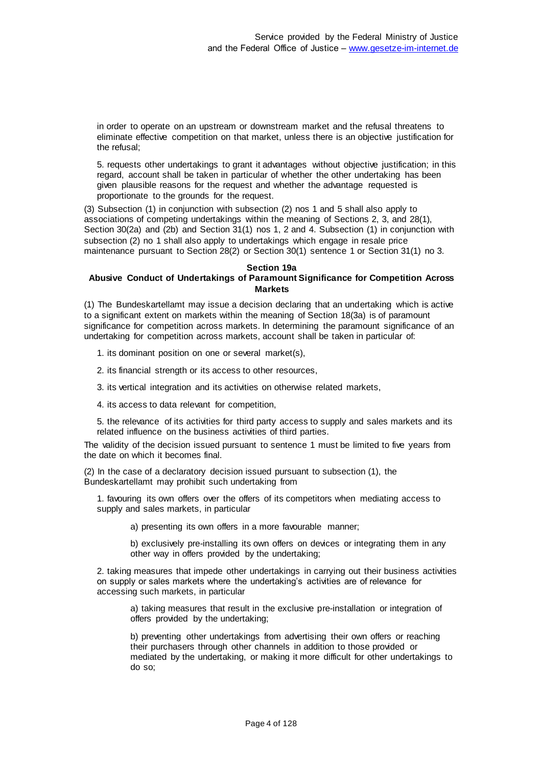in order to operate on an upstream or downstream market and the refusal threatens to eliminate effective competition on that market, unless there is an objective justification for the refusal;

5. requests other undertakings to grant it advantages without objective justification; in this regard, account shall be taken in particular of whether the other undertaking has been given plausible reasons for the request and whether the advantage requested is proportionate to the grounds for the request.

(3) Subsection (1) in conjunction with subsection (2) nos 1 and 5 shall also apply to associations of competing undertakings within the meaning of Sections 2, 3, and 28(1), Section 30(2a) and (2b) and Section 31(1) nos 1, 2 and 4. Subsection (1) in conjunction with subsection (2) no 1 shall also apply to undertakings which engage in resale price maintenance pursuant to Section 28(2) or Section 30(1) sentence 1 or Section 31(1) no 3.

### Section 19a
### Abusive Conduct of Undertakings of Paramount Significance for Competition Across Markets

(1) The Bundeskartellamt may issue a decision declaring that an undertaking which is active to a significant extent on markets within the meaning of Section 18(3a) is of paramount significance for competition across markets. In determining the paramount significance of an undertaking for competition across markets, account shall be taken in particular of:

1. its dominant position on one or several market(s),

2. its financial strength or its access to other resources,

3. its vertical integration and its activities on otherwise related markets,

4. its access to data relevant for competition,

5. the relevance of its activities for third party access to supply and sales markets and its related influence on the business activities of third parties.

The validity of the decision issued pursuant to sentence 1 must be limited to five years from the date on which it becomes final.

(2) In the case of a declaratory decision issued pursuant to subsection (1), the Bundeskartellamt may prohibit such undertaking from

1. favouring its own offers over the offers of its competitors when mediating access to supply and sales markets, in particular

   a) presenting its own offers in a more favourable manner;

   b) exclusively pre-installing its own offers on devices or integrating them in any other way in offers provided by the undertaking;

2. taking measures that impede other undertakings in carrying out their business activities on supply or sales markets where the undertaking's activities are of relevance for accessing such markets, in particular

   a) taking measures that result in the exclusive pre-installation or integration of offers provided by the undertaking;

   b) preventing other undertakings from advertising their own offers or reaching their purchasers through other channels in addition to those provided or mediated by the undertaking, or making it more difficult for other undertakings to do so;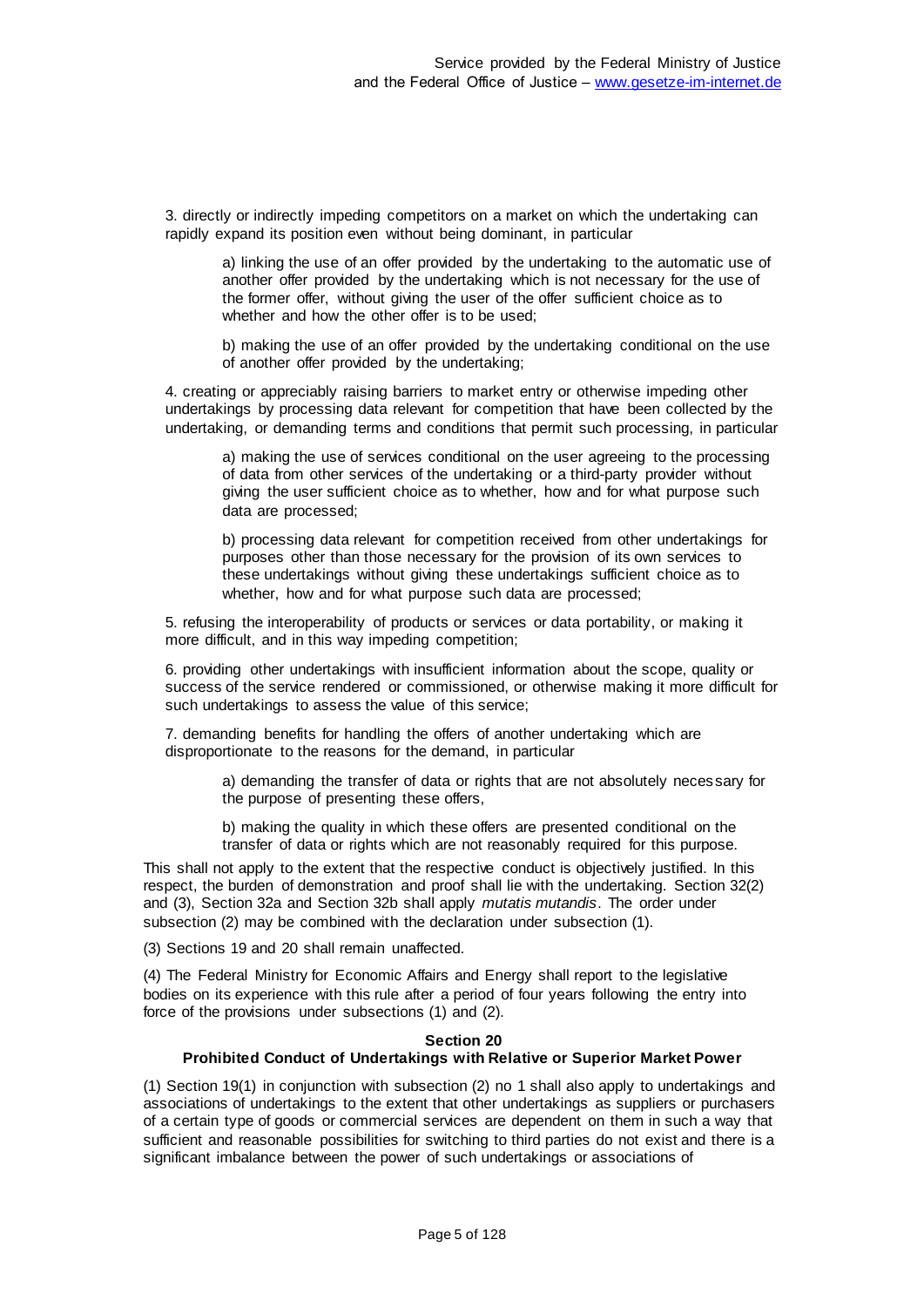3. directly or indirectly impeding competitors on a market on which the undertaking can rapidly expand its position even without being dominant, in particular

a) linking the use of an offer provided by the undertaking to the automatic use of another offer provided by the undertaking which is not necessary for the use of the former offer, without giving the user of the offer sufficient choice as to whether and how the other offer is to be used;

b) making the use of an offer provided by the undertaking conditional on the use of another offer provided by the undertaking;

4. creating or appreciably raising barriers to market entry or otherwise impeding other undertakings by processing data relevant for competition that have been collected by the undertaking, or demanding terms and conditions that permit such processing, in particular

a) making the use of services conditional on the user agreeing to the processing of data from other services of the undertaking or a third-party provider without giving the user sufficient choice as to whether, how and for what purpose such data are processed;

b) processing data relevant for competition received from other undertakings for purposes other than those necessary for the provision of its own services to these undertakings without giving these undertakings sufficient choice as to whether, how and for what purpose such data are processed;

5. refusing the interoperability of products or services or data portability, or making it more difficult, and in this way impeding competition;

6. providing other undertakings with insufficient information about the scope, quality or success of the service rendered or commissioned, or otherwise making it more difficult for such undertakings to assess the value of this service;

7. demanding benefits for handling the offers of another undertaking which are disproportionate to the reasons for the demand, in particular

a) demanding the transfer of data or rights that are not absolutely necessary for the purpose of presenting these offers,

b) making the quality in which these offers are presented conditional on the transfer of data or rights which are not reasonably required for this purpose.

This shall not apply to the extent that the respective conduct is objectively justified. In this respect, the burden of demonstration and proof shall lie with the undertaking. Section 32(2) and (3), Section 32a and Section 32b shall apply *mutatis mutandis*. The order under subsection (2) may be combined with the declaration under subsection (1).

(3) Sections 19 and 20 shall remain unaffected.

(4) The Federal Ministry for Economic Affairs and Energy shall report to the legislative bodies on its experience with this rule after a period of four years following the entry into force of the provisions under subsections (1) and (2).

## Section 20
## Prohibited Conduct of Undertakings with Relative or Superior Market Power

(1) Section 19(1) in conjunction with subsection (2) no 1 shall also apply to undertakings and associations of undertakings to the extent that other undertakings as suppliers or purchasers of a certain type of goods or commercial services are dependent on them in such a way that sufficient and reasonable possibilities for switching to third parties do not exist and there is a significant imbalance between the power of such undertakings or associations of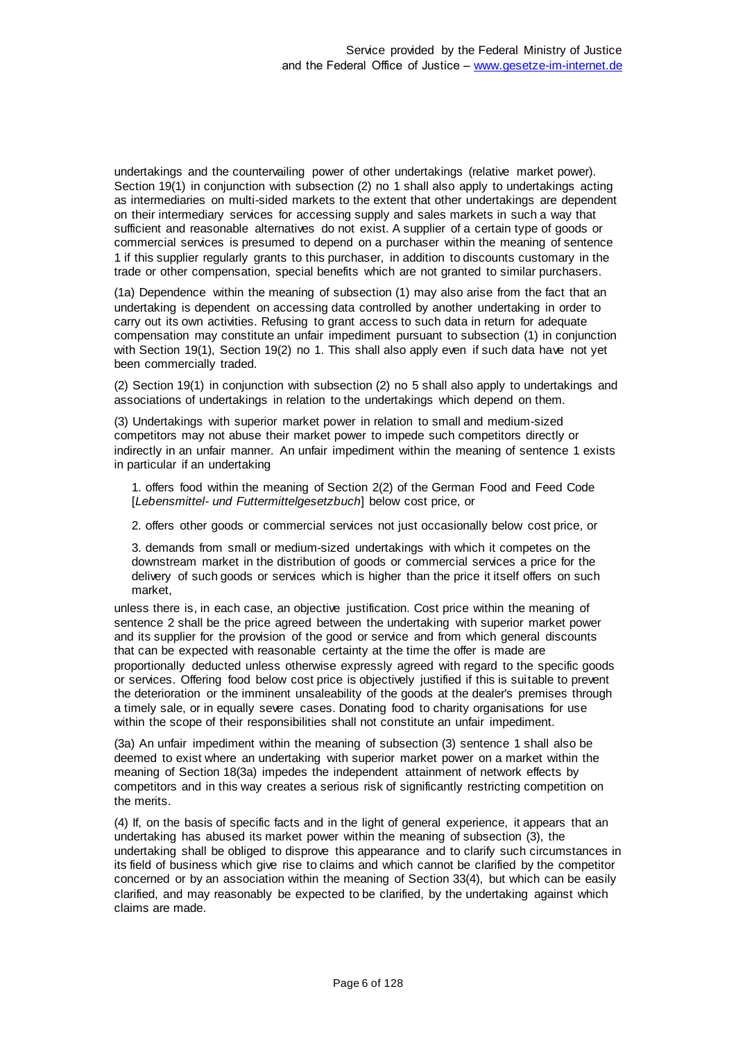undertakings and the countervailing power of other undertakings (relative market power). Section 19(1) in conjunction with subsection (2) no 1 shall also apply to undertakings acting as intermediaries on multi-sided markets to the extent that other undertakings are dependent on their intermediary services for accessing supply and sales markets in such a way that sufficient and reasonable alternatives do not exist. A supplier of a certain type of goods or commercial services is presumed to depend on a purchaser within the meaning of sentence 1 if this supplier regularly grants to this purchaser, in addition to discounts customary in the trade or other compensation, special benefits which are not granted to similar purchasers.

(1a) Dependence within the meaning of subsection (1) may also arise from the fact that an undertaking is dependent on accessing data controlled by another undertaking in order to carry out its own activities. Refusing to grant access to such data in return for adequate compensation may constitute an unfair impediment pursuant to subsection (1) in conjunction with Section 19(1), Section 19(2) no 1. This shall also apply even if such data have not yet been commercially traded.

(2) Section 19(1) in conjunction with subsection (2) no 5 shall also apply to undertakings and associations of undertakings in relation to the undertakings which depend on them.

(3) Undertakings with superior market power in relation to small and medium-sized competitors may not abuse their market power to impede such competitors directly or indirectly in an unfair manner. An unfair impediment within the meaning of sentence 1 exists in particular if an undertaking

1. offers food within the meaning of Section 2(2) of the German Food and Feed Code [*Lebensmittel- und Futtermittelgesetzbuch*] below cost price, or

2. offers other goods or commercial services not just occasionally below cost price, or

3. demands from small or medium-sized undertakings with which it competes on the downstream market in the distribution of goods or commercial services a price for the delivery of such goods or services which is higher than the price it itself offers on such market,

unless there is, in each case, an objective justification. Cost price within the meaning of sentence 2 shall be the price agreed between the undertaking with superior market power and its supplier for the provision of the good or service and from which general discounts that can be expected with reasonable certainty at the time the offer is made are proportionally deducted unless otherwise expressly agreed with regard to the specific goods or services. Offering food below cost price is objectively justified if this is suitable to prevent the deterioration or the imminent unsaleability of the goods at the dealer's premises through a timely sale, or in equally severe cases. Donating food to charity organisations for use within the scope of their responsibilities shall not constitute an unfair impediment.

(3a) An unfair impediment within the meaning of subsection (3) sentence 1 shall also be deemed to exist where an undertaking with superior market power on a market within the meaning of Section 18(3a) impedes the independent attainment of network effects by competitors and in this way creates a serious risk of significantly restricting competition on the merits.

(4) If, on the basis of specific facts and in the light of general experience, it appears that an undertaking has abused its market power within the meaning of subsection (3), the undertaking shall be obliged to disprove this appearance and to clarify such circumstances in its field of business which give rise to claims and which cannot be clarified by the competitor concerned or by an association within the meaning of Section 33(4), but which can be easily clarified, and may reasonably be expected to be clarified, by the undertaking against which claims are made.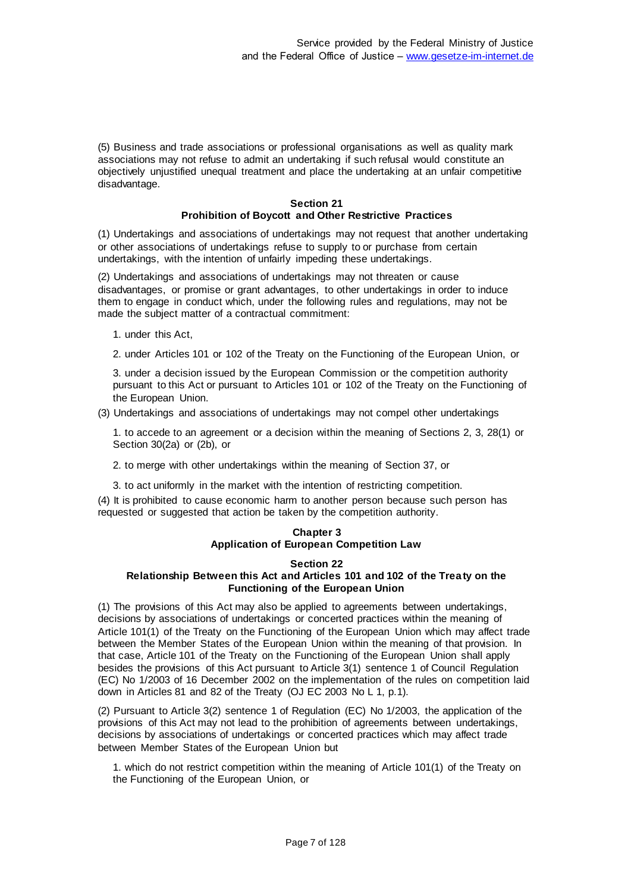(5) Business and trade associations or professional organisations as well as quality mark associations may not refuse to admit an undertaking if such refusal would constitute an objectively unjustified unequal treatment and place the undertaking at an unfair competitive disadvantage.

### Section 21
### Prohibition of Boycott and Other Restrictive Practices

(1) Undertakings and associations of undertakings may not request that another undertaking or other associations of undertakings refuse to supply to or purchase from certain undertakings, with the intention of unfairly impeding these undertakings.

(2) Undertakings and associations of undertakings may not threaten or cause disadvantages, or promise or grant advantages, to other undertakings in order to induce them to engage in conduct which, under the following rules and regulations, may not be made the subject matter of a contractual commitment:

1. under this Act,

2. under Articles 101 or 102 of the Treaty on the Functioning of the European Union, or

3. under a decision issued by the European Commission or the competition authority pursuant to this Act or pursuant to Articles 101 or 102 of the Treaty on the Functioning of the European Union.

(3) Undertakings and associations of undertakings may not compel other undertakings

1. to accede to an agreement or a decision within the meaning of Sections 2, 3, 28(1) or Section 30(2a) or (2b), or

2. to merge with other undertakings within the meaning of Section 37, or

3. to act uniformly in the market with the intention of restricting competition.

(4) It is prohibited to cause economic harm to another person because such person has requested or suggested that action be taken by the competition authority.

## Chapter 3
## Application of European Competition Law

### Section 22
### Relationship Between this Act and Articles 101 and 102 of the Treaty on the Functioning of the European Union

(1) The provisions of this Act may also be applied to agreements between undertakings, decisions by associations of undertakings or concerted practices within the meaning of Article 101(1) of the Treaty on the Functioning of the European Union which may affect trade between the Member States of the European Union within the meaning of that provision. In that case, Article 101 of the Treaty on the Functioning of the European Union shall apply besides the provisions of this Act pursuant to Article 3(1) sentence 1 of Council Regulation (EC) No 1/2003 of 16 December 2002 on the implementation of the rules on competition laid down in Articles 81 and 82 of the Treaty (OJ EC 2003 No L 1, p.1).

(2) Pursuant to Article 3(2) sentence 1 of Regulation (EC) No 1/2003, the application of the provisions of this Act may not lead to the prohibition of agreements between undertakings, decisions by associations of undertakings or concerted practices which may affect trade between Member States of the European Union but

1. which do not restrict competition within the meaning of Article 101(1) of the Treaty on the Functioning of the European Union, or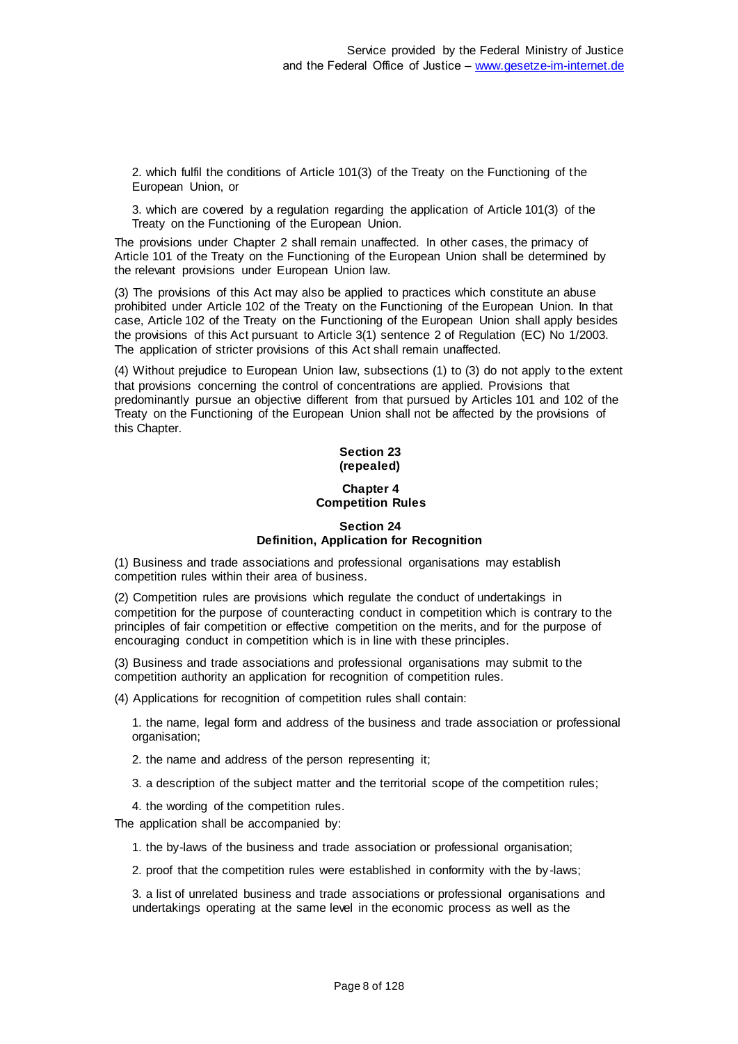2. which fulfil the conditions of Article 101(3) of the Treaty on the Functioning of the European Union, or

3. which are covered by a regulation regarding the application of Article 101(3) of the Treaty on the Functioning of the European Union.

The provisions under Chapter 2 shall remain unaffected. In other cases, the primacy of Article 101 of the Treaty on the Functioning of the European Union shall be determined by the relevant provisions under European Union law.

(3) The provisions of this Act may also be applied to practices which constitute an abuse prohibited under Article 102 of the Treaty on the Functioning of the European Union. In that case, Article 102 of the Treaty on the Functioning of the European Union shall apply besides the provisions of this Act pursuant to Article 3(1) sentence 2 of Regulation (EC) No 1/2003. The application of stricter provisions of this Act shall remain unaffected.

(4) Without prejudice to European Union law, subsections (1) to (3) do not apply to the extent that provisions concerning the control of concentrations are applied. Provisions that predominantly pursue an objective different from that pursued by Articles 101 and 102 of the Treaty on the Functioning of the European Union shall not be affected by the provisions of this Chapter.

### Section 23
### (repealed)

## Chapter 4
## Competition Rules

### Section 24
### Definition, Application for Recognition

(1) Business and trade associations and professional organisations may establish competition rules within their area of business.

(2) Competition rules are provisions which regulate the conduct of undertakings in competition for the purpose of counteracting conduct in competition which is contrary to the principles of fair competition or effective competition on the merits, and for the purpose of encouraging conduct in competition which is in line with these principles.

(3) Business and trade associations and professional organisations may submit to the competition authority an application for recognition of competition rules.

(4) Applications for recognition of competition rules shall contain:

1. the name, legal form and address of the business and trade association or professional organisation;

2. the name and address of the person representing it;

3. a description of the subject matter and the territorial scope of the competition rules;

4. the wording of the competition rules.

The application shall be accompanied by:

1. the by-laws of the business and trade association or professional organisation;

2. proof that the competition rules were established in conformity with the by-laws;

3. a list of unrelated business and trade associations or professional organisations and undertakings operating at the same level in the economic process as well as the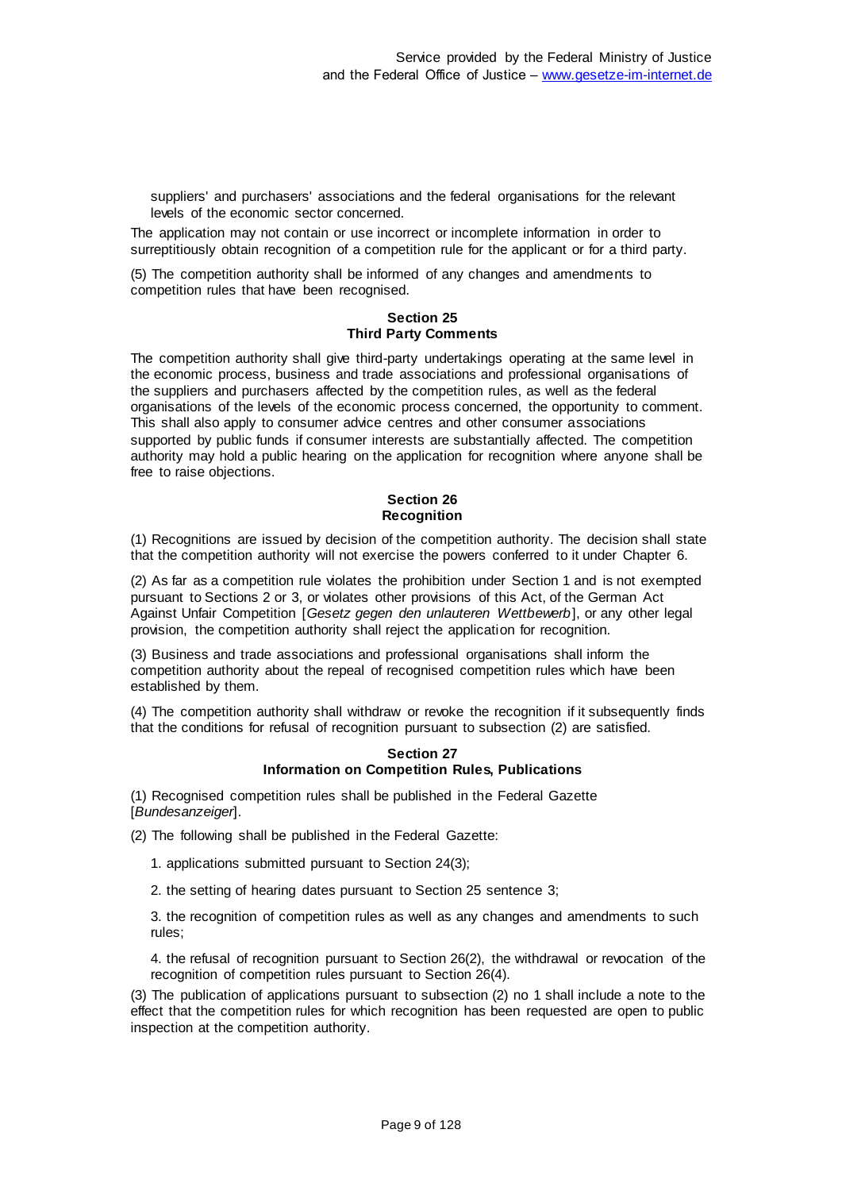suppliers' and purchasers' associations and the federal organisations for the relevant levels of the economic sector concerned.

The application may not contain or use incorrect or incomplete information in order to surreptitiously obtain recognition of a competition rule for the applicant or for a third party.

(5) The competition authority shall be informed of any changes and amendments to competition rules that have been recognised.

**Section 25**
**Third Party Comments**

The competition authority shall give third-party undertakings operating at the same level in the economic process, business and trade associations and professional organisations of the suppliers and purchasers affected by the competition rules, as well as the federal organisations of the levels of the economic process concerned, the opportunity to comment. This shall also apply to consumer advice centres and other consumer associations supported by public funds if consumer interests are substantially affected. The competition authority may hold a public hearing on the application for recognition where anyone shall be free to raise objections.

**Section 26**
**Recognition**

(1) Recognitions are issued by decision of the competition authority. The decision shall state that the competition authority will not exercise the powers conferred to it under Chapter 6.

(2) As far as a competition rule violates the prohibition under Section 1 and is not exempted pursuant to Sections 2 or 3, or violates other provisions of this Act, of the German Act Against Unfair Competition [*Gesetz gegen den unlauteren Wettbewerb*], or any other legal provision, the competition authority shall reject the application for recognition.

(3) Business and trade associations and professional organisations shall inform the competition authority about the repeal of recognised competition rules which have been established by them.

(4) The competition authority shall withdraw or revoke the recognition if it subsequently finds that the conditions for refusal of recognition pursuant to subsection (2) are satisfied.

**Section 27**
**Information on Competition Rules, Publications**

(1) Recognised competition rules shall be published in the Federal Gazette [*Bundesanzeiger*].

(2) The following shall be published in the Federal Gazette:

1. applications submitted pursuant to Section 24(3);

2. the setting of hearing dates pursuant to Section 25 sentence 3;

3. the recognition of competition rules as well as any changes and amendments to such rules;

4. the refusal of recognition pursuant to Section 26(2), the withdrawal or revocation of the recognition of competition rules pursuant to Section 26(4).

(3) The publication of applications pursuant to subsection (2) no 1 shall include a note to the effect that the competition rules for which recognition has been requested are open to public inspection at the competition authority.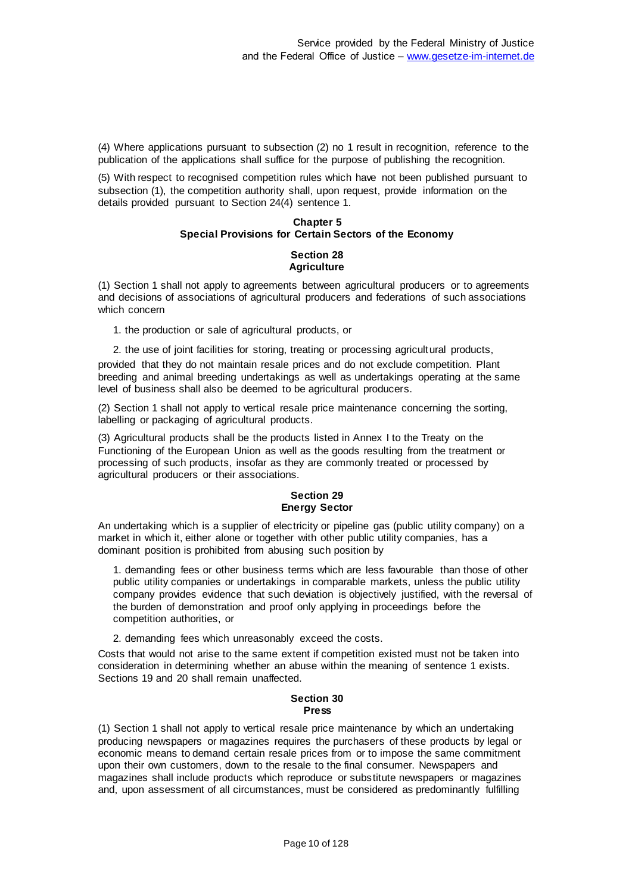(4) Where applications pursuant to subsection (2) no 1 result in recognition, reference to the publication of the applications shall suffice for the purpose of publishing the recognition.

(5) With respect to recognised competition rules which have not been published pursuant to subsection (1), the competition authority shall, upon request, provide information on the details provided pursuant to Section 24(4) sentence 1.

## Chapter 5
## Special Provisions for Certain Sectors of the Economy

### Section 28
### Agriculture

(1) Section 1 shall not apply to agreements between agricultural producers or to agreements and decisions of associations of agricultural producers and federations of such associations which concern

1. the production or sale of agricultural products, or
2. the use of joint facilities for storing, treating or processing agricultural products,

provided that they do not maintain resale prices and do not exclude competition. Plant breeding and animal breeding undertakings as well as undertakings operating at the same level of business shall also be deemed to be agricultural producers.

(2) Section 1 shall not apply to vertical resale price maintenance concerning the sorting, labelling or packaging of agricultural products.

(3) Agricultural products shall be the products listed in Annex I to the Treaty on the Functioning of the European Union as well as the goods resulting from the treatment or processing of such products, insofar as they are commonly treated or processed by agricultural producers or their associations.

### Section 29
### Energy Sector

An undertaking which is a supplier of electricity or pipeline gas (public utility company) on a market in which it, either alone or together with other public utility companies, has a dominant position is prohibited from abusing such position by

1. demanding fees or other business terms which are less favourable than those of other public utility companies or undertakings in comparable markets, unless the public utility company provides evidence that such deviation is objectively justified, with the reversal of the burden of demonstration and proof only applying in proceedings before the competition authorities, or
2. demanding fees which unreasonably exceed the costs.

Costs that would not arise to the same extent if competition existed must not be taken into consideration in determining whether an abuse within the meaning of sentence 1 exists. Sections 19 and 20 shall remain unaffected.

### Section 30
### Press

(1) Section 1 shall not apply to vertical resale price maintenance by which an undertaking producing newspapers or magazines requires the purchasers of these products by legal or economic means to demand certain resale prices from or to impose the same commitment upon their own customers, down to the resale to the final consumer. Newspapers and magazines shall include products which reproduce or substitute newspapers or magazines and, upon assessment of all circumstances, must be considered as predominantly fulfilling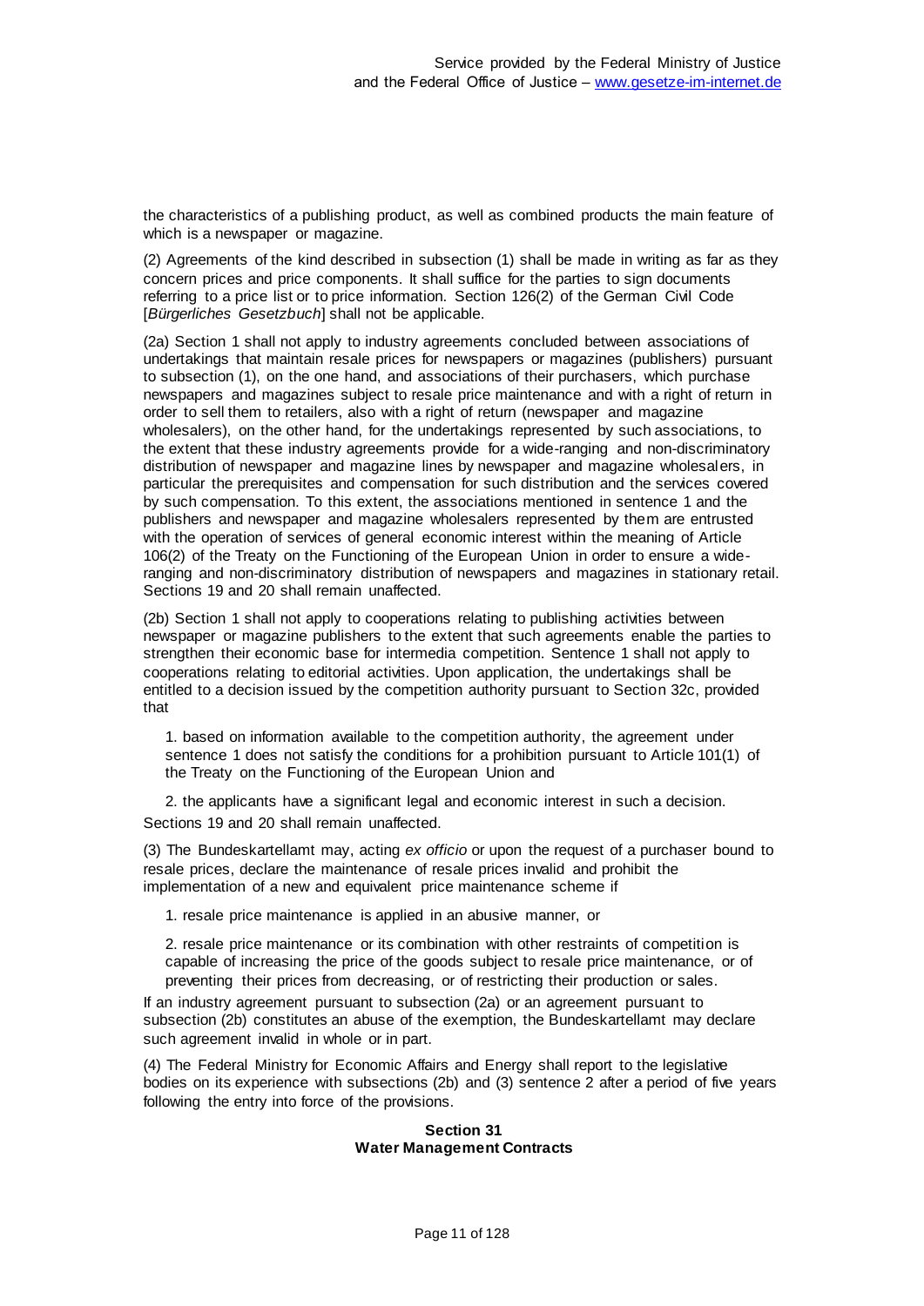the characteristics of a publishing product, as well as combined products the main feature of which is a newspaper or magazine.

(2) Agreements of the kind described in subsection (1) shall be made in writing as far as they concern prices and price components. It shall suffice for the parties to sign documents referring to a price list or to price information. Section 126(2) of the German Civil Code [*Bürgerliches Gesetzbuch*] shall not be applicable.

(2a) Section 1 shall not apply to industry agreements concluded between associations of undertakings that maintain resale prices for newspapers or magazines (publishers) pursuant to subsection (1), on the one hand, and associations of their purchasers, which purchase newspapers and magazines subject to resale price maintenance and with a right of return in order to sell them to retailers, also with a right of return (newspaper and magazine wholesalers), on the other hand, for the undertakings represented by such associations, to the extent that these industry agreements provide for a wide-ranging and non-discriminatory distribution of newspaper and magazine lines by newspaper and magazine wholesalers, in particular the prerequisites and compensation for such distribution and the services covered by such compensation. To this extent, the associations mentioned in sentence 1 and the publishers and newspaper and magazine wholesalers represented by them are entrusted with the operation of services of general economic interest within the meaning of Article 106(2) of the Treaty on the Functioning of the European Union in order to ensure a wide-ranging and non-discriminatory distribution of newspapers and magazines in stationary retail. Sections 19 and 20 shall remain unaffected.

(2b) Section 1 shall not apply to cooperations relating to publishing activities between newspaper or magazine publishers to the extent that such agreements enable the parties to strengthen their economic base for intermedia competition. Sentence 1 shall not apply to cooperations relating to editorial activities. Upon application, the undertakings shall be entitled to a decision issued by the competition authority pursuant to Section 32c, provided that

1. based on information available to the competition authority, the agreement under sentence 1 does not satisfy the conditions for a prohibition pursuant to Article 101(1) of the Treaty on the Functioning of the European Union and

2. the applicants have a significant legal and economic interest in such a decision.

Sections 19 and 20 shall remain unaffected.

(3) The Bundeskartellamt may, acting *ex officio* or upon the request of a purchaser bound to resale prices, declare the maintenance of resale prices invalid and prohibit the implementation of a new and equivalent price maintenance scheme if

1. resale price maintenance is applied in an abusive manner, or

2. resale price maintenance or its combination with other restraints of competition is capable of increasing the price of the goods subject to resale price maintenance, or of preventing their prices from decreasing, or of restricting their production or sales.

If an industry agreement pursuant to subsection (2a) or an agreement pursuant to subsection (2b) constitutes an abuse of the exemption, the Bundeskartellamt may declare such agreement invalid in whole or in part.

(4) The Federal Ministry for Economic Affairs and Energy shall report to the legislative bodies on its experience with subsections (2b) and (3) sentence 2 after a period of five years following the entry into force of the provisions.

## Section 31
## Water Management Contracts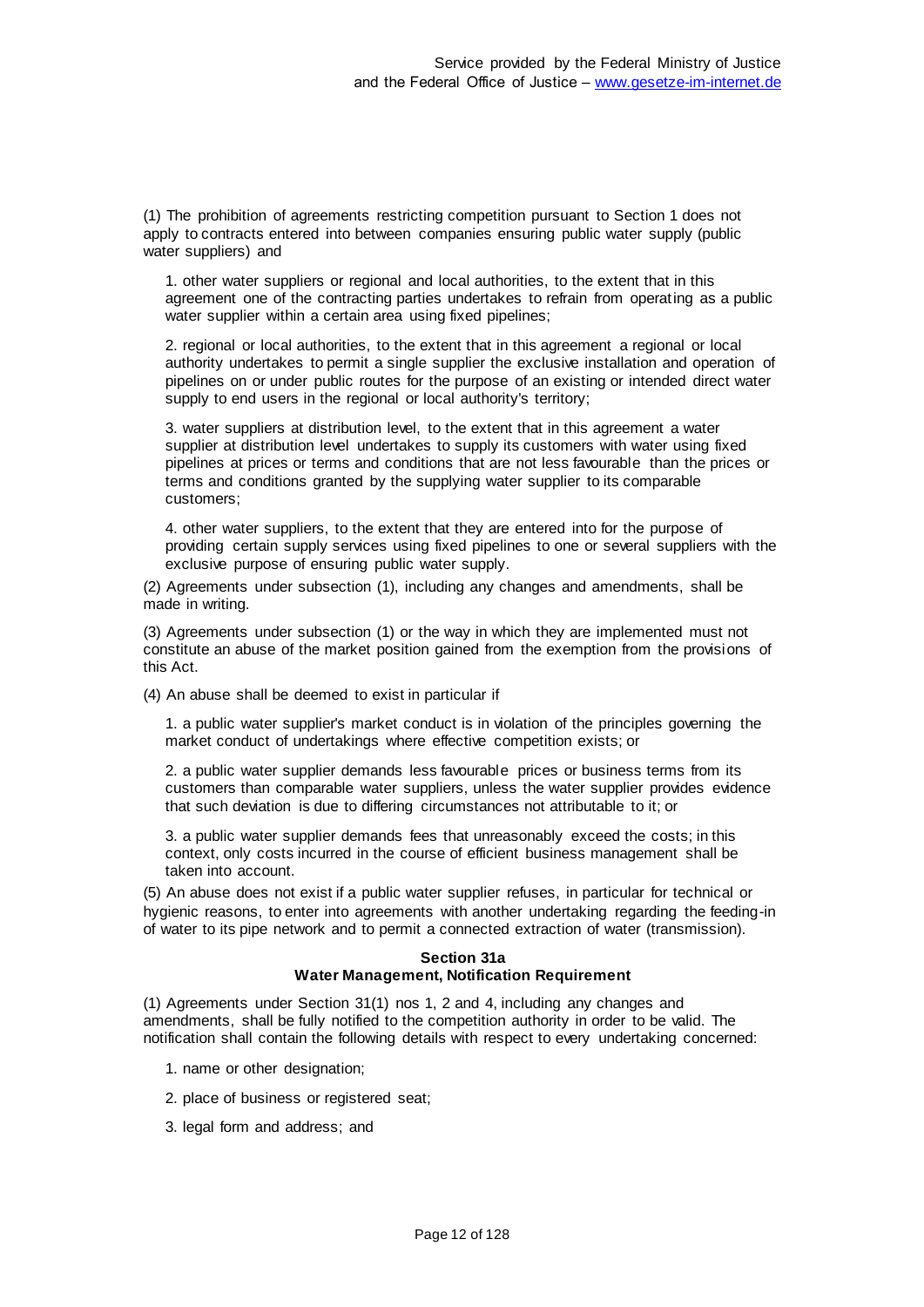(1) The prohibition of agreements restricting competition pursuant to Section 1 does not apply to contracts entered into between companies ensuring public water supply (public water suppliers) and

1. other water suppliers or regional and local authorities, to the extent that in this agreement one of the contracting parties undertakes to refrain from operating as a public water supplier within a certain area using fixed pipelines;

2. regional or local authorities, to the extent that in this agreement a regional or local authority undertakes to permit a single supplier the exclusive installation and operation of pipelines on or under public routes for the purpose of an existing or intended direct water supply to end users in the regional or local authority's territory;

3. water suppliers at distribution level, to the extent that in this agreement a water supplier at distribution level undertakes to supply its customers with water using fixed pipelines at prices or terms and conditions that are not less favourable than the prices or terms and conditions granted by the supplying water supplier to its comparable customers;

4. other water suppliers, to the extent that they are entered into for the purpose of providing certain supply services using fixed pipelines to one or several suppliers with the exclusive purpose of ensuring public water supply.

(2) Agreements under subsection (1), including any changes and amendments, shall be made in writing.

(3) Agreements under subsection (1) or the way in which they are implemented must not constitute an abuse of the market position gained from the exemption from the provisions of this Act.

(4) An abuse shall be deemed to exist in particular if

1. a public water supplier's market conduct is in violation of the principles governing the market conduct of undertakings where effective competition exists; or

2. a public water supplier demands less favourable prices or business terms from its customers than comparable water suppliers, unless the water supplier provides evidence that such deviation is due to differing circumstances not attributable to it; or

3. a public water supplier demands fees that unreasonably exceed the costs; in this context, only costs incurred in the course of efficient business management shall be taken into account.

(5) An abuse does not exist if a public water supplier refuses, in particular for technical or hygienic reasons, to enter into agreements with another undertaking regarding the feeding-in of water to its pipe network and to permit a connected extraction of water (transmission).

### Section 31a
### Water Management, Notification Requirement

(1) Agreements under Section 31(1) nos 1, 2 and 4, including any changes and amendments, shall be fully notified to the competition authority in order to be valid. The notification shall contain the following details with respect to every undertaking concerned:

1. name or other designation;

2. place of business or registered seat;

3. legal form and address; and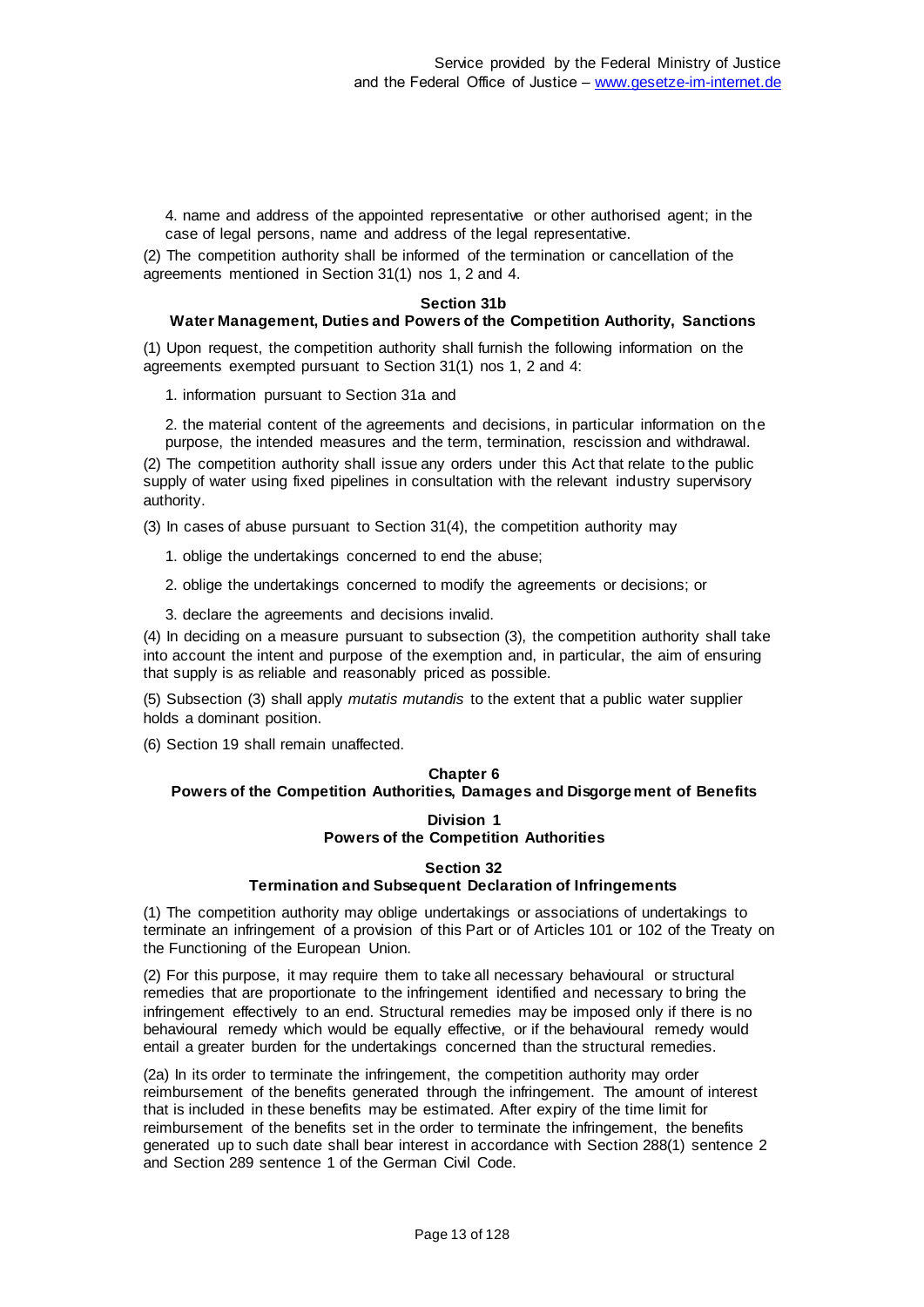4. name and address of the appointed representative or other authorised agent; in the case of legal persons, name and address of the legal representative.

(2) The competition authority shall be informed of the termination or cancellation of the agreements mentioned in Section 31(1) nos 1, 2 and 4.

#### Section 31b
#### Water Management, Duties and Powers of the Competition Authority, Sanctions

(1) Upon request, the competition authority shall furnish the following information on the agreements exempted pursuant to Section 31(1) nos 1, 2 and 4:

1. information pursuant to Section 31a and

2. the material content of the agreements and decisions, in particular information on the purpose, the intended measures and the term, termination, rescission and withdrawal.

(2) The competition authority shall issue any orders under this Act that relate to the public supply of water using fixed pipelines in consultation with the relevant industry supervisory authority.

(3) In cases of abuse pursuant to Section 31(4), the competition authority may

1. oblige the undertakings concerned to end the abuse;

2. oblige the undertakings concerned to modify the agreements or decisions; or

3. declare the agreements and decisions invalid.

(4) In deciding on a measure pursuant to subsection (3), the competition authority shall take into account the intent and purpose of the exemption and, in particular, the aim of ensuring that supply is as reliable and reasonably priced as possible.

(5) Subsection (3) shall apply *mutatis mutandis* to the extent that a public water supplier holds a dominant position.

(6) Section 19 shall remain unaffected.

## Chapter 6
## Powers of the Competition Authorities, Damages and Disgorgement of Benefits

### Division 1
### Powers of the Competition Authorities

#### Section 32
#### Termination and Subsequent Declaration of Infringements

(1) The competition authority may oblige undertakings or associations of undertakings to terminate an infringement of a provision of this Part or of Articles 101 or 102 of the Treaty on the Functioning of the European Union.

(2) For this purpose, it may require them to take all necessary behavioural or structural remedies that are proportionate to the infringement identified and necessary to bring the infringement effectively to an end. Structural remedies may be imposed only if there is no behavioural remedy which would be equally effective, or if the behavioural remedy would entail a greater burden for the undertakings concerned than the structural remedies.

(2a) In its order to terminate the infringement, the competition authority may order reimbursement of the benefits generated through the infringement. The amount of interest that is included in these benefits may be estimated. After expiry of the time limit for reimbursement of the benefits set in the order to terminate the infringement, the benefits generated up to such date shall bear interest in accordance with Section 288(1) sentence 2 and Section 289 sentence 1 of the German Civil Code.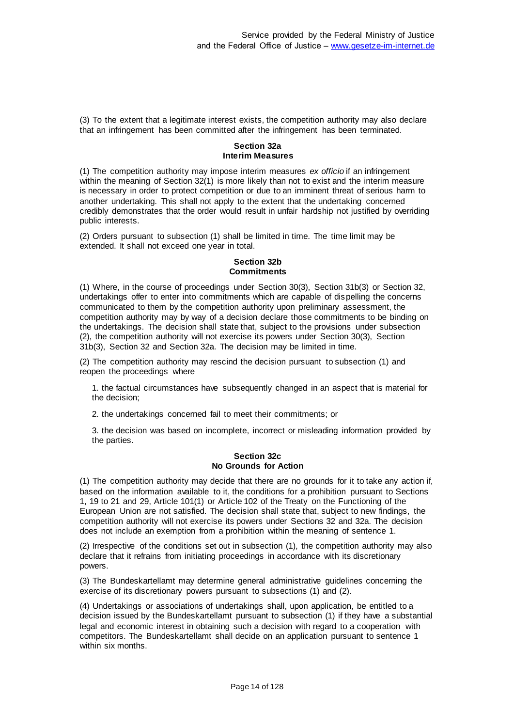(3) To the extent that a legitimate interest exists, the competition authority may also declare that an infringement has been committed after the infringement has been terminated.

#### Section 32a
#### Interim Measures

(1) The competition authority may impose interim measures *ex officio* if an infringement within the meaning of Section 32(1) is more likely than not to exist and the interim measure is necessary in order to protect competition or due to an imminent threat of serious harm to another undertaking. This shall not apply to the extent that the undertaking concerned credibly demonstrates that the order would result in unfair hardship not justified by overriding public interests.

(2) Orders pursuant to subsection (1) shall be limited in time. The time limit may be extended. It shall not exceed one year in total.

#### Section 32b
#### Commitments

(1) Where, in the course of proceedings under Section 30(3), Section 31b(3) or Section 32, undertakings offer to enter into commitments which are capable of dispelling the concerns communicated to them by the competition authority upon preliminary assessment, the competition authority may by way of a decision declare those commitments to be binding on the undertakings. The decision shall state that, subject to the provisions under subsection (2), the competition authority will not exercise its powers under Section 30(3), Section 31b(3), Section 32 and Section 32a. The decision may be limited in time.

(2) The competition authority may rescind the decision pursuant to subsection (1) and reopen the proceedings where

1. the factual circumstances have subsequently changed in an aspect that is material for the decision;

2. the undertakings concerned fail to meet their commitments; or

3. the decision was based on incomplete, incorrect or misleading information provided by the parties.

#### Section 32c
#### No Grounds for Action

(1) The competition authority may decide that there are no grounds for it to take any action if, based on the information available to it, the conditions for a prohibition pursuant to Sections 1, 19 to 21 and 29, Article 101(1) or Article 102 of the Treaty on the Functioning of the European Union are not satisfied. The decision shall state that, subject to new findings, the competition authority will not exercise its powers under Sections 32 and 32a. The decision does not include an exemption from a prohibition within the meaning of sentence 1.

(2) Irrespective of the conditions set out in subsection (1), the competition authority may also declare that it refrains from initiating proceedings in accordance with its discretionary powers.

(3) The Bundeskartellamt may determine general administrative guidelines concerning the exercise of its discretionary powers pursuant to subsections (1) and (2).

(4) Undertakings or associations of undertakings shall, upon application, be entitled to a decision issued by the Bundeskartellamt pursuant to subsection (1) if they have a substantial legal and economic interest in obtaining such a decision with regard to a cooperation with competitors. The Bundeskartellamt shall decide on an application pursuant to sentence 1 within six months.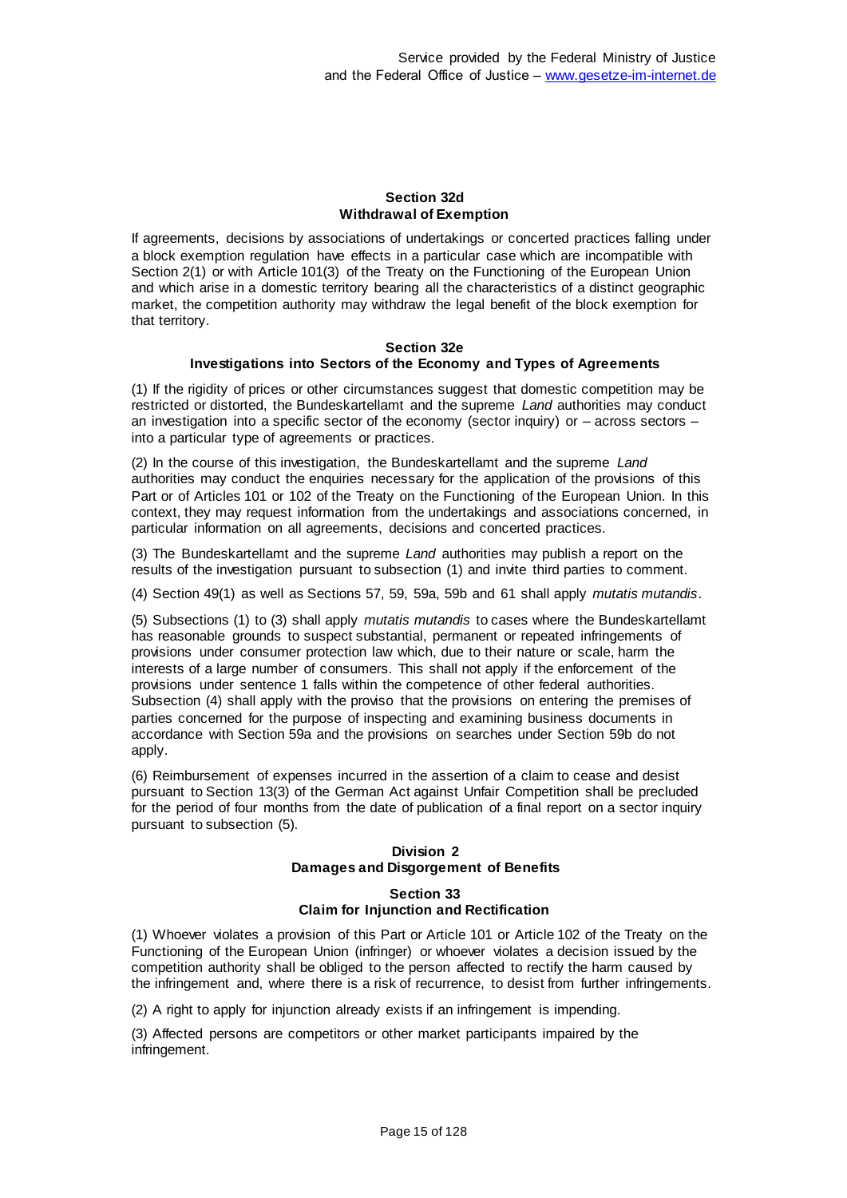#### Section 32d
#### Withdrawal of Exemption

If agreements, decisions by associations of undertakings or concerted practices falling under a block exemption regulation have effects in a particular case which are incompatible with Section 2(1) or with Article 101(3) of the Treaty on the Functioning of the European Union and which arise in a domestic territory bearing all the characteristics of a distinct geographic market, the competition authority may withdraw the legal benefit of the block exemption for that territory.

#### Section 32e
#### Investigations into Sectors of the Economy and Types of Agreements

(1) If the rigidity of prices or other circumstances suggest that domestic competition may be restricted or distorted, the Bundeskartellamt and the supreme *Land* authorities may conduct an investigation into a specific sector of the economy (sector inquiry) or – across sectors – into a particular type of agreements or practices.

(2) In the course of this investigation, the Bundeskartellamt and the supreme *Land* authorities may conduct the enquiries necessary for the application of the provisions of this Part or of Articles 101 or 102 of the Treaty on the Functioning of the European Union. In this context, they may request information from the undertakings and associations concerned, in particular information on all agreements, decisions and concerted practices.

(3) The Bundeskartellamt and the supreme *Land* authorities may publish a report on the results of the investigation pursuant to subsection (1) and invite third parties to comment.

(4) Section 49(1) as well as Sections 57, 59, 59a, 59b and 61 shall apply *mutatis mutandis*.

(5) Subsections (1) to (3) shall apply *mutatis mutandis* to cases where the Bundeskartellamt has reasonable grounds to suspect substantial, permanent or repeated infringements of provisions under consumer protection law which, due to their nature or scale, harm the interests of a large number of consumers. This shall not apply if the enforcement of the provisions under sentence 1 falls within the competence of other federal authorities. Subsection (4) shall apply with the proviso that the provisions on entering the premises of parties concerned for the purpose of inspecting and examining business documents in accordance with Section 59a and the provisions on searches under Section 59b do not apply.

(6) Reimbursement of expenses incurred in the assertion of a claim to cease and desist pursuant to Section 13(3) of the German Act against Unfair Competition shall be precluded for the period of four months from the date of publication of a final report on a sector inquiry pursuant to subsection (5).

### Division 2
### Damages and Disgorgement of Benefits

#### Section 33
#### Claim for Injunction and Rectification

(1) Whoever violates a provision of this Part or Article 101 or Article 102 of the Treaty on the Functioning of the European Union (infringer) or whoever violates a decision issued by the competition authority shall be obliged to the person affected to rectify the harm caused by the infringement and, where there is a risk of recurrence, to desist from further infringements.

(2) A right to apply for injunction already exists if an infringement is impending.

(3) Affected persons are competitors or other market participants impaired by the infringement.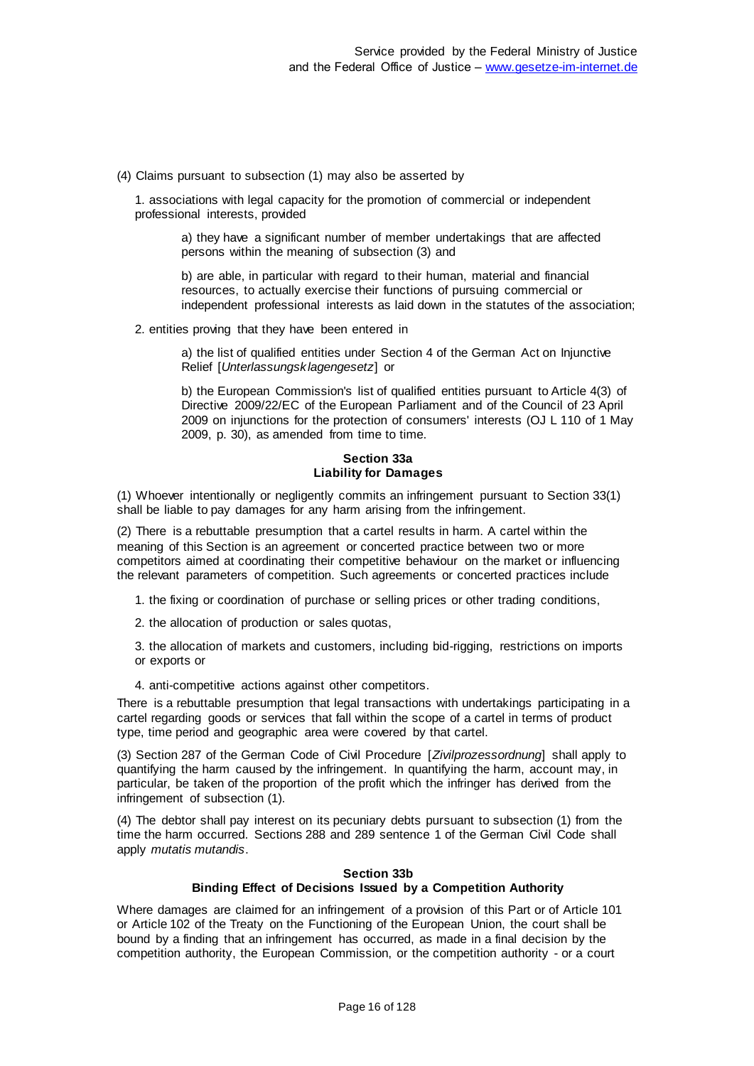(4) Claims pursuant to subsection (1) may also be asserted by

1. associations with legal capacity for the promotion of commercial or independent professional interests, provided

   a) they have a significant number of member undertakings that are affected persons within the meaning of subsection (3) and

   b) are able, in particular with regard to their human, material and financial resources, to actually exercise their functions of pursuing commercial or independent professional interests as laid down in the statutes of the association;

2. entities proving that they have been entered in

   a) the list of qualified entities under Section 4 of the German Act on Injunctive Relief [*Unterlassungsklagengesetz*] or

   b) the European Commission's list of qualified entities pursuant to Article 4(3) of Directive 2009/22/EC of the European Parliament and of the Council of 23 April 2009 on injunctions for the protection of consumers' interests (OJ L 110 of 1 May 2009, p. 30), as amended from time to time.

### Section 33a
### Liability for Damages

(1) Whoever intentionally or negligently commits an infringement pursuant to Section 33(1) shall be liable to pay damages for any harm arising from the infringement.

(2) There is a rebuttable presumption that a cartel results in harm. A cartel within the meaning of this Section is an agreement or concerted practice between two or more competitors aimed at coordinating their competitive behaviour on the market or influencing the relevant parameters of competition. Such agreements or concerted practices include

1. the fixing or coordination of purchase or selling prices or other trading conditions,
2. the allocation of production or sales quotas,
3. the allocation of markets and customers, including bid-rigging, restrictions on imports or exports or
4. anti-competitive actions against other competitors.

There is a rebuttable presumption that legal transactions with undertakings participating in a cartel regarding goods or services that fall within the scope of a cartel in terms of product type, time period and geographic area were covered by that cartel.

(3) Section 287 of the German Code of Civil Procedure [*Zivilprozessordnung*] shall apply to quantifying the harm caused by the infringement. In quantifying the harm, account may, in particular, be taken of the proportion of the profit which the infringer has derived from the infringement of subsection (1).

(4) The debtor shall pay interest on its pecuniary debts pursuant to subsection (1) from the time the harm occurred. Sections 288 and 289 sentence 1 of the German Civil Code shall apply *mutatis mutandis*.

### Section 33b
### Binding Effect of Decisions Issued by a Competition Authority

Where damages are claimed for an infringement of a provision of this Part or of Article 101 or Article 102 of the Treaty on the Functioning of the European Union, the court shall be bound by a finding that an infringement has occurred, as made in a final decision by the competition authority, the European Commission, or the competition authority - or a court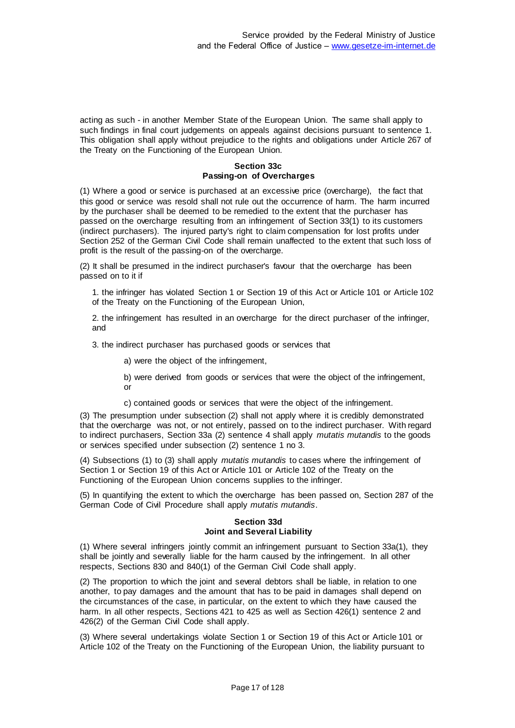acting as such - in another Member State of the European Union. The same shall apply to such findings in final court judgements on appeals against decisions pursuant to sentence 1. This obligation shall apply without prejudice to the rights and obligations under Article 267 of the Treaty on the Functioning of the European Union.

#### Section 33c
#### Passing-on of Overcharges

(1) Where a good or service is purchased at an excessive price (overcharge), the fact that this good or service was resold shall not rule out the occurrence of harm. The harm incurred by the purchaser shall be deemed to be remedied to the extent that the purchaser has passed on the overcharge resulting from an infringement of Section 33(1) to its customers (indirect purchasers). The injured party's right to claim compensation for lost profits under Section 252 of the German Civil Code shall remain unaffected to the extent that such loss of profit is the result of the passing-on of the overcharge.

(2) It shall be presumed in the indirect purchaser's favour that the overcharge has been passed on to it if

1. the infringer has violated Section 1 or Section 19 of this Act or Article 101 or Article 102 of the Treaty on the Functioning of the European Union,

2. the infringement has resulted in an overcharge for the direct purchaser of the infringer, and

3. the indirect purchaser has purchased goods or services that

    a) were the object of the infringement,

    b) were derived from goods or services that were the object of the infringement, or

    c) contained goods or services that were the object of the infringement.

(3) The presumption under subsection (2) shall not apply where it is credibly demonstrated that the overcharge was not, or not entirely, passed on to the indirect purchaser. With regard to indirect purchasers, Section 33a (2) sentence 4 shall apply *mutatis mutandis* to the goods or services specified under subsection (2) sentence 1 no 3.

(4) Subsections (1) to (3) shall apply *mutatis mutandis* to cases where the infringement of Section 1 or Section 19 of this Act or Article 101 or Article 102 of the Treaty on the Functioning of the European Union concerns supplies to the infringer.

(5) In quantifying the extent to which the overcharge has been passed on, Section 287 of the German Code of Civil Procedure shall apply *mutatis mutandis*.

#### Section 33d
#### Joint and Several Liability

(1) Where several infringers jointly commit an infringement pursuant to Section 33a(1), they shall be jointly and severally liable for the harm caused by the infringement. In all other respects, Sections 830 and 840(1) of the German Civil Code shall apply.

(2) The proportion to which the joint and several debtors shall be liable, in relation to one another, to pay damages and the amount that has to be paid in damages shall depend on the circumstances of the case, in particular, on the extent to which they have caused the harm. In all other respects, Sections 421 to 425 as well as Section 426(1) sentence 2 and 426(2) of the German Civil Code shall apply.

(3) Where several undertakings violate Section 1 or Section 19 of this Act or Article 101 or Article 102 of the Treaty on the Functioning of the European Union, the liability pursuant to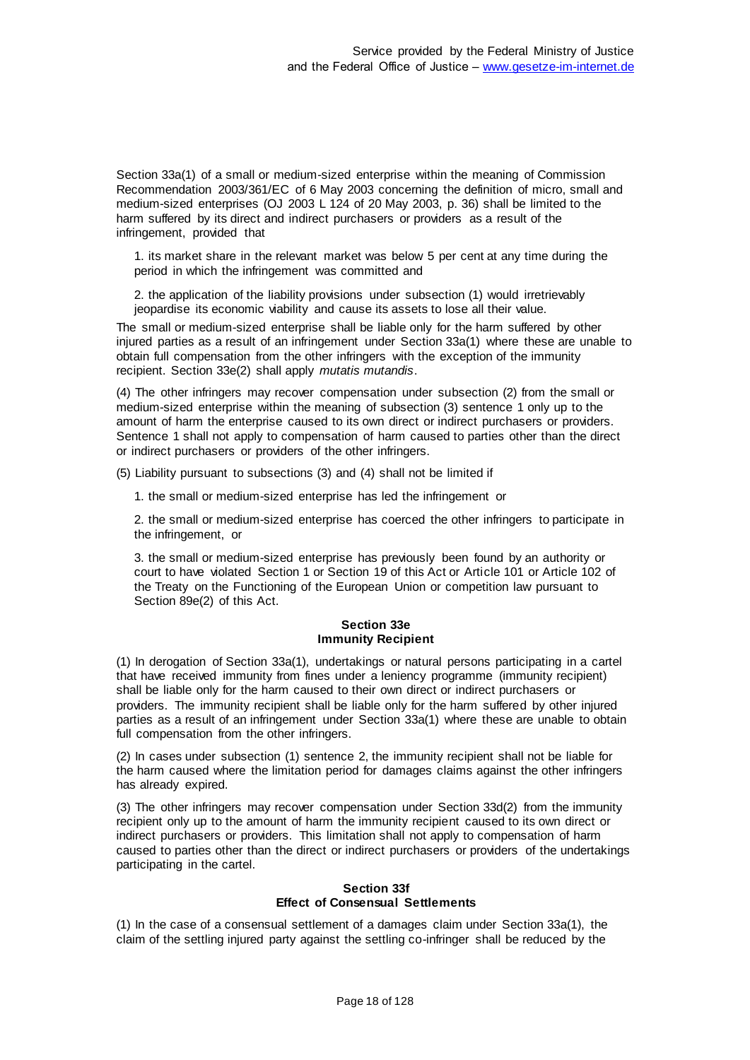Section 33a(1) of a small or medium-sized enterprise within the meaning of Commission Recommendation 2003/361/EC of 6 May 2003 concerning the definition of micro, small and medium-sized enterprises (OJ 2003 L 124 of 20 May 2003, p. 36) shall be limited to the harm suffered by its direct and indirect purchasers or providers as a result of the infringement, provided that

1. its market share in the relevant market was below 5 per cent at any time during the period in which the infringement was committed and

2. the application of the liability provisions under subsection (1) would irretrievably jeopardise its economic viability and cause its assets to lose all their value.

The small or medium-sized enterprise shall be liable only for the harm suffered by other injured parties as a result of an infringement under Section 33a(1) where these are unable to obtain full compensation from the other infringers with the exception of the immunity recipient. Section 33e(2) shall apply *mutatis mutandis*.

(4) The other infringers may recover compensation under subsection (2) from the small or medium-sized enterprise within the meaning of subsection (3) sentence 1 only up to the amount of harm the enterprise caused to its own direct or indirect purchasers or providers. Sentence 1 shall not apply to compensation of harm caused to parties other than the direct or indirect purchasers or providers of the other infringers.

(5) Liability pursuant to subsections (3) and (4) shall not be limited if

1. the small or medium-sized enterprise has led the infringement or

2. the small or medium-sized enterprise has coerced the other infringers to participate in the infringement, or

3. the small or medium-sized enterprise has previously been found by an authority or court to have violated Section 1 or Section 19 of this Act or Article 101 or Article 102 of the Treaty on the Functioning of the European Union or competition law pursuant to Section 89e(2) of this Act.

#### Section 33e
#### Immunity Recipient

(1) In derogation of Section 33a(1), undertakings or natural persons participating in a cartel that have received immunity from fines under a leniency programme (immunity recipient) shall be liable only for the harm caused to their own direct or indirect purchasers or providers. The immunity recipient shall be liable only for the harm suffered by other injured parties as a result of an infringement under Section 33a(1) where these are unable to obtain full compensation from the other infringers.

(2) In cases under subsection (1) sentence 2, the immunity recipient shall not be liable for the harm caused where the limitation period for damages claims against the other infringers has already expired.

(3) The other infringers may recover compensation under Section 33d(2) from the immunity recipient only up to the amount of harm the immunity recipient caused to its own direct or indirect purchasers or providers. This limitation shall not apply to compensation of harm caused to parties other than the direct or indirect purchasers or providers of the undertakings participating in the cartel.

#### Section 33f
#### Effect of Consensual Settlements

(1) In the case of a consensual settlement of a damages claim under Section 33a(1), the claim of the settling injured party against the settling co-infringer shall be reduced by the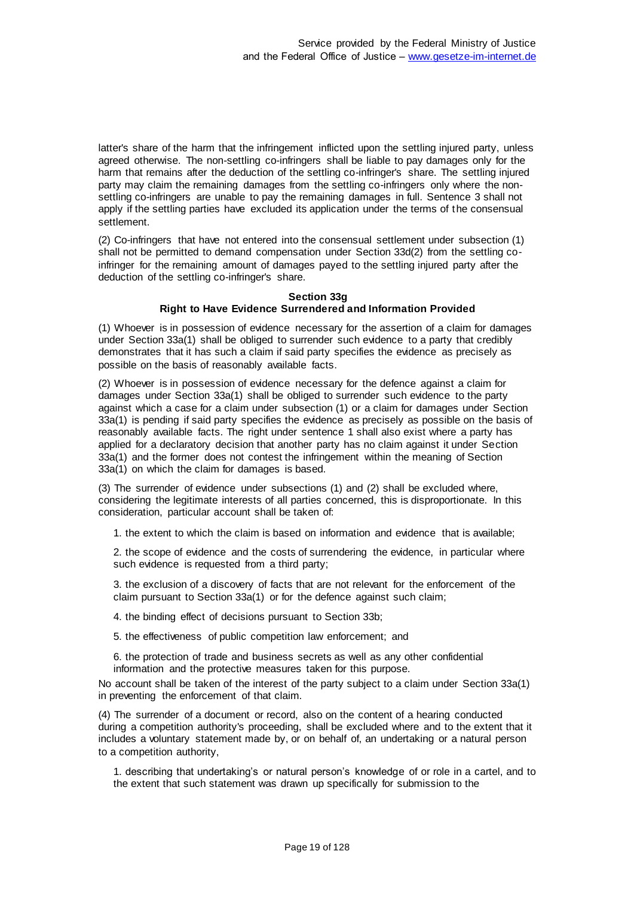latter's share of the harm that the infringement inflicted upon the settling injured party, unless agreed otherwise. The non-settling co-infringers shall be liable to pay damages only for the harm that remains after the deduction of the settling co-infringer's share. The settling injured party may claim the remaining damages from the settling co-infringers only where the non-settling co-infringers are unable to pay the remaining damages in full. Sentence 3 shall not apply if the settling parties have excluded its application under the terms of the consensual settlement.

(2) Co-infringers that have not entered into the consensual settlement under subsection (1) shall not be permitted to demand compensation under Section 33d(2) from the settling co-infringer for the remaining amount of damages payed to the settling injured party after the deduction of the settling co-infringer's share.

#### Section 33g
#### Right to Have Evidence Surrendered and Information Provided

(1) Whoever is in possession of evidence necessary for the assertion of a claim for damages under Section 33a(1) shall be obliged to surrender such evidence to a party that credibly demonstrates that it has such a claim if said party specifies the evidence as precisely as possible on the basis of reasonably available facts.

(2) Whoever is in possession of evidence necessary for the defence against a claim for damages under Section 33a(1) shall be obliged to surrender such evidence to the party against which a case for a claim under subsection (1) or a claim for damages under Section 33a(1) is pending if said party specifies the evidence as precisely as possible on the basis of reasonably available facts. The right under sentence 1 shall also exist where a party has applied for a declaratory decision that another party has no claim against it under Section 33a(1) and the former does not contest the infringement within the meaning of Section 33a(1) on which the claim for damages is based.

(3) The surrender of evidence under subsections (1) and (2) shall be excluded where, considering the legitimate interests of all parties concerned, this is disproportionate. In this consideration, particular account shall be taken of:

1. the extent to which the claim is based on information and evidence that is available;

2. the scope of evidence and the costs of surrendering the evidence, in particular where such evidence is requested from a third party;

3. the exclusion of a discovery of facts that are not relevant for the enforcement of the claim pursuant to Section 33a(1) or for the defence against such claim;

4. the binding effect of decisions pursuant to Section 33b;

5. the effectiveness of public competition law enforcement; and

6. the protection of trade and business secrets as well as any other confidential information and the protective measures taken for this purpose.

No account shall be taken of the interest of the party subject to a claim under Section 33a(1) in preventing the enforcement of that claim.

(4) The surrender of a document or record, also on the content of a hearing conducted during a competition authority's proceeding, shall be excluded where and to the extent that it includes a voluntary statement made by, or on behalf of, an undertaking or a natural person to a competition authority,

1. describing that undertaking's or natural person's knowledge of or role in a cartel, and to the extent that such statement was drawn up specifically for submission to the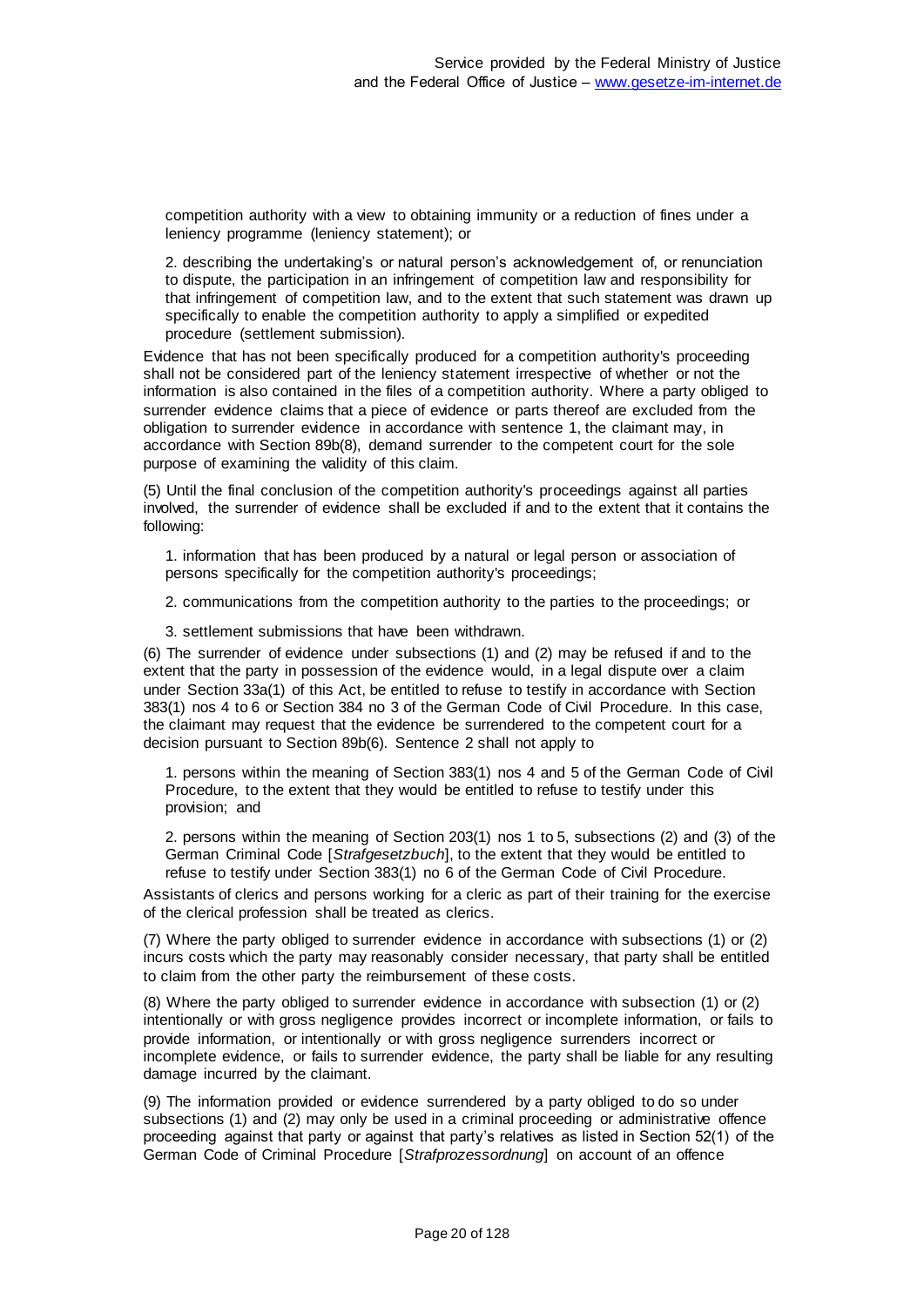competition authority with a view to obtaining immunity or a reduction of fines under a leniency programme (leniency statement); or

2. describing the undertaking's or natural person's acknowledgement of, or renunciation to dispute, the participation in an infringement of competition law and responsibility for that infringement of competition law, and to the extent that such statement was drawn up specifically to enable the competition authority to apply a simplified or expedited procedure (settlement submission).

Evidence that has not been specifically produced for a competition authority's proceeding shall not be considered part of the leniency statement irrespective of whether or not the information is also contained in the files of a competition authority. Where a party obliged to surrender evidence claims that a piece of evidence or parts thereof are excluded from the obligation to surrender evidence in accordance with sentence 1, the claimant may, in accordance with Section 89b(8), demand surrender to the competent court for the sole purpose of examining the validity of this claim.

(5) Until the final conclusion of the competition authority's proceedings against all parties involved, the surrender of evidence shall be excluded if and to the extent that it contains the following:

1. information that has been produced by a natural or legal person or association of persons specifically for the competition authority's proceedings;

2. communications from the competition authority to the parties to the proceedings; or

3. settlement submissions that have been withdrawn.

(6) The surrender of evidence under subsections (1) and (2) may be refused if and to the extent that the party in possession of the evidence would, in a legal dispute over a claim under Section 33a(1) of this Act, be entitled to refuse to testify in accordance with Section 383(1) nos 4 to 6 or Section 384 no 3 of the German Code of Civil Procedure. In this case, the claimant may request that the evidence be surrendered to the competent court for a decision pursuant to Section 89b(6). Sentence 2 shall not apply to

1. persons within the meaning of Section 383(1) nos 4 and 5 of the German Code of Civil Procedure, to the extent that they would be entitled to refuse to testify under this provision; and

2. persons within the meaning of Section 203(1) nos 1 to 5, subsections (2) and (3) of the German Criminal Code [*Strafgesetzbuch*], to the extent that they would be entitled to refuse to testify under Section 383(1) no 6 of the German Code of Civil Procedure.

Assistants of clerics and persons working for a cleric as part of their training for the exercise of the clerical profession shall be treated as clerics.

(7) Where the party obliged to surrender evidence in accordance with subsections (1) or (2) incurs costs which the party may reasonably consider necessary, that party shall be entitled to claim from the other party the reimbursement of these costs.

(8) Where the party obliged to surrender evidence in accordance with subsection (1) or (2) intentionally or with gross negligence provides incorrect or incomplete information, or fails to provide information, or intentionally or with gross negligence surrenders incorrect or incomplete evidence, or fails to surrender evidence, the party shall be liable for any resulting damage incurred by the claimant.

(9) The information provided or evidence surrendered by a party obliged to do so under subsections (1) and (2) may only be used in a criminal proceeding or administrative offence proceeding against that party or against that party's relatives as listed in Section 52(1) of the German Code of Criminal Procedure [*Strafprozessordnung*] on account of an offence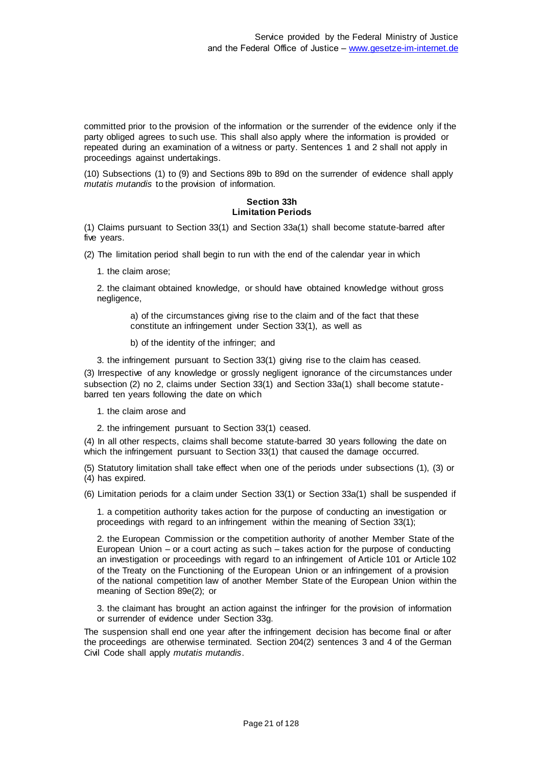committed prior to the provision of the information or the surrender of the evidence only if the party obliged agrees to such use. This shall also apply where the information is provided or repeated during an examination of a witness or party. Sentences 1 and 2 shall not apply in proceedings against undertakings.

(10) Subsections (1) to (9) and Sections 89b to 89d on the surrender of evidence shall apply *mutatis mutandis* to the provision of information.

#### Section 33h
#### Limitation Periods

(1) Claims pursuant to Section 33(1) and Section 33a(1) shall become statute-barred after five years.

(2) The limitation period shall begin to run with the end of the calendar year in which

1. the claim arose;

2. the claimant obtained knowledge, or should have obtained knowledge without gross negligence,

   a) of the circumstances giving rise to the claim and of the fact that these constitute an infringement under Section 33(1), as well as

   b) of the identity of the infringer; and

3. the infringement pursuant to Section 33(1) giving rise to the claim has ceased.

(3) Irrespective of any knowledge or grossly negligent ignorance of the circumstances under subsection (2) no 2, claims under Section 33(1) and Section 33a(1) shall become statute-barred ten years following the date on which

1. the claim arose and

2. the infringement pursuant to Section 33(1) ceased.

(4) In all other respects, claims shall become statute-barred 30 years following the date on which the infringement pursuant to Section 33(1) that caused the damage occurred.

(5) Statutory limitation shall take effect when one of the periods under subsections (1), (3) or (4) has expired.

(6) Limitation periods for a claim under Section 33(1) or Section 33a(1) shall be suspended if

1. a competition authority takes action for the purpose of conducting an investigation or proceedings with regard to an infringement within the meaning of Section 33(1);

2. the European Commission or the competition authority of another Member State of the European Union – or a court acting as such – takes action for the purpose of conducting an investigation or proceedings with regard to an infringement of Article 101 or Article 102 of the Treaty on the Functioning of the European Union or an infringement of a provision of the national competition law of another Member State of the European Union within the meaning of Section 89e(2); or

3. the claimant has brought an action against the infringer for the provision of information or surrender of evidence under Section 33g.

The suspension shall end one year after the infringement decision has become final or after the proceedings are otherwise terminated. Section 204(2) sentences 3 and 4 of the German Civil Code shall apply *mutatis mutandis*.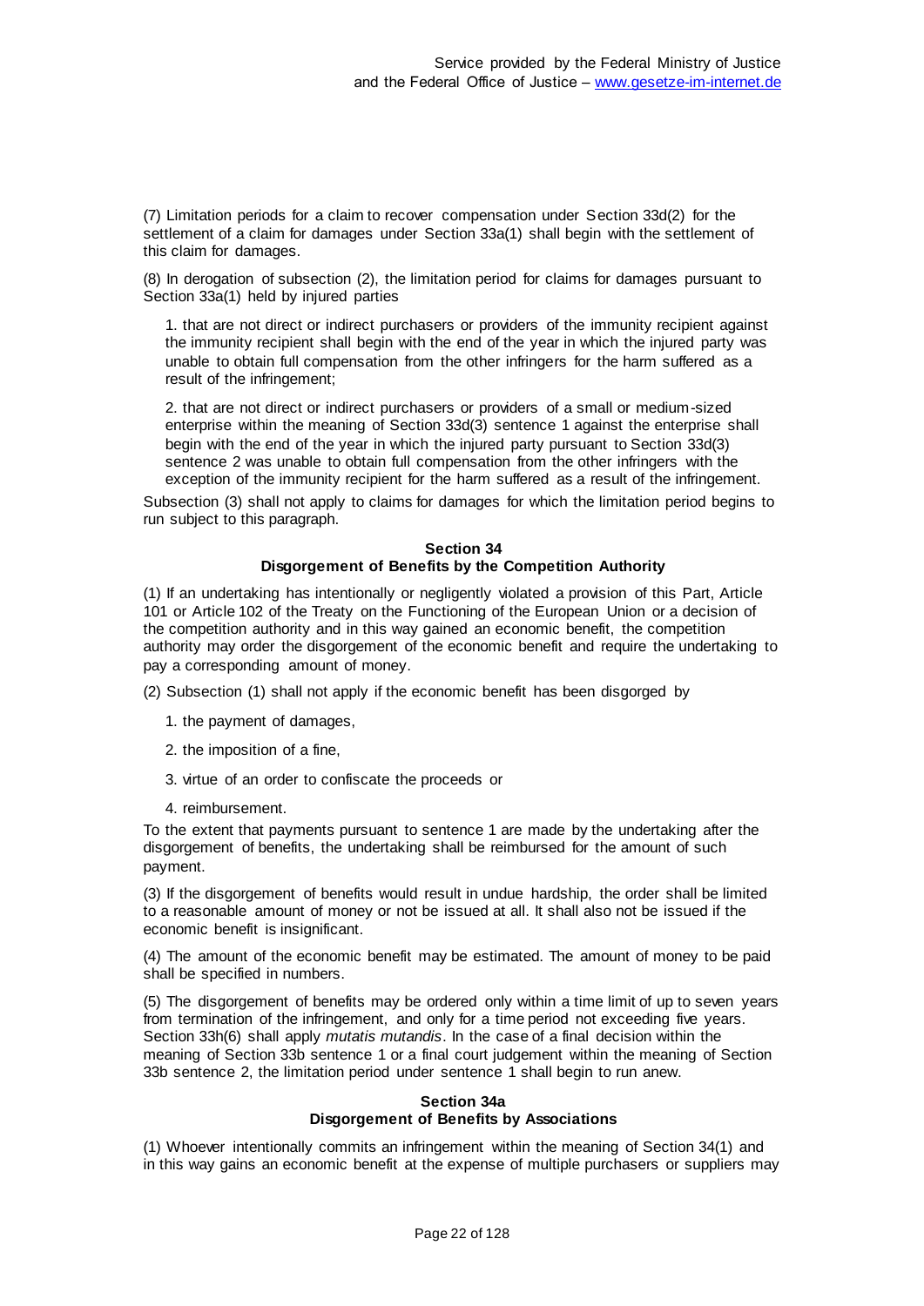(7) Limitation periods for a claim to recover compensation under Section 33d(2) for the settlement of a claim for damages under Section 33a(1) shall begin with the settlement of this claim for damages.

(8) In derogation of subsection (2), the limitation period for claims for damages pursuant to Section 33a(1) held by injured parties

1. that are not direct or indirect purchasers or providers of the immunity recipient against the immunity recipient shall begin with the end of the year in which the injured party was unable to obtain full compensation from the other infringers for the harm suffered as a result of the infringement;

2. that are not direct or indirect purchasers or providers of a small or medium-sized enterprise within the meaning of Section 33d(3) sentence 1 against the enterprise shall begin with the end of the year in which the injured party pursuant to Section 33d(3) sentence 2 was unable to obtain full compensation from the other infringers with the exception of the immunity recipient for the harm suffered as a result of the infringement.

Subsection (3) shall not apply to claims for damages for which the limitation period begins to run subject to this paragraph.

## Section 34
## Disgorgement of Benefits by the Competition Authority

(1) If an undertaking has intentionally or negligently violated a provision of this Part, Article 101 or Article 102 of the Treaty on the Functioning of the European Union or a decision of the competition authority and in this way gained an economic benefit, the competition authority may order the disgorgement of the economic benefit and require the undertaking to pay a corresponding amount of money.

(2) Subsection (1) shall not apply if the economic benefit has been disgorged by

1. the payment of damages,

2. the imposition of a fine,

3. virtue of an order to confiscate the proceeds or

4. reimbursement.

To the extent that payments pursuant to sentence 1 are made by the undertaking after the disgorgement of benefits, the undertaking shall be reimbursed for the amount of such payment.

(3) If the disgorgement of benefits would result in undue hardship, the order shall be limited to a reasonable amount of money or not be issued at all. It shall also not be issued if the economic benefit is insignificant.

(4) The amount of the economic benefit may be estimated. The amount of money to be paid shall be specified in numbers.

(5) The disgorgement of benefits may be ordered only within a time limit of up to seven years from termination of the infringement, and only for a time period not exceeding five years. Section 33h(6) shall apply *mutatis mutandis*. In the case of a final decision within the meaning of Section 33b sentence 1 or a final court judgement within the meaning of Section 33b sentence 2, the limitation period under sentence 1 shall begin to run anew.

## Section 34a
## Disgorgement of Benefits by Associations

(1) Whoever intentionally commits an infringement within the meaning of Section 34(1) and in this way gains an economic benefit at the expense of multiple purchasers or suppliers may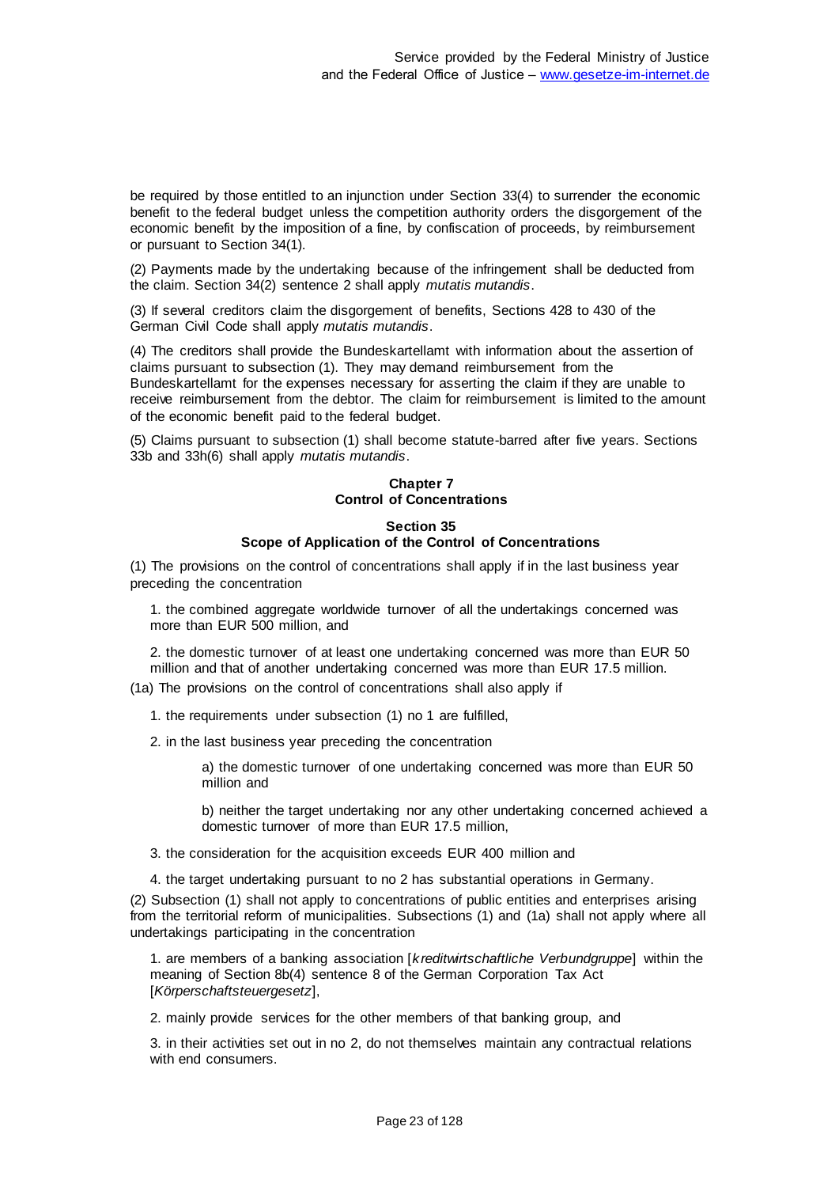be required by those entitled to an injunction under Section 33(4) to surrender the economic benefit to the federal budget unless the competition authority orders the disgorgement of the economic benefit by the imposition of a fine, by confiscation of proceeds, by reimbursement or pursuant to Section 34(1).

(2) Payments made by the undertaking because of the infringement shall be deducted from the claim. Section 34(2) sentence 2 shall apply *mutatis mutandis*.

(3) If several creditors claim the disgorgement of benefits, Sections 428 to 430 of the German Civil Code shall apply *mutatis mutandis*.

(4) The creditors shall provide the Bundeskartellamt with information about the assertion of claims pursuant to subsection (1). They may demand reimbursement from the Bundeskartellamt for the expenses necessary for asserting the claim if they are unable to receive reimbursement from the debtor. The claim for reimbursement is limited to the amount of the economic benefit paid to the federal budget.

(5) Claims pursuant to subsection (1) shall become statute-barred after five years. Sections 33b and 33h(6) shall apply *mutatis mutandis*.

## Chapter 7
## Control of Concentrations

### Section 35
### Scope of Application of the Control of Concentrations

(1) The provisions on the control of concentrations shall apply if in the last business year preceding the concentration

1. the combined aggregate worldwide turnover of all the undertakings concerned was more than EUR 500 million, and

2. the domestic turnover of at least one undertaking concerned was more than EUR 50 million and that of another undertaking concerned was more than EUR 17.5 million.

(1a) The provisions on the control of concentrations shall also apply if

1. the requirements under subsection (1) no 1 are fulfilled,

2. in the last business year preceding the concentration

   a) the domestic turnover of one undertaking concerned was more than EUR 50 million and

   b) neither the target undertaking nor any other undertaking concerned achieved a domestic turnover of more than EUR 17.5 million,

3. the consideration for the acquisition exceeds EUR 400 million and

4. the target undertaking pursuant to no 2 has substantial operations in Germany.

(2) Subsection (1) shall not apply to concentrations of public entities and enterprises arising from the territorial reform of municipalities. Subsections (1) and (1a) shall not apply where all undertakings participating in the concentration

1. are members of a banking association [*kreditwirtschaftliche Verbundgruppe*] within the meaning of Section 8b(4) sentence 8 of the German Corporation Tax Act [*Körperschaftsteuergesetz*],

2. mainly provide services for the other members of that banking group, and

3. in their activities set out in no 2, do not themselves maintain any contractual relations with end consumers.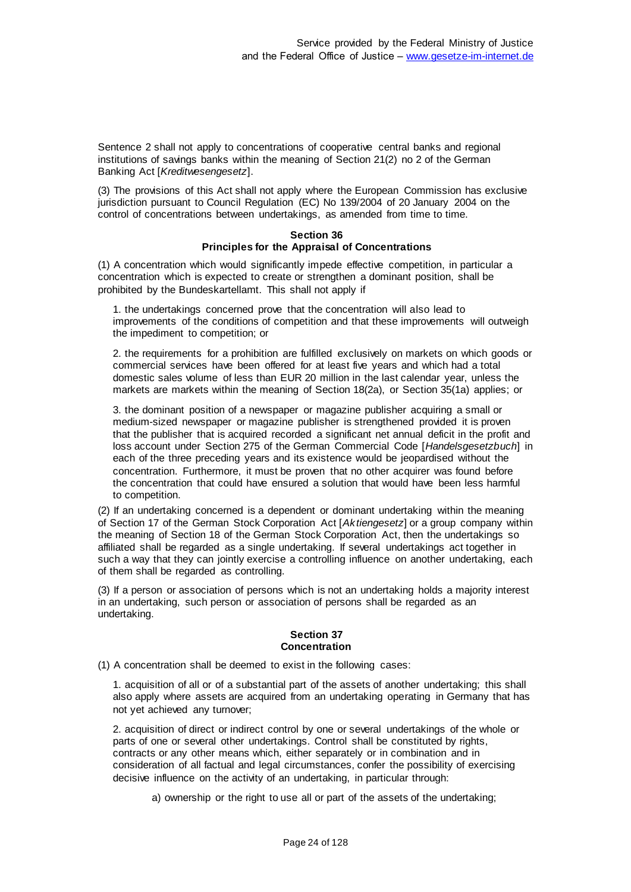Sentence 2 shall not apply to concentrations of cooperative central banks and regional institutions of savings banks within the meaning of Section 21(2) no 2 of the German Banking Act [*Kreditwesengesetz*].

(3) The provisions of this Act shall not apply where the European Commission has exclusive jurisdiction pursuant to Council Regulation (EC) No 139/2004 of 20 January 2004 on the control of concentrations between undertakings, as amended from time to time.

### Section 36
### Principles for the Appraisal of Concentrations

(1) A concentration which would significantly impede effective competition, in particular a concentration which is expected to create or strengthen a dominant position, shall be prohibited by the Bundeskartellamt. This shall not apply if

1. the undertakings concerned prove that the concentration will also lead to improvements of the conditions of competition and that these improvements will outweigh the impediment to competition; or

2. the requirements for a prohibition are fulfilled exclusively on markets on which goods or commercial services have been offered for at least five years and which had a total domestic sales volume of less than EUR 20 million in the last calendar year, unless the markets are markets within the meaning of Section 18(2a), or Section 35(1a) applies; or

3. the dominant position of a newspaper or magazine publisher acquiring a small or medium-sized newspaper or magazine publisher is strengthened provided it is proven that the publisher that is acquired recorded a significant net annual deficit in the profit and loss account under Section 275 of the German Commercial Code [*Handelsgesetzbuch*] in each of the three preceding years and its existence would be jeopardised without the concentration. Furthermore, it must be proven that no other acquirer was found before the concentration that could have ensured a solution that would have been less harmful to competition.

(2) If an undertaking concerned is a dependent or dominant undertaking within the meaning of Section 17 of the German Stock Corporation Act [*Aktiengesetz*] or a group company within the meaning of Section 18 of the German Stock Corporation Act, then the undertakings so affiliated shall be regarded as a single undertaking. If several undertakings act together in such a way that they can jointly exercise a controlling influence on another undertaking, each of them shall be regarded as controlling.

(3) If a person or association of persons which is not an undertaking holds a majority interest in an undertaking, such person or association of persons shall be regarded as an undertaking.

### Section 37
### Concentration

(1) A concentration shall be deemed to exist in the following cases:

1. acquisition of all or of a substantial part of the assets of another undertaking; this shall also apply where assets are acquired from an undertaking operating in Germany that has not yet achieved any turnover;

2. acquisition of direct or indirect control by one or several undertakings of the whole or parts of one or several other undertakings. Control shall be constituted by rights, contracts or any other means which, either separately or in combination and in consideration of all factual and legal circumstances, confer the possibility of exercising decisive influence on the activity of an undertaking, in particular through:

   a) ownership or the right to use all or part of the assets of the undertaking;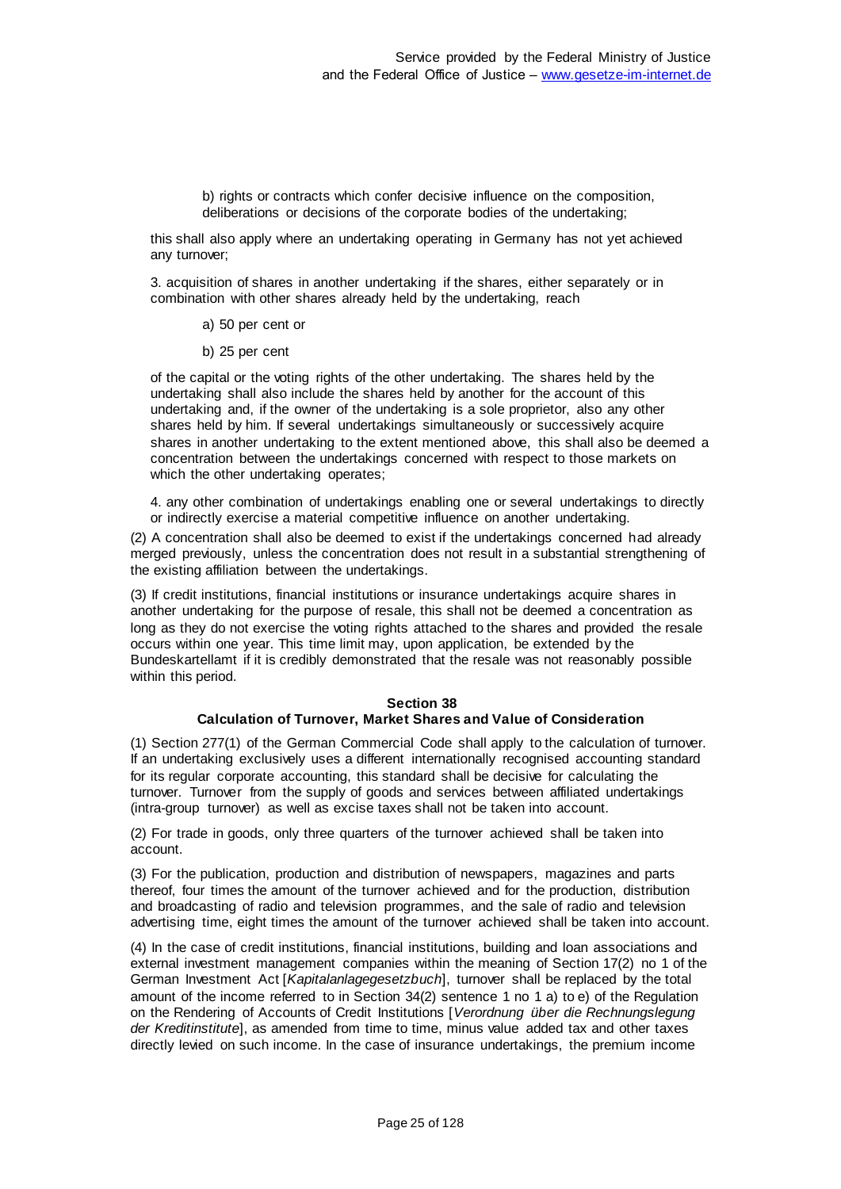b) rights or contracts which confer decisive influence on the composition, deliberations or decisions of the corporate bodies of the undertaking;

this shall also apply where an undertaking operating in Germany has not yet achieved any turnover;

3. acquisition of shares in another undertaking if the shares, either separately or in combination with other shares already held by the undertaking, reach

a) 50 per cent or

b) 25 per cent

of the capital or the voting rights of the other undertaking. The shares held by the undertaking shall also include the shares held by another for the account of this undertaking and, if the owner of the undertaking is a sole proprietor, also any other shares held by him. If several undertakings simultaneously or successively acquire shares in another undertaking to the extent mentioned above, this shall also be deemed a concentration between the undertakings concerned with respect to those markets on which the other undertaking operates;

4. any other combination of undertakings enabling one or several undertakings to directly or indirectly exercise a material competitive influence on another undertaking.

(2) A concentration shall also be deemed to exist if the undertakings concerned had already merged previously, unless the concentration does not result in a substantial strengthening of the existing affiliation between the undertakings.

(3) If credit institutions, financial institutions or insurance undertakings acquire shares in another undertaking for the purpose of resale, this shall not be deemed a concentration as long as they do not exercise the voting rights attached to the shares and provided the resale occurs within one year. This time limit may, upon application, be extended by the Bundeskartellamt if it is credibly demonstrated that the resale was not reasonably possible within this period.

## Section 38
## Calculation of Turnover, Market Shares and Value of Consideration

(1) Section 277(1) of the German Commercial Code shall apply to the calculation of turnover. If an undertaking exclusively uses a different internationally recognised accounting standard for its regular corporate accounting, this standard shall be decisive for calculating the turnover. Turnover from the supply of goods and services between affiliated undertakings (intra-group turnover) as well as excise taxes shall not be taken into account.

(2) For trade in goods, only three quarters of the turnover achieved shall be taken into account.

(3) For the publication, production and distribution of newspapers, magazines and parts thereof, four times the amount of the turnover achieved and for the production, distribution and broadcasting of radio and television programmes, and the sale of radio and television advertising time, eight times the amount of the turnover achieved shall be taken into account.

(4) In the case of credit institutions, financial institutions, building and loan associations and external investment management companies within the meaning of Section 17(2) no 1 of the German Investment Act [*Kapitalanlagegesetzbuch*], turnover shall be replaced by the total amount of the income referred to in Section 34(2) sentence 1 no 1 a) to e) of the Regulation on the Rendering of Accounts of Credit Institutions [*Verordnung über die Rechnungslegung der Kreditinstitute*], as amended from time to time, minus value added tax and other taxes directly levied on such income. In the case of insurance undertakings, the premium income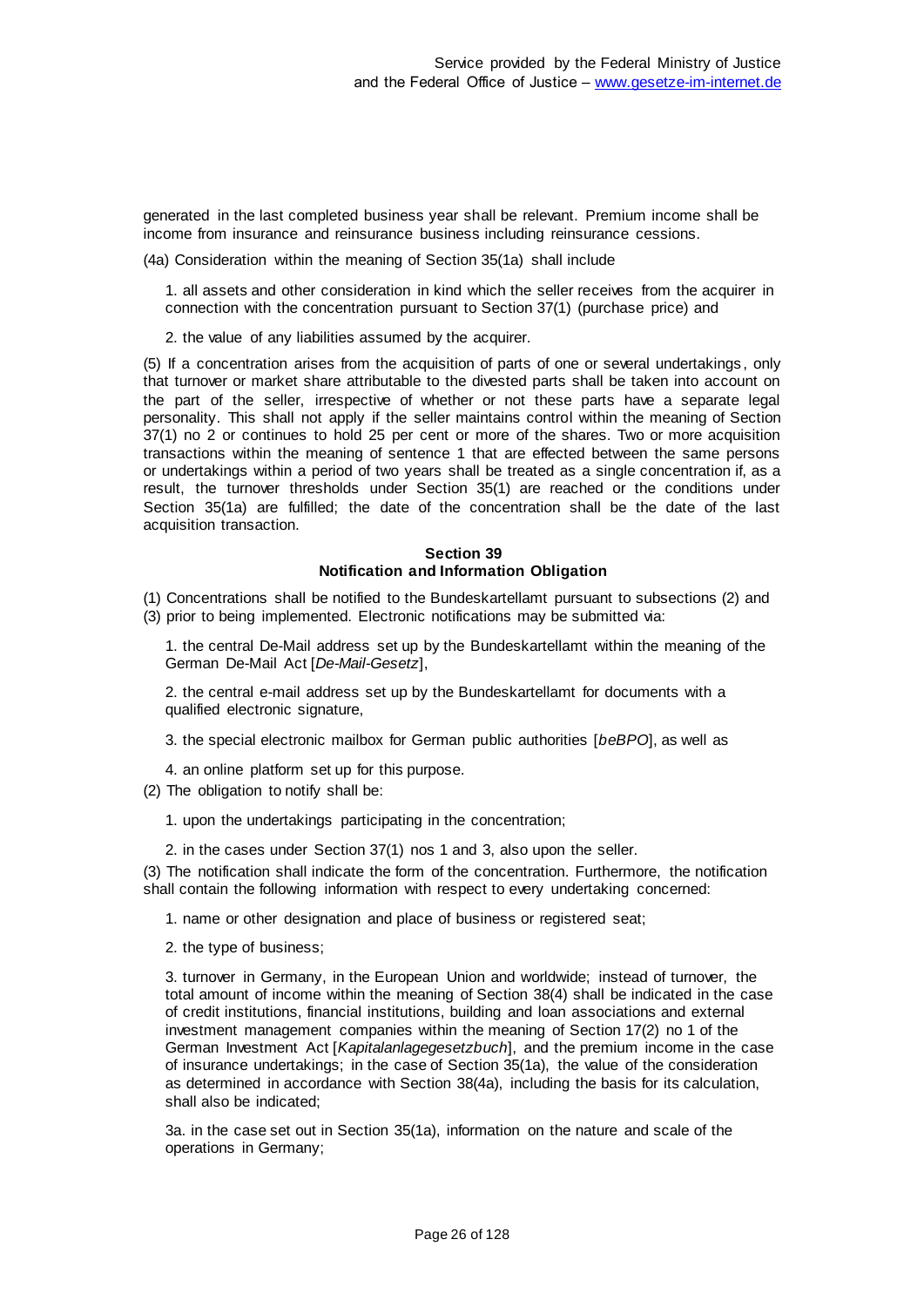generated in the last completed business year shall be relevant. Premium income shall be income from insurance and reinsurance business including reinsurance cessions.

(4a) Consideration within the meaning of Section 35(1a) shall include

1. all assets and other consideration in kind which the seller receives from the acquirer in connection with the concentration pursuant to Section 37(1) (purchase price) and

2. the value of any liabilities assumed by the acquirer.

(5) If a concentration arises from the acquisition of parts of one or several undertakings, only that turnover or market share attributable to the divested parts shall be taken into account on the part of the seller, irrespective of whether or not these parts have a separate legal personality. This shall not apply if the seller maintains control within the meaning of Section 37(1) no 2 or continues to hold 25 per cent or more of the shares. Two or more acquisition transactions within the meaning of sentence 1 that are effected between the same persons or undertakings within a period of two years shall be treated as a single concentration if, as a result, the turnover thresholds under Section 35(1) are reached or the conditions under Section 35(1a) are fulfilled; the date of the concentration shall be the date of the last acquisition transaction.

### Section 39
### Notification and Information Obligation

(1) Concentrations shall be notified to the Bundeskartellamt pursuant to subsections (2) and (3) prior to being implemented. Electronic notifications may be submitted via:

1. the central De-Mail address set up by the Bundeskartellamt within the meaning of the German De-Mail Act [*De-Mail-Gesetz*],

2. the central e-mail address set up by the Bundeskartellamt for documents with a qualified electronic signature,

3. the special electronic mailbox for German public authorities [*beBPO*], as well as

4. an online platform set up for this purpose.

(2) The obligation to notify shall be:

1. upon the undertakings participating in the concentration;

2. in the cases under Section 37(1) nos 1 and 3, also upon the seller.

(3) The notification shall indicate the form of the concentration. Furthermore, the notification shall contain the following information with respect to every undertaking concerned:

1. name or other designation and place of business or registered seat;

2. the type of business;

3. turnover in Germany, in the European Union and worldwide; instead of turnover, the total amount of income within the meaning of Section 38(4) shall be indicated in the case of credit institutions, financial institutions, building and loan associations and external investment management companies within the meaning of Section 17(2) no 1 of the German Investment Act [*Kapitalanlagegesetzbuch*], and the premium income in the case of insurance undertakings; in the case of Section 35(1a), the value of the consideration as determined in accordance with Section 38(4a), including the basis for its calculation, shall also be indicated;

3a. in the case set out in Section 35(1a), information on the nature and scale of the operations in Germany;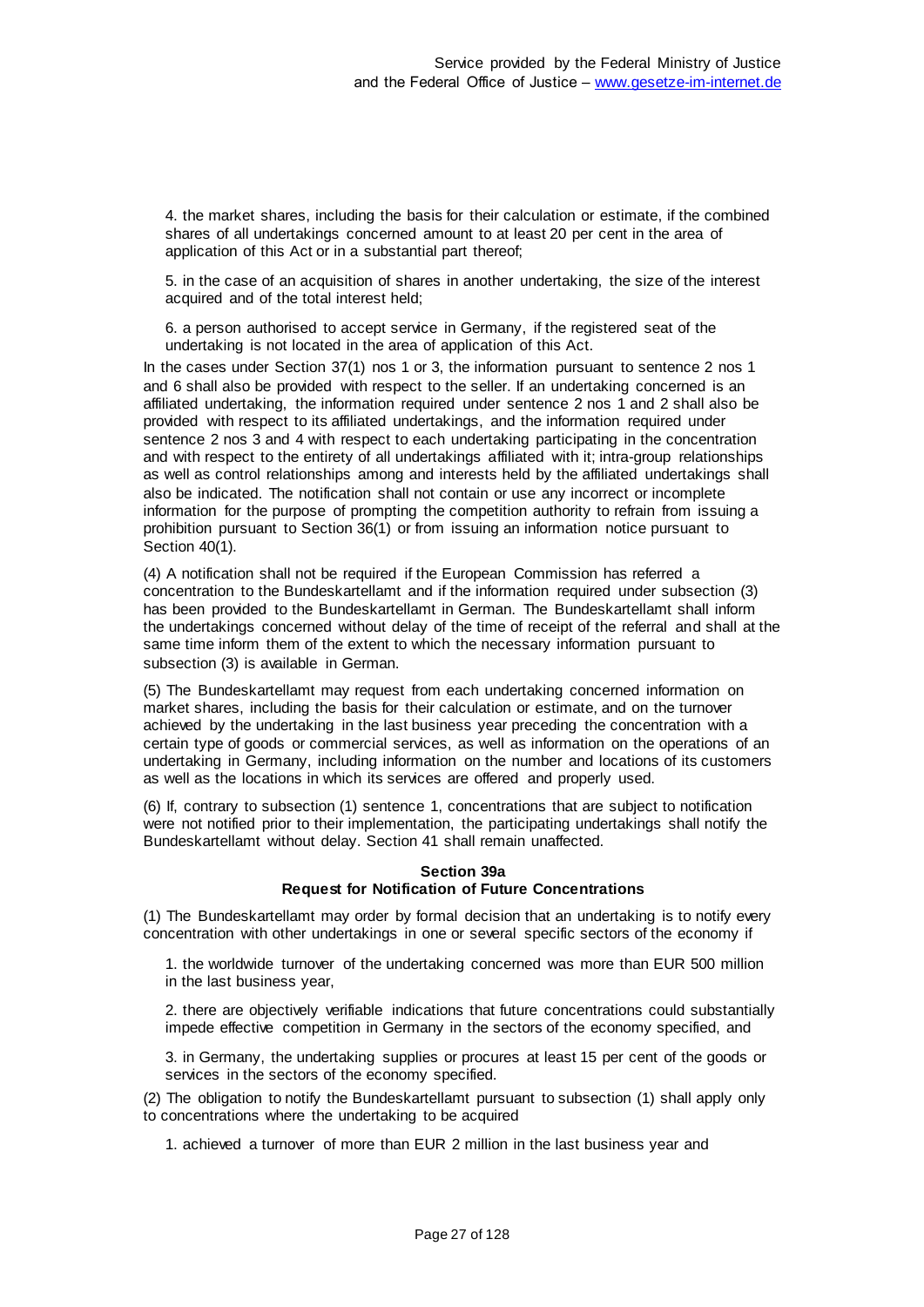4. the market shares, including the basis for their calculation or estimate, if the combined shares of all undertakings concerned amount to at least 20 per cent in the area of application of this Act or in a substantial part thereof;

5. in the case of an acquisition of shares in another undertaking, the size of the interest acquired and of the total interest held;

6. a person authorised to accept service in Germany, if the registered seat of the undertaking is not located in the area of application of this Act.

In the cases under Section 37(1) nos 1 or 3, the information pursuant to sentence 2 nos 1 and 6 shall also be provided with respect to the seller. If an undertaking concerned is an affiliated undertaking, the information required under sentence 2 nos 1 and 2 shall also be provided with respect to its affiliated undertakings, and the information required under sentence 2 nos 3 and 4 with respect to each undertaking participating in the concentration and with respect to the entirety of all undertakings affiliated with it; intra-group relationships as well as control relationships among and interests held by the affiliated undertakings shall also be indicated. The notification shall not contain or use any incorrect or incomplete information for the purpose of prompting the competition authority to refrain from issuing a prohibition pursuant to Section 36(1) or from issuing an information notice pursuant to Section 40(1).

(4) A notification shall not be required if the European Commission has referred a concentration to the Bundeskartellamt and if the information required under subsection (3) has been provided to the Bundeskartellamt in German. The Bundeskartellamt shall inform the undertakings concerned without delay of the time of receipt of the referral and shall at the same time inform them of the extent to which the necessary information pursuant to subsection (3) is available in German.

(5) The Bundeskartellamt may request from each undertaking concerned information on market shares, including the basis for their calculation or estimate, and on the turnover achieved by the undertaking in the last business year preceding the concentration with a certain type of goods or commercial services, as well as information on the operations of an undertaking in Germany, including information on the number and locations of its customers as well as the locations in which its services are offered and properly used.

(6) If, contrary to subsection (1) sentence 1, concentrations that are subject to notification were not notified prior to their implementation, the participating undertakings shall notify the Bundeskartellamt without delay. Section 41 shall remain unaffected.

#### Section 39a
#### Request for Notification of Future Concentrations

(1) The Bundeskartellamt may order by formal decision that an undertaking is to notify every concentration with other undertakings in one or several specific sectors of the economy if

1. the worldwide turnover of the undertaking concerned was more than EUR 500 million in the last business year,

2. there are objectively verifiable indications that future concentrations could substantially impede effective competition in Germany in the sectors of the economy specified, and

3. in Germany, the undertaking supplies or procures at least 15 per cent of the goods or services in the sectors of the economy specified.

(2) The obligation to notify the Bundeskartellamt pursuant to subsection (1) shall apply only to concentrations where the undertaking to be acquired

1. achieved a turnover of more than EUR 2 million in the last business year and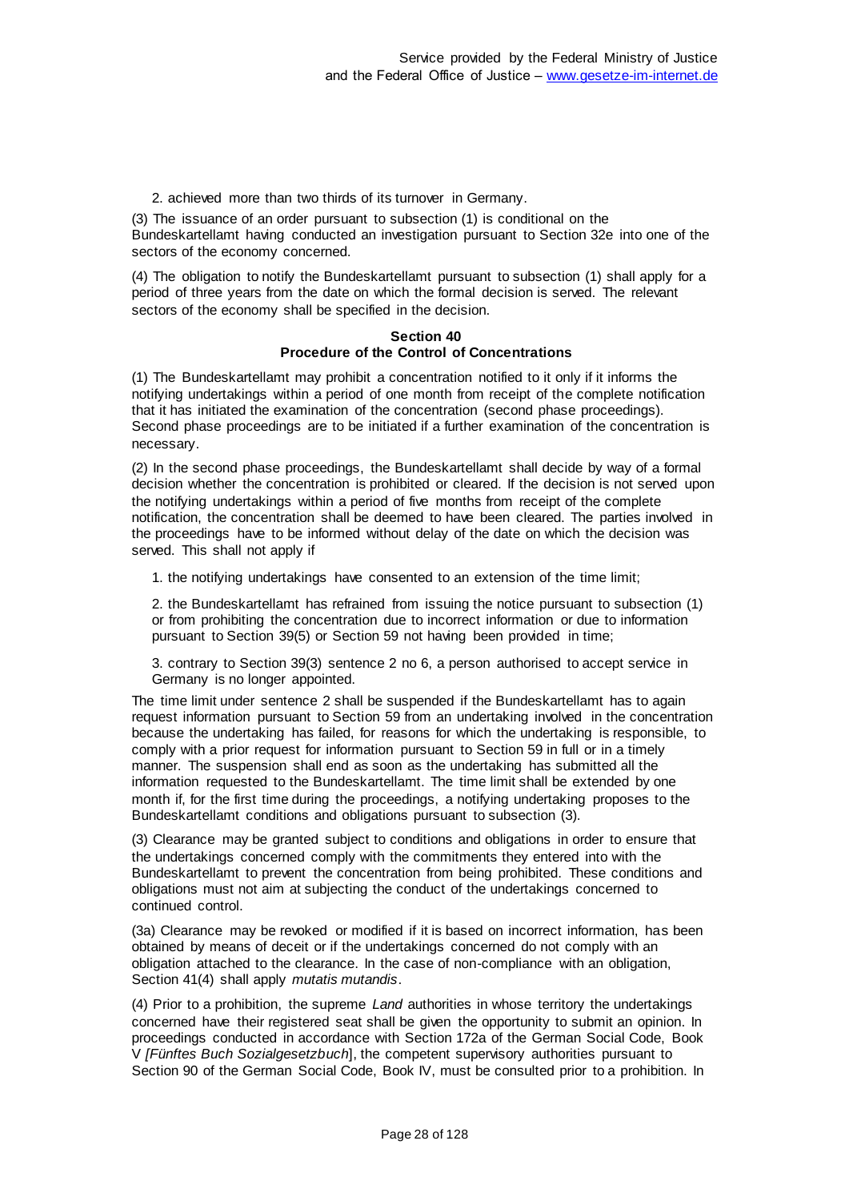2. achieved more than two thirds of its turnover in Germany.

(3) The issuance of an order pursuant to subsection (1) is conditional on the Bundeskartellamt having conducted an investigation pursuant to Section 32e into one of the sectors of the economy concerned.

(4) The obligation to notify the Bundeskartellamt pursuant to subsection (1) shall apply for a period of three years from the date on which the formal decision is served. The relevant sectors of the economy shall be specified in the decision.

### Section 40
### Procedure of the Control of Concentrations

(1) The Bundeskartellamt may prohibit a concentration notified to it only if it informs the notifying undertakings within a period of one month from receipt of the complete notification that it has initiated the examination of the concentration (second phase proceedings). Second phase proceedings are to be initiated if a further examination of the concentration is necessary.

(2) In the second phase proceedings, the Bundeskartellamt shall decide by way of a formal decision whether the concentration is prohibited or cleared. If the decision is not served upon the notifying undertakings within a period of five months from receipt of the complete notification, the concentration shall be deemed to have been cleared. The parties involved in the proceedings have to be informed without delay of the date on which the decision was served. This shall not apply if

1. the notifying undertakings have consented to an extension of the time limit;

2. the Bundeskartellamt has refrained from issuing the notice pursuant to subsection (1) or from prohibiting the concentration due to incorrect information or due to information pursuant to Section 39(5) or Section 59 not having been provided in time;

3. contrary to Section 39(3) sentence 2 no 6, a person authorised to accept service in Germany is no longer appointed.

The time limit under sentence 2 shall be suspended if the Bundeskartellamt has to again request information pursuant to Section 59 from an undertaking involved in the concentration because the undertaking has failed, for reasons for which the undertaking is responsible, to comply with a prior request for information pursuant to Section 59 in full or in a timely manner. The suspension shall end as soon as the undertaking has submitted all the information requested to the Bundeskartellamt. The time limit shall be extended by one month if, for the first time during the proceedings, a notifying undertaking proposes to the Bundeskartellamt conditions and obligations pursuant to subsection (3).

(3) Clearance may be granted subject to conditions and obligations in order to ensure that the undertakings concerned comply with the commitments they entered into with the Bundeskartellamt to prevent the concentration from being prohibited. These conditions and obligations must not aim at subjecting the conduct of the undertakings concerned to continued control.

(3a) Clearance may be revoked or modified if it is based on incorrect information, has been obtained by means of deceit or if the undertakings concerned do not comply with an obligation attached to the clearance. In the case of non-compliance with an obligation, Section 41(4) shall apply *mutatis mutandis*.

(4) Prior to a prohibition, the supreme *Land* authorities in whose territory the undertakings concerned have their registered seat shall be given the opportunity to submit an opinion. In proceedings conducted in accordance with Section 172a of the German Social Code, Book V *[Fünftes Buch Sozialgesetzbuch*], the competent supervisory authorities pursuant to Section 90 of the German Social Code, Book IV, must be consulted prior to a prohibition. In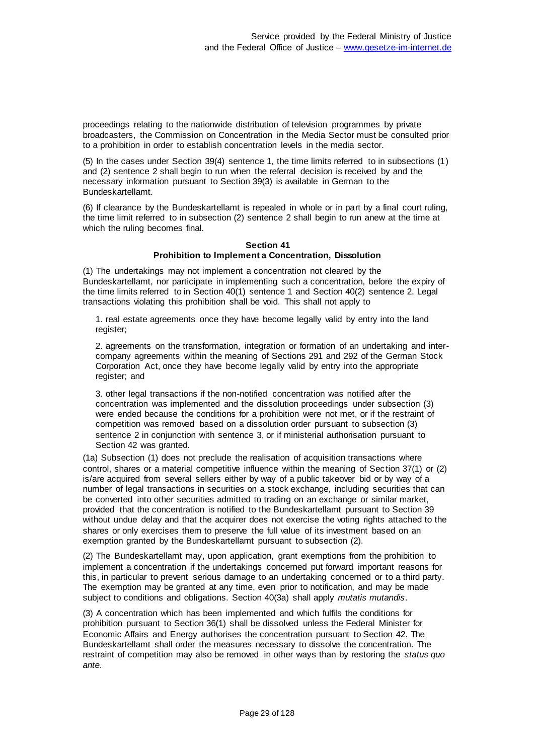proceedings relating to the nationwide distribution of television programmes by private broadcasters, the Commission on Concentration in the Media Sector must be consulted prior to a prohibition in order to establish concentration levels in the media sector.

(5) In the cases under Section 39(4) sentence 1, the time limits referred to in subsections (1) and (2) sentence 2 shall begin to run when the referral decision is received by and the necessary information pursuant to Section 39(3) is available in German to the Bundeskartellamt.

(6) If clearance by the Bundeskartellamt is repealed in whole or in part by a final court ruling, the time limit referred to in subsection (2) sentence 2 shall begin to run anew at the time at which the ruling becomes final.

### Section 41
### Prohibition to Implement a Concentration, Dissolution

(1) The undertakings may not implement a concentration not cleared by the Bundeskartellamt, nor participate in implementing such a concentration, before the expiry of the time limits referred to in Section 40(1) sentence 1 and Section 40(2) sentence 2. Legal transactions violating this prohibition shall be void. This shall not apply to

1. real estate agreements once they have become legally valid by entry into the land register;

2. agreements on the transformation, integration or formation of an undertaking and inter-company agreements within the meaning of Sections 291 and 292 of the German Stock Corporation Act, once they have become legally valid by entry into the appropriate register; and

3. other legal transactions if the non-notified concentration was notified after the concentration was implemented and the dissolution proceedings under subsection (3) were ended because the conditions for a prohibition were not met, or if the restraint of competition was removed based on a dissolution order pursuant to subsection (3) sentence 2 in conjunction with sentence 3, or if ministerial authorisation pursuant to Section 42 was granted.

(1a) Subsection (1) does not preclude the realisation of acquisition transactions where control, shares or a material competitive influence within the meaning of Section 37(1) or (2) is/are acquired from several sellers either by way of a public takeover bid or by way of a number of legal transactions in securities on a stock exchange, including securities that can be converted into other securities admitted to trading on an exchange or similar market, provided that the concentration is notified to the Bundeskartellamt pursuant to Section 39 without undue delay and that the acquirer does not exercise the voting rights attached to the shares or only exercises them to preserve the full value of its investment based on an exemption granted by the Bundeskartellamt pursuant to subsection (2).

(2) The Bundeskartellamt may, upon application, grant exemptions from the prohibition to implement a concentration if the undertakings concerned put forward important reasons for this, in particular to prevent serious damage to an undertaking concerned or to a third party. The exemption may be granted at any time, even prior to notification, and may be made subject to conditions and obligations. Section 40(3a) shall apply *mutatis mutandis*.

(3) A concentration which has been implemented and which fulfils the conditions for prohibition pursuant to Section 36(1) shall be dissolved unless the Federal Minister for Economic Affairs and Energy authorises the concentration pursuant to Section 42. The Bundeskartellamt shall order the measures necessary to dissolve the concentration. The restraint of competition may also be removed in other ways than by restoring the *status quo ante*.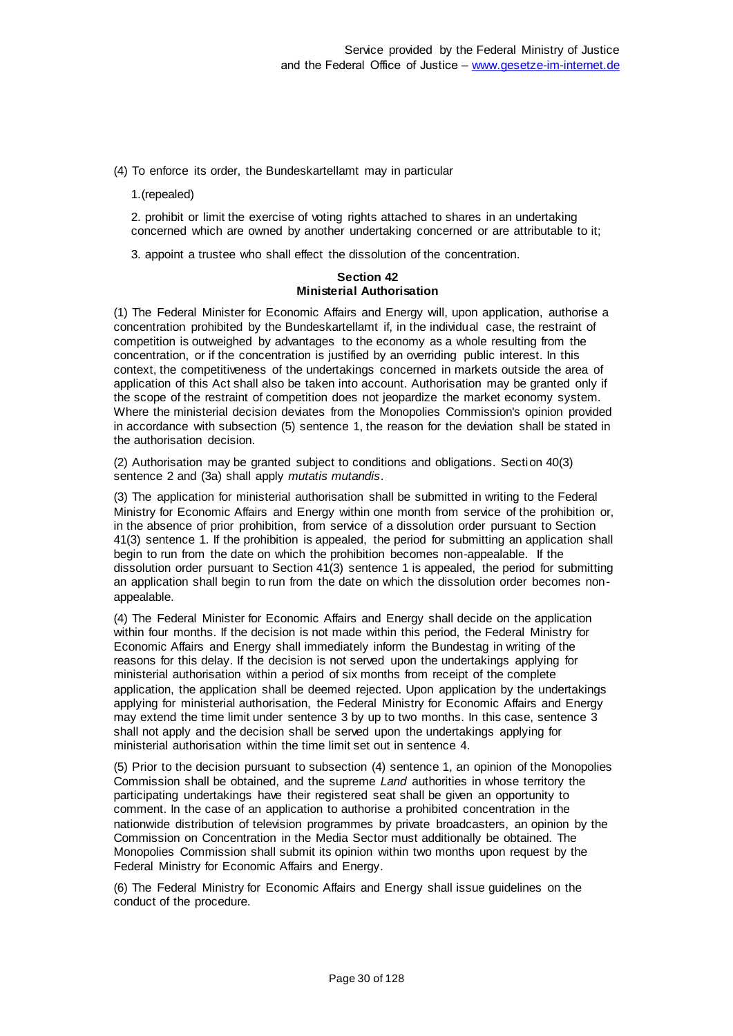(4) To enforce its order, the Bundeskartellamt may in particular

1.(repealed)

2. prohibit or limit the exercise of voting rights attached to shares in an undertaking concerned which are owned by another undertaking concerned or are attributable to it;

3. appoint a trustee who shall effect the dissolution of the concentration.

### Section 42
### Ministerial Authorisation

(1) The Federal Minister for Economic Affairs and Energy will, upon application, authorise a concentration prohibited by the Bundeskartellamt if, in the individual case, the restraint of competition is outweighed by advantages to the economy as a whole resulting from the concentration, or if the concentration is justified by an overriding public interest. In this context, the competitiveness of the undertakings concerned in markets outside the area of application of this Act shall also be taken into account. Authorisation may be granted only if the scope of the restraint of competition does not jeopardize the market economy system. Where the ministerial decision deviates from the Monopolies Commission's opinion provided in accordance with subsection (5) sentence 1, the reason for the deviation shall be stated in the authorisation decision.

(2) Authorisation may be granted subject to conditions and obligations. Section 40(3) sentence 2 and (3a) shall apply *mutatis mutandis*.

(3) The application for ministerial authorisation shall be submitted in writing to the Federal Ministry for Economic Affairs and Energy within one month from service of the prohibition or, in the absence of prior prohibition, from service of a dissolution order pursuant to Section 41(3) sentence 1. If the prohibition is appealed, the period for submitting an application shall begin to run from the date on which the prohibition becomes non-appealable. If the dissolution order pursuant to Section 41(3) sentence 1 is appealed, the period for submitting an application shall begin to run from the date on which the dissolution order becomes non-appealable.

(4) The Federal Minister for Economic Affairs and Energy shall decide on the application within four months. If the decision is not made within this period, the Federal Ministry for Economic Affairs and Energy shall immediately inform the Bundestag in writing of the reasons for this delay. If the decision is not served upon the undertakings applying for ministerial authorisation within a period of six months from receipt of the complete application, the application shall be deemed rejected. Upon application by the undertakings applying for ministerial authorisation, the Federal Ministry for Economic Affairs and Energy may extend the time limit under sentence 3 by up to two months. In this case, sentence 3 shall not apply and the decision shall be served upon the undertakings applying for ministerial authorisation within the time limit set out in sentence 4.

(5) Prior to the decision pursuant to subsection (4) sentence 1, an opinion of the Monopolies Commission shall be obtained, and the supreme *Land* authorities in whose territory the participating undertakings have their registered seat shall be given an opportunity to comment. In the case of an application to authorise a prohibited concentration in the nationwide distribution of television programmes by private broadcasters, an opinion by the Commission on Concentration in the Media Sector must additionally be obtained. The Monopolies Commission shall submit its opinion within two months upon request by the Federal Ministry for Economic Affairs and Energy.

(6) The Federal Ministry for Economic Affairs and Energy shall issue guidelines on the conduct of the procedure.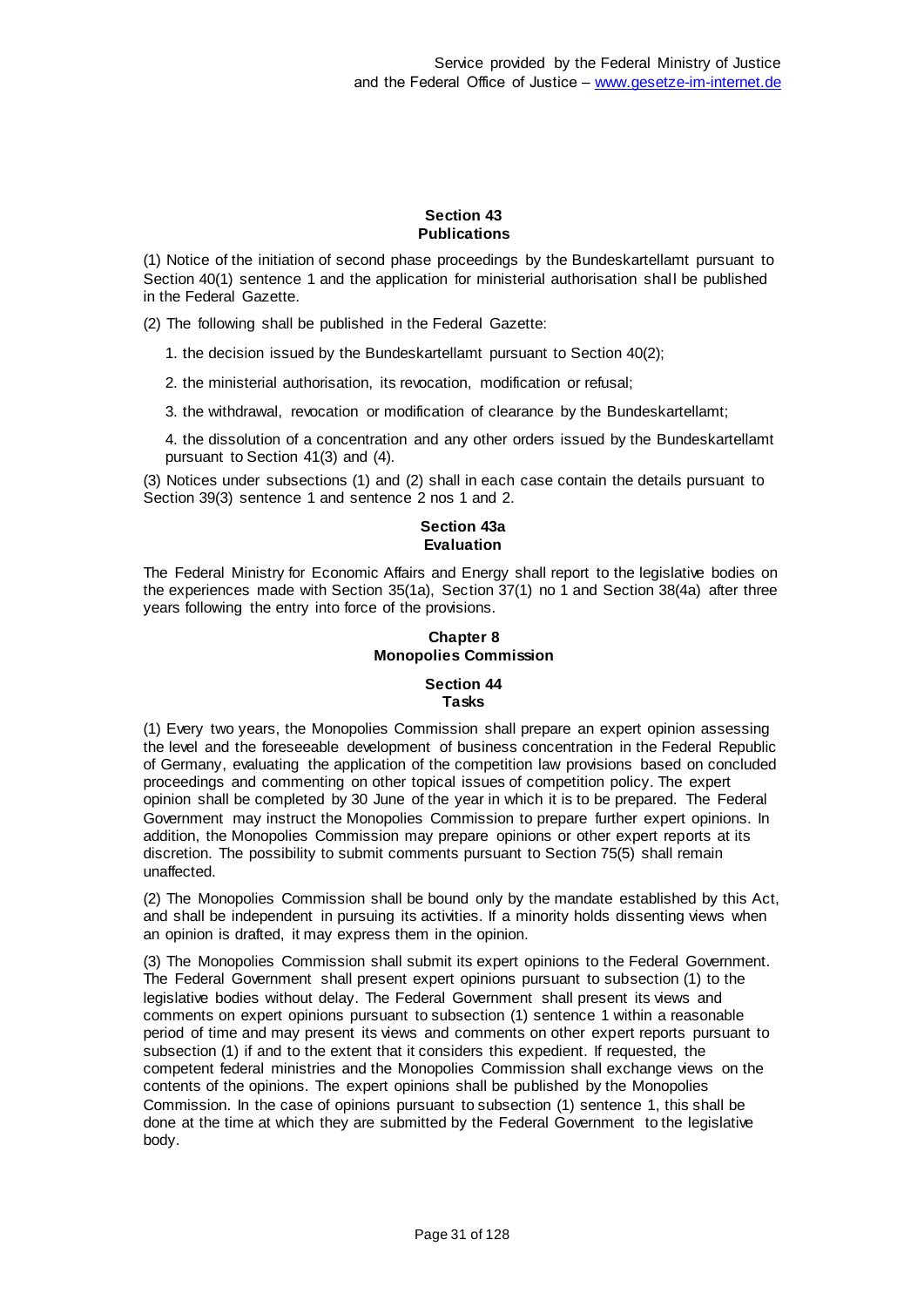## Section 43
## Publications

(1) Notice of the initiation of second phase proceedings by the Bundeskartellamt pursuant to Section 40(1) sentence 1 and the application for ministerial authorisation shall be published in the Federal Gazette.

(2) The following shall be published in the Federal Gazette:

1. the decision issued by the Bundeskartellamt pursuant to Section 40(2);
2. the ministerial authorisation, its revocation, modification or refusal;
3. the withdrawal, revocation or modification of clearance by the Bundeskartellamt;
4. the dissolution of a concentration and any other orders issued by the Bundeskartellamt pursuant to Section 41(3) and (4).

(3) Notices under subsections (1) and (2) shall in each case contain the details pursuant to Section 39(3) sentence 1 and sentence 2 nos 1 and 2.

## Section 43a
## Evaluation

The Federal Ministry for Economic Affairs and Energy shall report to the legislative bodies on the experiences made with Section 35(1a), Section 37(1) no 1 and Section 38(4a) after three years following the entry into force of the provisions.

# Chapter 8
# Monopolies Commission

## Section 44
## Tasks

(1) Every two years, the Monopolies Commission shall prepare an expert opinion assessing the level and the foreseeable development of business concentration in the Federal Republic of Germany, evaluating the application of the competition law provisions based on concluded proceedings and commenting on other topical issues of competition policy. The expert opinion shall be completed by 30 June of the year in which it is to be prepared. The Federal Government may instruct the Monopolies Commission to prepare further expert opinions. In addition, the Monopolies Commission may prepare opinions or other expert reports at its discretion. The possibility to submit comments pursuant to Section 75(5) shall remain unaffected.

(2) The Monopolies Commission shall be bound only by the mandate established by this Act, and shall be independent in pursuing its activities. If a minority holds dissenting views when an opinion is drafted, it may express them in the opinion.

(3) The Monopolies Commission shall submit its expert opinions to the Federal Government. The Federal Government shall present expert opinions pursuant to subsection (1) to the legislative bodies without delay. The Federal Government shall present its views and comments on expert opinions pursuant to subsection (1) sentence 1 within a reasonable period of time and may present its views and comments on other expert reports pursuant to subsection (1) if and to the extent that it considers this expedient. If requested, the competent federal ministries and the Monopolies Commission shall exchange views on the contents of the opinions. The expert opinions shall be published by the Monopolies Commission. In the case of opinions pursuant to subsection (1) sentence 1, this shall be done at the time at which they are submitted by the Federal Government to the legislative body.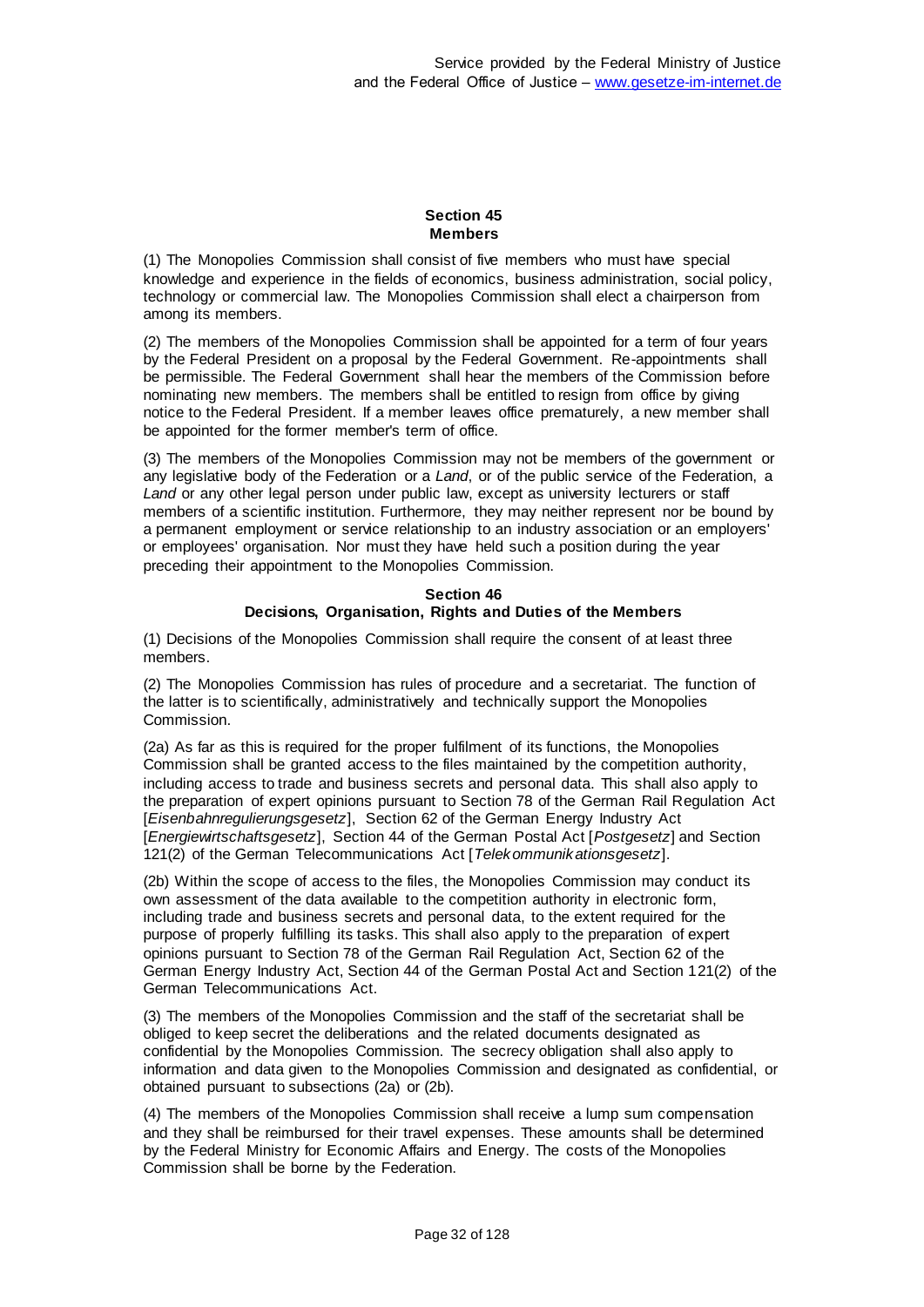## Section 45
## Members

(1) The Monopolies Commission shall consist of five members who must have special knowledge and experience in the fields of economics, business administration, social policy, technology or commercial law. The Monopolies Commission shall elect a chairperson from among its members.

(2) The members of the Monopolies Commission shall be appointed for a term of four years by the Federal President on a proposal by the Federal Government. Re-appointments shall be permissible. The Federal Government shall hear the members of the Commission before nominating new members. The members shall be entitled to resign from office by giving notice to the Federal President. If a member leaves office prematurely, a new member shall be appointed for the former member's term of office.

(3) The members of the Monopolies Commission may not be members of the government or any legislative body of the Federation or a *Land*, or of the public service of the Federation, a *Land* or any other legal person under public law, except as university lecturers or staff members of a scientific institution. Furthermore, they may neither represent nor be bound by a permanent employment or service relationship to an industry association or an employers' or employees' organisation. Nor must they have held such a position during the year preceding their appointment to the Monopolies Commission.

## Section 46
## Decisions, Organisation, Rights and Duties of the Members

(1) Decisions of the Monopolies Commission shall require the consent of at least three members.

(2) The Monopolies Commission has rules of procedure and a secretariat. The function of the latter is to scientifically, administratively and technically support the Monopolies Commission.

(2a) As far as this is required for the proper fulfilment of its functions, the Monopolies Commission shall be granted access to the files maintained by the competition authority, including access to trade and business secrets and personal data. This shall also apply to the preparation of expert opinions pursuant to Section 78 of the German Rail Regulation Act [*Eisenbahnregulierungsgesetz*], Section 62 of the German Energy Industry Act [*Energiewirtschaftsgesetz*], Section 44 of the German Postal Act [*Postgesetz*] and Section 121(2) of the German Telecommunications Act [*Telekommunikationsgesetz*].

(2b) Within the scope of access to the files, the Monopolies Commission may conduct its own assessment of the data available to the competition authority in electronic form, including trade and business secrets and personal data, to the extent required for the purpose of properly fulfilling its tasks. This shall also apply to the preparation of expert opinions pursuant to Section 78 of the German Rail Regulation Act, Section 62 of the German Energy Industry Act, Section 44 of the German Postal Act and Section 121(2) of the German Telecommunications Act.

(3) The members of the Monopolies Commission and the staff of the secretariat shall be obliged to keep secret the deliberations and the related documents designated as confidential by the Monopolies Commission. The secrecy obligation shall also apply to information and data given to the Monopolies Commission and designated as confidential, or obtained pursuant to subsections (2a) or (2b).

(4) The members of the Monopolies Commission shall receive a lump sum compensation and they shall be reimbursed for their travel expenses. These amounts shall be determined by the Federal Ministry for Economic Affairs and Energy. The costs of the Monopolies Commission shall be borne by the Federation.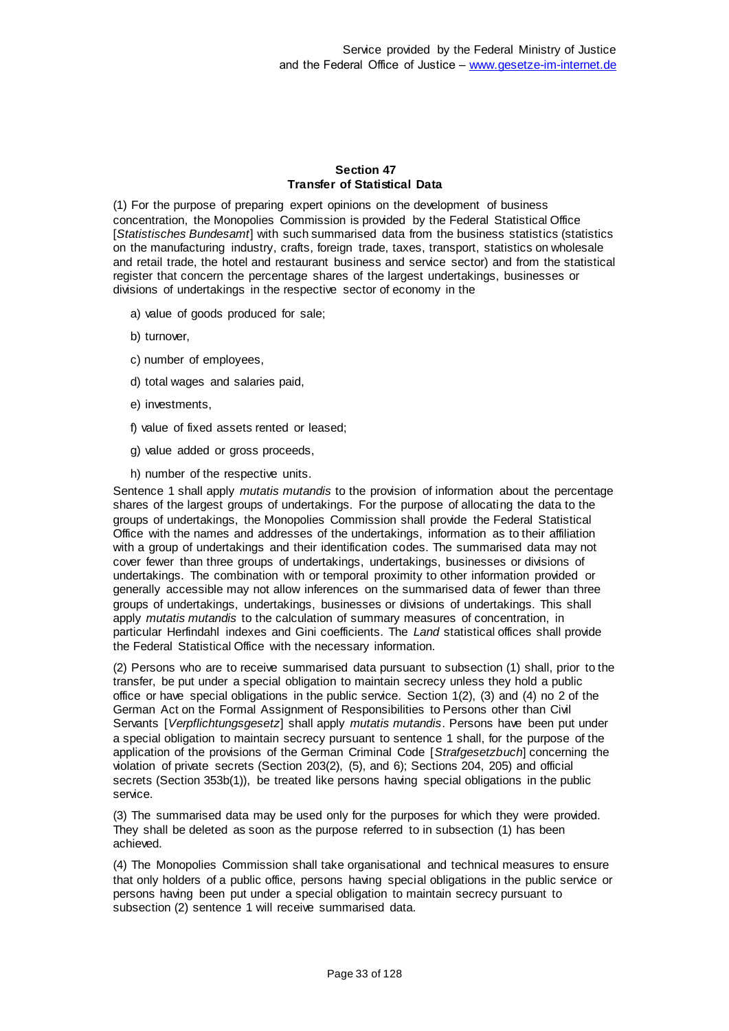## Section 47
## Transfer of Statistical Data

(1) For the purpose of preparing expert opinions on the development of business concentration, the Monopolies Commission is provided by the Federal Statistical Office [*Statistisches Bundesamt*] with such summarised data from the business statistics (statistics on the manufacturing industry, crafts, foreign trade, taxes, transport, statistics on wholesale and retail trade, the hotel and restaurant business and service sector) and from the statistical register that concern the percentage shares of the largest undertakings, businesses or divisions of undertakings in the respective sector of economy in the

a) value of goods produced for sale;

b) turnover,

c) number of employees,

d) total wages and salaries paid,

e) investments,

f) value of fixed assets rented or leased;

g) value added or gross proceeds,

h) number of the respective units.

Sentence 1 shall apply *mutatis mutandis* to the provision of information about the percentage shares of the largest groups of undertakings. For the purpose of allocating the data to the groups of undertakings, the Monopolies Commission shall provide the Federal Statistical Office with the names and addresses of the undertakings, information as to their affiliation with a group of undertakings and their identification codes. The summarised data may not cover fewer than three groups of undertakings, undertakings, businesses or divisions of undertakings. The combination with or temporal proximity to other information provided or generally accessible may not allow inferences on the summarised data of fewer than three groups of undertakings, undertakings, businesses or divisions of undertakings. This shall apply *mutatis mutandis* to the calculation of summary measures of concentration, in particular Herfindahl indexes and Gini coefficients. The *Land* statistical offices shall provide the Federal Statistical Office with the necessary information.

(2) Persons who are to receive summarised data pursuant to subsection (1) shall, prior to the transfer, be put under a special obligation to maintain secrecy unless they hold a public office or have special obligations in the public service. Section 1(2), (3) and (4) no 2 of the German Act on the Formal Assignment of Responsibilities to Persons other than Civil Servants [*Verpflichtungsgesetz*] shall apply *mutatis mutandis*. Persons have been put under a special obligation to maintain secrecy pursuant to sentence 1 shall, for the purpose of the application of the provisions of the German Criminal Code [*Strafgesetzbuch*] concerning the violation of private secrets (Section 203(2), (5), and 6); Sections 204, 205) and official secrets (Section 353b(1)), be treated like persons having special obligations in the public service.

(3) The summarised data may be used only for the purposes for which they were provided. They shall be deleted as soon as the purpose referred to in subsection (1) has been achieved.

(4) The Monopolies Commission shall take organisational and technical measures to ensure that only holders of a public office, persons having special obligations in the public service or persons having been put under a special obligation to maintain secrecy pursuant to subsection (2) sentence 1 will receive summarised data.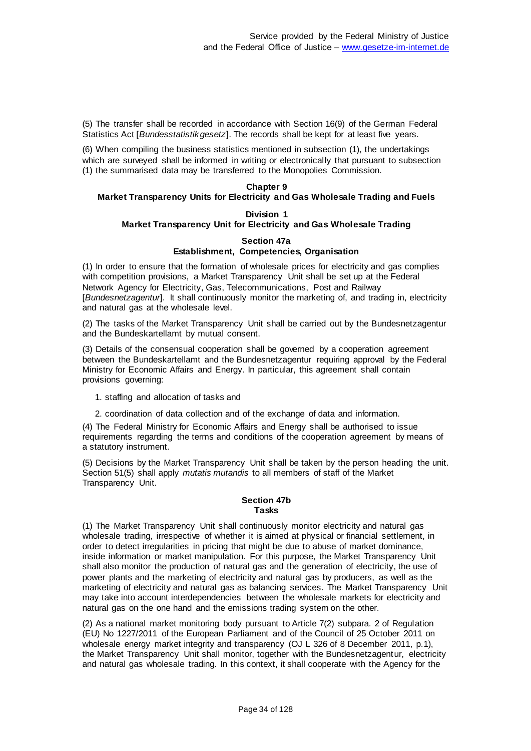(5) The transfer shall be recorded in accordance with Section 16(9) of the German Federal Statistics Act [*Bundesstatistikgesetz*]. The records shall be kept for at least five years.

(6) When compiling the business statistics mentioned in subsection (1), the undertakings which are surveyed shall be informed in writing or electronically that pursuant to subsection (1) the summarised data may be transferred to the Monopolies Commission.

## Chapter 9
## Market Transparency Units for Electricity and Gas Wholesale Trading and Fuels

### Division 1
### Market Transparency Unit for Electricity and Gas Wholesale Trading

#### Section 47a
#### Establishment, Competencies, Organisation

(1) In order to ensure that the formation of wholesale prices for electricity and gas complies with competition provisions, a Market Transparency Unit shall be set up at the Federal Network Agency for Electricity, Gas, Telecommunications, Post and Railway [*Bundesnetzagentur*]. It shall continuously monitor the marketing of, and trading in, electricity and natural gas at the wholesale level.

(2) The tasks of the Market Transparency Unit shall be carried out by the Bundesnetzagentur and the Bundeskartellamt by mutual consent.

(3) Details of the consensual cooperation shall be governed by a cooperation agreement between the Bundeskartellamt and the Bundesnetzagentur requiring approval by the Federal Ministry for Economic Affairs and Energy. In particular, this agreement shall contain provisions governing:

1. staffing and allocation of tasks and
2. coordination of data collection and of the exchange of data and information.

(4) The Federal Ministry for Economic Affairs and Energy shall be authorised to issue requirements regarding the terms and conditions of the cooperation agreement by means of a statutory instrument.

(5) Decisions by the Market Transparency Unit shall be taken by the person heading the unit. Section 51(5) shall apply *mutatis mutandis* to all members of staff of the Market Transparency Unit.

#### Section 47b
#### Tasks

(1) The Market Transparency Unit shall continuously monitor electricity and natural gas wholesale trading, irrespective of whether it is aimed at physical or financial settlement, in order to detect irregularities in pricing that might be due to abuse of market dominance, inside information or market manipulation. For this purpose, the Market Transparency Unit shall also monitor the production of natural gas and the generation of electricity, the use of power plants and the marketing of electricity and natural gas by producers, as well as the marketing of electricity and natural gas as balancing services. The Market Transparency Unit may take into account interdependencies between the wholesale markets for electricity and natural gas on the one hand and the emissions trading system on the other.

(2) As a national market monitoring body pursuant to Article 7(2) subpara. 2 of Regulation (EU) No 1227/2011 of the European Parliament and of the Council of 25 October 2011 on wholesale energy market integrity and transparency (OJ L 326 of 8 December 2011, p.1), the Market Transparency Unit shall monitor, together with the Bundesnetzagentur, electricity and natural gas wholesale trading. In this context, it shall cooperate with the Agency for the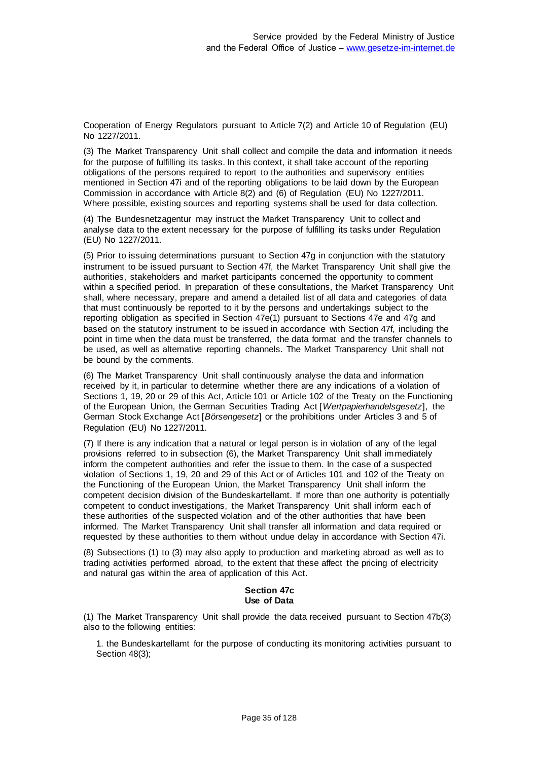Cooperation of Energy Regulators pursuant to Article 7(2) and Article 10 of Regulation (EU) No 1227/2011.

(3) The Market Transparency Unit shall collect and compile the data and information it needs for the purpose of fulfilling its tasks. In this context, it shall take account of the reporting obligations of the persons required to report to the authorities and supervisory entities mentioned in Section 47i and of the reporting obligations to be laid down by the European Commission in accordance with Article 8(2) and (6) of Regulation (EU) No 1227/2011. Where possible, existing sources and reporting systems shall be used for data collection.

(4) The Bundesnetzagentur may instruct the Market Transparency Unit to collect and analyse data to the extent necessary for the purpose of fulfilling its tasks under Regulation (EU) No 1227/2011.

(5) Prior to issuing determinations pursuant to Section 47g in conjunction with the statutory instrument to be issued pursuant to Section 47f, the Market Transparency Unit shall give the authorities, stakeholders and market participants concerned the opportunity to comment within a specified period. In preparation of these consultations, the Market Transparency Unit shall, where necessary, prepare and amend a detailed list of all data and categories of data that must continuously be reported to it by the persons and undertakings subject to the reporting obligation as specified in Section 47e(1) pursuant to Sections 47e and 47g and based on the statutory instrument to be issued in accordance with Section 47f, including the point in time when the data must be transferred, the data format and the transfer channels to be used, as well as alternative reporting channels. The Market Transparency Unit shall not be bound by the comments.

(6) The Market Transparency Unit shall continuously analyse the data and information received by it, in particular to determine whether there are any indications of a violation of Sections 1, 19, 20 or 29 of this Act, Article 101 or Article 102 of the Treaty on the Functioning of the European Union, the German Securities Trading Act [*Wertpapierhandelsgesetz*], the German Stock Exchange Act [*Börsengesetz*] or the prohibitions under Articles 3 and 5 of Regulation (EU) No 1227/2011.

(7) If there is any indication that a natural or legal person is in violation of any of the legal provisions referred to in subsection (6), the Market Transparency Unit shall immediately inform the competent authorities and refer the issue to them. In the case of a suspected violation of Sections 1, 19, 20 and 29 of this Act or of Articles 101 and 102 of the Treaty on the Functioning of the European Union, the Market Transparency Unit shall inform the competent decision division of the Bundeskartellamt. If more than one authority is potentially competent to conduct investigations, the Market Transparency Unit shall inform each of these authorities of the suspected violation and of the other authorities that have been informed. The Market Transparency Unit shall transfer all information and data required or requested by these authorities to them without undue delay in accordance with Section 47i.

(8) Subsections (1) to (3) may also apply to production and marketing abroad as well as to trading activities performed abroad, to the extent that these affect the pricing of electricity and natural gas within the area of application of this Act.

**Section 47c**
**Use of Data**

(1) The Market Transparency Unit shall provide the data received pursuant to Section 47b(3) also to the following entities:

1. the Bundeskartellamt for the purpose of conducting its monitoring activities pursuant to Section 48(3);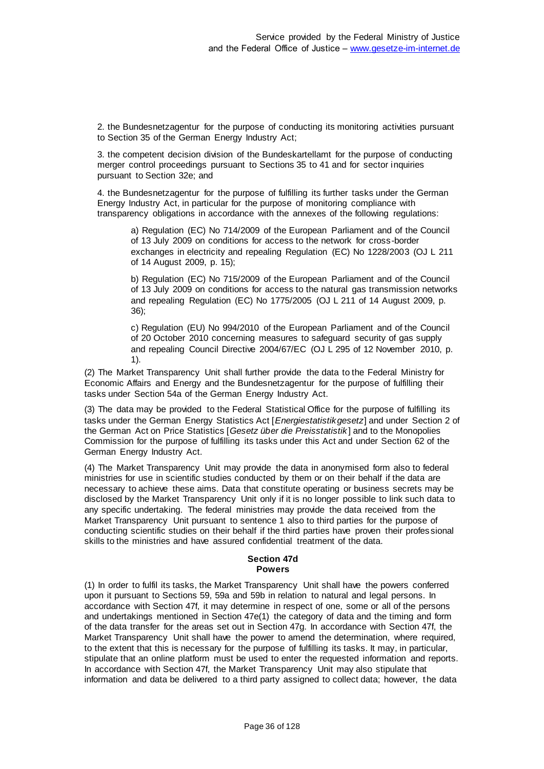2. the Bundesnetzagentur for the purpose of conducting its monitoring activities pursuant to Section 35 of the German Energy Industry Act;

3. the competent decision division of the Bundeskartellamt for the purpose of conducting merger control proceedings pursuant to Sections 35 to 41 and for sector inquiries pursuant to Section 32e; and

4. the Bundesnetzagentur for the purpose of fulfilling its further tasks under the German Energy Industry Act, in particular for the purpose of monitoring compliance with transparency obligations in accordance with the annexes of the following regulations:

a) Regulation (EC) No 714/2009 of the European Parliament and of the Council of 13 July 2009 on conditions for access to the network for cross-border exchanges in electricity and repealing Regulation (EC) No 1228/2003 (OJ L 211 of 14 August 2009, p. 15);

b) Regulation (EC) No 715/2009 of the European Parliament and of the Council of 13 July 2009 on conditions for access to the natural gas transmission networks and repealing Regulation (EC) No 1775/2005 (OJ L 211 of 14 August 2009, p. 36);

c) Regulation (EU) No 994/2010 of the European Parliament and of the Council of 20 October 2010 concerning measures to safeguard security of gas supply and repealing Council Directive 2004/67/EC (OJ L 295 of 12 November 2010, p. 1).

(2) The Market Transparency Unit shall further provide the data to the Federal Ministry for Economic Affairs and Energy and the Bundesnetzagentur for the purpose of fulfilling their tasks under Section 54a of the German Energy Industry Act.

(3) The data may be provided to the Federal Statistical Office for the purpose of fulfilling its tasks under the German Energy Statistics Act [*Energiestatistikgesetz*] and under Section 2 of the German Act on Price Statistics [*Gesetz über die Preisstatistik*] and to the Monopolies Commission for the purpose of fulfilling its tasks under this Act and under Section 62 of the German Energy Industry Act.

(4) The Market Transparency Unit may provide the data in anonymised form also to federal ministries for use in scientific studies conducted by them or on their behalf if the data are necessary to achieve these aims. Data that constitute operating or business secrets may be disclosed by the Market Transparency Unit only if it is no longer possible to link such data to any specific undertaking. The federal ministries may provide the data received from the Market Transparency Unit pursuant to sentence 1 also to third parties for the purpose of conducting scientific studies on their behalf if the third parties have proven their professional skills to the ministries and have assured confidential treatment of the data.

**Section 47d**
**Powers**

(1) In order to fulfil its tasks, the Market Transparency Unit shall have the powers conferred upon it pursuant to Sections 59, 59a and 59b in relation to natural and legal persons. In accordance with Section 47f, it may determine in respect of one, some or all of the persons and undertakings mentioned in Section 47e(1) the category of data and the timing and form of the data transfer for the areas set out in Section 47g. In accordance with Section 47f, the Market Transparency Unit shall have the power to amend the determination, where required, to the extent that this is necessary for the purpose of fulfilling its tasks. It may, in particular, stipulate that an online platform must be used to enter the requested information and reports. In accordance with Section 47f, the Market Transparency Unit may also stipulate that information and data be delivered to a third party assigned to collect data; however, the data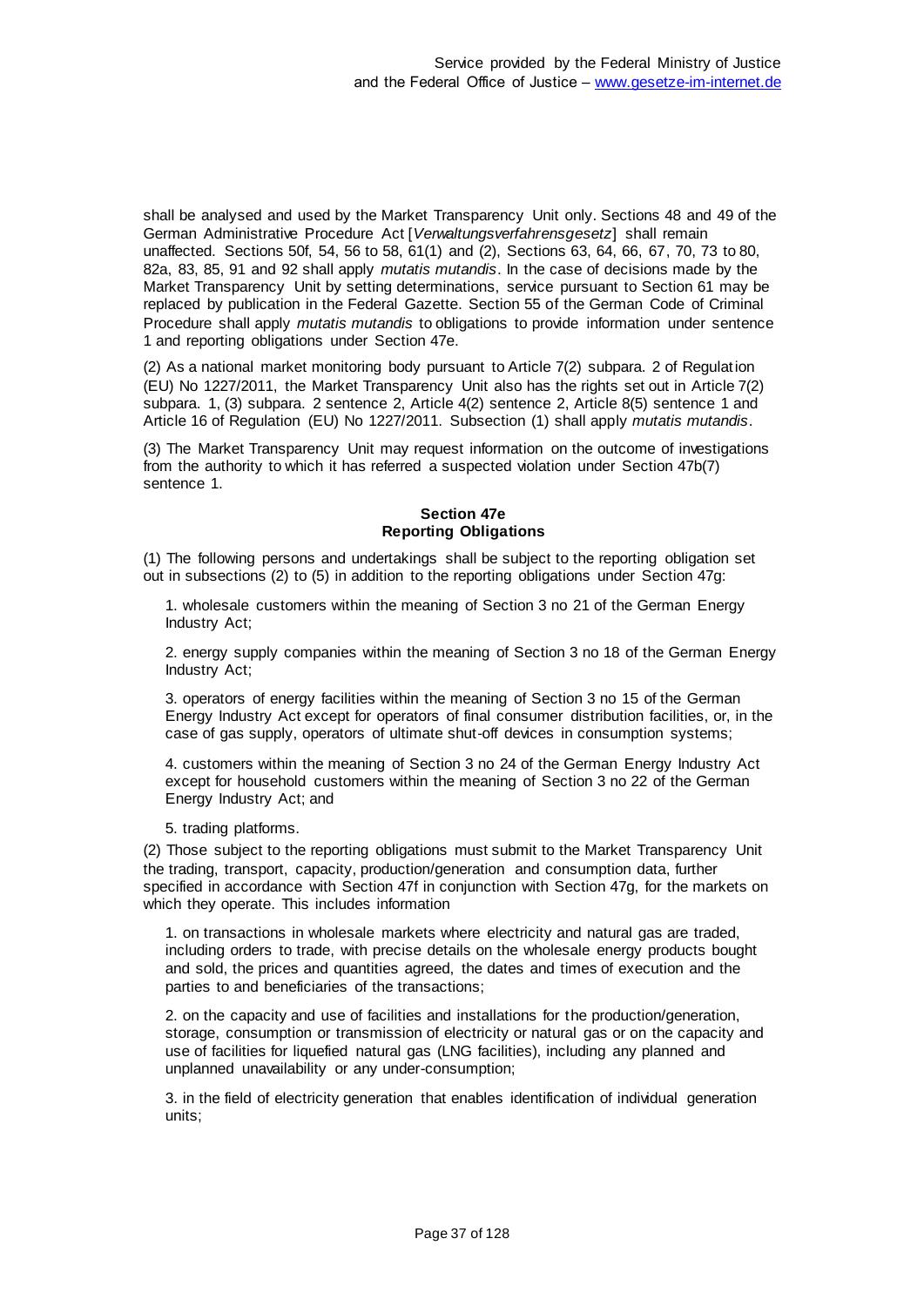shall be analysed and used by the Market Transparency Unit only. Sections 48 and 49 of the German Administrative Procedure Act [*Verwaltungsverfahrensgesetz*] shall remain unaffected. Sections 50f, 54, 56 to 58, 61(1) and (2), Sections 63, 64, 66, 67, 70, 73 to 80, 82a, 83, 85, 91 and 92 shall apply *mutatis mutandis*. In the case of decisions made by the Market Transparency Unit by setting determinations, service pursuant to Section 61 may be replaced by publication in the Federal Gazette. Section 55 of the German Code of Criminal Procedure shall apply *mutatis mutandis* to obligations to provide information under sentence 1 and reporting obligations under Section 47e.

(2) As a national market monitoring body pursuant to Article 7(2) subpara. 2 of Regulation (EU) No 1227/2011, the Market Transparency Unit also has the rights set out in Article 7(2) subpara. 1, (3) subpara. 2 sentence 2, Article 4(2) sentence 2, Article 8(5) sentence 1 and Article 16 of Regulation (EU) No 1227/2011. Subsection (1) shall apply *mutatis mutandis*.

(3) The Market Transparency Unit may request information on the outcome of investigations from the authority to which it has referred a suspected violation under Section 47b(7) sentence 1.

### Section 47e
### Reporting Obligations

(1) The following persons and undertakings shall be subject to the reporting obligation set out in subsections (2) to (5) in addition to the reporting obligations under Section 47g:

1. wholesale customers within the meaning of Section 3 no 21 of the German Energy Industry Act;

2. energy supply companies within the meaning of Section 3 no 18 of the German Energy Industry Act;

3. operators of energy facilities within the meaning of Section 3 no 15 of the German Energy Industry Act except for operators of final consumer distribution facilities, or, in the case of gas supply, operators of ultimate shut-off devices in consumption systems;

4. customers within the meaning of Section 3 no 24 of the German Energy Industry Act except for household customers within the meaning of Section 3 no 22 of the German Energy Industry Act; and

5. trading platforms.

(2) Those subject to the reporting obligations must submit to the Market Transparency Unit the trading, transport, capacity, production/generation and consumption data, further specified in accordance with Section 47f in conjunction with Section 47g, for the markets on which they operate. This includes information

1. on transactions in wholesale markets where electricity and natural gas are traded, including orders to trade, with precise details on the wholesale energy products bought and sold, the prices and quantities agreed, the dates and times of execution and the parties to and beneficiaries of the transactions;

2. on the capacity and use of facilities and installations for the production/generation, storage, consumption or transmission of electricity or natural gas or on the capacity and use of facilities for liquefied natural gas (LNG facilities), including any planned and unplanned unavailability or any under-consumption;

3. in the field of electricity generation that enables identification of individual generation units;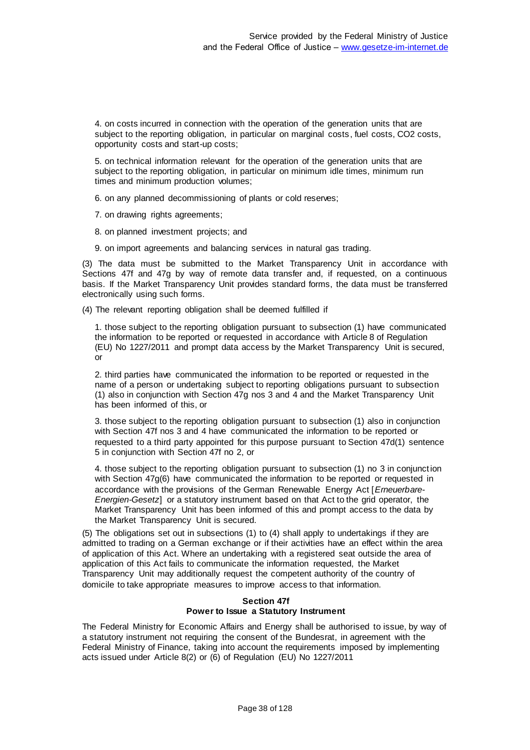4. on costs incurred in connection with the operation of the generation units that are subject to the reporting obligation, in particular on marginal costs, fuel costs, $CO_2$ costs, opportunity costs and start-up costs;

5. on technical information relevant for the operation of the generation units that are subject to the reporting obligation, in particular on minimum idle times, minimum run times and minimum production volumes;

6. on any planned decommissioning of plants or cold reserves;

7. on drawing rights agreements;

8. on planned investment projects; and

9. on import agreements and balancing services in natural gas trading.

(3) The data must be submitted to the Market Transparency Unit in accordance with Sections 47f and 47g by way of remote data transfer and, if requested, on a continuous basis. If the Market Transparency Unit provides standard forms, the data must be transferred electronically using such forms.

(4) The relevant reporting obligation shall be deemed fulfilled if

1. those subject to the reporting obligation pursuant to subsection (1) have communicated the information to be reported or requested in accordance with Article 8 of Regulation (EU) No 1227/2011 and prompt data access by the Market Transparency Unit is secured, or

2. third parties have communicated the information to be reported or requested in the name of a person or undertaking subject to reporting obligations pursuant to subsection (1) also in conjunction with Section 47g nos 3 and 4 and the Market Transparency Unit has been informed of this, or

3. those subject to the reporting obligation pursuant to subsection (1) also in conjunction with Section 47f nos 3 and 4 have communicated the information to be reported or requested to a third party appointed for this purpose pursuant to Section 47d(1) sentence 5 in conjunction with Section 47f no 2, or

4. those subject to the reporting obligation pursuant to subsection (1) no 3 in conjunction with Section 47g(6) have communicated the information to be reported or requested in accordance with the provisions of the German Renewable Energy Act [*Erneuerbare-Energien-Gesetz*] or a statutory instrument based on that Act to the grid operator, the Market Transparency Unit has been informed of this and prompt access to the data by the Market Transparency Unit is secured.

(5) The obligations set out in subsections (1) to (4) shall apply to undertakings if they are admitted to trading on a German exchange or if their activities have an effect within the area of application of this Act. Where an undertaking with a registered seat outside the area of application of this Act fails to communicate the information requested, the Market Transparency Unit may additionally request the competent authority of the country of domicile to take appropriate measures to improve access to that information.

### Section 47f
### Power to Issue a Statutory Instrument

The Federal Ministry for Economic Affairs and Energy shall be authorised to issue, by way of a statutory instrument not requiring the consent of the Bundesrat, in agreement with the Federal Ministry of Finance, taking into account the requirements imposed by implementing acts issued under Article 8(2) or (6) of Regulation (EU) No 1227/2011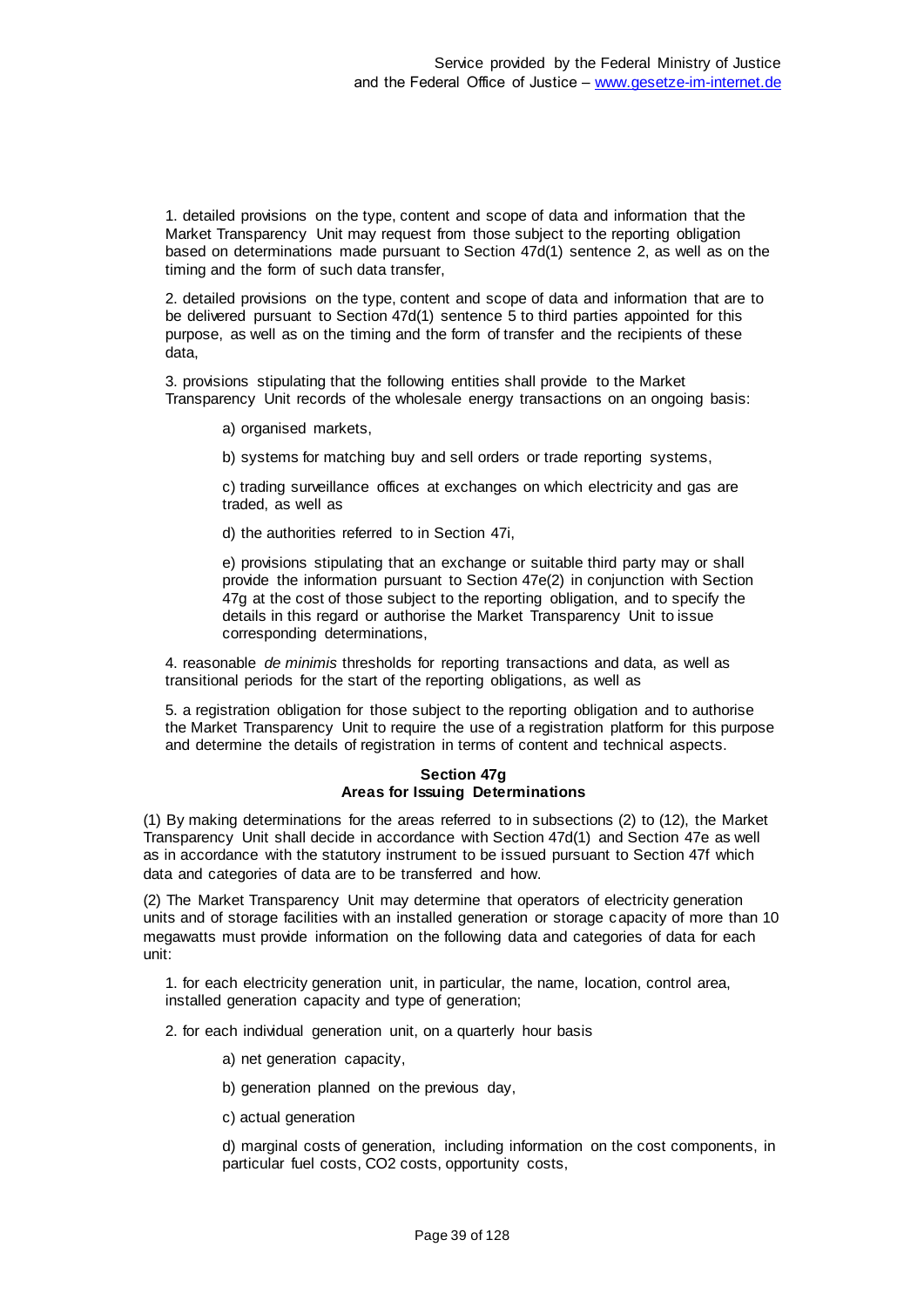1. detailed provisions on the type, content and scope of data and information that the Market Transparency Unit may request from those subject to the reporting obligation based on determinations made pursuant to Section 47d(1) sentence 2, as well as on the timing and the form of such data transfer,

2. detailed provisions on the type, content and scope of data and information that are to be delivered pursuant to Section 47d(1) sentence 5 to third parties appointed for this purpose, as well as on the timing and the form of transfer and the recipients of these data,

3. provisions stipulating that the following entities shall provide to the Market Transparency Unit records of the wholesale energy transactions on an ongoing basis:

a) organised markets,

b) systems for matching buy and sell orders or trade reporting systems,

c) trading surveillance offices at exchanges on which electricity and gas are traded, as well as

d) the authorities referred to in Section 47i,

e) provisions stipulating that an exchange or suitable third party may or shall provide the information pursuant to Section 47e(2) in conjunction with Section 47g at the cost of those subject to the reporting obligation, and to specify the details in this regard or authorise the Market Transparency Unit to issue corresponding determinations,

4. reasonable *de minimis* thresholds for reporting transactions and data, as well as transitional periods for the start of the reporting obligations, as well as

5. a registration obligation for those subject to the reporting obligation and to authorise the Market Transparency Unit to require the use of a registration platform for this purpose and determine the details of registration in terms of content and technical aspects.

**Section 47g**
**Areas for Issuing Determinations**

(1) By making determinations for the areas referred to in subsections (2) to (12), the Market Transparency Unit shall decide in accordance with Section 47d(1) and Section 47e as well as in accordance with the statutory instrument to be issued pursuant to Section 47f which data and categories of data are to be transferred and how.

(2) The Market Transparency Unit may determine that operators of electricity generation units and of storage facilities with an installed generation or storage capacity of more than 10 megawatts must provide information on the following data and categories of data for each unit:

1. for each electricity generation unit, in particular, the name, location, control area, installed generation capacity and type of generation;

2. for each individual generation unit, on a quarterly hour basis

a) net generation capacity,

b) generation planned on the previous day,

c) actual generation

d) marginal costs of generation, including information on the cost components, in particular fuel costs, $CO_2$ costs, opportunity costs,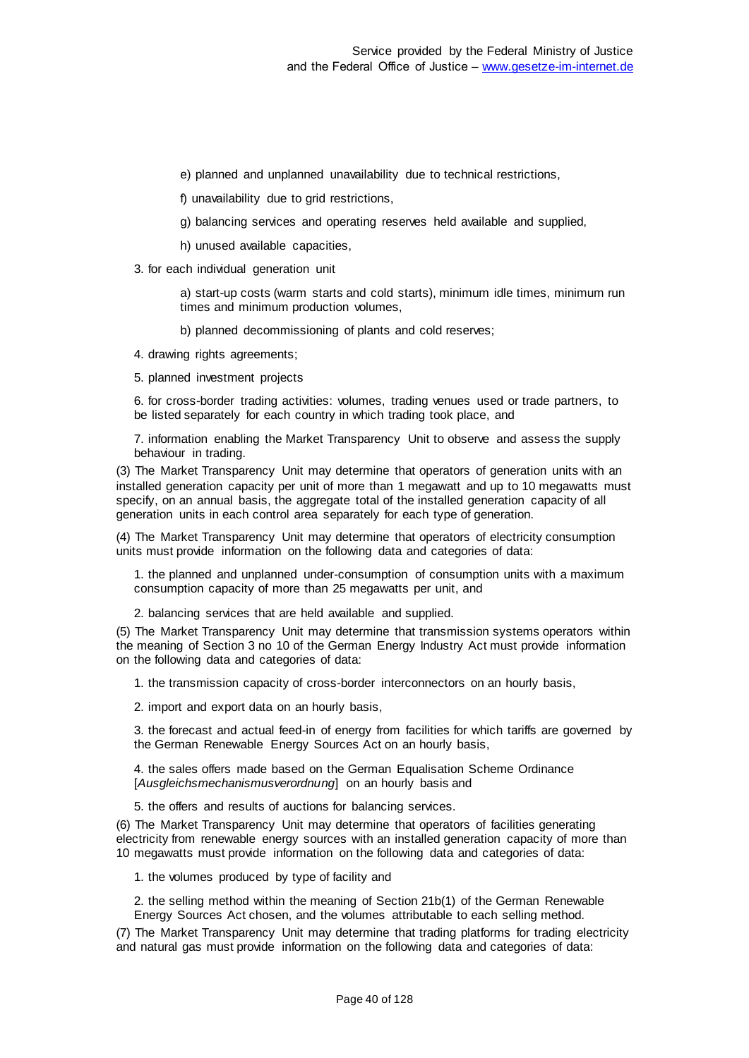e) planned and unplanned unavailability due to technical restrictions,

f) unavailability due to grid restrictions,

g) balancing services and operating reserves held available and supplied,

h) unused available capacities,

3. for each individual generation unit

a) start-up costs (warm starts and cold starts), minimum idle times, minimum run times and minimum production volumes,

b) planned decommissioning of plants and cold reserves;

4. drawing rights agreements;

5. planned investment projects

6. for cross-border trading activities: volumes, trading venues used or trade partners, to be listed separately for each country in which trading took place, and

7. information enabling the Market Transparency Unit to observe and assess the supply behaviour in trading.

(3) The Market Transparency Unit may determine that operators of generation units with an installed generation capacity per unit of more than 1 megawatt and up to 10 megawatts must specify, on an annual basis, the aggregate total of the installed generation capacity of all generation units in each control area separately for each type of generation.

(4) The Market Transparency Unit may determine that operators of electricity consumption units must provide information on the following data and categories of data:

1. the planned and unplanned under-consumption of consumption units with a maximum consumption capacity of more than 25 megawatts per unit, and

2. balancing services that are held available and supplied.

(5) The Market Transparency Unit may determine that transmission systems operators within the meaning of Section 3 no 10 of the German Energy Industry Act must provide information on the following data and categories of data:

1. the transmission capacity of cross-border interconnectors on an hourly basis,

2. import and export data on an hourly basis,

3. the forecast and actual feed-in of energy from facilities for which tariffs are governed by the German Renewable Energy Sources Act on an hourly basis,

4. the sales offers made based on the German Equalisation Scheme Ordinance [*Ausgleichsmechanismusverordnung*] on an hourly basis and

5. the offers and results of auctions for balancing services.

(6) The Market Transparency Unit may determine that operators of facilities generating electricity from renewable energy sources with an installed generation capacity of more than 10 megawatts must provide information on the following data and categories of data:

1. the volumes produced by type of facility and

2. the selling method within the meaning of Section 21b(1) of the German Renewable Energy Sources Act chosen, and the volumes attributable to each selling method.

(7) The Market Transparency Unit may determine that trading platforms for trading electricity and natural gas must provide information on the following data and categories of data: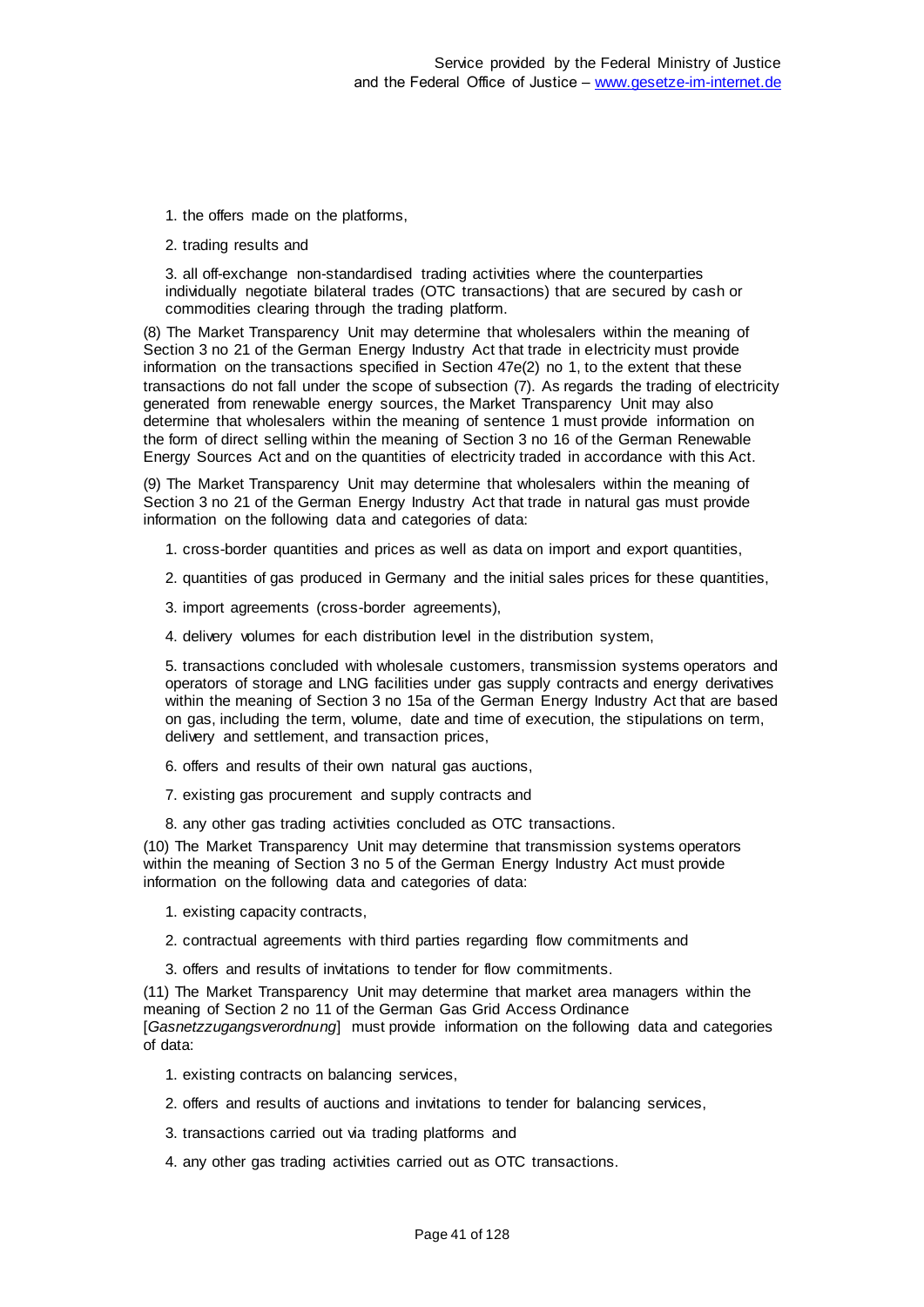1. the offers made on the platforms,

2. trading results and

3. all off-exchange non-standardised trading activities where the counterparties individually negotiate bilateral trades (OTC transactions) that are secured by cash or commodities clearing through the trading platform.

(8) The Market Transparency Unit may determine that wholesalers within the meaning of Section 3 no 21 of the German Energy Industry Act that trade in electricity must provide information on the transactions specified in Section 47e(2) no 1, to the extent that these transactions do not fall under the scope of subsection (7). As regards the trading of electricity generated from renewable energy sources, the Market Transparency Unit may also determine that wholesalers within the meaning of sentence 1 must provide information on the form of direct selling within the meaning of Section 3 no 16 of the German Renewable Energy Sources Act and on the quantities of electricity traded in accordance with this Act.

(9) The Market Transparency Unit may determine that wholesalers within the meaning of Section 3 no 21 of the German Energy Industry Act that trade in natural gas must provide information on the following data and categories of data:

1. cross-border quantities and prices as well as data on import and export quantities,

2. quantities of gas produced in Germany and the initial sales prices for these quantities,

3. import agreements (cross-border agreements),

4. delivery volumes for each distribution level in the distribution system,

5. transactions concluded with wholesale customers, transmission systems operators and operators of storage and LNG facilities under gas supply contracts and energy derivatives within the meaning of Section 3 no 15a of the German Energy Industry Act that are based on gas, including the term, volume, date and time of execution, the stipulations on term, delivery and settlement, and transaction prices,

6. offers and results of their own natural gas auctions,

7. existing gas procurement and supply contracts and

8. any other gas trading activities concluded as OTC transactions.

(10) The Market Transparency Unit may determine that transmission systems operators within the meaning of Section 3 no 5 of the German Energy Industry Act must provide information on the following data and categories of data:

1. existing capacity contracts,

2. contractual agreements with third parties regarding flow commitments and

3. offers and results of invitations to tender for flow commitments.

(11) The Market Transparency Unit may determine that market area managers within the meaning of Section 2 no 11 of the German Gas Grid Access Ordinance [*Gasnetzzugangsverordnung*] must provide information on the following data and categories of data:

1. existing contracts on balancing services,

2. offers and results of auctions and invitations to tender for balancing services,

3. transactions carried out via trading platforms and

4. any other gas trading activities carried out as OTC transactions.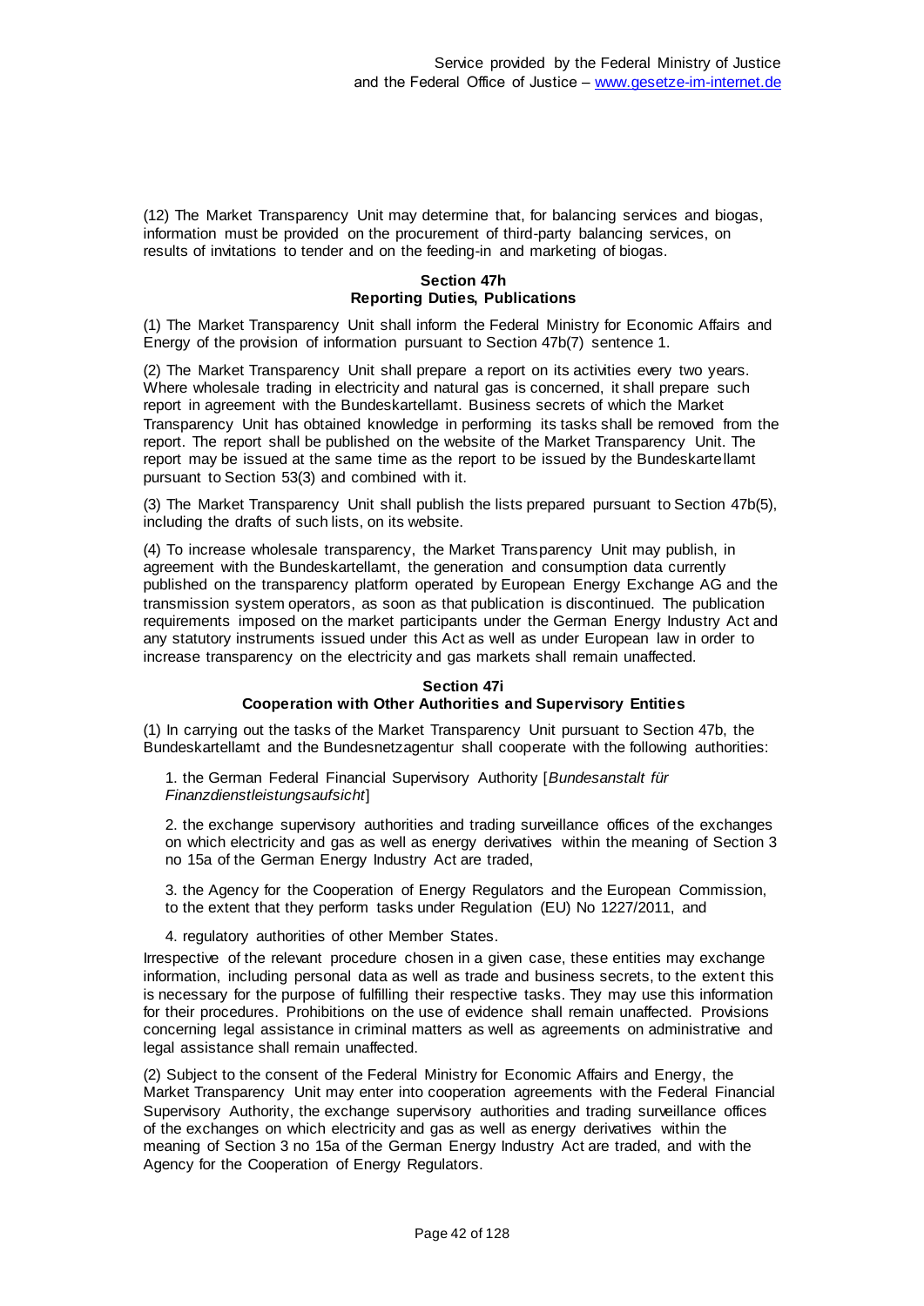(12) The Market Transparency Unit may determine that, for balancing services and biogas, information must be provided on the procurement of third-party balancing services, on results of invitations to tender and on the feeding-in and marketing of biogas.

### Section 47h
### Reporting Duties, Publications

(1) The Market Transparency Unit shall inform the Federal Ministry for Economic Affairs and Energy of the provision of information pursuant to Section 47b(7) sentence 1.

(2) The Market Transparency Unit shall prepare a report on its activities every two years. Where wholesale trading in electricity and natural gas is concerned, it shall prepare such report in agreement with the Bundeskartellamt. Business secrets of which the Market Transparency Unit has obtained knowledge in performing its tasks shall be removed from the report. The report shall be published on the website of the Market Transparency Unit. The report may be issued at the same time as the report to be issued by the Bundeskartellamt pursuant to Section 53(3) and combined with it.

(3) The Market Transparency Unit shall publish the lists prepared pursuant to Section 47b(5), including the drafts of such lists, on its website.

(4) To increase wholesale transparency, the Market Transparency Unit may publish, in agreement with the Bundeskartellamt, the generation and consumption data currently published on the transparency platform operated by European Energy Exchange AG and the transmission system operators, as soon as that publication is discontinued. The publication requirements imposed on the market participants under the German Energy Industry Act and any statutory instruments issued under this Act as well as under European law in order to increase transparency on the electricity and gas markets shall remain unaffected.

### Section 47i
### Cooperation with Other Authorities and Supervisory Entities

(1) In carrying out the tasks of the Market Transparency Unit pursuant to Section 47b, the Bundeskartellamt and the Bundesnetzagentur shall cooperate with the following authorities:

1. the German Federal Financial Supervisory Authority [*Bundesanstalt für Finanzdienstleistungsaufsicht*]

2. the exchange supervisory authorities and trading surveillance offices of the exchanges on which electricity and gas as well as energy derivatives within the meaning of Section 3 no 15a of the German Energy Industry Act are traded,

3. the Agency for the Cooperation of Energy Regulators and the European Commission, to the extent that they perform tasks under Regulation (EU) No 1227/2011, and

4. regulatory authorities of other Member States.

Irrespective of the relevant procedure chosen in a given case, these entities may exchange information, including personal data as well as trade and business secrets, to the extent this is necessary for the purpose of fulfilling their respective tasks. They may use this information for their procedures. Prohibitions on the use of evidence shall remain unaffected. Provisions concerning legal assistance in criminal matters as well as agreements on administrative and legal assistance shall remain unaffected.

(2) Subject to the consent of the Federal Ministry for Economic Affairs and Energy, the Market Transparency Unit may enter into cooperation agreements with the Federal Financial Supervisory Authority, the exchange supervisory authorities and trading surveillance offices of the exchanges on which electricity and gas as well as energy derivatives within the meaning of Section 3 no 15a of the German Energy Industry Act are traded, and with the Agency for the Cooperation of Energy Regulators.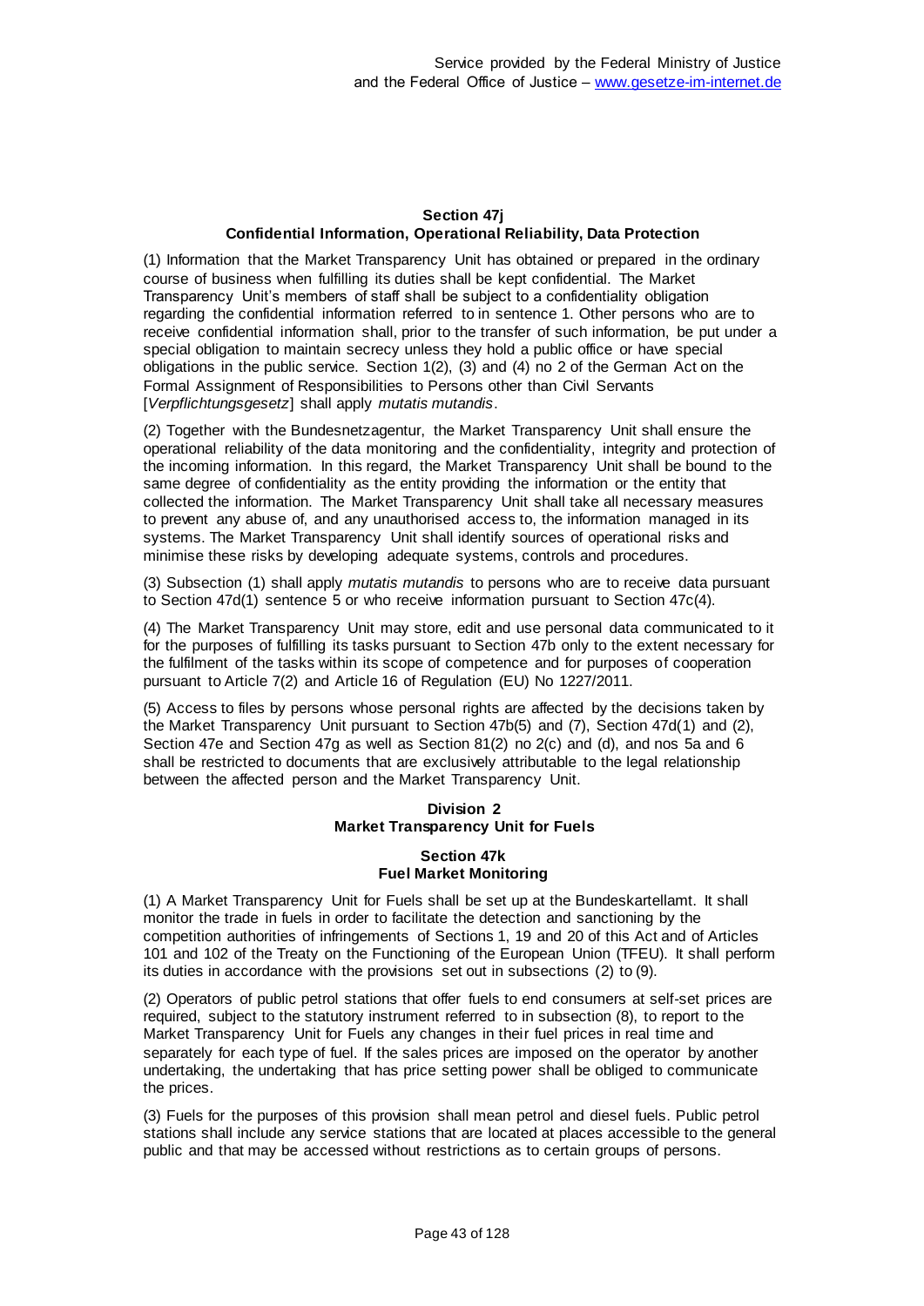### Section 47j
### Confidential Information, Operational Reliability, Data Protection

(1) Information that the Market Transparency Unit has obtained or prepared in the ordinary course of business when fulfilling its duties shall be kept confidential. The Market Transparency Unit's members of staff shall be subject to a confidentiality obligation regarding the confidential information referred to in sentence 1. Other persons who are to receive confidential information shall, prior to the transfer of such information, be put under a special obligation to maintain secrecy unless they hold a public office or have special obligations in the public service. Section 1(2), (3) and (4) no 2 of the German Act on the Formal Assignment of Responsibilities to Persons other than Civil Servants [*Verpflichtungsgesetz*] shall apply *mutatis mutandis*.

(2) Together with the Bundesnetzagentur, the Market Transparency Unit shall ensure the operational reliability of the data monitoring and the confidentiality, integrity and protection of the incoming information. In this regard, the Market Transparency Unit shall be bound to the same degree of confidentiality as the entity providing the information or the entity that collected the information. The Market Transparency Unit shall take all necessary measures to prevent any abuse of, and any unauthorised access to, the information managed in its systems. The Market Transparency Unit shall identify sources of operational risks and minimise these risks by developing adequate systems, controls and procedures.

(3) Subsection (1) shall apply *mutatis mutandis* to persons who are to receive data pursuant to Section 47d(1) sentence 5 or who receive information pursuant to Section 47c(4).

(4) The Market Transparency Unit may store, edit and use personal data communicated to it for the purposes of fulfilling its tasks pursuant to Section 47b only to the extent necessary for the fulfilment of the tasks within its scope of competence and for purposes of cooperation pursuant to Article 7(2) and Article 16 of Regulation (EU) No 1227/2011.

(5) Access to files by persons whose personal rights are affected by the decisions taken by the Market Transparency Unit pursuant to Section 47b(5) and (7), Section 47d(1) and (2), Section 47e and Section 47g as well as Section 81(2) no 2(c) and (d), and nos 5a and 6 shall be restricted to documents that are exclusively attributable to the legal relationship between the affected person and the Market Transparency Unit.

## Division 2
## Market Transparency Unit for Fuels

### Section 47k
### Fuel Market Monitoring

(1) A Market Transparency Unit for Fuels shall be set up at the Bundeskartellamt. It shall monitor the trade in fuels in order to facilitate the detection and sanctioning by the competition authorities of infringements of Sections 1, 19 and 20 of this Act and of Articles 101 and 102 of the Treaty on the Functioning of the European Union (TFEU). It shall perform its duties in accordance with the provisions set out in subsections (2) to (9).

(2) Operators of public petrol stations that offer fuels to end consumers at self-set prices are required, subject to the statutory instrument referred to in subsection (8), to report to the Market Transparency Unit for Fuels any changes in their fuel prices in real time and separately for each type of fuel. If the sales prices are imposed on the operator by another undertaking, the undertaking that has price setting power shall be obliged to communicate the prices.

(3) Fuels for the purposes of this provision shall mean petrol and diesel fuels. Public petrol stations shall include any service stations that are located at places accessible to the general public and that may be accessed without restrictions as to certain groups of persons.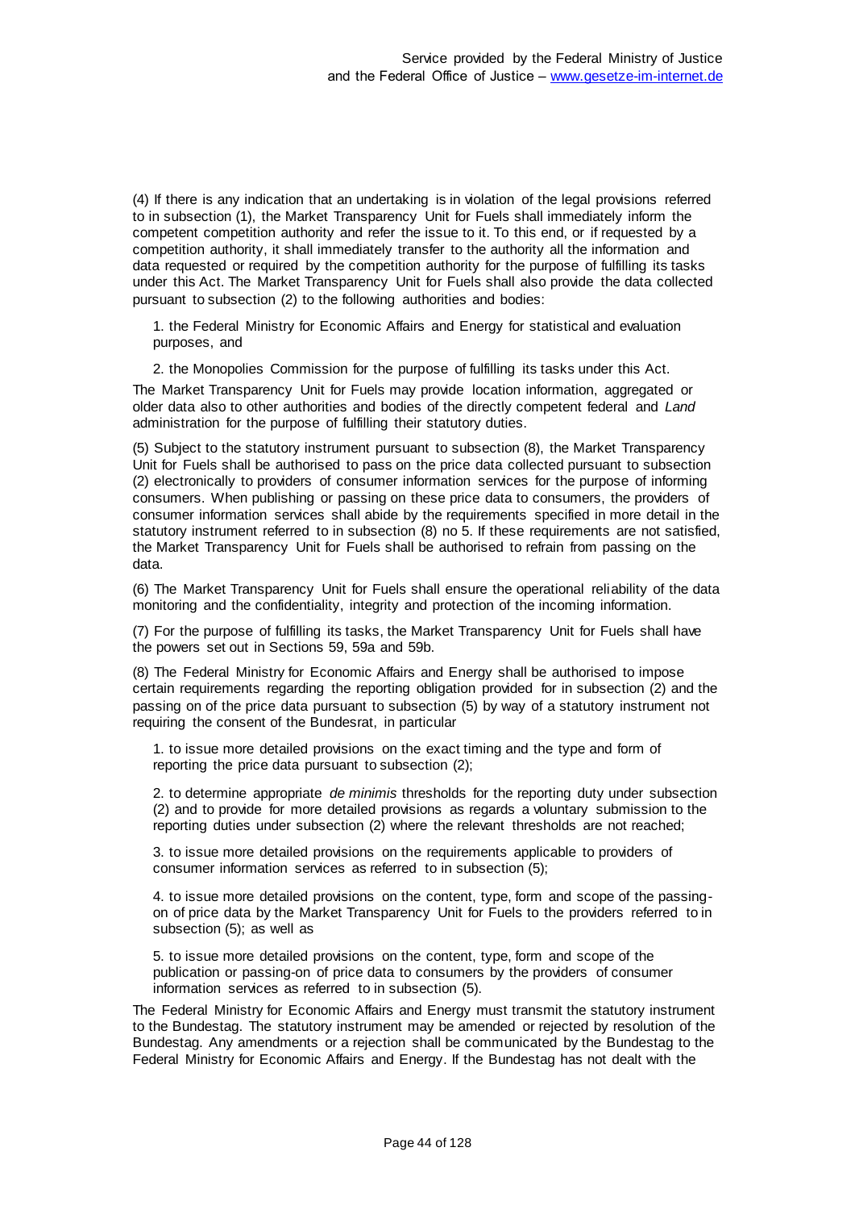(4) If there is any indication that an undertaking is in violation of the legal provisions referred to in subsection (1), the Market Transparency Unit for Fuels shall immediately inform the competent competition authority and refer the issue to it. To this end, or if requested by a competition authority, it shall immediately transfer to the authority all the information and data requested or required by the competition authority for the purpose of fulfilling its tasks under this Act. The Market Transparency Unit for Fuels shall also provide the data collected pursuant to subsection (2) to the following authorities and bodies:

1. the Federal Ministry for Economic Affairs and Energy for statistical and evaluation purposes, and

2. the Monopolies Commission for the purpose of fulfilling its tasks under this Act.

The Market Transparency Unit for Fuels may provide location information, aggregated or older data also to other authorities and bodies of the directly competent federal and *Land* administration for the purpose of fulfilling their statutory duties.

(5) Subject to the statutory instrument pursuant to subsection (8), the Market Transparency Unit for Fuels shall be authorised to pass on the price data collected pursuant to subsection (2) electronically to providers of consumer information services for the purpose of informing consumers. When publishing or passing on these price data to consumers, the providers of consumer information services shall abide by the requirements specified in more detail in the statutory instrument referred to in subsection (8) no 5. If these requirements are not satisfied, the Market Transparency Unit for Fuels shall be authorised to refrain from passing on the data.

(6) The Market Transparency Unit for Fuels shall ensure the operational reliability of the data monitoring and the confidentiality, integrity and protection of the incoming information.

(7) For the purpose of fulfilling its tasks, the Market Transparency Unit for Fuels shall have the powers set out in Sections 59, 59a and 59b.

(8) The Federal Ministry for Economic Affairs and Energy shall be authorised to impose certain requirements regarding the reporting obligation provided for in subsection (2) and the passing on of the price data pursuant to subsection (5) by way of a statutory instrument not requiring the consent of the Bundesrat, in particular

1. to issue more detailed provisions on the exact timing and the type and form of reporting the price data pursuant to subsection (2);

2. to determine appropriate *de minimis* thresholds for the reporting duty under subsection (2) and to provide for more detailed provisions as regards a voluntary submission to the reporting duties under subsection (2) where the relevant thresholds are not reached;

3. to issue more detailed provisions on the requirements applicable to providers of consumer information services as referred to in subsection (5);

4. to issue more detailed provisions on the content, type, form and scope of the passing-on of price data by the Market Transparency Unit for Fuels to the providers referred to in subsection (5); as well as

5. to issue more detailed provisions on the content, type, form and scope of the publication or passing-on of price data to consumers by the providers of consumer information services as referred to in subsection (5).

The Federal Ministry for Economic Affairs and Energy must transmit the statutory instrument to the Bundestag. The statutory instrument may be amended or rejected by resolution of the Bundestag. Any amendments or a rejection shall be communicated by the Bundestag to the Federal Ministry for Economic Affairs and Energy. If the Bundestag has not dealt with the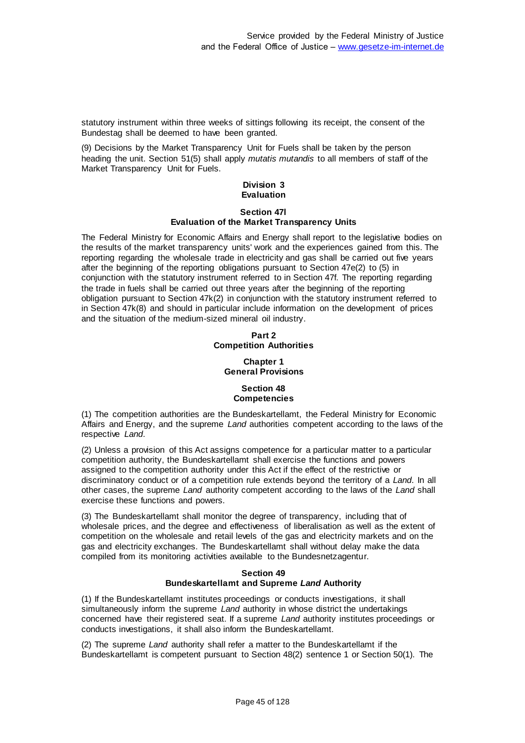statutory instrument within three weeks of sittings following its receipt, the consent of the Bundestag shall be deemed to have been granted.

(9) Decisions by the Market Transparency Unit for Fuels shall be taken by the person heading the unit. Section 51(5) shall apply *mutatis mutandis* to all members of staff of the Market Transparency Unit for Fuels.

### Division 3
### Evaluation

#### Section 47l
#### Evaluation of the Market Transparency Units

The Federal Ministry for Economic Affairs and Energy shall report to the legislative bodies on the results of the market transparency units' work and the experiences gained from this. The reporting regarding the wholesale trade in electricity and gas shall be carried out five years after the beginning of the reporting obligations pursuant to Section 47e(2) to (5) in conjunction with the statutory instrument referred to in Section 47f. The reporting regarding the trade in fuels shall be carried out three years after the beginning of the reporting obligation pursuant to Section 47k(2) in conjunction with the statutory instrument referred to in Section 47k(8) and should in particular include information on the development of prices and the situation of the medium-sized mineral oil industry.

## Part 2
## Competition Authorities

### Chapter 1
### General Provisions

#### Section 48
#### Competencies

(1) The competition authorities are the Bundeskartellamt, the Federal Ministry for Economic Affairs and Energy, and the supreme *Land* authorities competent according to the laws of the respective *Land*.

(2) Unless a provision of this Act assigns competence for a particular matter to a particular competition authority, the Bundeskartellamt shall exercise the functions and powers assigned to the competition authority under this Act if the effect of the restrictive or discriminatory conduct or of a competition rule extends beyond the territory of a *Land*. In all other cases, the supreme *Land* authority competent according to the laws of the *Land* shall exercise these functions and powers.

(3) The Bundeskartellamt shall monitor the degree of transparency, including that of wholesale prices, and the degree and effectiveness of liberalisation as well as the extent of competition on the wholesale and retail levels of the gas and electricity markets and on the gas and electricity exchanges. The Bundeskartellamt shall without delay make the data compiled from its monitoring activities available to the Bundesnetzagentur.

#### Section 49
#### Bundeskartellamt and Supreme *Land* Authority

(1) If the Bundeskartellamt institutes proceedings or conducts investigations, it shall simultaneously inform the supreme *Land* authority in whose district the undertakings concerned have their registered seat. If a supreme *Land* authority institutes proceedings or conducts investigations, it shall also inform the Bundeskartellamt.

(2) The supreme *Land* authority shall refer a matter to the Bundeskartellamt if the Bundeskartellamt is competent pursuant to Section 48(2) sentence 1 or Section 50(1). The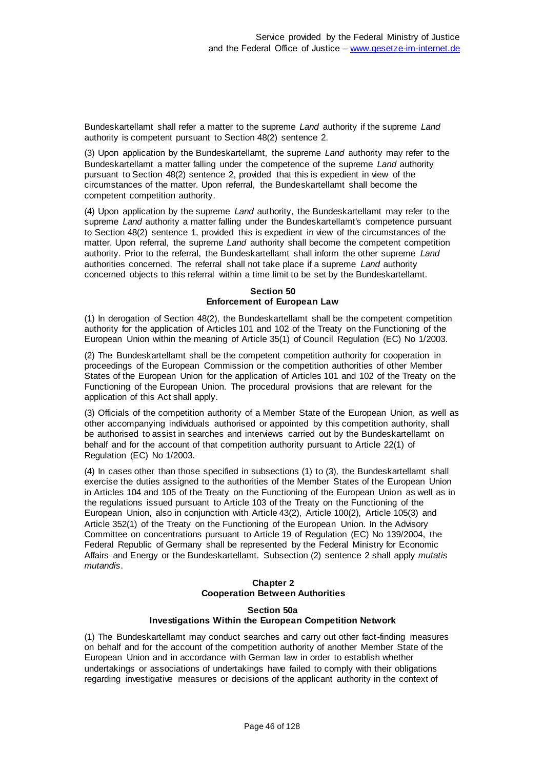Bundeskartellamt shall refer a matter to the supreme *Land* authority if the supreme *Land* authority is competent pursuant to Section 48(2) sentence 2.

(3) Upon application by the Bundeskartellamt, the supreme *Land* authority may refer to the Bundeskartellamt a matter falling under the competence of the supreme *Land* authority pursuant to Section 48(2) sentence 2, provided that this is expedient in view of the circumstances of the matter. Upon referral, the Bundeskartellamt shall become the competent competition authority.

(4) Upon application by the supreme *Land* authority, the Bundeskartellamt may refer to the supreme *Land* authority a matter falling under the Bundeskartellamt's competence pursuant to Section 48(2) sentence 1, provided this is expedient in view of the circumstances of the matter. Upon referral, the supreme *Land* authority shall become the competent competition authority. Prior to the referral, the Bundeskartellamt shall inform the other supreme *Land* authorities concerned. The referral shall not take place if a supreme *Land* authority concerned objects to this referral within a time limit to be set by the Bundeskartellamt.

### Section 50
### Enforcement of European Law

(1) In derogation of Section 48(2), the Bundeskartellamt shall be the competent competition authority for the application of Articles 101 and 102 of the Treaty on the Functioning of the European Union within the meaning of Article 35(1) of Council Regulation (EC) No 1/2003.

(2) The Bundeskartellamt shall be the competent competition authority for cooperation in proceedings of the European Commission or the competition authorities of other Member States of the European Union for the application of Articles 101 and 102 of the Treaty on the Functioning of the European Union. The procedural provisions that are relevant for the application of this Act shall apply.

(3) Officials of the competition authority of a Member State of the European Union, as well as other accompanying individuals authorised or appointed by this competition authority, shall be authorised to assist in searches and interviews carried out by the Bundeskartellamt on behalf and for the account of that competition authority pursuant to Article 22(1) of Regulation (EC) No 1/2003.

(4) In cases other than those specified in subsections (1) to (3), the Bundeskartellamt shall exercise the duties assigned to the authorities of the Member States of the European Union in Articles 104 and 105 of the Treaty on the Functioning of the European Union as well as in the regulations issued pursuant to Article 103 of the Treaty on the Functioning of the European Union, also in conjunction with Article 43(2), Article 100(2), Article 105(3) and Article 352(1) of the Treaty on the Functioning of the European Union. In the Advisory Committee on concentrations pursuant to Article 19 of Regulation (EC) No 139/2004, the Federal Republic of Germany shall be represented by the Federal Ministry for Economic Affairs and Energy or the Bundeskartellamt. Subsection (2) sentence 2 shall apply *mutatis mutandis*.

## Chapter 2
## Cooperation Between Authorities

### Section 50a
### Investigations Within the European Competition Network

(1) The Bundeskartellamt may conduct searches and carry out other fact-finding measures on behalf and for the account of the competition authority of another Member State of the European Union and in accordance with German law in order to establish whether undertakings or associations of undertakings have failed to comply with their obligations regarding investigative measures or decisions of the applicant authority in the context of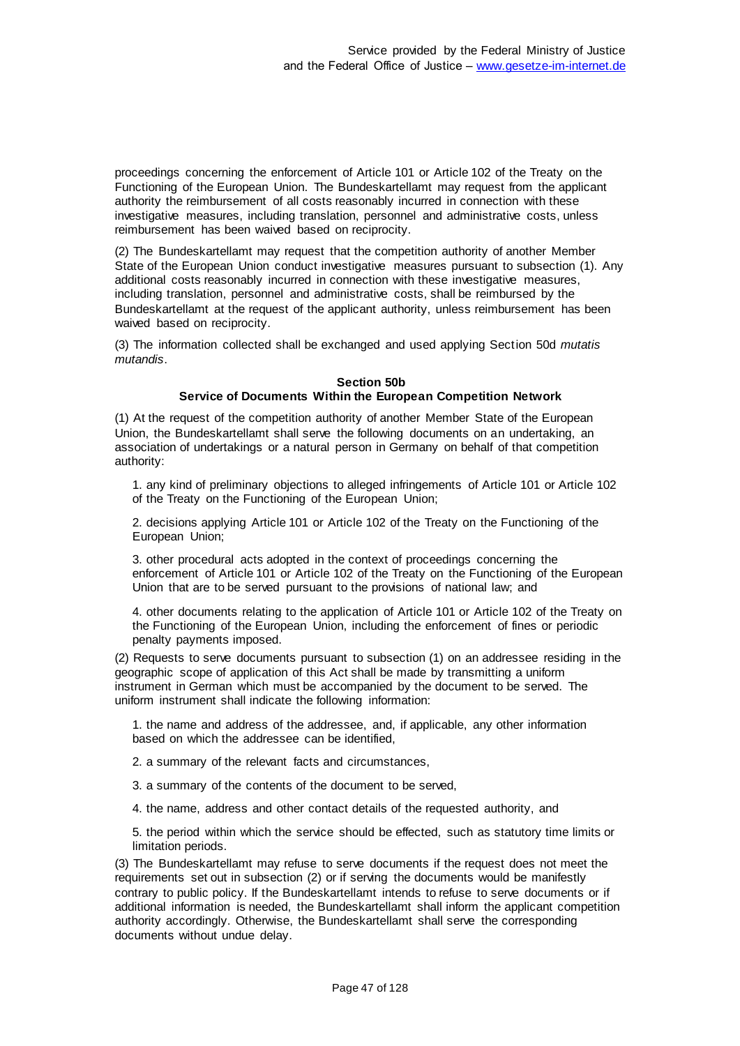proceedings concerning the enforcement of Article 101 or Article 102 of the Treaty on the Functioning of the European Union. The Bundeskartellamt may request from the applicant authority the reimbursement of all costs reasonably incurred in connection with these investigative measures, including translation, personnel and administrative costs, unless reimbursement has been waived based on reciprocity.

(2) The Bundeskartellamt may request that the competition authority of another Member State of the European Union conduct investigative measures pursuant to subsection (1). Any additional costs reasonably incurred in connection with these investigative measures, including translation, personnel and administrative costs, shall be reimbursed by the Bundeskartellamt at the request of the applicant authority, unless reimbursement has been waived based on reciprocity.

(3) The information collected shall be exchanged and used applying Section 50d *mutatis mutandis*.

#### Section 50b
#### Service of Documents Within the European Competition Network

(1) At the request of the competition authority of another Member State of the European Union, the Bundeskartellamt shall serve the following documents on an undertaking, an association of undertakings or a natural person in Germany on behalf of that competition authority:

1. any kind of preliminary objections to alleged infringements of Article 101 or Article 102 of the Treaty on the Functioning of the European Union;

2. decisions applying Article 101 or Article 102 of the Treaty on the Functioning of the European Union;

3. other procedural acts adopted in the context of proceedings concerning the enforcement of Article 101 or Article 102 of the Treaty on the Functioning of the European Union that are to be served pursuant to the provisions of national law; and

4. other documents relating to the application of Article 101 or Article 102 of the Treaty on the Functioning of the European Union, including the enforcement of fines or periodic penalty payments imposed.

(2) Requests to serve documents pursuant to subsection (1) on an addressee residing in the geographic scope of application of this Act shall be made by transmitting a uniform instrument in German which must be accompanied by the document to be served. The uniform instrument shall indicate the following information:

1. the name and address of the addressee, and, if applicable, any other information based on which the addressee can be identified,

2. a summary of the relevant facts and circumstances,

3. a summary of the contents of the document to be served,

4. the name, address and other contact details of the requested authority, and

5. the period within which the service should be effected, such as statutory time limits or limitation periods.

(3) The Bundeskartellamt may refuse to serve documents if the request does not meet the requirements set out in subsection (2) or if serving the documents would be manifestly contrary to public policy. If the Bundeskartellamt intends to refuse to serve documents or if additional information is needed, the Bundeskartellamt shall inform the applicant competition authority accordingly. Otherwise, the Bundeskartellamt shall serve the corresponding documents without undue delay.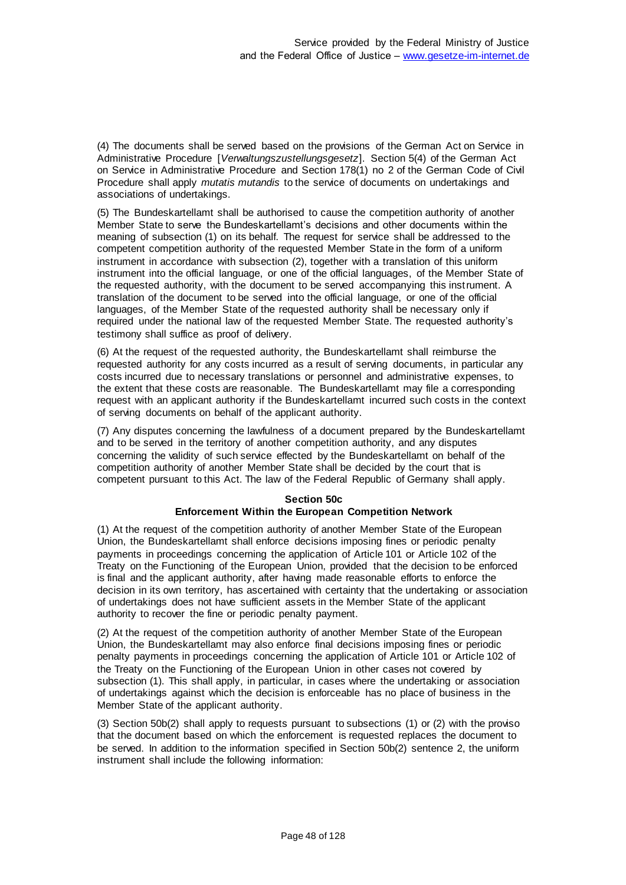(4) The documents shall be served based on the provisions of the German Act on Service in Administrative Procedure [*Verwaltungszustellungsgesetz*]. Section 5(4) of the German Act on Service in Administrative Procedure and Section 178(1) no 2 of the German Code of Civil Procedure shall apply *mutatis mutandis* to the service of documents on undertakings and associations of undertakings.

(5) The Bundeskartellamt shall be authorised to cause the competition authority of another Member State to serve the Bundeskartellamt's decisions and other documents within the meaning of subsection (1) on its behalf. The request for service shall be addressed to the competent competition authority of the requested Member State in the form of a uniform instrument in accordance with subsection (2), together with a translation of this uniform instrument into the official language, or one of the official languages, of the Member State of the requested authority, with the document to be served accompanying this instrument. A translation of the document to be served into the official language, or one of the official languages, of the Member State of the requested authority shall be necessary only if required under the national law of the requested Member State. The requested authority's testimony shall suffice as proof of delivery.

(6) At the request of the requested authority, the Bundeskartellamt shall reimburse the requested authority for any costs incurred as a result of serving documents, in particular any costs incurred due to necessary translations or personnel and administrative expenses, to the extent that these costs are reasonable. The Bundeskartellamt may file a corresponding request with an applicant authority if the Bundeskartellamt incurred such costs in the context of serving documents on behalf of the applicant authority.

(7) Any disputes concerning the lawfulness of a document prepared by the Bundeskartellamt and to be served in the territory of another competition authority, and any disputes concerning the validity of such service effected by the Bundeskartellamt on behalf of the competition authority of another Member State shall be decided by the court that is competent pursuant to this Act. The law of the Federal Republic of Germany shall apply.

#### Section 50c
#### Enforcement Within the European Competition Network

(1) At the request of the competition authority of another Member State of the European Union, the Bundeskartellamt shall enforce decisions imposing fines or periodic penalty payments in proceedings concerning the application of Article 101 or Article 102 of the Treaty on the Functioning of the European Union, provided that the decision to be enforced is final and the applicant authority, after having made reasonable efforts to enforce the decision in its own territory, has ascertained with certainty that the undertaking or association of undertakings does not have sufficient assets in the Member State of the applicant authority to recover the fine or periodic penalty payment.

(2) At the request of the competition authority of another Member State of the European Union, the Bundeskartellamt may also enforce final decisions imposing fines or periodic penalty payments in proceedings concerning the application of Article 101 or Article 102 of the Treaty on the Functioning of the European Union in other cases not covered by subsection (1). This shall apply, in particular, in cases where the undertaking or association of undertakings against which the decision is enforceable has no place of business in the Member State of the applicant authority.

(3) Section 50b(2) shall apply to requests pursuant to subsections (1) or (2) with the proviso that the document based on which the enforcement is requested replaces the document to be served. In addition to the information specified in Section 50b(2) sentence 2, the uniform instrument shall include the following information: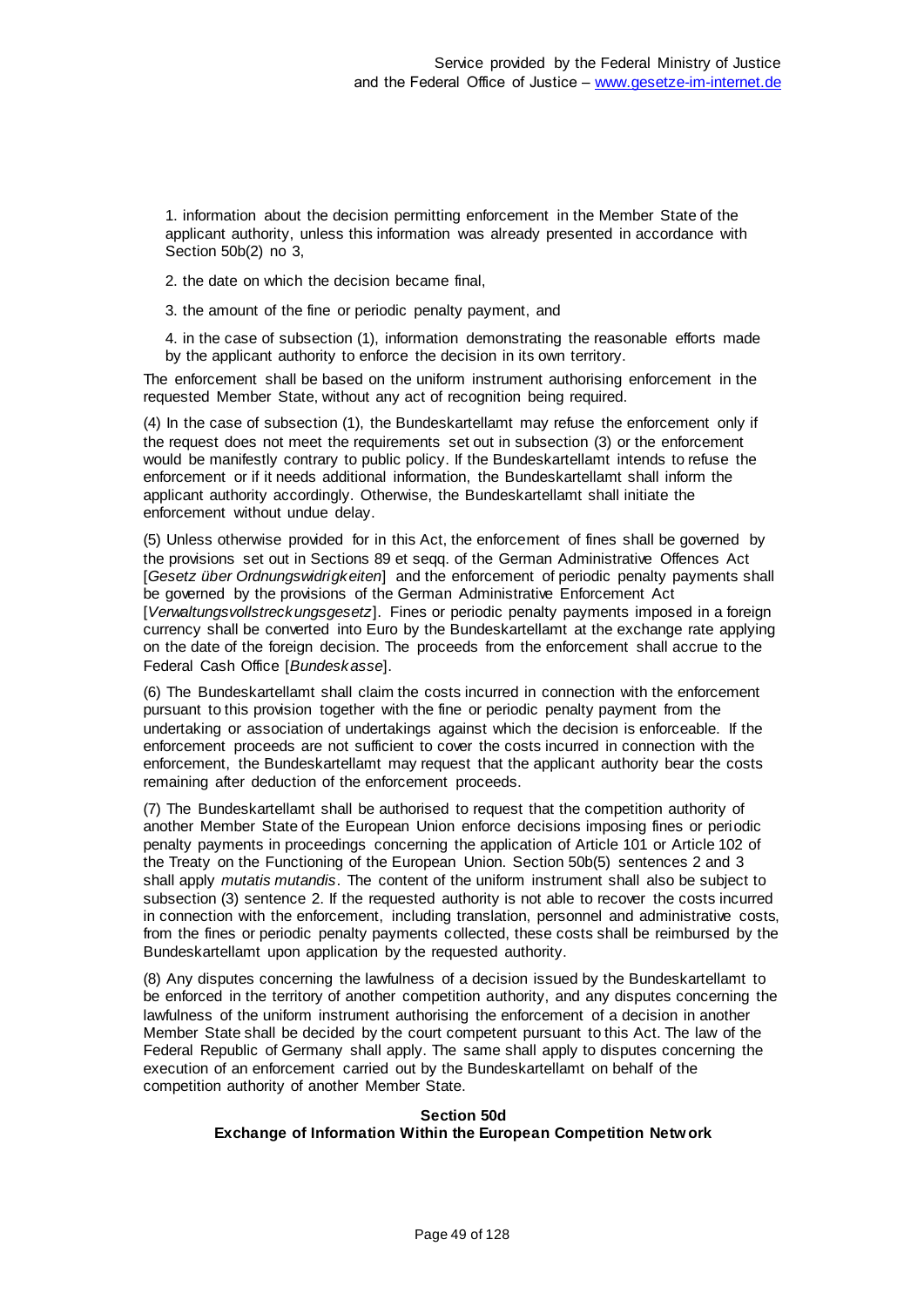1. information about the decision permitting enforcement in the Member State of the applicant authority, unless this information was already presented in accordance with Section 50b(2) no 3,

2. the date on which the decision became final,

3. the amount of the fine or periodic penalty payment, and

4. in the case of subsection (1), information demonstrating the reasonable efforts made by the applicant authority to enforce the decision in its own territory.

The enforcement shall be based on the uniform instrument authorising enforcement in the requested Member State, without any act of recognition being required.

(4) In the case of subsection (1), the Bundeskartellamt may refuse the enforcement only if the request does not meet the requirements set out in subsection (3) or the enforcement would be manifestly contrary to public policy. If the Bundeskartellamt intends to refuse the enforcement or if it needs additional information, the Bundeskartellamt shall inform the applicant authority accordingly. Otherwise, the Bundeskartellamt shall initiate the enforcement without undue delay.

(5) Unless otherwise provided for in this Act, the enforcement of fines shall be governed by the provisions set out in Sections 89 et seqq. of the German Administrative Offences Act [*Gesetz über Ordnungswidrigkeiten*] and the enforcement of periodic penalty payments shall be governed by the provisions of the German Administrative Enforcement Act [*Verwaltungsvollstreckungsgesetz*]. Fines or periodic penalty payments imposed in a foreign currency shall be converted into Euro by the Bundeskartellamt at the exchange rate applying on the date of the foreign decision. The proceeds from the enforcement shall accrue to the Federal Cash Office [*Bundeskasse*].

(6) The Bundeskartellamt shall claim the costs incurred in connection with the enforcement pursuant to this provision together with the fine or periodic penalty payment from the undertaking or association of undertakings against which the decision is enforceable. If the enforcement proceeds are not sufficient to cover the costs incurred in connection with the enforcement, the Bundeskartellamt may request that the applicant authority bear the costs remaining after deduction of the enforcement proceeds.

(7) The Bundeskartellamt shall be authorised to request that the competition authority of another Member State of the European Union enforce decisions imposing fines or periodic penalty payments in proceedings concerning the application of Article 101 or Article 102 of the Treaty on the Functioning of the European Union. Section 50b(5) sentences 2 and 3 shall apply *mutatis mutandis*. The content of the uniform instrument shall also be subject to subsection (3) sentence 2. If the requested authority is not able to recover the costs incurred in connection with the enforcement, including translation, personnel and administrative costs, from the fines or periodic penalty payments collected, these costs shall be reimbursed by the Bundeskartellamt upon application by the requested authority.

(8) Any disputes concerning the lawfulness of a decision issued by the Bundeskartellamt to be enforced in the territory of another competition authority, and any disputes concerning the lawfulness of the uniform instrument authorising the enforcement of a decision in another Member State shall be decided by the court competent pursuant to this Act. The law of the Federal Republic of Germany shall apply. The same shall apply to disputes concerning the execution of an enforcement carried out by the Bundeskartellamt on behalf of the competition authority of another Member State.

### Section 50d
### Exchange of Information Within the European Competition Network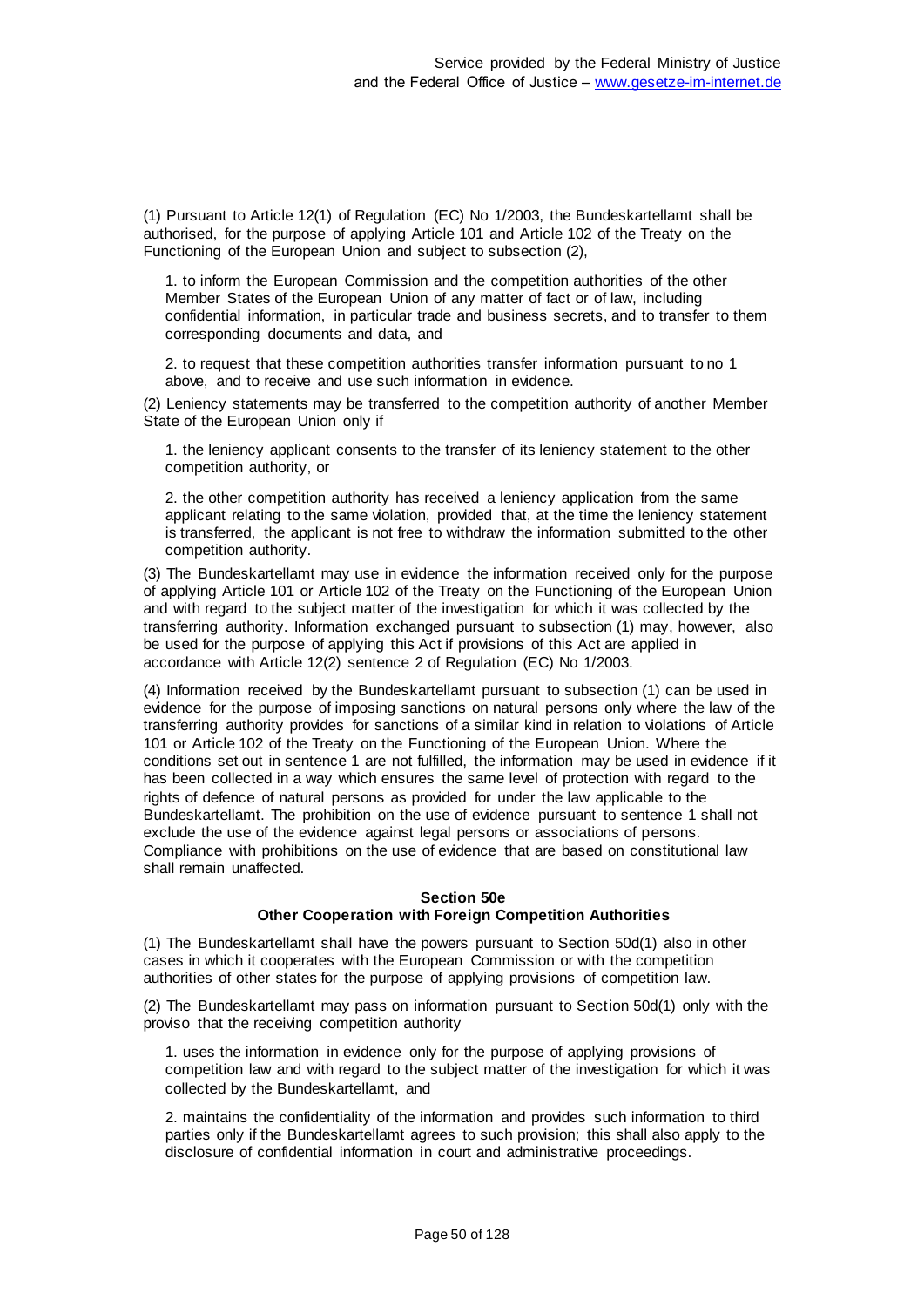(1) Pursuant to Article 12(1) of Regulation (EC) No 1/2003, the Bundeskartellamt shall be authorised, for the purpose of applying Article 101 and Article 102 of the Treaty on the Functioning of the European Union and subject to subsection (2),

1. to inform the European Commission and the competition authorities of the other Member States of the European Union of any matter of fact or of law, including confidential information, in particular trade and business secrets, and to transfer to them corresponding documents and data, and

2. to request that these competition authorities transfer information pursuant to no 1 above, and to receive and use such information in evidence.

(2) Leniency statements may be transferred to the competition authority of another Member State of the European Union only if

1. the leniency applicant consents to the transfer of its leniency statement to the other competition authority, or

2. the other competition authority has received a leniency application from the same applicant relating to the same violation, provided that, at the time the leniency statement is transferred, the applicant is not free to withdraw the information submitted to the other competition authority.

(3) The Bundeskartellamt may use in evidence the information received only for the purpose of applying Article 101 or Article 102 of the Treaty on the Functioning of the European Union and with regard to the subject matter of the investigation for which it was collected by the transferring authority. Information exchanged pursuant to subsection (1) may, however, also be used for the purpose of applying this Act if provisions of this Act are applied in accordance with Article 12(2) sentence 2 of Regulation (EC) No 1/2003.

(4) Information received by the Bundeskartellamt pursuant to subsection (1) can be used in evidence for the purpose of imposing sanctions on natural persons only where the law of the transferring authority provides for sanctions of a similar kind in relation to violations of Article 101 or Article 102 of the Treaty on the Functioning of the European Union. Where the conditions set out in sentence 1 are not fulfilled, the information may be used in evidence if it has been collected in a way which ensures the same level of protection with regard to the rights of defence of natural persons as provided for under the law applicable to the Bundeskartellamt. The prohibition on the use of evidence pursuant to sentence 1 shall not exclude the use of the evidence against legal persons or associations of persons. Compliance with prohibitions on the use of evidence that are based on constitutional law shall remain unaffected.

### Section 50e
### Other Cooperation with Foreign Competition Authorities

(1) The Bundeskartellamt shall have the powers pursuant to Section 50d(1) also in other cases in which it cooperates with the European Commission or with the competition authorities of other states for the purpose of applying provisions of competition law.

(2) The Bundeskartellamt may pass on information pursuant to Section 50d(1) only with the proviso that the receiving competition authority

1. uses the information in evidence only for the purpose of applying provisions of competition law and with regard to the subject matter of the investigation for which it was collected by the Bundeskartellamt, and

2. maintains the confidentiality of the information and provides such information to third parties only if the Bundeskartellamt agrees to such provision; this shall also apply to the disclosure of confidential information in court and administrative proceedings.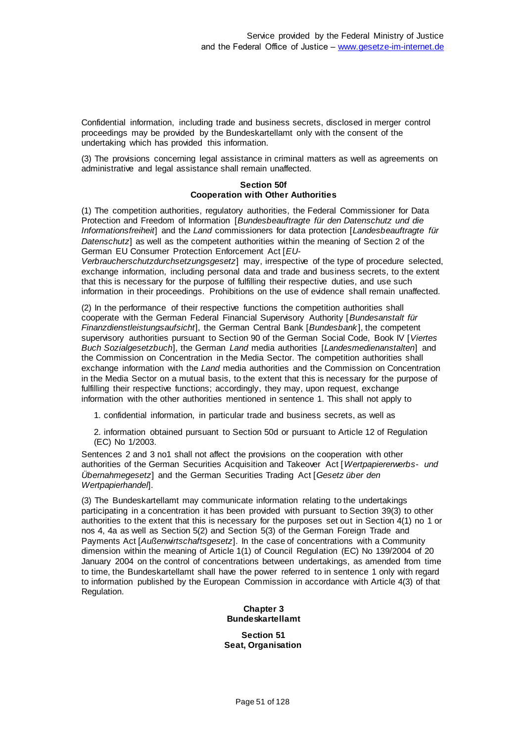Confidential information, including trade and business secrets, disclosed in merger control proceedings may be provided by the Bundeskartellamt only with the consent of the undertaking which has provided this information.

(3) The provisions concerning legal assistance in criminal matters as well as agreements on administrative and legal assistance shall remain unaffected.

#### Section 50f
#### Cooperation with Other Authorities

(1) The competition authorities, regulatory authorities, the Federal Commissioner for Data Protection and Freedom of Information [*Bundesbeauftragte für den Datenschutz und die Informationsfreiheit*] and the *Land* commissioners for data protection [*Landesbeauftragte für Datenschutz*] as well as the competent authorities within the meaning of Section 2 of the German EU Consumer Protection Enforcement Act [*EU-Verbraucherschutzdurchsetzungsgesetz*] may, irrespective of the type of procedure selected, exchange information, including personal data and trade and business secrets, to the extent that this is necessary for the purpose of fulfilling their respective duties, and use such information in their proceedings. Prohibitions on the use of evidence shall remain unaffected.

(2) In the performance of their respective functions the competition authorities shall cooperate with the German Federal Financial Supervisory Authority [*Bundesanstalt für Finanzdienstleistungsaufsicht*], the German Central Bank [*Bundesbank*], the competent supervisory authorities pursuant to Section 90 of the German Social Code, Book IV [*Viertes Buch Sozialgesetzbuch*], the German *Land* media authorities [*Landesmedienanstalten*] and the Commission on Concentration in the Media Sector. The competition authorities shall exchange information with the *Land* media authorities and the Commission on Concentration in the Media Sector on a mutual basis, to the extent that this is necessary for the purpose of fulfilling their respective functions; accordingly, they may, upon request, exchange information with the other authorities mentioned in sentence 1. This shall not apply to

1. confidential information, in particular trade and business secrets, as well as

2. information obtained pursuant to Section 50d or pursuant to Article 12 of Regulation (EC) No 1/2003.

Sentences 2 and 3 no1 shall not affect the provisions on the cooperation with other authorities of the German Securities Acquisition and Takeover Act [*Wertpapiererwerbs- und Übernahmegesetz*] and the German Securities Trading Act [*Gesetz über den Wertpapierhandel*].

(3) The Bundeskartellamt may communicate information relating to the undertakings participating in a concentration it has been provided with pursuant to Section 39(3) to other authorities to the extent that this is necessary for the purposes set out in Section 4(1) no 1 or nos 4, 4a as well as Section 5(2) and Section 5(3) of the German Foreign Trade and Payments Act [*Außenwirtschaftsgesetz*]. In the case of concentrations with a Community dimension within the meaning of Article 1(1) of Council Regulation (EC) No 139/2004 of 20 January 2004 on the control of concentrations between undertakings, as amended from time to time, the Bundeskartellamt shall have the power referred to in sentence 1 only with regard to information published by the European Commission in accordance with Article 4(3) of that Regulation.

### Chapter 3
### Bundeskartellamt

#### Section 51
#### Seat, Organisation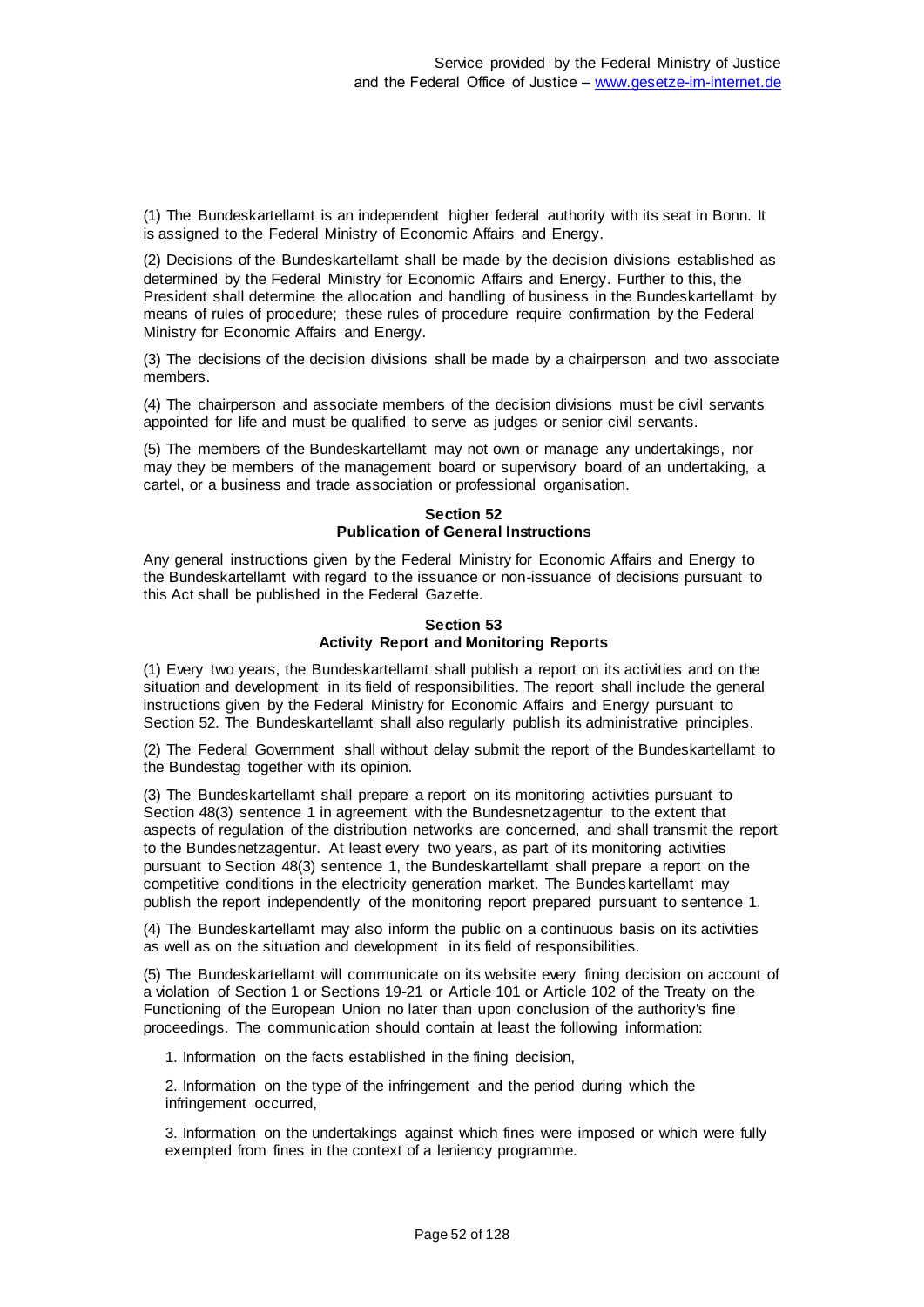(1) The Bundeskartellamt is an independent higher federal authority with its seat in Bonn. It is assigned to the Federal Ministry of Economic Affairs and Energy.

(2) Decisions of the Bundeskartellamt shall be made by the decision divisions established as determined by the Federal Ministry for Economic Affairs and Energy. Further to this, the President shall determine the allocation and handling of business in the Bundeskartellamt by means of rules of procedure; these rules of procedure require confirmation by the Federal Ministry for Economic Affairs and Energy.

(3) The decisions of the decision divisions shall be made by a chairperson and two associate members.

(4) The chairperson and associate members of the decision divisions must be civil servants appointed for life and must be qualified to serve as judges or senior civil servants.

(5) The members of the Bundeskartellamt may not own or manage any undertakings, nor may they be members of the management board or supervisory board of an undertaking, a cartel, or a business and trade association or professional organisation.

#### Section 52
#### Publication of General Instructions

Any general instructions given by the Federal Ministry for Economic Affairs and Energy to the Bundeskartellamt with regard to the issuance or non-issuance of decisions pursuant to this Act shall be published in the Federal Gazette.

#### Section 53
#### Activity Report and Monitoring Reports

(1) Every two years, the Bundeskartellamt shall publish a report on its activities and on the situation and development in its field of responsibilities. The report shall include the general instructions given by the Federal Ministry for Economic Affairs and Energy pursuant to Section 52. The Bundeskartellamt shall also regularly publish its administrative principles.

(2) The Federal Government shall without delay submit the report of the Bundeskartellamt to the Bundestag together with its opinion.

(3) The Bundeskartellamt shall prepare a report on its monitoring activities pursuant to Section 48(3) sentence 1 in agreement with the Bundesnetzagentur to the extent that aspects of regulation of the distribution networks are concerned, and shall transmit the report to the Bundesnetzagentur. At least every two years, as part of its monitoring activities pursuant to Section 48(3) sentence 1, the Bundeskartellamt shall prepare a report on the competitive conditions in the electricity generation market. The Bundeskartellamt may publish the report independently of the monitoring report prepared pursuant to sentence 1.

(4) The Bundeskartellamt may also inform the public on a continuous basis on its activities as well as on the situation and development in its field of responsibilities.

(5) The Bundeskartellamt will communicate on its website every fining decision on account of a violation of Section 1 or Sections 19-21 or Article 101 or Article 102 of the Treaty on the Functioning of the European Union no later than upon conclusion of the authority's fine proceedings. The communication should contain at least the following information:

1. Information on the facts established in the fining decision,

2. Information on the type of the infringement and the period during which the infringement occurred,

3. Information on the undertakings against which fines were imposed or which were fully exempted from fines in the context of a leniency programme.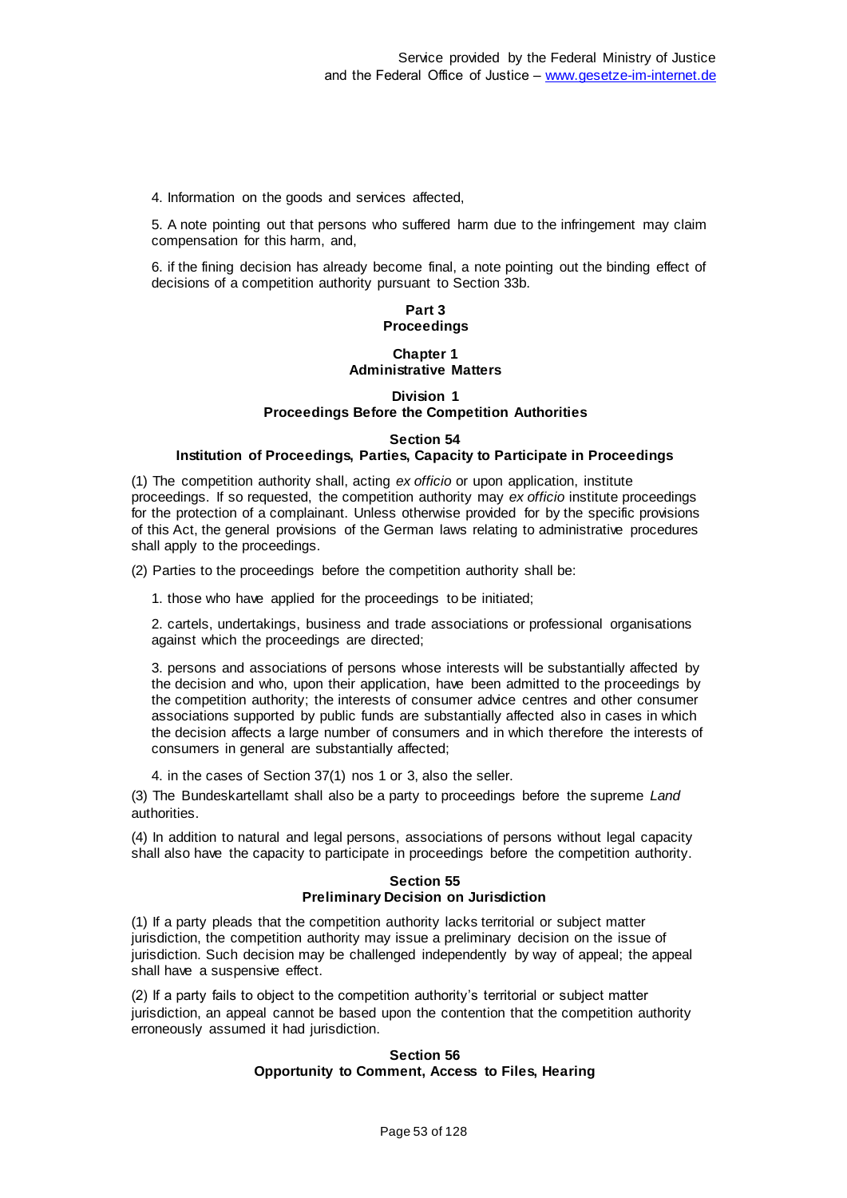4. Information on the goods and services affected,

5. A note pointing out that persons who suffered harm due to the infringement may claim compensation for this harm, and,

6. if the fining decision has already become final, a note pointing out the binding effect of decisions of a competition authority pursuant to Section 33b.

# Part 3
# Proceedings

## Chapter 1
## Administrative Matters

### Division 1
### Proceedings Before the Competition Authorities

#### Section 54
#### Institution of Proceedings, Parties, Capacity to Participate in Proceedings

(1) The competition authority shall, acting *ex officio* or upon application, institute proceedings. If so requested, the competition authority may *ex officio* institute proceedings for the protection of a complainant. Unless otherwise provided for by the specific provisions of this Act, the general provisions of the German laws relating to administrative procedures shall apply to the proceedings.

(2) Parties to the proceedings before the competition authority shall be:

1. those who have applied for the proceedings to be initiated;

2. cartels, undertakings, business and trade associations or professional organisations against which the proceedings are directed;

3. persons and associations of persons whose interests will be substantially affected by the decision and who, upon their application, have been admitted to the proceedings by the competition authority; the interests of consumer advice centres and other consumer associations supported by public funds are substantially affected also in cases in which the decision affects a large number of consumers and in which therefore the interests of consumers in general are substantially affected;

4. in the cases of Section 37(1) nos 1 or 3, also the seller.

(3) The Bundeskartellamt shall also be a party to proceedings before the supreme *Land* authorities.

(4) In addition to natural and legal persons, associations of persons without legal capacity shall also have the capacity to participate in proceedings before the competition authority.

#### Section 55
#### Preliminary Decision on Jurisdiction

(1) If a party pleads that the competition authority lacks territorial or subject matter jurisdiction, the competition authority may issue a preliminary decision on the issue of jurisdiction. Such decision may be challenged independently by way of appeal; the appeal shall have a suspensive effect.

(2) If a party fails to object to the competition authority's territorial or subject matter jurisdiction, an appeal cannot be based upon the contention that the competition authority erroneously assumed it had jurisdiction.

#### Section 56
#### Opportunity to Comment, Access to Files, Hearing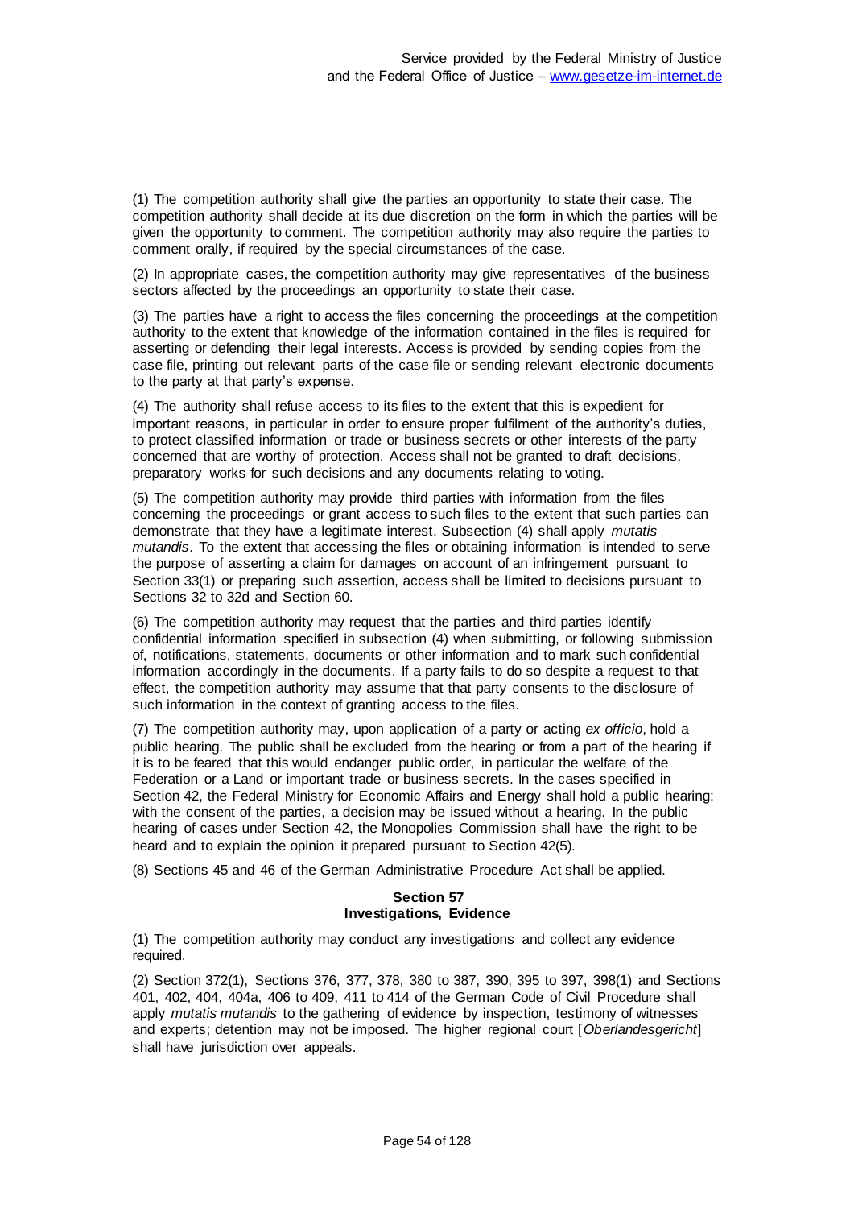(1) The competition authority shall give the parties an opportunity to state their case. The competition authority shall decide at its due discretion on the form in which the parties will be given the opportunity to comment. The competition authority may also require the parties to comment orally, if required by the special circumstances of the case.

(2) In appropriate cases, the competition authority may give representatives of the business sectors affected by the proceedings an opportunity to state their case.

(3) The parties have a right to access the files concerning the proceedings at the competition authority to the extent that knowledge of the information contained in the files is required for asserting or defending their legal interests. Access is provided by sending copies from the case file, printing out relevant parts of the case file or sending relevant electronic documents to the party at that party's expense.

(4) The authority shall refuse access to its files to the extent that this is expedient for important reasons, in particular in order to ensure proper fulfilment of the authority's duties, to protect classified information or trade or business secrets or other interests of the party concerned that are worthy of protection. Access shall not be granted to draft decisions, preparatory works for such decisions and any documents relating to voting.

(5) The competition authority may provide third parties with information from the files concerning the proceedings or grant access to such files to the extent that such parties can demonstrate that they have a legitimate interest. Subsection (4) shall apply *mutatis mutandis*. To the extent that accessing the files or obtaining information is intended to serve the purpose of asserting a claim for damages on account of an infringement pursuant to Section 33(1) or preparing such assertion, access shall be limited to decisions pursuant to Sections 32 to 32d and Section 60.

(6) The competition authority may request that the parties and third parties identify confidential information specified in subsection (4) when submitting, or following submission of, notifications, statements, documents or other information and to mark such confidential information accordingly in the documents. If a party fails to do so despite a request to that effect, the competition authority may assume that that party consents to the disclosure of such information in the context of granting access to the files.

(7) The competition authority may, upon application of a party or acting *ex officio*, hold a public hearing. The public shall be excluded from the hearing or from a part of the hearing if it is to be feared that this would endanger public order, in particular the welfare of the Federation or a Land or important trade or business secrets. In the cases specified in Section 42, the Federal Ministry for Economic Affairs and Energy shall hold a public hearing; with the consent of the parties, a decision may be issued without a hearing. In the public hearing of cases under Section 42, the Monopolies Commission shall have the right to be heard and to explain the opinion it prepared pursuant to Section 42(5).

(8) Sections 45 and 46 of the German Administrative Procedure Act shall be applied.

#### Section 57
#### Investigations, Evidence

(1) The competition authority may conduct any investigations and collect any evidence required.

(2) Section 372(1), Sections 376, 377, 378, 380 to 387, 390, 395 to 397, 398(1) and Sections 401, 402, 404, 404a, 406 to 409, 411 to 414 of the German Code of Civil Procedure shall apply *mutatis mutandis* to the gathering of evidence by inspection, testimony of witnesses and experts; detention may not be imposed. The higher regional court [*Oberlandesgericht*] shall have jurisdiction over appeals.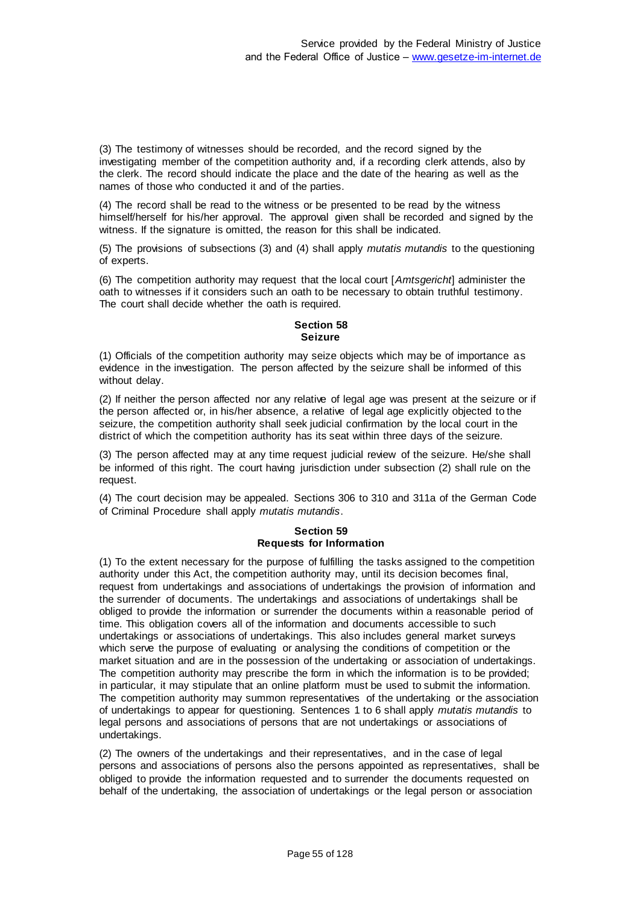(3) The testimony of witnesses should be recorded, and the record signed by the investigating member of the competition authority and, if a recording clerk attends, also by the clerk. The record should indicate the place and the date of the hearing as well as the names of those who conducted it and of the parties.

(4) The record shall be read to the witness or be presented to be read by the witness himself/herself for his/her approval. The approval given shall be recorded and signed by the witness. If the signature is omitted, the reason for this shall be indicated.

(5) The provisions of subsections (3) and (4) shall apply *mutatis mutandis* to the questioning of experts.

(6) The competition authority may request that the local court [*Amtsgericht*] administer the oath to witnesses if it considers such an oath to be necessary to obtain truthful testimony. The court shall decide whether the oath is required.

#### Section 58
#### Seizure

(1) Officials of the competition authority may seize objects which may be of importance as evidence in the investigation. The person affected by the seizure shall be informed of this without delay.

(2) If neither the person affected nor any relative of legal age was present at the seizure or if the person affected or, in his/her absence, a relative of legal age explicitly objected to the seizure, the competition authority shall seek judicial confirmation by the local court in the district of which the competition authority has its seat within three days of the seizure.

(3) The person affected may at any time request judicial review of the seizure. He/she shall be informed of this right. The court having jurisdiction under subsection (2) shall rule on the request.

(4) The court decision may be appealed. Sections 306 to 310 and 311a of the German Code of Criminal Procedure shall apply *mutatis mutandis*.

#### Section 59
#### Requests for Information

(1) To the extent necessary for the purpose of fulfilling the tasks assigned to the competition authority under this Act, the competition authority may, until its decision becomes final, request from undertakings and associations of undertakings the provision of information and the surrender of documents. The undertakings and associations of undertakings shall be obliged to provide the information or surrender the documents within a reasonable period of time. This obligation covers all of the information and documents accessible to such undertakings or associations of undertakings. This also includes general market surveys which serve the purpose of evaluating or analysing the conditions of competition or the market situation and are in the possession of the undertaking or association of undertakings. The competition authority may prescribe the form in which the information is to be provided; in particular, it may stipulate that an online platform must be used to submit the information. The competition authority may summon representatives of the undertaking or the association of undertakings to appear for questioning. Sentences 1 to 6 shall apply *mutatis mutandis* to legal persons and associations of persons that are not undertakings or associations of undertakings.

(2) The owners of the undertakings and their representatives, and in the case of legal persons and associations of persons also the persons appointed as representatives, shall be obliged to provide the information requested and to surrender the documents requested on behalf of the undertaking, the association of undertakings or the legal person or association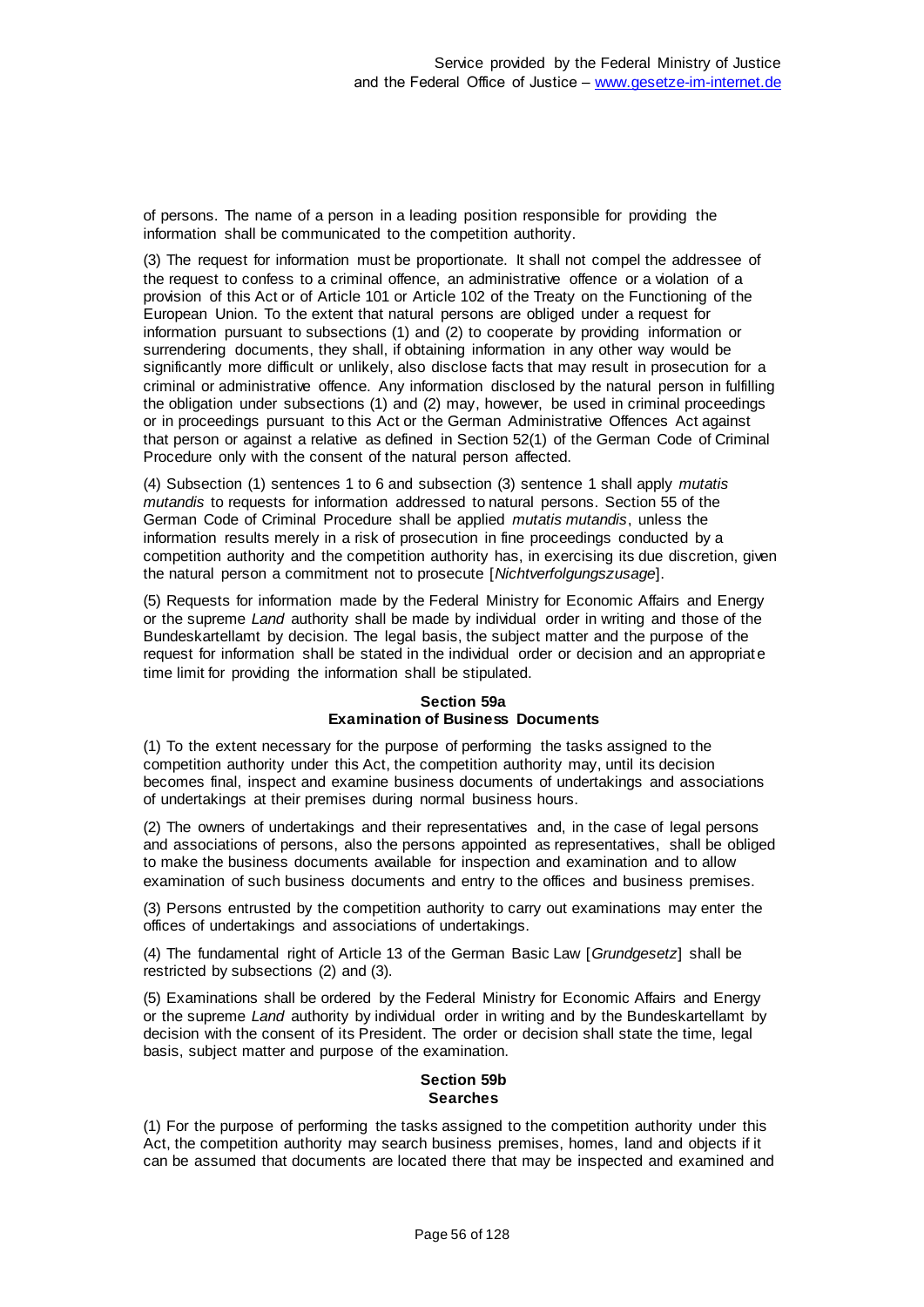of persons. The name of a person in a leading position responsible for providing the information shall be communicated to the competition authority.

(3) The request for information must be proportionate. It shall not compel the addressee of the request to confess to a criminal offence, an administrative offence or a violation of a provision of this Act or of Article 101 or Article 102 of the Treaty on the Functioning of the European Union. To the extent that natural persons are obliged under a request for information pursuant to subsections (1) and (2) to cooperate by providing information or surrendering documents, they shall, if obtaining information in any other way would be significantly more difficult or unlikely, also disclose facts that may result in prosecution for a criminal or administrative offence. Any information disclosed by the natural person in fulfilling the obligation under subsections (1) and (2) may, however, be used in criminal proceedings or in proceedings pursuant to this Act or the German Administrative Offences Act against that person or against a relative as defined in Section 52(1) of the German Code of Criminal Procedure only with the consent of the natural person affected.

(4) Subsection (1) sentences 1 to 6 and subsection (3) sentence 1 shall apply *mutatis mutandis* to requests for information addressed to natural persons. Section 55 of the German Code of Criminal Procedure shall be applied *mutatis mutandis*, unless the information results merely in a risk of prosecution in fine proceedings conducted by a competition authority and the competition authority has, in exercising its due discretion, given the natural person a commitment not to prosecute [*Nichtverfolgungszusage*].

(5) Requests for information made by the Federal Ministry for Economic Affairs and Energy or the supreme *Land* authority shall be made by individual order in writing and those of the Bundeskartellamt by decision. The legal basis, the subject matter and the purpose of the request for information shall be stated in the individual order or decision and an appropriate time limit for providing the information shall be stipulated.

### Section 59a
### Examination of Business Documents

(1) To the extent necessary for the purpose of performing the tasks assigned to the competition authority under this Act, the competition authority may, until its decision becomes final, inspect and examine business documents of undertakings and associations of undertakings at their premises during normal business hours.

(2) The owners of undertakings and their representatives and, in the case of legal persons and associations of persons, also the persons appointed as representatives, shall be obliged to make the business documents available for inspection and examination and to allow examination of such business documents and entry to the offices and business premises.

(3) Persons entrusted by the competition authority to carry out examinations may enter the offices of undertakings and associations of undertakings.

(4) The fundamental right of Article 13 of the German Basic Law [*Grundgesetz*] shall be restricted by subsections (2) and (3).

(5) Examinations shall be ordered by the Federal Ministry for Economic Affairs and Energy or the supreme *Land* authority by individual order in writing and by the Bundeskartellamt by decision with the consent of its President. The order or decision shall state the time, legal basis, subject matter and purpose of the examination.

### Section 59b
### Searches

(1) For the purpose of performing the tasks assigned to the competition authority under this Act, the competition authority may search business premises, homes, land and objects if it can be assumed that documents are located there that may be inspected and examined and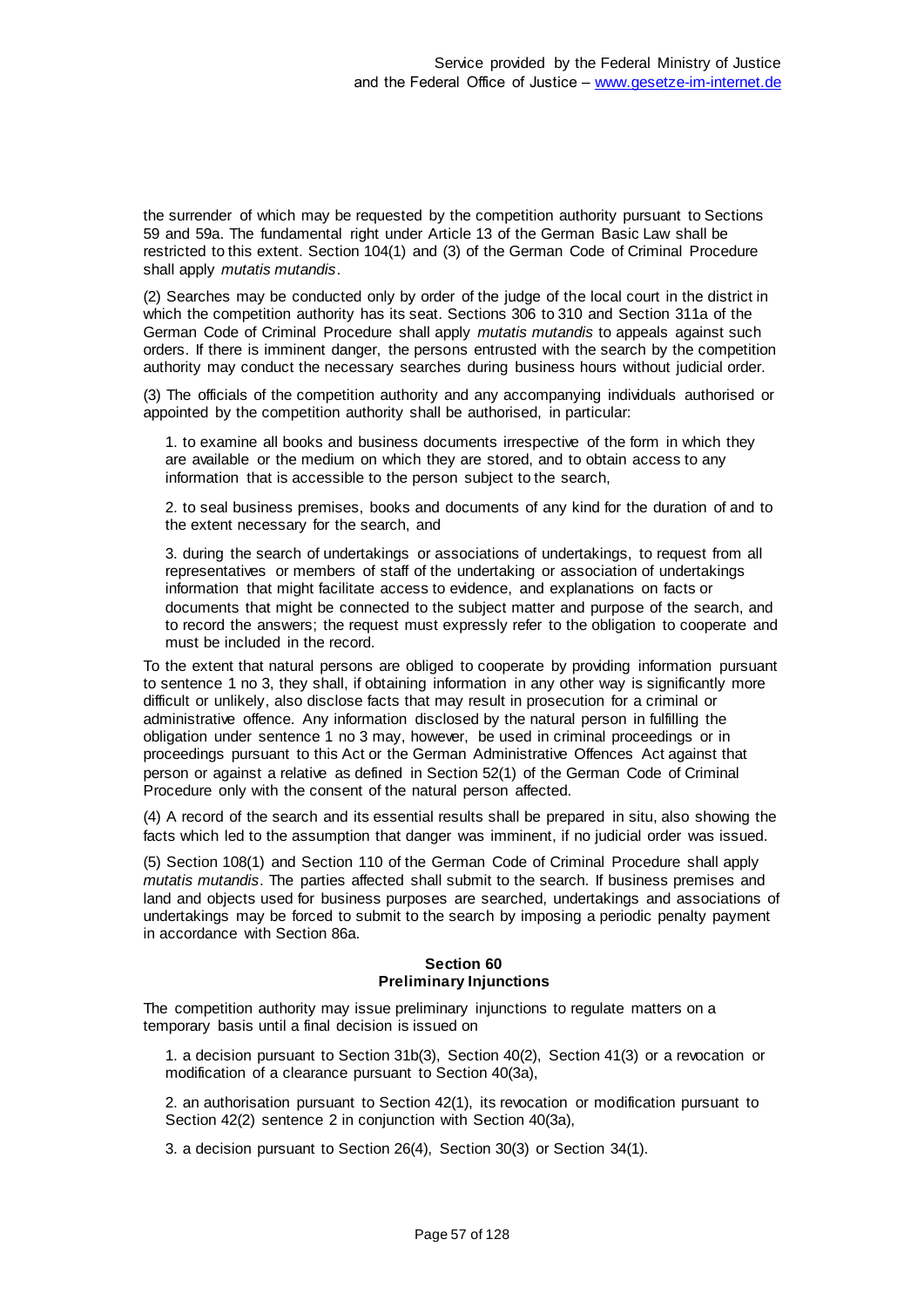the surrender of which may be requested by the competition authority pursuant to Sections 59 and 59a. The fundamental right under Article 13 of the German Basic Law shall be restricted to this extent. Section 104(1) and (3) of the German Code of Criminal Procedure shall apply *mutatis mutandis*.

(2) Searches may be conducted only by order of the judge of the local court in the district in which the competition authority has its seat. Sections 306 to 310 and Section 311a of the German Code of Criminal Procedure shall apply *mutatis mutandis* to appeals against such orders. If there is imminent danger, the persons entrusted with the search by the competition authority may conduct the necessary searches during business hours without judicial order.

(3) The officials of the competition authority and any accompanying individuals authorised or appointed by the competition authority shall be authorised, in particular:

1. to examine all books and business documents irrespective of the form in which they are available or the medium on which they are stored, and to obtain access to any information that is accessible to the person subject to the search,

2. to seal business premises, books and documents of any kind for the duration of and to the extent necessary for the search, and

3. during the search of undertakings or associations of undertakings, to request from all representatives or members of staff of the undertaking or association of undertakings information that might facilitate access to evidence, and explanations on facts or documents that might be connected to the subject matter and purpose of the search, and to record the answers; the request must expressly refer to the obligation to cooperate and must be included in the record.

To the extent that natural persons are obliged to cooperate by providing information pursuant to sentence 1 no 3, they shall, if obtaining information in any other way is significantly more difficult or unlikely, also disclose facts that may result in prosecution for a criminal or administrative offence. Any information disclosed by the natural person in fulfilling the obligation under sentence 1 no 3 may, however, be used in criminal proceedings or in proceedings pursuant to this Act or the German Administrative Offences Act against that person or against a relative as defined in Section 52(1) of the German Code of Criminal Procedure only with the consent of the natural person affected.

(4) A record of the search and its essential results shall be prepared in situ, also showing the facts which led to the assumption that danger was imminent, if no judicial order was issued.

(5) Section 108(1) and Section 110 of the German Code of Criminal Procedure shall apply *mutatis mutandis*. The parties affected shall submit to the search. If business premises and land and objects used for business purposes are searched, undertakings and associations of undertakings may be forced to submit to the search by imposing a periodic penalty payment in accordance with Section 86a.

**Section 60**
**Preliminary Injunctions**

The competition authority may issue preliminary injunctions to regulate matters on a temporary basis until a final decision is issued on

1. a decision pursuant to Section 31b(3), Section 40(2), Section 41(3) or a revocation or modification of a clearance pursuant to Section 40(3a),

2. an authorisation pursuant to Section 42(1), its revocation or modification pursuant to Section 42(2) sentence 2 in conjunction with Section 40(3a),

3. a decision pursuant to Section 26(4), Section 30(3) or Section 34(1).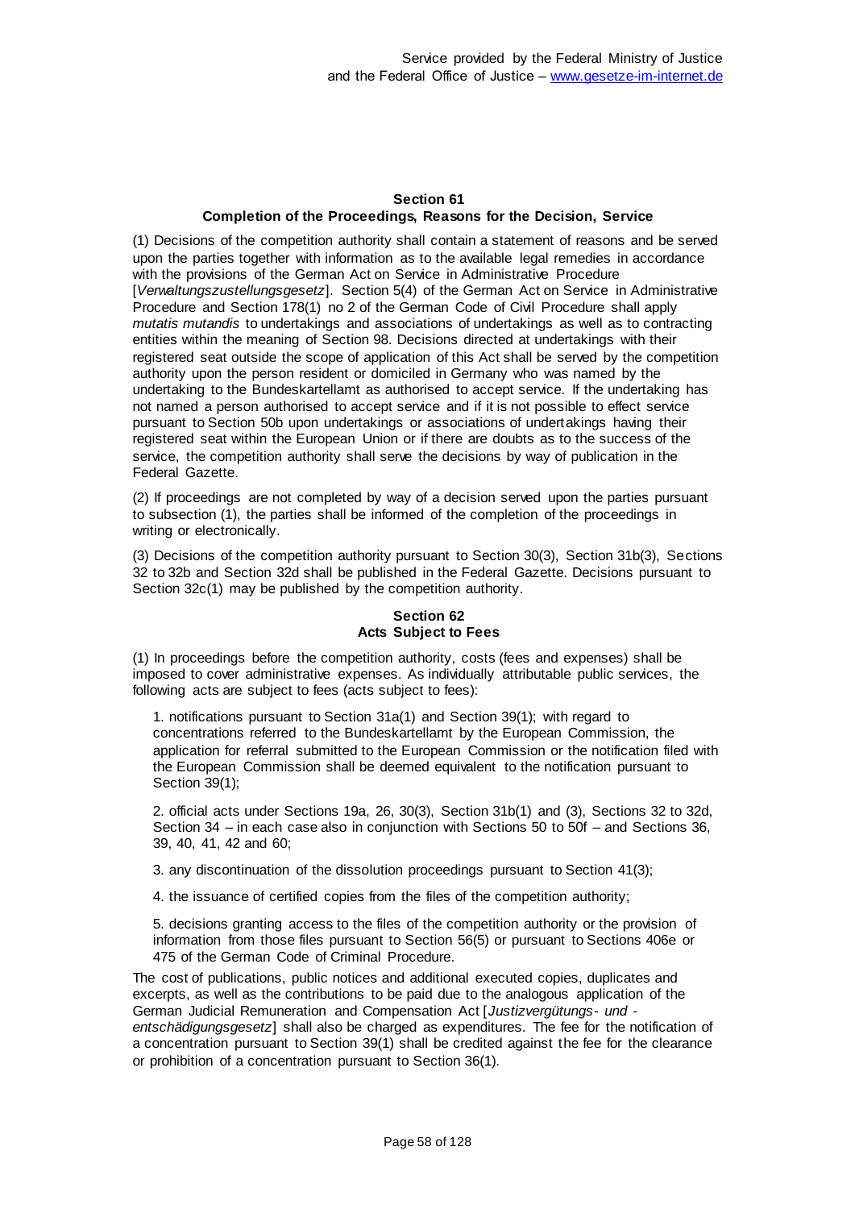## Section 61
### Completion of the Proceedings, Reasons for the Decision, Service

(1) Decisions of the competition authority shall contain a statement of reasons and be served upon the parties together with information as to the available legal remedies in accordance with the provisions of the German Act on Service in Administrative Procedure [*Verwaltungszustellungsgesetz*]. Section 5(4) of the German Act on Service in Administrative Procedure and Section 178(1) no 2 of the German Code of Civil Procedure shall apply *mutatis mutandis* to undertakings and associations of undertakings as well as to contracting entities within the meaning of Section 98. Decisions directed at undertakings with their registered seat outside the scope of application of this Act shall be served by the competition authority upon the person resident or domiciled in Germany who was named by the undertaking to the Bundeskartellamt as authorised to accept service. If the undertaking has not named a person authorised to accept service and if it is not possible to effect service pursuant to Section 50b upon undertakings or associations of undertakings having their registered seat within the European Union or if there are doubts as to the success of the service, the competition authority shall serve the decisions by way of publication in the Federal Gazette.

(2) If proceedings are not completed by way of a decision served upon the parties pursuant to subsection (1), the parties shall be informed of the completion of the proceedings in writing or electronically.

(3) Decisions of the competition authority pursuant to Section 30(3), Section 31b(3), Sections 32 to 32b and Section 32d shall be published in the Federal Gazette. Decisions pursuant to Section 32c(1) may be published by the competition authority.

## Section 62
### Acts Subject to Fees

(1) In proceedings before the competition authority, costs (fees and expenses) shall be imposed to cover administrative expenses. As individually attributable public services, the following acts are subject to fees (acts subject to fees):

1. notifications pursuant to Section 31a(1) and Section 39(1); with regard to concentrations referred to the Bundeskartellamt by the European Commission, the application for referral submitted to the European Commission or the notification filed with the European Commission shall be deemed equivalent to the notification pursuant to Section 39(1);

2. official acts under Sections 19a, 26, 30(3), Section 31b(1) and (3), Sections 32 to 32d, Section 34 – in each case also in conjunction with Sections 50 to 50f – and Sections 36, 39, 40, 41, 42 and 60;

3. any discontinuation of the dissolution proceedings pursuant to Section 41(3);

4. the issuance of certified copies from the files of the competition authority;

5. decisions granting access to the files of the competition authority or the provision of information from those files pursuant to Section 56(5) or pursuant to Sections 406e or 475 of the German Code of Criminal Procedure.

The cost of publications, public notices and additional executed copies, duplicates and excerpts, as well as the contributions to be paid due to the analogous application of the German Judicial Remuneration and Compensation Act [*Justizvergütungs- und -entschädigungsgesetz*] shall also be charged as expenditures. The fee for the notification of a concentration pursuant to Section 39(1) shall be credited against the fee for the clearance or prohibition of a concentration pursuant to Section 36(1).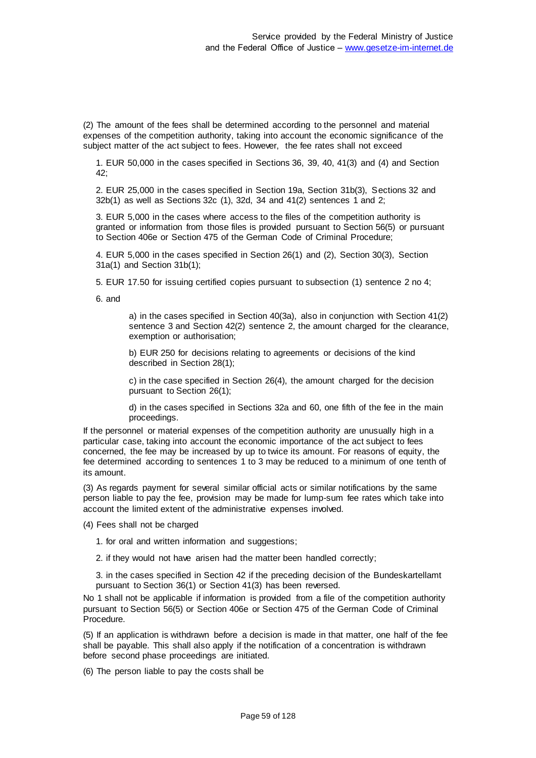(2) The amount of the fees shall be determined according to the personnel and material expenses of the competition authority, taking into account the economic significance of the subject matter of the act subject to fees. However, the fee rates shall not exceed

1. EUR 50,000 in the cases specified in Sections 36, 39, 40, 41(3) and (4) and Section 42;

2. EUR 25,000 in the cases specified in Section 19a, Section 31b(3), Sections 32 and 32b(1) as well as Sections 32c (1), 32d, 34 and 41(2) sentences 1 and 2;

3. EUR 5,000 in the cases where access to the files of the competition authority is granted or information from those files is provided pursuant to Section 56(5) or pursuant to Section 406e or Section 475 of the German Code of Criminal Procedure;

4. EUR 5,000 in the cases specified in Section 26(1) and (2), Section 30(3), Section 31a(1) and Section 31b(1);

5. EUR 17.50 for issuing certified copies pursuant to subsection (1) sentence 2 no 4;

6. and

a) in the cases specified in Section 40(3a), also in conjunction with Section 41(2) sentence 3 and Section 42(2) sentence 2, the amount charged for the clearance, exemption or authorisation;

b) EUR 250 for decisions relating to agreements or decisions of the kind described in Section 28(1);

c) in the case specified in Section 26(4), the amount charged for the decision pursuant to Section 26(1);

d) in the cases specified in Sections 32a and 60, one fifth of the fee in the main proceedings.

If the personnel or material expenses of the competition authority are unusually high in a particular case, taking into account the economic importance of the act subject to fees concerned, the fee may be increased by up to twice its amount. For reasons of equity, the fee determined according to sentences 1 to 3 may be reduced to a minimum of one tenth of its amount.

(3) As regards payment for several similar official acts or similar notifications by the same person liable to pay the fee, provision may be made for lump-sum fee rates which take into account the limited extent of the administrative expenses involved.

(4) Fees shall not be charged

1. for oral and written information and suggestions;

2. if they would not have arisen had the matter been handled correctly;

3. in the cases specified in Section 42 if the preceding decision of the Bundeskartellamt pursuant to Section 36(1) or Section 41(3) has been reversed.

No 1 shall not be applicable if information is provided from a file of the competition authority pursuant to Section 56(5) or Section 406e or Section 475 of the German Code of Criminal Procedure.

(5) If an application is withdrawn before a decision is made in that matter, one half of the fee shall be payable. This shall also apply if the notification of a concentration is withdrawn before second phase proceedings are initiated.

(6) The person liable to pay the costs shall be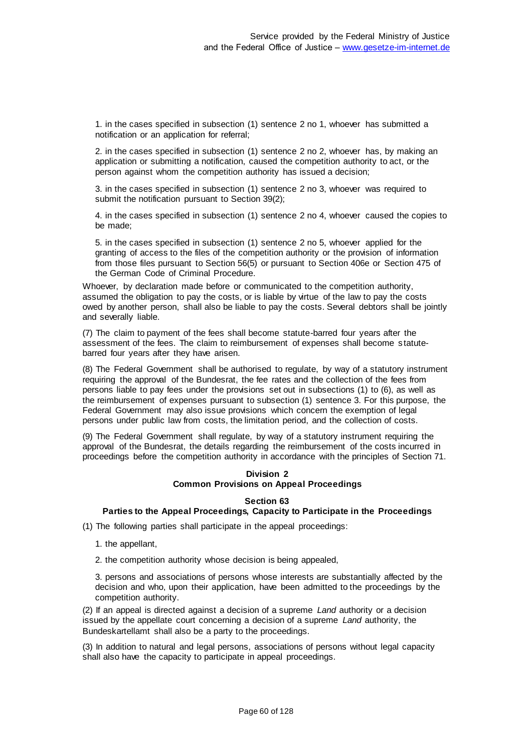1. in the cases specified in subsection (1) sentence 2 no 1, whoever has submitted a notification or an application for referral;

2. in the cases specified in subsection (1) sentence 2 no 2, whoever has, by making an application or submitting a notification, caused the competition authority to act, or the person against whom the competition authority has issued a decision;

3. in the cases specified in subsection (1) sentence 2 no 3, whoever was required to submit the notification pursuant to Section 39(2);

4. in the cases specified in subsection (1) sentence 2 no 4, whoever caused the copies to be made;

5. in the cases specified in subsection (1) sentence 2 no 5, whoever applied for the granting of access to the files of the competition authority or the provision of information from those files pursuant to Section 56(5) or pursuant to Section 406e or Section 475 of the German Code of Criminal Procedure.

Whoever, by declaration made before or communicated to the competition authority, assumed the obligation to pay the costs, or is liable by virtue of the law to pay the costs owed by another person, shall also be liable to pay the costs. Several debtors shall be jointly and severally liable.

(7) The claim to payment of the fees shall become statute-barred four years after the assessment of the fees. The claim to reimbursement of expenses shall become statute-barred four years after they have arisen.

(8) The Federal Government shall be authorised to regulate, by way of a statutory instrument requiring the approval of the Bundesrat, the fee rates and the collection of the fees from persons liable to pay fees under the provisions set out in subsections (1) to (6), as well as the reimbursement of expenses pursuant to subsection (1) sentence 3. For this purpose, the Federal Government may also issue provisions which concern the exemption of legal persons under public law from costs, the limitation period, and the collection of costs.

(9) The Federal Government shall regulate, by way of a statutory instrument requiring the approval of the Bundesrat, the details regarding the reimbursement of the costs incurred in proceedings before the competition authority in accordance with the principles of Section 71.

## Division 2
## Common Provisions on Appeal Proceedings

### Section 63
### Parties to the Appeal Proceedings, Capacity to Participate in the Proceedings

(1) The following parties shall participate in the appeal proceedings:

1. the appellant,

2. the competition authority whose decision is being appealed,

3. persons and associations of persons whose interests are substantially affected by the decision and who, upon their application, have been admitted to the proceedings by the competition authority.

(2) If an appeal is directed against a decision of a supreme *Land* authority or a decision issued by the appellate court concerning a decision of a supreme *Land* authority, the Bundeskartellamt shall also be a party to the proceedings.

(3) In addition to natural and legal persons, associations of persons without legal capacity shall also have the capacity to participate in appeal proceedings.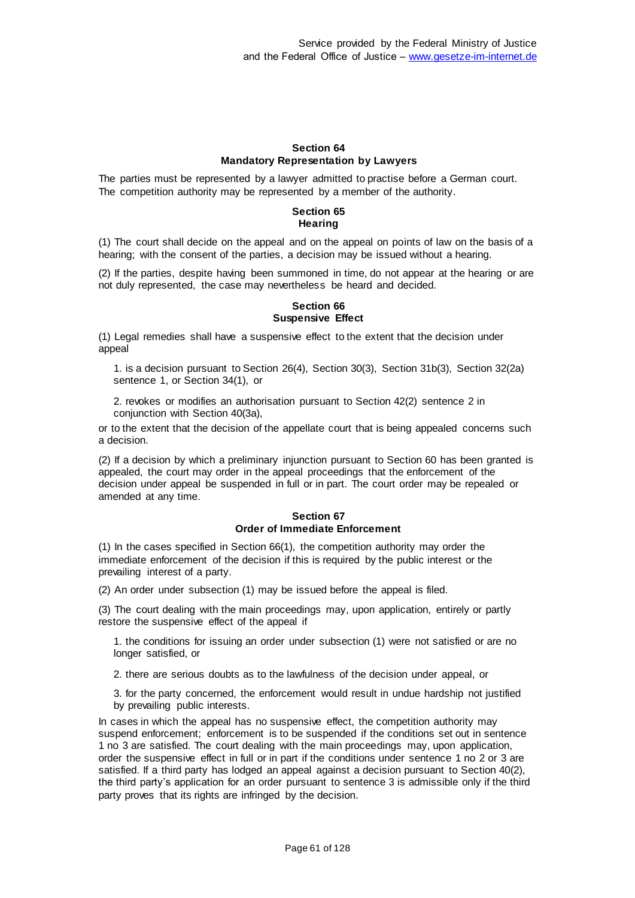## Section 64
## Mandatory Representation by Lawyers

The parties must be represented by a lawyer admitted to practise before a German court. The competition authority may be represented by a member of the authority.

## Section 65
## Hearing

(1) The court shall decide on the appeal and on the appeal on points of law on the basis of a hearing; with the consent of the parties, a decision may be issued without a hearing.

(2) If the parties, despite having been summoned in time, do not appear at the hearing or are not duly represented, the case may nevertheless be heard and decided.

## Section 66
## Suspensive Effect

(1) Legal remedies shall have a suspensive effect to the extent that the decision under appeal

1. is a decision pursuant to Section 26(4), Section 30(3), Section 31b(3), Section 32(2a) sentence 1, or Section 34(1), or

2. revokes or modifies an authorisation pursuant to Section 42(2) sentence 2 in conjunction with Section 40(3a),

or to the extent that the decision of the appellate court that is being appealed concerns such a decision.

(2) If a decision by which a preliminary injunction pursuant to Section 60 has been granted is appealed, the court may order in the appeal proceedings that the enforcement of the decision under appeal be suspended in full or in part. The court order may be repealed or amended at any time.

## Section 67
## Order of Immediate Enforcement

(1) In the cases specified in Section 66(1), the competition authority may order the immediate enforcement of the decision if this is required by the public interest or the prevailing interest of a party.

(2) An order under subsection (1) may be issued before the appeal is filed.

(3) The court dealing with the main proceedings may, upon application, entirely or partly restore the suspensive effect of the appeal if

1. the conditions for issuing an order under subsection (1) were not satisfied or are no longer satisfied, or

2. there are serious doubts as to the lawfulness of the decision under appeal, or

3. for the party concerned, the enforcement would result in undue hardship not justified by prevailing public interests.

In cases in which the appeal has no suspensive effect, the competition authority may suspend enforcement; enforcement is to be suspended if the conditions set out in sentence 1 no 3 are satisfied. The court dealing with the main proceedings may, upon application, order the suspensive effect in full or in part if the conditions under sentence 1 no 2 or 3 are satisfied. If a third party has lodged an appeal against a decision pursuant to Section 40(2), the third party's application for an order pursuant to sentence 3 is admissible only if the third party proves that its rights are infringed by the decision.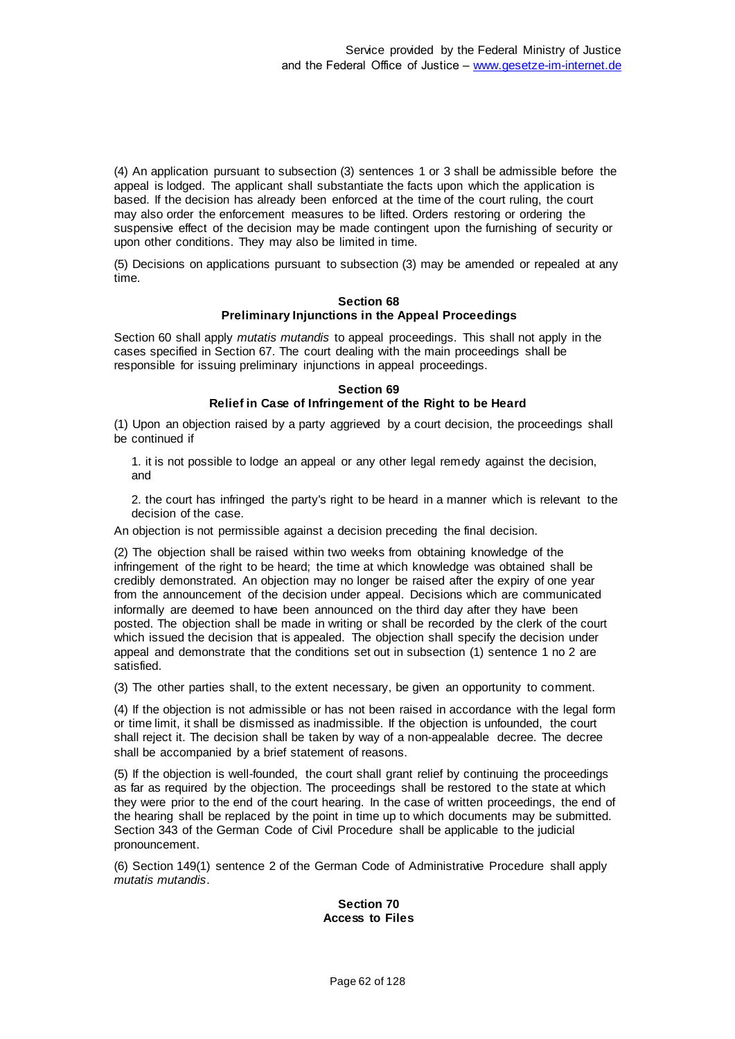(4) An application pursuant to subsection (3) sentences 1 or 3 shall be admissible before the appeal is lodged. The applicant shall substantiate the facts upon which the application is based. If the decision has already been enforced at the time of the court ruling, the court may also order the enforcement measures to be lifted. Orders restoring or ordering the suspensive effect of the decision may be made contingent upon the furnishing of security or upon other conditions. They may also be limited in time.

(5) Decisions on applications pursuant to subsection (3) may be amended or repealed at any time.

#### Section 68
#### Preliminary Injunctions in the Appeal Proceedings

Section 60 shall apply *mutatis mutandis* to appeal proceedings. This shall not apply in the cases specified in Section 67. The court dealing with the main proceedings shall be responsible for issuing preliminary injunctions in appeal proceedings.

#### Section 69
#### Relief in Case of Infringement of the Right to be Heard

(1) Upon an objection raised by a party aggrieved by a court decision, the proceedings shall be continued if

1. it is not possible to lodge an appeal or any other legal remedy against the decision, and

2. the court has infringed the party's right to be heard in a manner which is relevant to the decision of the case.

An objection is not permissible against a decision preceding the final decision.

(2) The objection shall be raised within two weeks from obtaining knowledge of the infringement of the right to be heard; the time at which knowledge was obtained shall be credibly demonstrated. An objection may no longer be raised after the expiry of one year from the announcement of the decision under appeal. Decisions which are communicated informally are deemed to have been announced on the third day after they have been posted. The objection shall be made in writing or shall be recorded by the clerk of the court which issued the decision that is appealed. The objection shall specify the decision under appeal and demonstrate that the conditions set out in subsection (1) sentence 1 no 2 are satisfied.

(3) The other parties shall, to the extent necessary, be given an opportunity to comment.

(4) If the objection is not admissible or has not been raised in accordance with the legal form or time limit, it shall be dismissed as inadmissible. If the objection is unfounded, the court shall reject it. The decision shall be taken by way of a non-appealable decree. The decree shall be accompanied by a brief statement of reasons.

(5) If the objection is well-founded, the court shall grant relief by continuing the proceedings as far as required by the objection. The proceedings shall be restored to the state at which they were prior to the end of the court hearing. In the case of written proceedings, the end of the hearing shall be replaced by the point in time up to which documents may be submitted. Section 343 of the German Code of Civil Procedure shall be applicable to the judicial pronouncement.

(6) Section 149(1) sentence 2 of the German Code of Administrative Procedure shall apply *mutatis mutandis*.

#### Section 70
#### Access to Files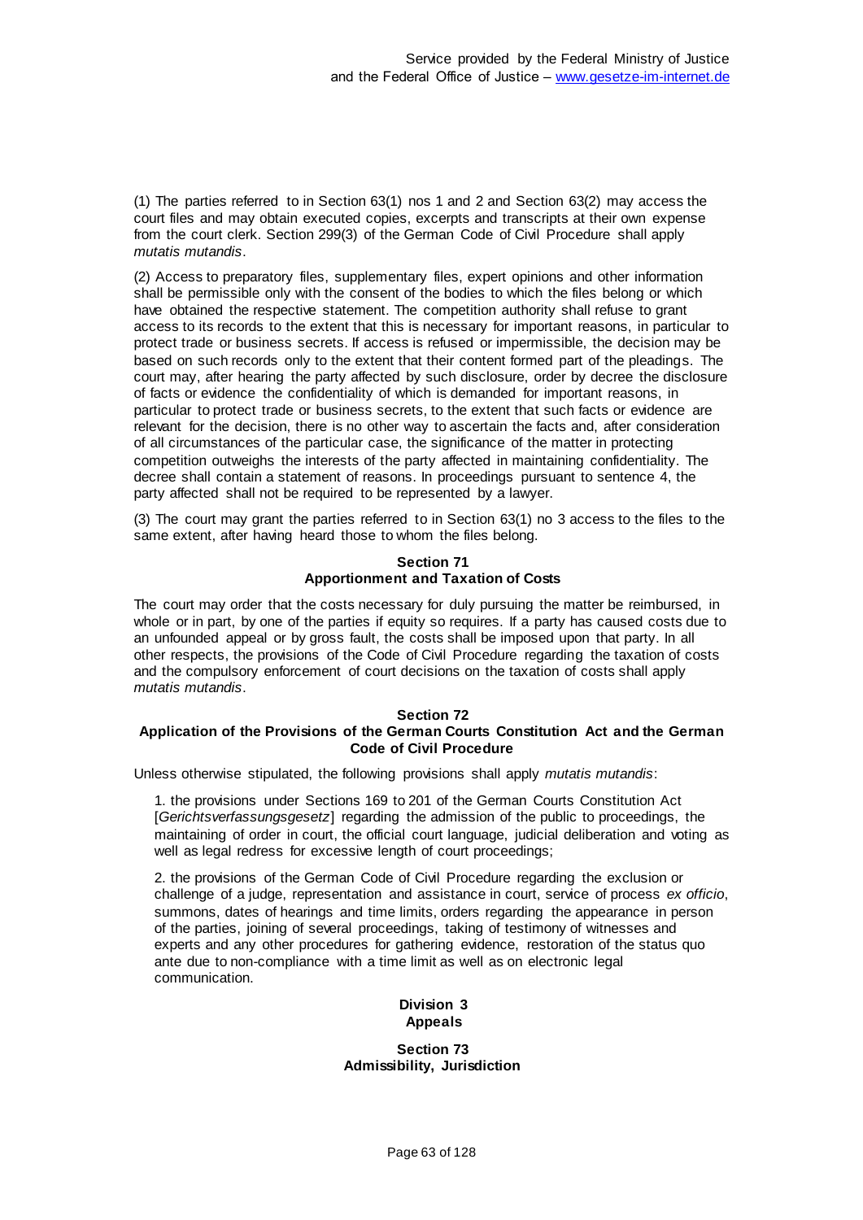(1) The parties referred to in Section 63(1) nos 1 and 2 and Section 63(2) may access the court files and may obtain executed copies, excerpts and transcripts at their own expense from the court clerk. Section 299(3) of the German Code of Civil Procedure shall apply *mutatis mutandis*.

(2) Access to preparatory files, supplementary files, expert opinions and other information shall be permissible only with the consent of the bodies to which the files belong or which have obtained the respective statement. The competition authority shall refuse to grant access to its records to the extent that this is necessary for important reasons, in particular to protect trade or business secrets. If access is refused or impermissible, the decision may be based on such records only to the extent that their content formed part of the pleadings. The court may, after hearing the party affected by such disclosure, order by decree the disclosure of facts or evidence the confidentiality of which is demanded for important reasons, in particular to protect trade or business secrets, to the extent that such facts or evidence are relevant for the decision, there is no other way to ascertain the facts and, after consideration of all circumstances of the particular case, the significance of the matter in protecting competition outweighs the interests of the party affected in maintaining confidentiality. The decree shall contain a statement of reasons. In proceedings pursuant to sentence 4, the party affected shall not be required to be represented by a lawyer.

(3) The court may grant the parties referred to in Section 63(1) no 3 access to the files to the same extent, after having heard those to whom the files belong.

### Section 71
### Apportionment and Taxation of Costs

The court may order that the costs necessary for duly pursuing the matter be reimbursed, in whole or in part, by one of the parties if equity so requires. If a party has caused costs due to an unfounded appeal or by gross fault, the costs shall be imposed upon that party. In all other respects, the provisions of the Code of Civil Procedure regarding the taxation of costs and the compulsory enforcement of court decisions on the taxation of costs shall apply *mutatis mutandis*.

### Section 72
### Application of the Provisions of the German Courts Constitution Act and the German Code of Civil Procedure

Unless otherwise stipulated, the following provisions shall apply *mutatis mutandis*:

1. the provisions under Sections 169 to 201 of the German Courts Constitution Act [*Gerichtsverfassungsgesetz*] regarding the admission of the public to proceedings, the maintaining of order in court, the official court language, judicial deliberation and voting as well as legal redress for excessive length of court proceedings;

2. the provisions of the German Code of Civil Procedure regarding the exclusion or challenge of a judge, representation and assistance in court, service of process *ex officio*, summons, dates of hearings and time limits, orders regarding the appearance in person of the parties, joining of several proceedings, taking of testimony of witnesses and experts and any other procedures for gathering evidence, restoration of the status quo ante due to non-compliance with a time limit as well as on electronic legal communication.

## Division 3
## Appeals

### Section 73
### Admissibility, Jurisdiction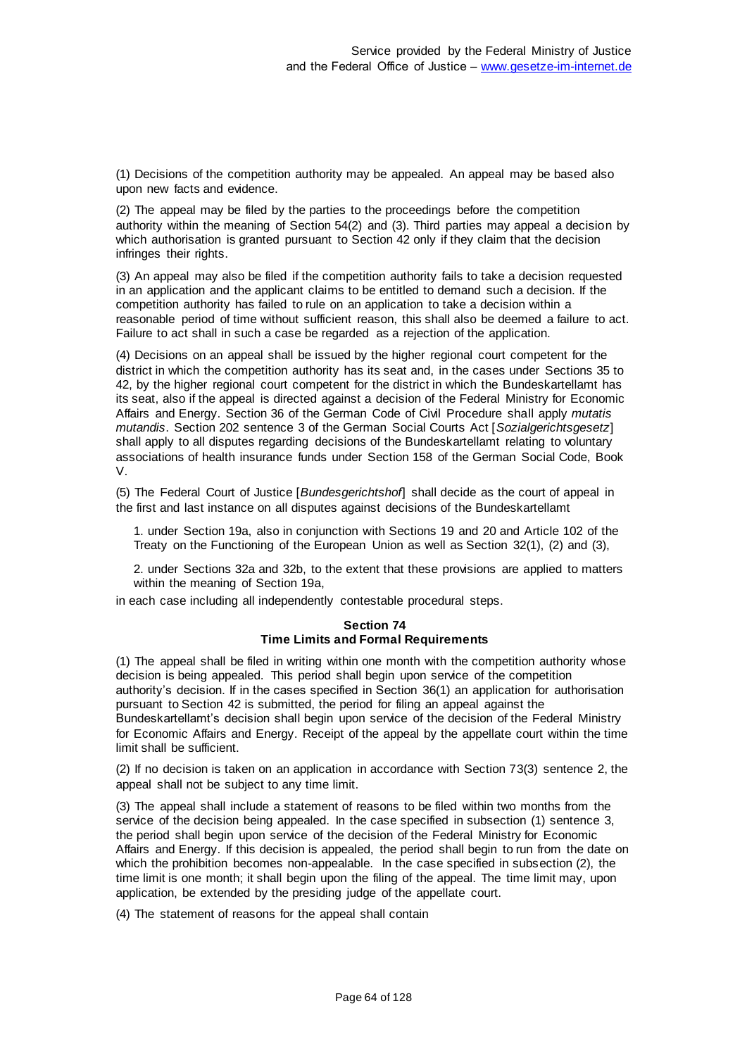(1) Decisions of the competition authority may be appealed. An appeal may be based also upon new facts and evidence.

(2) The appeal may be filed by the parties to the proceedings before the competition authority within the meaning of Section 54(2) and (3). Third parties may appeal a decision by which authorisation is granted pursuant to Section 42 only if they claim that the decision infringes their rights.

(3) An appeal may also be filed if the competition authority fails to take a decision requested in an application and the applicant claims to be entitled to demand such a decision. If the competition authority has failed to rule on an application to take a decision within a reasonable period of time without sufficient reason, this shall also be deemed a failure to act. Failure to act shall in such a case be regarded as a rejection of the application.

(4) Decisions on an appeal shall be issued by the higher regional court competent for the district in which the competition authority has its seat and, in the cases under Sections 35 to 42, by the higher regional court competent for the district in which the Bundeskartellamt has its seat, also if the appeal is directed against a decision of the Federal Ministry for Economic Affairs and Energy. Section 36 of the German Code of Civil Procedure shall apply *mutatis mutandis*. Section 202 sentence 3 of the German Social Courts Act [*Sozialgerichtsgesetz*] shall apply to all disputes regarding decisions of the Bundeskartellamt relating to voluntary associations of health insurance funds under Section 158 of the German Social Code, Book V.

(5) The Federal Court of Justice [*Bundesgerichtshof*] shall decide as the court of appeal in the first and last instance on all disputes against decisions of the Bundeskartellamt

1. under Section 19a, also in conjunction with Sections 19 and 20 and Article 102 of the Treaty on the Functioning of the European Union as well as Section 32(1), (2) and (3),

2. under Sections 32a and 32b, to the extent that these provisions are applied to matters within the meaning of Section 19a,

in each case including all independently contestable procedural steps.

#### Section 74
#### Time Limits and Formal Requirements

(1) The appeal shall be filed in writing within one month with the competition authority whose decision is being appealed. This period shall begin upon service of the competition authority's decision. If in the cases specified in Section 36(1) an application for authorisation pursuant to Section 42 is submitted, the period for filing an appeal against the Bundeskartellamt's decision shall begin upon service of the decision of the Federal Ministry for Economic Affairs and Energy. Receipt of the appeal by the appellate court within the time limit shall be sufficient.

(2) If no decision is taken on an application in accordance with Section 73(3) sentence 2, the appeal shall not be subject to any time limit.

(3) The appeal shall include a statement of reasons to be filed within two months from the service of the decision being appealed. In the case specified in subsection (1) sentence 3, the period shall begin upon service of the decision of the Federal Ministry for Economic Affairs and Energy. If this decision is appealed, the period shall begin to run from the date on which the prohibition becomes non-appealable. In the case specified in subsection (2), the time limit is one month; it shall begin upon the filing of the appeal. The time limit may, upon application, be extended by the presiding judge of the appellate court.

(4) The statement of reasons for the appeal shall contain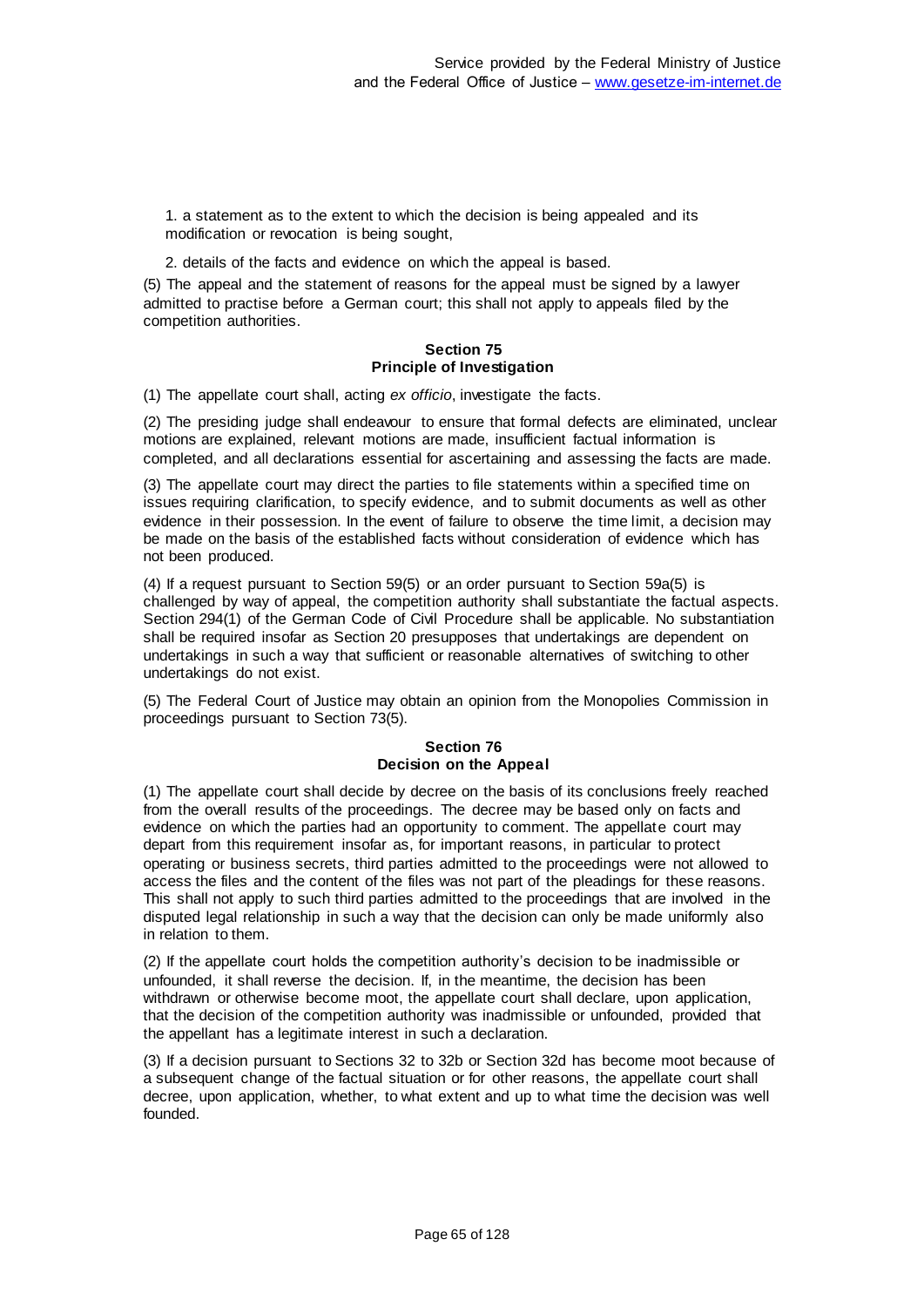1. a statement as to the extent to which the decision is being appealed and its modification or revocation is being sought,

2. details of the facts and evidence on which the appeal is based.

(5) The appeal and the statement of reasons for the appeal must be signed by a lawyer admitted to practise before a German court; this shall not apply to appeals filed by the competition authorities.

### Section 75
### Principle of Investigation

(1) The appellate court shall, acting *ex officio*, investigate the facts.

(2) The presiding judge shall endeavour to ensure that formal defects are eliminated, unclear motions are explained, relevant motions are made, insufficient factual information is completed, and all declarations essential for ascertaining and assessing the facts are made.

(3) The appellate court may direct the parties to file statements within a specified time on issues requiring clarification, to specify evidence, and to submit documents as well as other evidence in their possession. In the event of failure to observe the time limit, a decision may be made on the basis of the established facts without consideration of evidence which has not been produced.

(4) If a request pursuant to Section 59(5) or an order pursuant to Section 59a(5) is challenged by way of appeal, the competition authority shall substantiate the factual aspects. Section 294(1) of the German Code of Civil Procedure shall be applicable. No substantiation shall be required insofar as Section 20 presupposes that undertakings are dependent on undertakings in such a way that sufficient or reasonable alternatives of switching to other undertakings do not exist.

(5) The Federal Court of Justice may obtain an opinion from the Monopolies Commission in proceedings pursuant to Section 73(5).

### Section 76
### Decision on the Appeal

(1) The appellate court shall decide by decree on the basis of its conclusions freely reached from the overall results of the proceedings. The decree may be based only on facts and evidence on which the parties had an opportunity to comment. The appellate court may depart from this requirement insofar as, for important reasons, in particular to protect operating or business secrets, third parties admitted to the proceedings were not allowed to access the files and the content of the files was not part of the pleadings for these reasons. This shall not apply to such third parties admitted to the proceedings that are involved in the disputed legal relationship in such a way that the decision can only be made uniformly also in relation to them.

(2) If the appellate court holds the competition authority's decision to be inadmissible or unfounded, it shall reverse the decision. If, in the meantime, the decision has been withdrawn or otherwise become moot, the appellate court shall declare, upon application, that the decision of the competition authority was inadmissible or unfounded, provided that the appellant has a legitimate interest in such a declaration.

(3) If a decision pursuant to Sections 32 to 32b or Section 32d has become moot because of a subsequent change of the factual situation or for other reasons, the appellate court shall decree, upon application, whether, to what extent and up to what time the decision was well founded.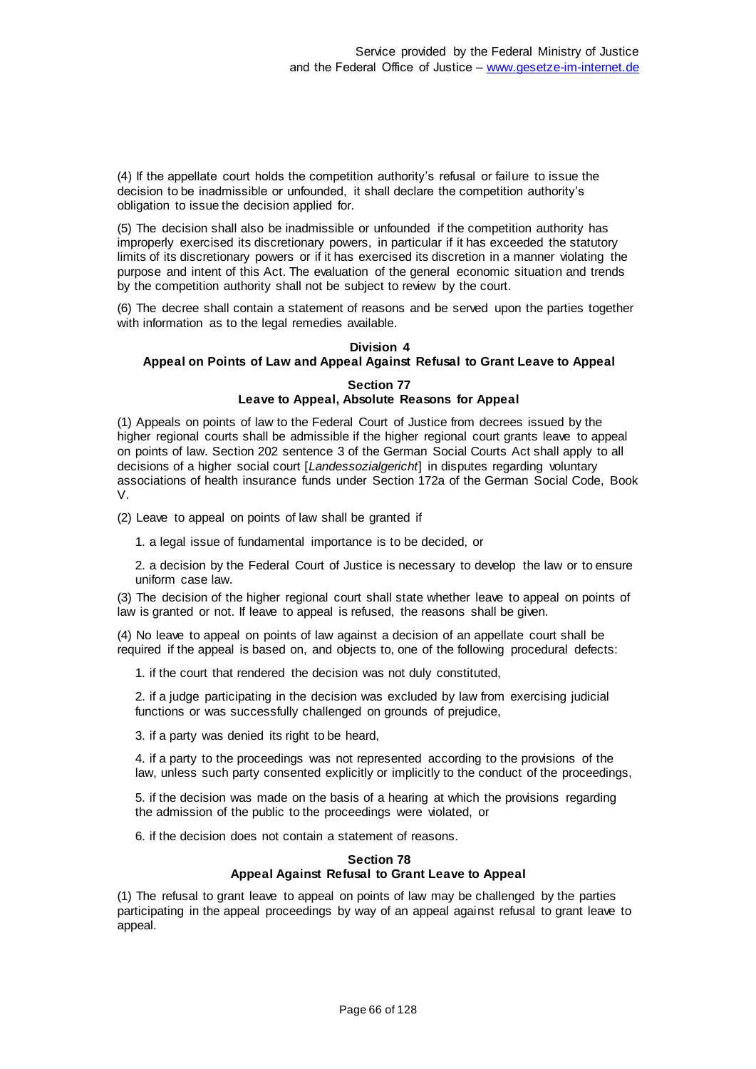(4) If the appellate court holds the competition authority's refusal or failure to issue the decision to be inadmissible or unfounded, it shall declare the competition authority's obligation to issue the decision applied for.

(5) The decision shall also be inadmissible or unfounded if the competition authority has improperly exercised its discretionary powers, in particular if it has exceeded the statutory limits of its discretionary powers or if it has exercised its discretion in a manner violating the purpose and intent of this Act. The evaluation of the general economic situation and trends by the competition authority shall not be subject to review by the court.

(6) The decree shall contain a statement of reasons and be served upon the parties together with information as to the legal remedies available.

## Division 4
## Appeal on Points of Law and Appeal Against Refusal to Grant Leave to Appeal

### Section 77
### Leave to Appeal, Absolute Reasons for Appeal

(1) Appeals on points of law to the Federal Court of Justice from decrees issued by the higher regional courts shall be admissible if the higher regional court grants leave to appeal on points of law. Section 202 sentence 3 of the German Social Courts Act shall apply to all decisions of a higher social court [*Landessozialgericht*] in disputes regarding voluntary associations of health insurance funds under Section 172a of the German Social Code, Book V.

(2) Leave to appeal on points of law shall be granted if

1. a legal issue of fundamental importance is to be decided, or

2. a decision by the Federal Court of Justice is necessary to develop the law or to ensure uniform case law.

(3) The decision of the higher regional court shall state whether leave to appeal on points of law is granted or not. If leave to appeal is refused, the reasons shall be given.

(4) No leave to appeal on points of law against a decision of an appellate court shall be required if the appeal is based on, and objects to, one of the following procedural defects:

1. if the court that rendered the decision was not duly constituted,

2. if a judge participating in the decision was excluded by law from exercising judicial functions or was successfully challenged on grounds of prejudice,

3. if a party was denied its right to be heard,

4. if a party to the proceedings was not represented according to the provisions of the law, unless such party consented explicitly or implicitly to the conduct of the proceedings,

5. if the decision was made on the basis of a hearing at which the provisions regarding the admission of the public to the proceedings were violated, or

6. if the decision does not contain a statement of reasons.

### Section 78
### Appeal Against Refusal to Grant Leave to Appeal

(1) The refusal to grant leave to appeal on points of law may be challenged by the parties participating in the appeal proceedings by way of an appeal against refusal to grant leave to appeal.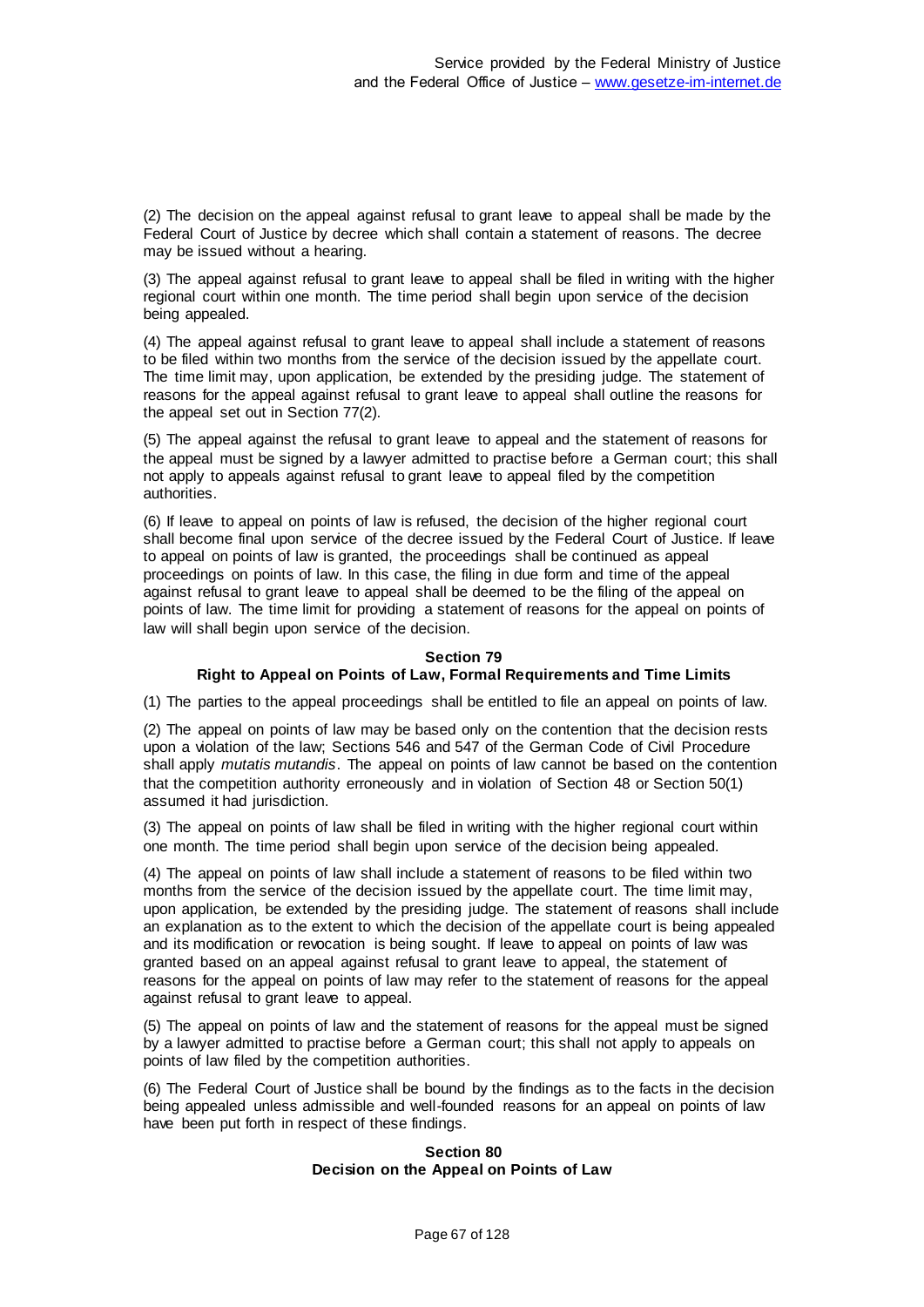(2) The decision on the appeal against refusal to grant leave to appeal shall be made by the Federal Court of Justice by decree which shall contain a statement of reasons. The decree may be issued without a hearing.

(3) The appeal against refusal to grant leave to appeal shall be filed in writing with the higher regional court within one month. The time period shall begin upon service of the decision being appealed.

(4) The appeal against refusal to grant leave to appeal shall include a statement of reasons to be filed within two months from the service of the decision issued by the appellate court. The time limit may, upon application, be extended by the presiding judge. The statement of reasons for the appeal against refusal to grant leave to appeal shall outline the reasons for the appeal set out in Section 77(2).

(5) The appeal against the refusal to grant leave to appeal and the statement of reasons for the appeal must be signed by a lawyer admitted to practise before a German court; this shall not apply to appeals against refusal to grant leave to appeal filed by the competition authorities.

(6) If leave to appeal on points of law is refused, the decision of the higher regional court shall become final upon service of the decree issued by the Federal Court of Justice. If leave to appeal on points of law is granted, the proceedings shall be continued as appeal proceedings on points of law. In this case, the filing in due form and time of the appeal against refusal to grant leave to appeal shall be deemed to be the filing of the appeal on points of law. The time limit for providing a statement of reasons for the appeal on points of law will shall begin upon service of the decision.

### Section 79
### Right to Appeal on Points of Law, Formal Requirements and Time Limits

(1) The parties to the appeal proceedings shall be entitled to file an appeal on points of law.

(2) The appeal on points of law may be based only on the contention that the decision rests upon a violation of the law; Sections 546 and 547 of the German Code of Civil Procedure shall apply *mutatis mutandis*. The appeal on points of law cannot be based on the contention that the competition authority erroneously and in violation of Section 48 or Section 50(1) assumed it had jurisdiction.

(3) The appeal on points of law shall be filed in writing with the higher regional court within one month. The time period shall begin upon service of the decision being appealed.

(4) The appeal on points of law shall include a statement of reasons to be filed within two months from the service of the decision issued by the appellate court. The time limit may, upon application, be extended by the presiding judge. The statement of reasons shall include an explanation as to the extent to which the decision of the appellate court is being appealed and its modification or revocation is being sought. If leave to appeal on points of law was granted based on an appeal against refusal to grant leave to appeal, the statement of reasons for the appeal on points of law may refer to the statement of reasons for the appeal against refusal to grant leave to appeal.

(5) The appeal on points of law and the statement of reasons for the appeal must be signed by a lawyer admitted to practise before a German court; this shall not apply to appeals on points of law filed by the competition authorities.

(6) The Federal Court of Justice shall be bound by the findings as to the facts in the decision being appealed unless admissible and well-founded reasons for an appeal on points of law have been put forth in respect of these findings.

### Section 80
### Decision on the Appeal on Points of Law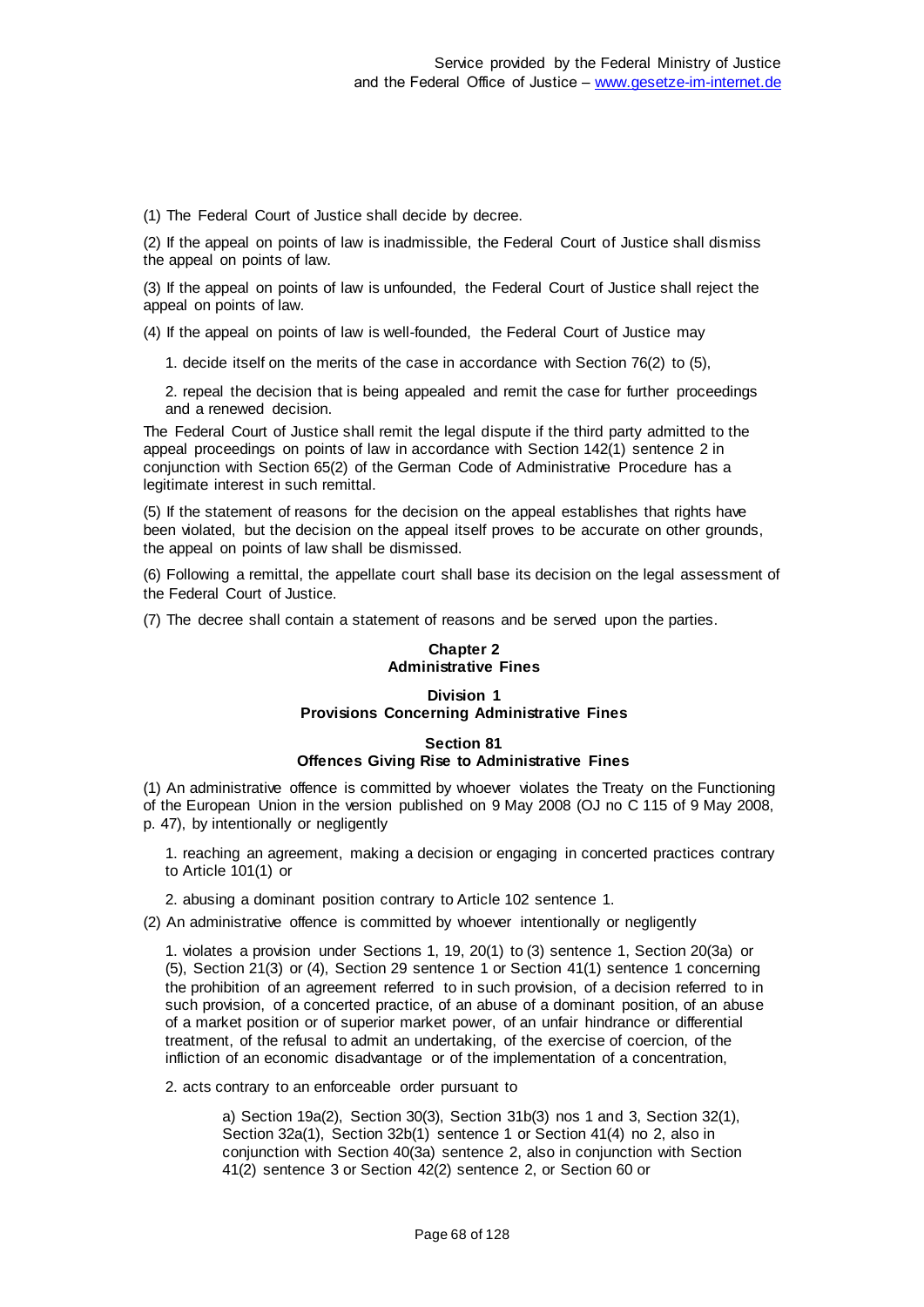(1) The Federal Court of Justice shall decide by decree.

(2) If the appeal on points of law is inadmissible, the Federal Court of Justice shall dismiss the appeal on points of law.

(3) If the appeal on points of law is unfounded, the Federal Court of Justice shall reject the appeal on points of law.

(4) If the appeal on points of law is well-founded, the Federal Court of Justice may

1. decide itself on the merits of the case in accordance with Section 76(2) to (5),

2. repeal the decision that is being appealed and remit the case for further proceedings and a renewed decision.

The Federal Court of Justice shall remit the legal dispute if the third party admitted to the appeal proceedings on points of law in accordance with Section 142(1) sentence 2 in conjunction with Section 65(2) of the German Code of Administrative Procedure has a legitimate interest in such remittal.

(5) If the statement of reasons for the decision on the appeal establishes that rights have been violated, but the decision on the appeal itself proves to be accurate on other grounds, the appeal on points of law shall be dismissed.

(6) Following a remittal, the appellate court shall base its decision on the legal assessment of the Federal Court of Justice.

(7) The decree shall contain a statement of reasons and be served upon the parties.

## Chapter 2
## Administrative Fines

### Division 1
### Provisions Concerning Administrative Fines

#### Section 81
#### Offences Giving Rise to Administrative Fines

(1) An administrative offence is committed by whoever violates the Treaty on the Functioning of the European Union in the version published on 9 May 2008 (OJ no C 115 of 9 May 2008, p. 47), by intentionally or negligently

1. reaching an agreement, making a decision or engaging in concerted practices contrary to Article 101(1) or

2. abusing a dominant position contrary to Article 102 sentence 1.

(2) An administrative offence is committed by whoever intentionally or negligently

1. violates a provision under Sections 1, 19, 20(1) to (3) sentence 1, Section 20(3a) or (5), Section 21(3) or (4), Section 29 sentence 1 or Section 41(1) sentence 1 concerning the prohibition of an agreement referred to in such provision, of a decision referred to in such provision, of a concerted practice, of an abuse of a dominant position, of an abuse of a market position or of superior market power, of an unfair hindrance or differential treatment, of the refusal to admit an undertaking, of the exercise of coercion, of the infliction of an economic disadvantage or of the implementation of a concentration,

2. acts contrary to an enforceable order pursuant to

   a) Section 19a(2), Section 30(3), Section 31b(3) nos 1 and 3, Section 32(1), Section 32a(1), Section 32b(1) sentence 1 or Section 41(4) no 2, also in conjunction with Section 40(3a) sentence 2, also in conjunction with Section 41(2) sentence 3 or Section 42(2) sentence 2, or Section 60 or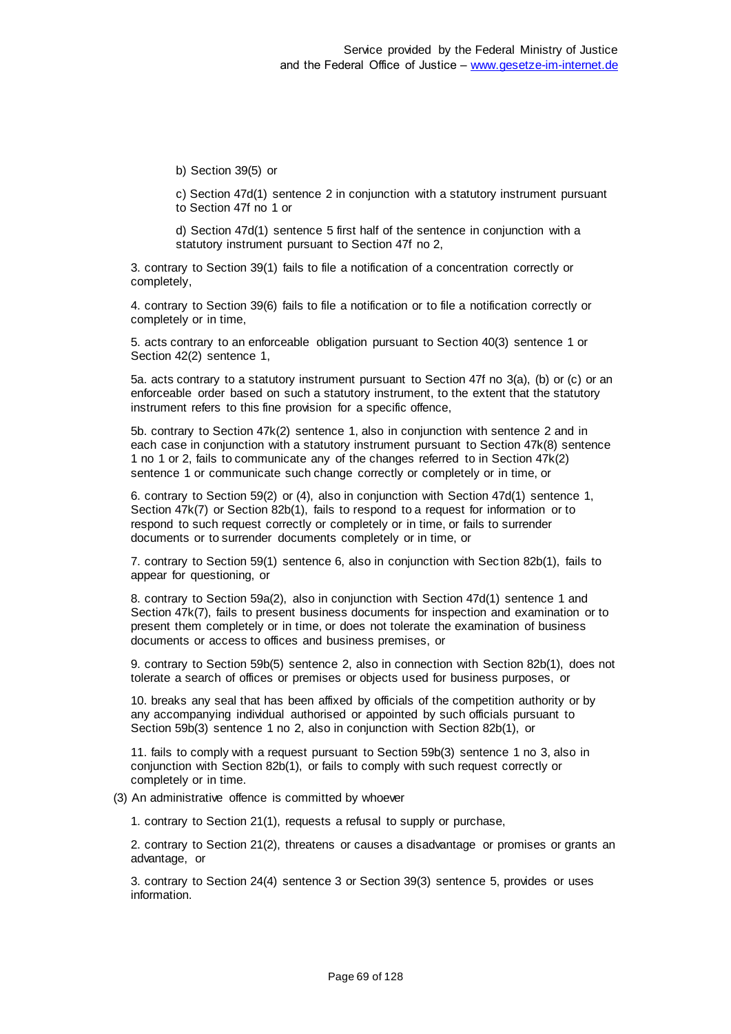b) Section 39(5) or

c) Section 47d(1) sentence 2 in conjunction with a statutory instrument pursuant to Section 47f no 1 or

d) Section 47d(1) sentence 5 first half of the sentence in conjunction with a statutory instrument pursuant to Section 47f no 2,

3. contrary to Section 39(1) fails to file a notification of a concentration correctly or completely,

4. contrary to Section 39(6) fails to file a notification or to file a notification correctly or completely or in time,

5. acts contrary to an enforceable obligation pursuant to Section 40(3) sentence 1 or Section 42(2) sentence 1,

5a. acts contrary to a statutory instrument pursuant to Section 47f no 3(a), (b) or (c) or an enforceable order based on such a statutory instrument, to the extent that the statutory instrument refers to this fine provision for a specific offence,

5b. contrary to Section 47k(2) sentence 1, also in conjunction with sentence 2 and in each case in conjunction with a statutory instrument pursuant to Section 47k(8) sentence 1 no 1 or 2, fails to communicate any of the changes referred to in Section 47k(2) sentence 1 or communicate such change correctly or completely or in time, or

6. contrary to Section 59(2) or (4), also in conjunction with Section 47d(1) sentence 1, Section 47k(7) or Section 82b(1), fails to respond to a request for information or to respond to such request correctly or completely or in time, or fails to surrender documents or to surrender documents completely or in time, or

7. contrary to Section 59(1) sentence 6, also in conjunction with Section 82b(1), fails to appear for questioning, or

8. contrary to Section 59a(2), also in conjunction with Section 47d(1) sentence 1 and Section 47k(7), fails to present business documents for inspection and examination or to present them completely or in time, or does not tolerate the examination of business documents or access to offices and business premises, or

9. contrary to Section 59b(5) sentence 2, also in connection with Section 82b(1), does not tolerate a search of offices or premises or objects used for business purposes, or

10. breaks any seal that has been affixed by officials of the competition authority or by any accompanying individual authorised or appointed by such officials pursuant to Section 59b(3) sentence 1 no 2, also in conjunction with Section 82b(1), or

11. fails to comply with a request pursuant to Section 59b(3) sentence 1 no 3, also in conjunction with Section 82b(1), or fails to comply with such request correctly or completely or in time.

(3) An administrative offence is committed by whoever

1. contrary to Section 21(1), requests a refusal to supply or purchase,

2. contrary to Section 21(2), threatens or causes a disadvantage or promises or grants an advantage, or

3. contrary to Section 24(4) sentence 3 or Section 39(3) sentence 5, provides or uses information.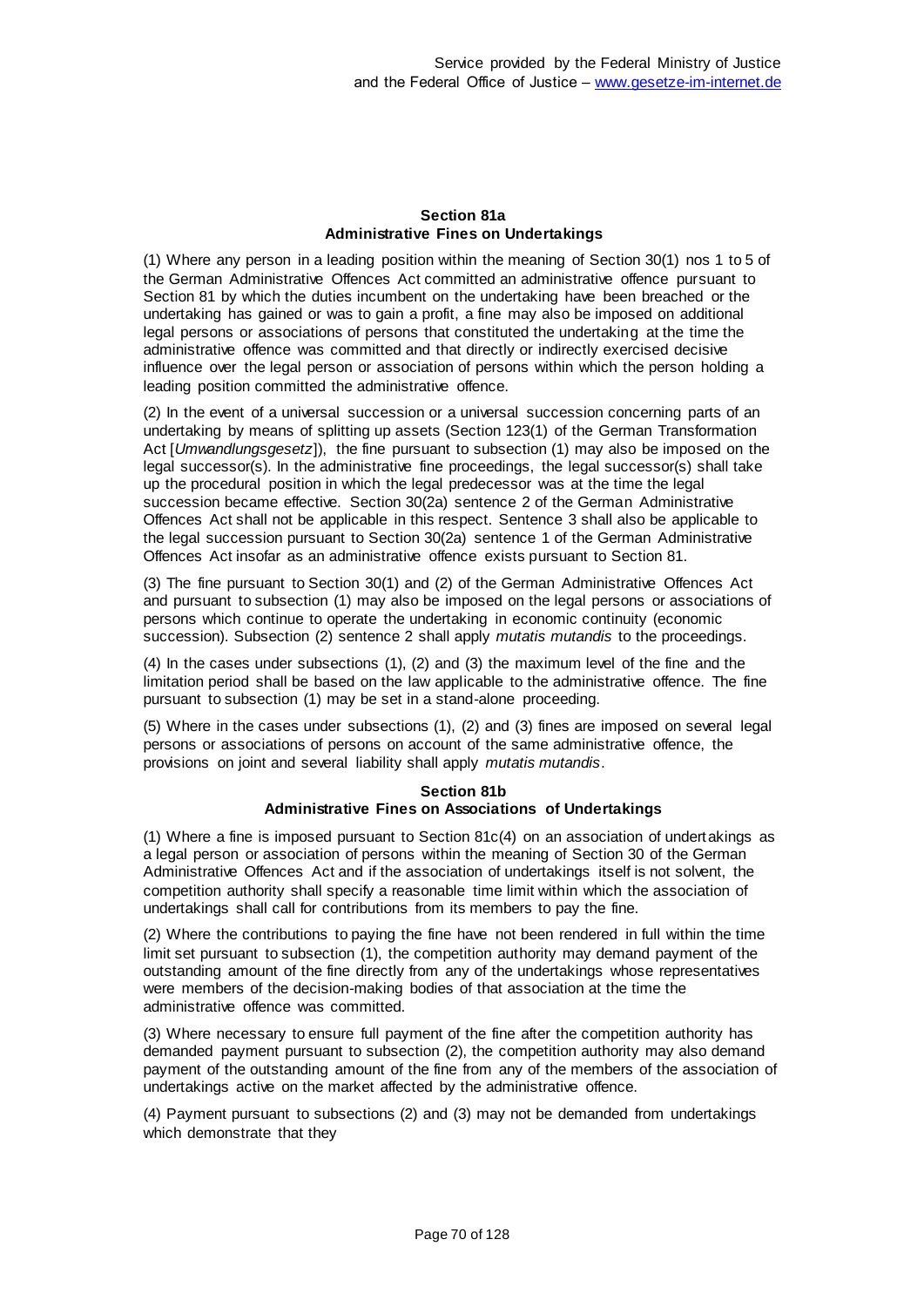#### Section 81a
#### Administrative Fines on Undertakings

(1) Where any person in a leading position within the meaning of Section 30(1) nos 1 to 5 of the German Administrative Offences Act committed an administrative offence pursuant to Section 81 by which the duties incumbent on the undertaking have been breached or the undertaking has gained or was to gain a profit, a fine may also be imposed on additional legal persons or associations of persons that constituted the undertaking at the time the administrative offence was committed and that directly or indirectly exercised decisive influence over the legal person or association of persons within which the person holding a leading position committed the administrative offence.

(2) In the event of a universal succession or a universal succession concerning parts of an undertaking by means of splitting up assets (Section 123(1) of the German Transformation Act [*Umwandlungsgesetz*]), the fine pursuant to subsection (1) may also be imposed on the legal successor(s). In the administrative fine proceedings, the legal successor(s) shall take up the procedural position in which the legal predecessor was at the time the legal succession became effective. Section 30(2a) sentence 2 of the German Administrative Offences Act shall not be applicable in this respect. Sentence 3 shall also be applicable to the legal succession pursuant to Section 30(2a) sentence 1 of the German Administrative Offences Act insofar as an administrative offence exists pursuant to Section 81.

(3) The fine pursuant to Section 30(1) and (2) of the German Administrative Offences Act and pursuant to subsection (1) may also be imposed on the legal persons or associations of persons which continue to operate the undertaking in economic continuity (economic succession). Subsection (2) sentence 2 shall apply *mutatis mutandis* to the proceedings.

(4) In the cases under subsections (1), (2) and (3) the maximum level of the fine and the limitation period shall be based on the law applicable to the administrative offence. The fine pursuant to subsection (1) may be set in a stand-alone proceeding.

(5) Where in the cases under subsections (1), (2) and (3) fines are imposed on several legal persons or associations of persons on account of the same administrative offence, the provisions on joint and several liability shall apply *mutatis mutandis*.

#### Section 81b
#### Administrative Fines on Associations of Undertakings

(1) Where a fine is imposed pursuant to Section 81c(4) on an association of undertakings as a legal person or association of persons within the meaning of Section 30 of the German Administrative Offences Act and if the association of undertakings itself is not solvent, the competition authority shall specify a reasonable time limit within which the association of undertakings shall call for contributions from its members to pay the fine.

(2) Where the contributions to paying the fine have not been rendered in full within the time limit set pursuant to subsection (1), the competition authority may demand payment of the outstanding amount of the fine directly from any of the undertakings whose representatives were members of the decision-making bodies of that association at the time the administrative offence was committed.

(3) Where necessary to ensure full payment of the fine after the competition authority has demanded payment pursuant to subsection (2), the competition authority may also demand payment of the outstanding amount of the fine from any of the members of the association of undertakings active on the market affected by the administrative offence.

(4) Payment pursuant to subsections (2) and (3) may not be demanded from undertakings which demonstrate that they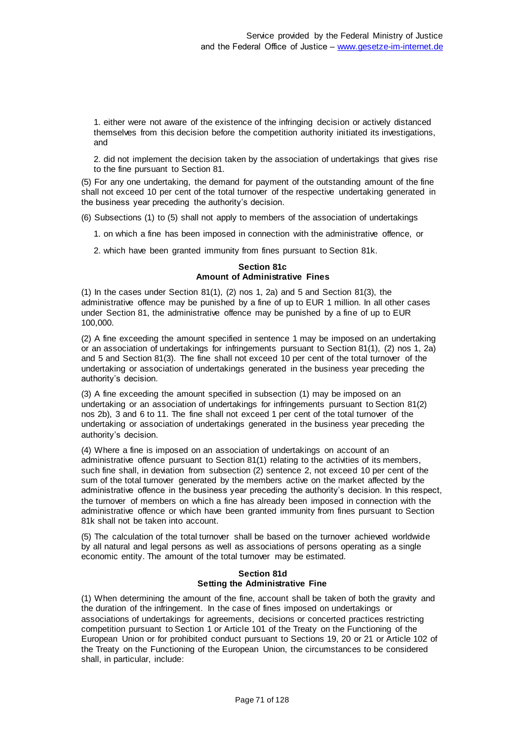1. either were not aware of the existence of the infringing decision or actively distanced themselves from this decision before the competition authority initiated its investigations, and

2. did not implement the decision taken by the association of undertakings that gives rise to the fine pursuant to Section 81.

(5) For any one undertaking, the demand for payment of the outstanding amount of the fine shall not exceed 10 per cent of the total turnover of the respective undertaking generated in the business year preceding the authority's decision.

(6) Subsections (1) to (5) shall not apply to members of the association of undertakings

1. on which a fine has been imposed in connection with the administrative offence, or

2. which have been granted immunity from fines pursuant to Section 81k.

#### Section 81c
#### Amount of Administrative Fines

(1) In the cases under Section 81(1), (2) nos 1, 2a) and 5 and Section 81(3), the administrative offence may be punished by a fine of up to EUR 1 million. In all other cases under Section 81, the administrative offence may be punished by a fine of up to EUR 100,000.

(2) A fine exceeding the amount specified in sentence 1 may be imposed on an undertaking or an association of undertakings for infringements pursuant to Section 81(1), (2) nos 1, 2a) and 5 and Section 81(3). The fine shall not exceed 10 per cent of the total turnover of the undertaking or association of undertakings generated in the business year preceding the authority's decision.

(3) A fine exceeding the amount specified in subsection (1) may be imposed on an undertaking or an association of undertakings for infringements pursuant to Section 81(2) nos 2b), 3 and 6 to 11. The fine shall not exceed 1 per cent of the total turnover of the undertaking or association of undertakings generated in the business year preceding the authority's decision.

(4) Where a fine is imposed on an association of undertakings on account of an administrative offence pursuant to Section 81(1) relating to the activities of its members, such fine shall, in deviation from subsection (2) sentence 2, not exceed 10 per cent of the sum of the total turnover generated by the members active on the market affected by the administrative offence in the business year preceding the authority's decision. In this respect, the turnover of members on which a fine has already been imposed in connection with the administrative offence or which have been granted immunity from fines pursuant to Section 81k shall not be taken into account.

(5) The calculation of the total turnover shall be based on the turnover achieved worldwide by all natural and legal persons as well as associations of persons operating as a single economic entity. The amount of the total turnover may be estimated.

#### Section 81d
#### Setting the Administrative Fine

(1) When determining the amount of the fine, account shall be taken of both the gravity and the duration of the infringement. In the case of fines imposed on undertakings or associations of undertakings for agreements, decisions or concerted practices restricting competition pursuant to Section 1 or Article 101 of the Treaty on the Functioning of the European Union or for prohibited conduct pursuant to Sections 19, 20 or 21 or Article 102 of the Treaty on the Functioning of the European Union, the circumstances to be considered shall, in particular, include: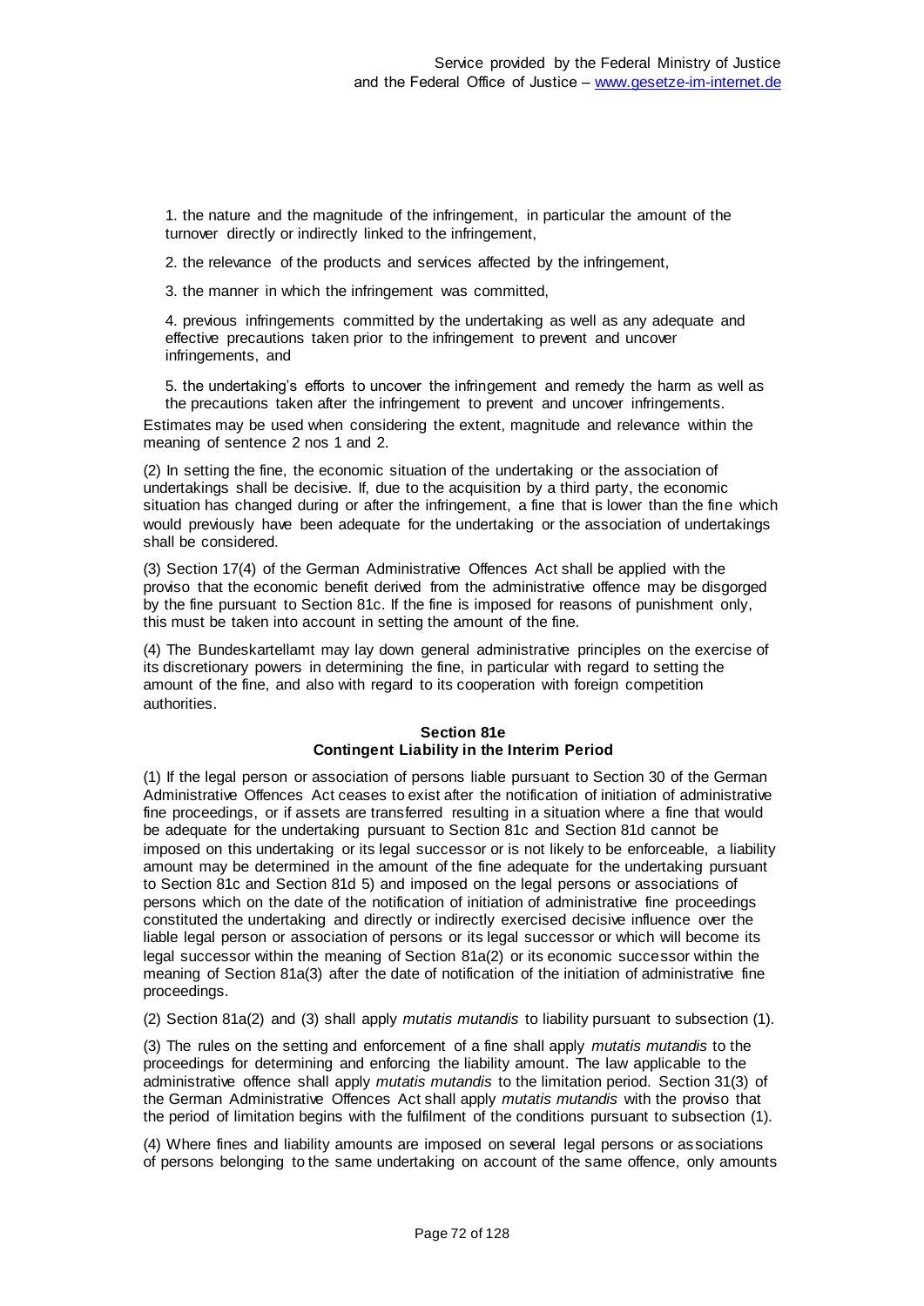1. the nature and the magnitude of the infringement, in particular the amount of the turnover directly or indirectly linked to the infringement,

2. the relevance of the products and services affected by the infringement,

3. the manner in which the infringement was committed,

4. previous infringements committed by the undertaking as well as any adequate and effective precautions taken prior to the infringement to prevent and uncover infringements, and

5. the undertaking's efforts to uncover the infringement and remedy the harm as well as the precautions taken after the infringement to prevent and uncover infringements.

Estimates may be used when considering the extent, magnitude and relevance within the meaning of sentence 2 nos 1 and 2.

(2) In setting the fine, the economic situation of the undertaking or the association of undertakings shall be decisive. If, due to the acquisition by a third party, the economic situation has changed during or after the infringement, a fine that is lower than the fine which would previously have been adequate for the undertaking or the association of undertakings shall be considered.

(3) Section 17(4) of the German Administrative Offences Act shall be applied with the proviso that the economic benefit derived from the administrative offence may be disgorged by the fine pursuant to Section 81c. If the fine is imposed for reasons of punishment only, this must be taken into account in setting the amount of the fine.

(4) The Bundeskartellamt may lay down general administrative principles on the exercise of its discretionary powers in determining the fine, in particular with regard to setting the amount of the fine, and also with regard to its cooperation with foreign competition authorities.

#### Section 81e
#### Contingent Liability in the Interim Period

(1) If the legal person or association of persons liable pursuant to Section 30 of the German Administrative Offences Act ceases to exist after the notification of initiation of administrative fine proceedings, or if assets are transferred resulting in a situation where a fine that would be adequate for the undertaking pursuant to Section 81c and Section 81d cannot be imposed on this undertaking or its legal successor or is not likely to be enforceable, a liability amount may be determined in the amount of the fine adequate for the undertaking pursuant to Section 81c and Section 81d 5) and imposed on the legal persons or associations of persons which on the date of the notification of initiation of administrative fine proceedings constituted the undertaking and directly or indirectly exercised decisive influence over the liable legal person or association of persons or its legal successor or which will become its legal successor within the meaning of Section 81a(2) or its economic successor within the meaning of Section 81a(3) after the date of notification of the initiation of administrative fine proceedings.

(2) Section 81a(2) and (3) shall apply *mutatis mutandis* to liability pursuant to subsection (1).

(3) The rules on the setting and enforcement of a fine shall apply *mutatis mutandis* to the proceedings for determining and enforcing the liability amount. The law applicable to the administrative offence shall apply *mutatis mutandis* to the limitation period. Section 31(3) of the German Administrative Offences Act shall apply *mutatis mutandis* with the proviso that the period of limitation begins with the fulfilment of the conditions pursuant to subsection (1).

(4) Where fines and liability amounts are imposed on several legal persons or associations of persons belonging to the same undertaking on account of the same offence, only amounts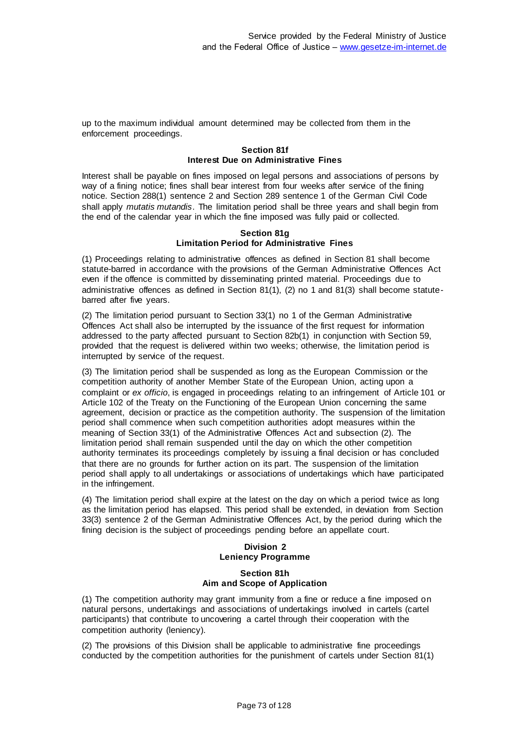up to the maximum individual amount determined may be collected from them in the enforcement proceedings.

### Section 81f
### Interest Due on Administrative Fines

Interest shall be payable on fines imposed on legal persons and associations of persons by way of a fining notice; fines shall bear interest from four weeks after service of the fining notice. Section 288(1) sentence 2 and Section 289 sentence 1 of the German Civil Code shall apply *mutatis mutandis*. The limitation period shall be three years and shall begin from the end of the calendar year in which the fine imposed was fully paid or collected.

### Section 81g
### Limitation Period for Administrative Fines

(1) Proceedings relating to administrative offences as defined in Section 81 shall become statute-barred in accordance with the provisions of the German Administrative Offences Act even if the offence is committed by disseminating printed material. Proceedings due to administrative offences as defined in Section 81(1), (2) no 1 and 81(3) shall become statute-barred after five years.

(2) The limitation period pursuant to Section 33(1) no 1 of the German Administrative Offences Act shall also be interrupted by the issuance of the first request for information addressed to the party affected pursuant to Section 82b(1) in conjunction with Section 59, provided that the request is delivered within two weeks; otherwise, the limitation period is interrupted by service of the request.

(3) The limitation period shall be suspended as long as the European Commission or the competition authority of another Member State of the European Union, acting upon a complaint or *ex officio*, is engaged in proceedings relating to an infringement of Article 101 or Article 102 of the Treaty on the Functioning of the European Union concerning the same agreement, decision or practice as the competition authority. The suspension of the limitation period shall commence when such competition authorities adopt measures within the meaning of Section 33(1) of the Administrative Offences Act and subsection (2). The limitation period shall remain suspended until the day on which the other competition authority terminates its proceedings completely by issuing a final decision or has concluded that there are no grounds for further action on its part. The suspension of the limitation period shall apply to all undertakings or associations of undertakings which have participated in the infringement.

(4) The limitation period shall expire at the latest on the day on which a period twice as long as the limitation period has elapsed. This period shall be extended, in deviation from Section 33(3) sentence 2 of the German Administrative Offences Act, by the period during which the fining decision is the subject of proceedings pending before an appellate court.

## Division 2
## Leniency Programme

### Section 81h
### Aim and Scope of Application

(1) The competition authority may grant immunity from a fine or reduce a fine imposed on natural persons, undertakings and associations of undertakings involved in cartels (cartel participants) that contribute to uncovering a cartel through their cooperation with the competition authority (leniency).

(2) The provisions of this Division shall be applicable to administrative fine proceedings conducted by the competition authorities for the punishment of cartels under Section 81(1)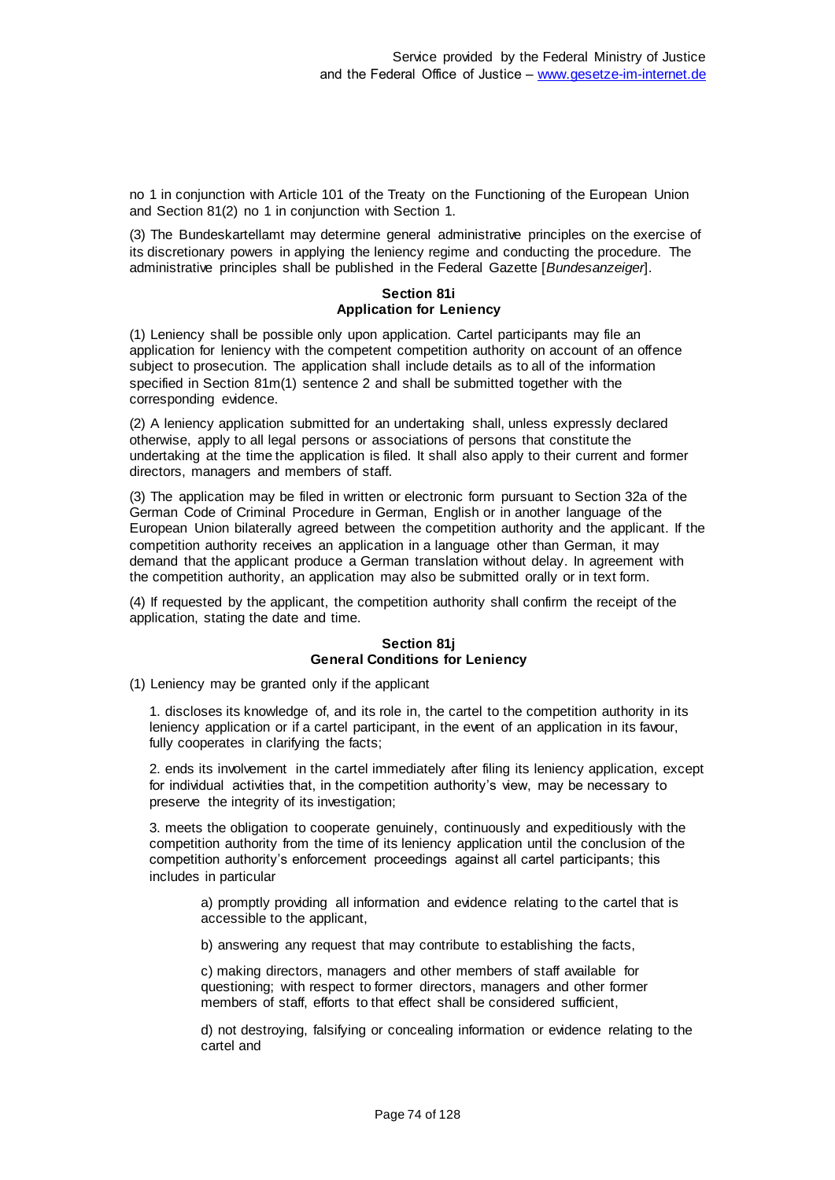no 1 in conjunction with Article 101 of the Treaty on the Functioning of the European Union and Section 81(2) no 1 in conjunction with Section 1.

(3) The Bundeskartellamt may determine general administrative principles on the exercise of its discretionary powers in applying the leniency regime and conducting the procedure. The administrative principles shall be published in the Federal Gazette [*Bundesanzeiger*].

#### Section 81i
#### Application for Leniency

(1) Leniency shall be possible only upon application. Cartel participants may file an application for leniency with the competent competition authority on account of an offence subject to prosecution. The application shall include details as to all of the information specified in Section 81m(1) sentence 2 and shall be submitted together with the corresponding evidence.

(2) A leniency application submitted for an undertaking shall, unless expressly declared otherwise, apply to all legal persons or associations of persons that constitute the undertaking at the time the application is filed. It shall also apply to their current and former directors, managers and members of staff.

(3) The application may be filed in written or electronic form pursuant to Section 32a of the German Code of Criminal Procedure in German, English or in another language of the European Union bilaterally agreed between the competition authority and the applicant. If the competition authority receives an application in a language other than German, it may demand that the applicant produce a German translation without delay. In agreement with the competition authority, an application may also be submitted orally or in text form.

(4) If requested by the applicant, the competition authority shall confirm the receipt of the application, stating the date and time.

#### Section 81j
#### General Conditions for Leniency

(1) Leniency may be granted only if the applicant

1. discloses its knowledge of, and its role in, the cartel to the competition authority in its leniency application or if a cartel participant, in the event of an application in its favour, fully cooperates in clarifying the facts;

2. ends its involvement in the cartel immediately after filing its leniency application, except for individual activities that, in the competition authority's view, may be necessary to preserve the integrity of its investigation;

3. meets the obligation to cooperate genuinely, continuously and expeditiously with the competition authority from the time of its leniency application until the conclusion of the competition authority's enforcement proceedings against all cartel participants; this includes in particular

   a) promptly providing all information and evidence relating to the cartel that is accessible to the applicant,

   b) answering any request that may contribute to establishing the facts,

   c) making directors, managers and other members of staff available for questioning; with respect to former directors, managers and other former members of staff, efforts to that effect shall be considered sufficient,

   d) not destroying, falsifying or concealing information or evidence relating to the cartel and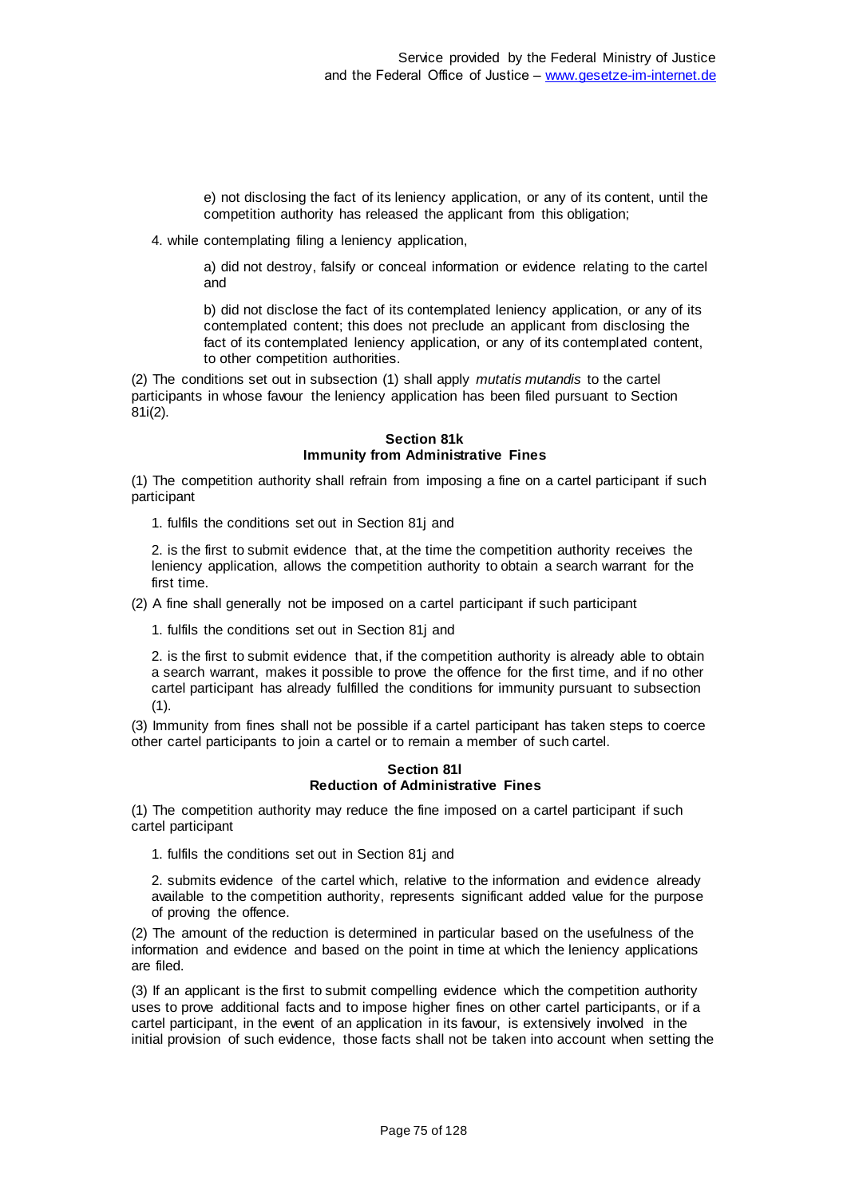e) not disclosing the fact of its leniency application, or any of its content, until the competition authority has released the applicant from this obligation;

4. while contemplating filing a leniency application,

a) did not destroy, falsify or conceal information or evidence relating to the cartel and

b) did not disclose the fact of its contemplated leniency application, or any of its contemplated content; this does not preclude an applicant from disclosing the fact of its contemplated leniency application, or any of its contemplated content, to other competition authorities.

(2) The conditions set out in subsection (1) shall apply *mutatis mutandis* to the cartel participants in whose favour the leniency application has been filed pursuant to Section 81i(2).

#### Section 81k
#### Immunity from Administrative Fines

(1) The competition authority shall refrain from imposing a fine on a cartel participant if such participant

1. fulfils the conditions set out in Section 81j and

2. is the first to submit evidence that, at the time the competition authority receives the leniency application, allows the competition authority to obtain a search warrant for the first time.

(2) A fine shall generally not be imposed on a cartel participant if such participant

1. fulfils the conditions set out in Section 81j and

2. is the first to submit evidence that, if the competition authority is already able to obtain a search warrant, makes it possible to prove the offence for the first time, and if no other cartel participant has already fulfilled the conditions for immunity pursuant to subsection (1).

(3) Immunity from fines shall not be possible if a cartel participant has taken steps to coerce other cartel participants to join a cartel or to remain a member of such cartel.

#### Section 81l
#### Reduction of Administrative Fines

(1) The competition authority may reduce the fine imposed on a cartel participant if such cartel participant

1. fulfils the conditions set out in Section 81j and

2. submits evidence of the cartel which, relative to the information and evidence already available to the competition authority, represents significant added value for the purpose of proving the offence.

(2) The amount of the reduction is determined in particular based on the usefulness of the information and evidence and based on the point in time at which the leniency applications are filed.

(3) If an applicant is the first to submit compelling evidence which the competition authority uses to prove additional facts and to impose higher fines on other cartel participants, or if a cartel participant, in the event of an application in its favour, is extensively involved in the initial provision of such evidence, those facts shall not be taken into account when setting the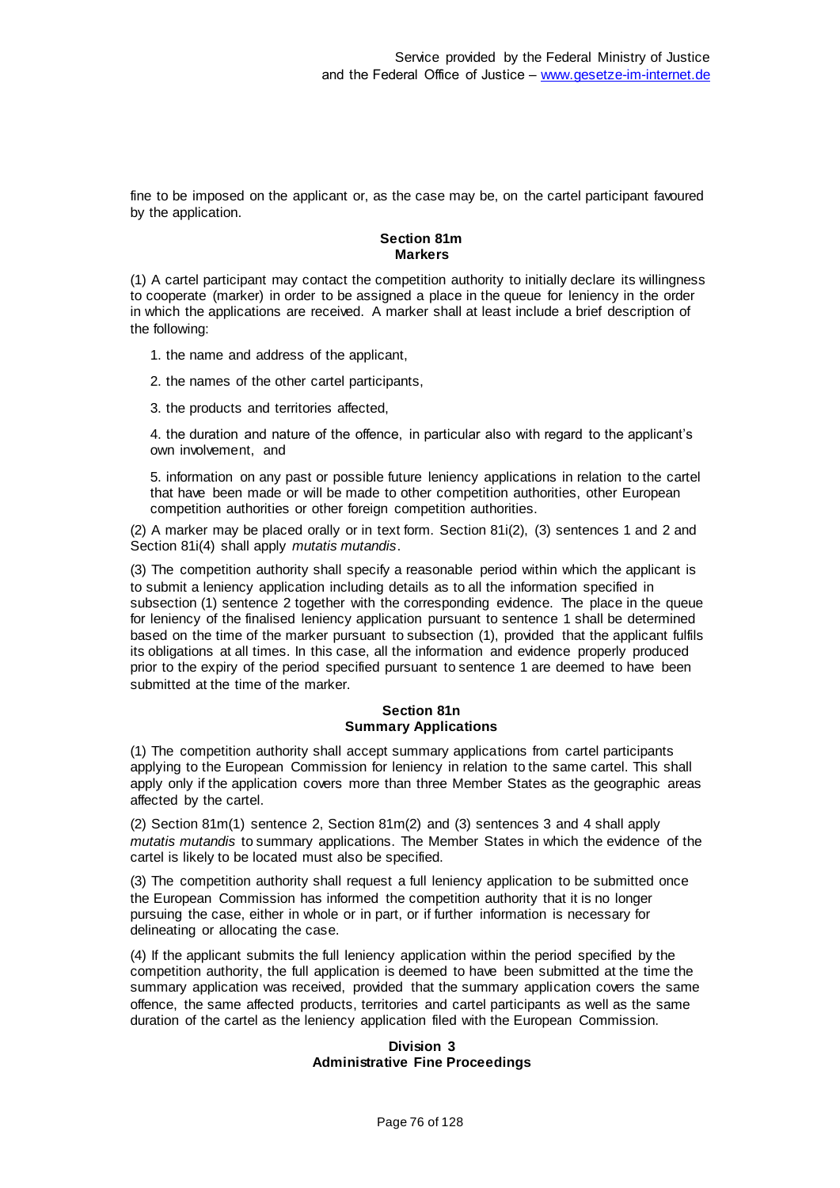fine to be imposed on the applicant or, as the case may be, on the cartel participant favoured by the application.

#### Section 81m
#### Markers

(1) A cartel participant may contact the competition authority to initially declare its willingness to cooperate (marker) in order to be assigned a place in the queue for leniency in the order in which the applications are received. A marker shall at least include a brief description of the following:

1. the name and address of the applicant,

2. the names of the other cartel participants,

3. the products and territories affected,

4. the duration and nature of the offence, in particular also with regard to the applicant's own involvement, and

5. information on any past or possible future leniency applications in relation to the cartel that have been made or will be made to other competition authorities, other European competition authorities or other foreign competition authorities.

(2) A marker may be placed orally or in text form. Section 81i(2), (3) sentences 1 and 2 and Section 81i(4) shall apply *mutatis mutandis*.

(3) The competition authority shall specify a reasonable period within which the applicant is to submit a leniency application including details as to all the information specified in subsection (1) sentence 2 together with the corresponding evidence. The place in the queue for leniency of the finalised leniency application pursuant to sentence 1 shall be determined based on the time of the marker pursuant to subsection (1), provided that the applicant fulfils its obligations at all times. In this case, all the information and evidence properly produced prior to the expiry of the period specified pursuant to sentence 1 are deemed to have been submitted at the time of the marker.

#### Section 81n
#### Summary Applications

(1) The competition authority shall accept summary applications from cartel participants applying to the European Commission for leniency in relation to the same cartel. This shall apply only if the application covers more than three Member States as the geographic areas affected by the cartel.

(2) Section 81m(1) sentence 2, Section 81m(2) and (3) sentences 3 and 4 shall apply *mutatis mutandis* to summary applications. The Member States in which the evidence of the cartel is likely to be located must also be specified.

(3) The competition authority shall request a full leniency application to be submitted once the European Commission has informed the competition authority that it is no longer pursuing the case, either in whole or in part, or if further information is necessary for delineating or allocating the case.

(4) If the applicant submits the full leniency application within the period specified by the competition authority, the full application is deemed to have been submitted at the time the summary application was received, provided that the summary application covers the same offence, the same affected products, territories and cartel participants as well as the same duration of the cartel as the leniency application filed with the European Commission.

### Division 3
### Administrative Fine Proceedings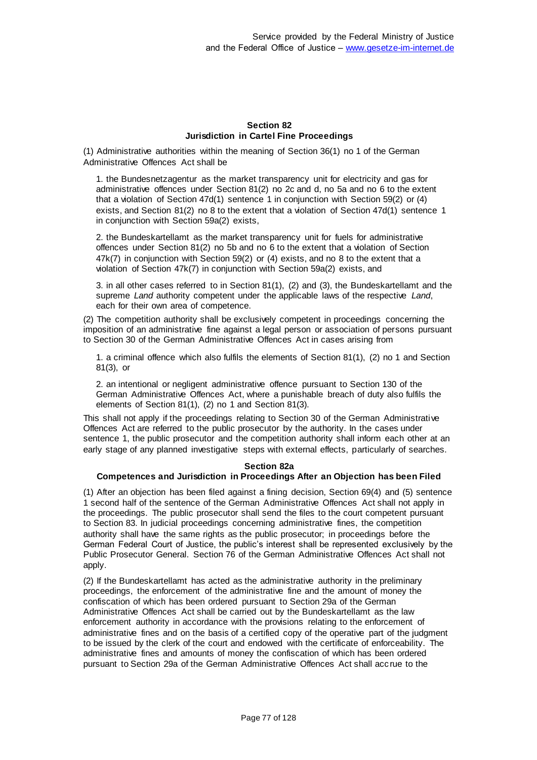### Section 82
### Jurisdiction in Cartel Fine Proceedings

(1) Administrative authorities within the meaning of Section 36(1) no 1 of the German Administrative Offences Act shall be

1. the Bundesnetzagentur as the market transparency unit for electricity and gas for administrative offences under Section 81(2) no 2c and d, no 5a and no 6 to the extent that a violation of Section 47d(1) sentence 1 in conjunction with Section 59(2) or (4) exists, and Section 81(2) no 8 to the extent that a violation of Section 47d(1) sentence 1 in conjunction with Section 59a(2) exists,

2. the Bundeskartellamt as the market transparency unit for fuels for administrative offences under Section 81(2) no 5b and no 6 to the extent that a violation of Section 47k(7) in conjunction with Section 59(2) or (4) exists, and no 8 to the extent that a violation of Section 47k(7) in conjunction with Section 59a(2) exists, and

3. in all other cases referred to in Section 81(1), (2) and (3), the Bundeskartellamt and the supreme *Land* authority competent under the applicable laws of the respective *Land*, each for their own area of competence.

(2) The competition authority shall be exclusively competent in proceedings concerning the imposition of an administrative fine against a legal person or association of persons pursuant to Section 30 of the German Administrative Offences Act in cases arising from

1. a criminal offence which also fulfils the elements of Section 81(1), (2) no 1 and Section 81(3), or

2. an intentional or negligent administrative offence pursuant to Section 130 of the German Administrative Offences Act, where a punishable breach of duty also fulfils the elements of Section 81(1), (2) no 1 and Section 81(3).

This shall not apply if the proceedings relating to Section 30 of the German Administrative Offences Act are referred to the public prosecutor by the authority. In the cases under sentence 1, the public prosecutor and the competition authority shall inform each other at an early stage of any planned investigative steps with external effects, particularly of searches.

### Section 82a
### Competences and Jurisdiction in Proceedings After an Objection has been Filed

(1) After an objection has been filed against a fining decision, Section 69(4) and (5) sentence 1 second half of the sentence of the German Administrative Offences Act shall not apply in the proceedings. The public prosecutor shall send the files to the court competent pursuant to Section 83. In judicial proceedings concerning administrative fines, the competition authority shall have the same rights as the public prosecutor; in proceedings before the German Federal Court of Justice, the public's interest shall be represented exclusively by the Public Prosecutor General. Section 76 of the German Administrative Offences Act shall not apply.

(2) If the Bundeskartellamt has acted as the administrative authority in the preliminary proceedings, the enforcement of the administrative fine and the amount of money the confiscation of which has been ordered pursuant to Section 29a of the German Administrative Offences Act shall be carried out by the Bundeskartellamt as the law enforcement authority in accordance with the provisions relating to the enforcement of administrative fines and on the basis of a certified copy of the operative part of the judgment to be issued by the clerk of the court and endowed with the certificate of enforceability. The administrative fines and amounts of money the confiscation of which has been ordered pursuant to Section 29a of the German Administrative Offences Act shall accrue to the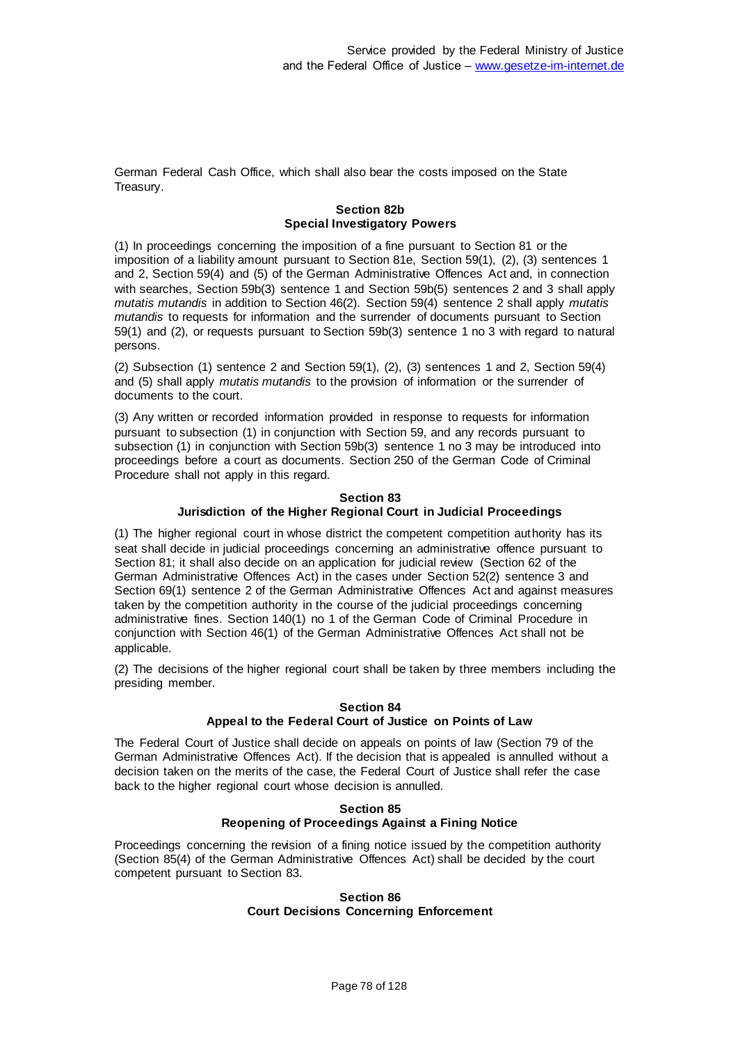German Federal Cash Office, which shall also bear the costs imposed on the State Treasury.

### Section 82b
### Special Investigatory Powers

(1) In proceedings concerning the imposition of a fine pursuant to Section 81 or the imposition of a liability amount pursuant to Section 81e, Section 59(1), (2), (3) sentences 1 and 2, Section 59(4) and (5) of the German Administrative Offences Act and, in connection with searches, Section 59b(3) sentence 1 and Section 59b(5) sentences 2 and 3 shall apply *mutatis mutandis* in addition to Section 46(2). Section 59(4) sentence 2 shall apply *mutatis mutandis* to requests for information and the surrender of documents pursuant to Section 59(1) and (2), or requests pursuant to Section 59b(3) sentence 1 no 3 with regard to natural persons.

(2) Subsection (1) sentence 2 and Section 59(1), (2), (3) sentences 1 and 2, Section 59(4) and (5) shall apply *mutatis mutandis* to the provision of information or the surrender of documents to the court.

(3) Any written or recorded information provided in response to requests for information pursuant to subsection (1) in conjunction with Section 59, and any records pursuant to subsection (1) in conjunction with Section 59b(3) sentence 1 no 3 may be introduced into proceedings before a court as documents. Section 250 of the German Code of Criminal Procedure shall not apply in this regard.

### Section 83
### Jurisdiction of the Higher Regional Court in Judicial Proceedings

(1) The higher regional court in whose district the competent competition authority has its seat shall decide in judicial proceedings concerning an administrative offence pursuant to Section 81; it shall also decide on an application for judicial review (Section 62 of the German Administrative Offences Act) in the cases under Section 52(2) sentence 3 and Section 69(1) sentence 2 of the German Administrative Offences Act and against measures taken by the competition authority in the course of the judicial proceedings concerning administrative fines. Section 140(1) no 1 of the German Code of Criminal Procedure in conjunction with Section 46(1) of the German Administrative Offences Act shall not be applicable.

(2) The decisions of the higher regional court shall be taken by three members including the presiding member.

### Section 84
### Appeal to the Federal Court of Justice on Points of Law

The Federal Court of Justice shall decide on appeals on points of law (Section 79 of the German Administrative Offences Act). If the decision that is appealed is annulled without a decision taken on the merits of the case, the Federal Court of Justice shall refer the case back to the higher regional court whose decision is annulled.

### Section 85
### Reopening of Proceedings Against a Fining Notice

Proceedings concerning the revision of a fining notice issued by the competition authority (Section 85(4) of the German Administrative Offences Act) shall be decided by the court competent pursuant to Section 83.

### Section 86
### Court Decisions Concerning Enforcement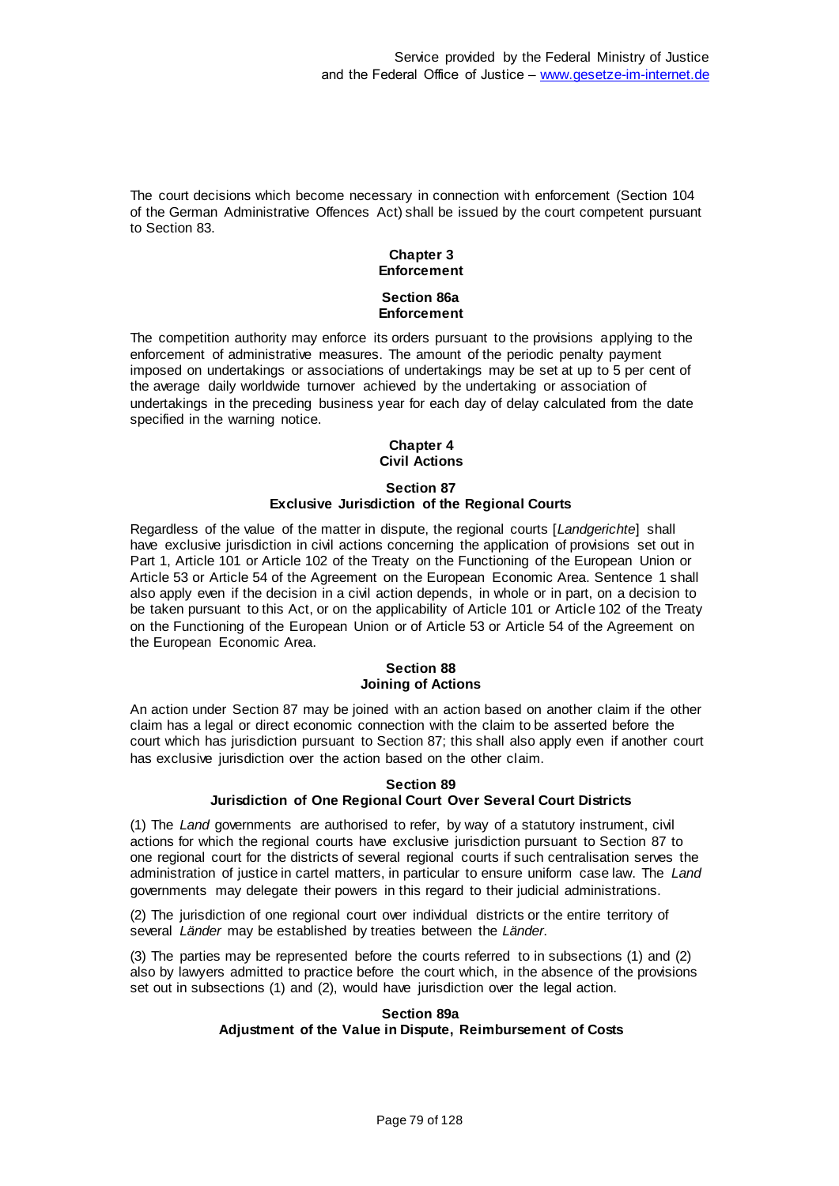The court decisions which become necessary in connection with enforcement (Section 104 of the German Administrative Offences Act) shall be issued by the court competent pursuant to Section 83.

## Chapter 3
## Enforcement

### Section 86a
### Enforcement

The competition authority may enforce its orders pursuant to the provisions applying to the enforcement of administrative measures. The amount of the periodic penalty payment imposed on undertakings or associations of undertakings may be set at up to 5 per cent of the average daily worldwide turnover achieved by the undertaking or association of undertakings in the preceding business year for each day of delay calculated from the date specified in the warning notice.

## Chapter 4
## Civil Actions

### Section 87
### Exclusive Jurisdiction of the Regional Courts

Regardless of the value of the matter in dispute, the regional courts [*Landgerichte*] shall have exclusive jurisdiction in civil actions concerning the application of provisions set out in Part 1, Article 101 or Article 102 of the Treaty on the Functioning of the European Union or Article 53 or Article 54 of the Agreement on the European Economic Area. Sentence 1 shall also apply even if the decision in a civil action depends, in whole or in part, on a decision to be taken pursuant to this Act, or on the applicability of Article 101 or Article 102 of the Treaty on the Functioning of the European Union or of Article 53 or Article 54 of the Agreement on the European Economic Area.

### Section 88
### Joining of Actions

An action under Section 87 may be joined with an action based on another claim if the other claim has a legal or direct economic connection with the claim to be asserted before the court which has jurisdiction pursuant to Section 87; this shall also apply even if another court has exclusive jurisdiction over the action based on the other claim.

### Section 89
### Jurisdiction of One Regional Court Over Several Court Districts

(1) The *Land* governments are authorised to refer, by way of a statutory instrument, civil actions for which the regional courts have exclusive jurisdiction pursuant to Section 87 to one regional court for the districts of several regional courts if such centralisation serves the administration of justice in cartel matters, in particular to ensure uniform case law. The *Land* governments may delegate their powers in this regard to their judicial administrations.

(2) The jurisdiction of one regional court over individual districts or the entire territory of several *Länder* may be established by treaties between the *Länder*.

(3) The parties may be represented before the courts referred to in subsections (1) and (2) also by lawyers admitted to practice before the court which, in the absence of the provisions set out in subsections (1) and (2), would have jurisdiction over the legal action.

### Section 89a
### Adjustment of the Value in Dispute, Reimbursement of Costs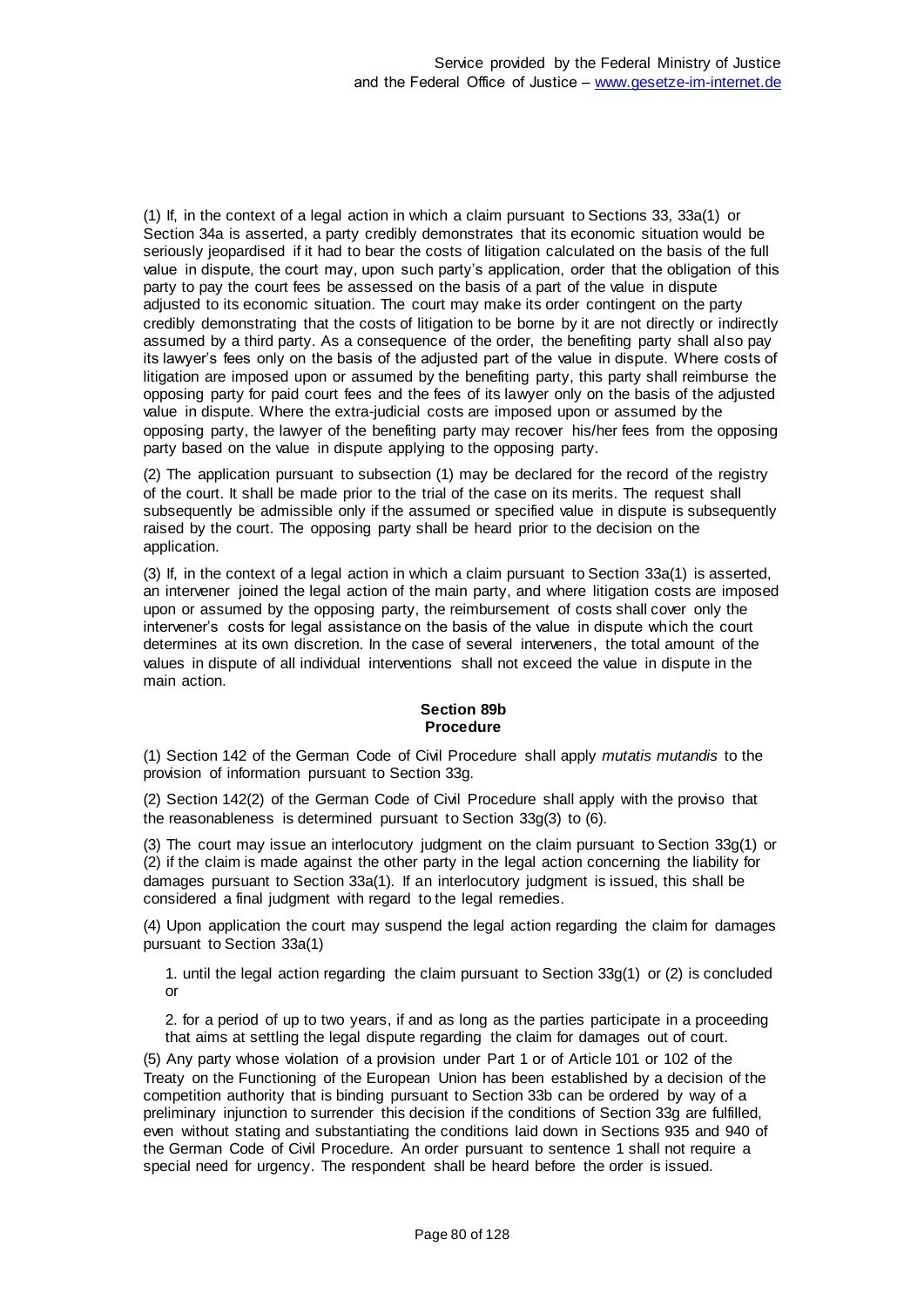(1) If, in the context of a legal action in which a claim pursuant to Sections 33, 33a(1) or Section 34a is asserted, a party credibly demonstrates that its economic situation would be seriously jeopardised if it had to bear the costs of litigation calculated on the basis of the full value in dispute, the court may, upon such party's application, order that the obligation of this party to pay the court fees be assessed on the basis of a part of the value in dispute adjusted to its economic situation. The court may make its order contingent on the party credibly demonstrating that the costs of litigation to be borne by it are not directly or indirectly assumed by a third party. As a consequence of the order, the benefiting party shall also pay its lawyer's fees only on the basis of the adjusted part of the value in dispute. Where costs of litigation are imposed upon or assumed by the benefiting party, this party shall reimburse the opposing party for paid court fees and the fees of its lawyer only on the basis of the adjusted value in dispute. Where the extra-judicial costs are imposed upon or assumed by the opposing party, the lawyer of the benefiting party may recover his/her fees from the opposing party based on the value in dispute applying to the opposing party.

(2) The application pursuant to subsection (1) may be declared for the record of the registry of the court. It shall be made prior to the trial of the case on its merits. The request shall subsequently be admissible only if the assumed or specified value in dispute is subsequently raised by the court. The opposing party shall be heard prior to the decision on the application.

(3) If, in the context of a legal action in which a claim pursuant to Section 33a(1) is asserted, an intervener joined the legal action of the main party, and where litigation costs are imposed upon or assumed by the opposing party, the reimbursement of costs shall cover only the intervener's costs for legal assistance on the basis of the value in dispute which the court determines at its own discretion. In the case of several interveners, the total amount of the values in dispute of all individual interventions shall not exceed the value in dispute in the main action.

**Section 89b**
**Procedure**

(1) Section 142 of the German Code of Civil Procedure shall apply *mutatis mutandis* to the provision of information pursuant to Section 33g.

(2) Section 142(2) of the German Code of Civil Procedure shall apply with the proviso that the reasonableness is determined pursuant to Section 33g(3) to (6).

(3) The court may issue an interlocutory judgment on the claim pursuant to Section 33g(1) or (2) if the claim is made against the other party in the legal action concerning the liability for damages pursuant to Section 33a(1). If an interlocutory judgment is issued, this shall be considered a final judgment with regard to the legal remedies.

(4) Upon application the court may suspend the legal action regarding the claim for damages pursuant to Section 33a(1)

1. until the legal action regarding the claim pursuant to Section 33g(1) or (2) is concluded or

2. for a period of up to two years, if and as long as the parties participate in a proceeding that aims at settling the legal dispute regarding the claim for damages out of court.

(5) Any party whose violation of a provision under Part 1 or of Article 101 or 102 of the Treaty on the Functioning of the European Union has been established by a decision of the competition authority that is binding pursuant to Section 33b can be ordered by way of a preliminary injunction to surrender this decision if the conditions of Section 33g are fulfilled, even without stating and substantiating the conditions laid down in Sections 935 and 940 of the German Code of Civil Procedure. An order pursuant to sentence 1 shall not require a special need for urgency. The respondent shall be heard before the order is issued.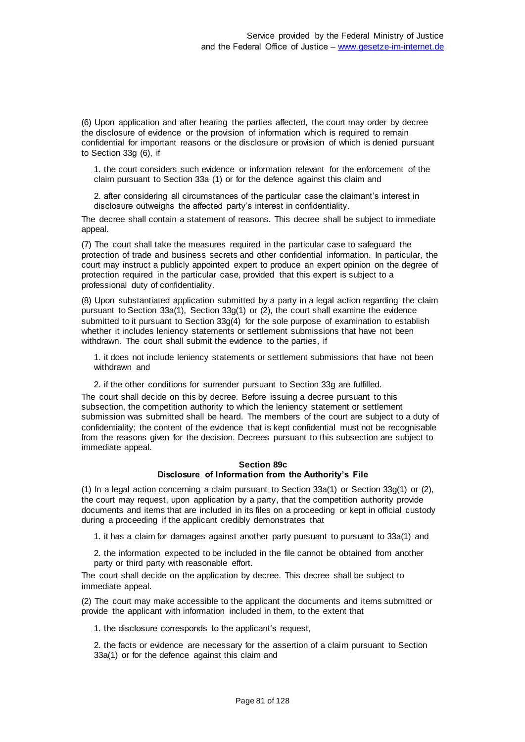(6) Upon application and after hearing the parties affected, the court may order by decree the disclosure of evidence or the provision of information which is required to remain confidential for important reasons or the disclosure or provision of which is denied pursuant to Section 33g (6), if

1. the court considers such evidence or information relevant for the enforcement of the claim pursuant to Section 33a (1) or for the defence against this claim and

2. after considering all circumstances of the particular case the claimant's interest in disclosure outweighs the affected party's interest in confidentiality.

The decree shall contain a statement of reasons. This decree shall be subject to immediate appeal.

(7) The court shall take the measures required in the particular case to safeguard the protection of trade and business secrets and other confidential information. In particular, the court may instruct a publicly appointed expert to produce an expert opinion on the degree of protection required in the particular case, provided that this expert is subject to a professional duty of confidentiality.

(8) Upon substantiated application submitted by a party in a legal action regarding the claim pursuant to Section 33a(1), Section 33g(1) or (2), the court shall examine the evidence submitted to it pursuant to Section 33g(4) for the sole purpose of examination to establish whether it includes leniency statements or settlement submissions that have not been withdrawn. The court shall submit the evidence to the parties, if

1. it does not include leniency statements or settlement submissions that have not been withdrawn and

2. if the other conditions for surrender pursuant to Section 33g are fulfilled.

The court shall decide on this by decree. Before issuing a decree pursuant to this subsection, the competition authority to which the leniency statement or settlement submission was submitted shall be heard. The members of the court are subject to a duty of confidentiality; the content of the evidence that is kept confidential must not be recognisable from the reasons given for the decision. Decrees pursuant to this subsection are subject to immediate appeal.

#### Section 89c
#### Disclosure of Information from the Authority's File

(1) In a legal action concerning a claim pursuant to Section 33a(1) or Section 33g(1) or (2), the court may request, upon application by a party, that the competition authority provide documents and items that are included in its files on a proceeding or kept in official custody during a proceeding if the applicant credibly demonstrates that

1. it has a claim for damages against another party pursuant to pursuant to 33a(1) and

2. the information expected to be included in the file cannot be obtained from another party or third party with reasonable effort.

The court shall decide on the application by decree. This decree shall be subject to immediate appeal.

(2) The court may make accessible to the applicant the documents and items submitted or provide the applicant with information included in them, to the extent that

1. the disclosure corresponds to the applicant's request,

2. the facts or evidence are necessary for the assertion of a claim pursuant to Section 33a(1) or for the defence against this claim and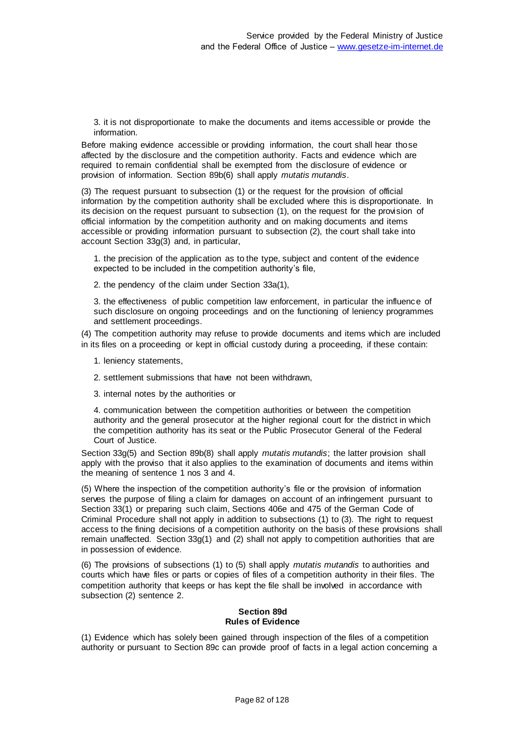3. it is not disproportionate to make the documents and items accessible or provide the information.

Before making evidence accessible or providing information, the court shall hear those affected by the disclosure and the competition authority. Facts and evidence which are required to remain confidential shall be exempted from the disclosure of evidence or provision of information. Section 89b(6) shall apply *mutatis mutandis*.

(3) The request pursuant to subsection (1) or the request for the provision of official information by the competition authority shall be excluded where this is disproportionate. In its decision on the request pursuant to subsection (1), on the request for the provision of official information by the competition authority and on making documents and items accessible or providing information pursuant to subsection (2), the court shall take into account Section 33g(3) and, in particular,

1. the precision of the application as to the type, subject and content of the evidence expected to be included in the competition authority's file,

2. the pendency of the claim under Section 33a(1),

3. the effectiveness of public competition law enforcement, in particular the influence of such disclosure on ongoing proceedings and on the functioning of leniency programmes and settlement proceedings.

(4) The competition authority may refuse to provide documents and items which are included in its files on a proceeding or kept in official custody during a proceeding, if these contain:

1. leniency statements,

2. settlement submissions that have not been withdrawn,

3. internal notes by the authorities or

4. communication between the competition authorities or between the competition authority and the general prosecutor at the higher regional court for the district in which the competition authority has its seat or the Public Prosecutor General of the Federal Court of Justice.

Section 33g(5) and Section 89b(8) shall apply *mutatis mutandis*; the latter provision shall apply with the proviso that it also applies to the examination of documents and items within the meaning of sentence 1 nos 3 and 4.

(5) Where the inspection of the competition authority's file or the provision of information serves the purpose of filing a claim for damages on account of an infringement pursuant to Section 33(1) or preparing such claim, Sections 406e and 475 of the German Code of Criminal Procedure shall not apply in addition to subsections (1) to (3). The right to request access to the fining decisions of a competition authority on the basis of these provisions shall remain unaffected. Section 33g(1) and (2) shall not apply to competition authorities that are in possession of evidence.

(6) The provisions of subsections (1) to (5) shall apply *mutatis mutandis* to authorities and courts which have files or parts or copies of files of a competition authority in their files. The competition authority that keeps or has kept the file shall be involved in accordance with subsection (2) sentence 2.

### Section 89d
### Rules of Evidence

(1) Evidence which has solely been gained through inspection of the files of a competition authority or pursuant to Section 89c can provide proof of facts in a legal action concerning a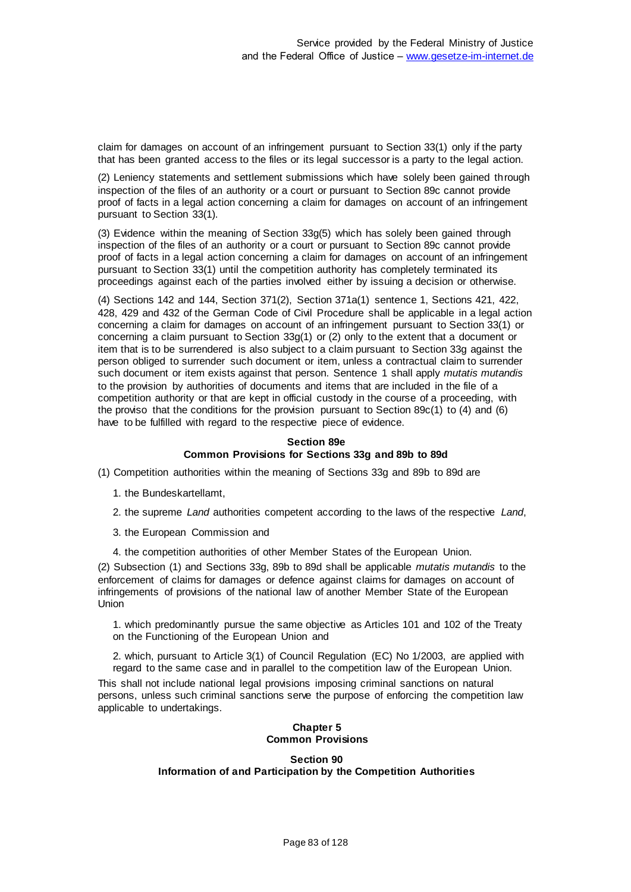claim for damages on account of an infringement pursuant to Section 33(1) only if the party that has been granted access to the files or its legal successor is a party to the legal action.

(2) Leniency statements and settlement submissions which have solely been gained through inspection of the files of an authority or a court or pursuant to Section 89c cannot provide proof of facts in a legal action concerning a claim for damages on account of an infringement pursuant to Section 33(1).

(3) Evidence within the meaning of Section 33g(5) which has solely been gained through inspection of the files of an authority or a court or pursuant to Section 89c cannot provide proof of facts in a legal action concerning a claim for damages on account of an infringement pursuant to Section 33(1) until the competition authority has completely terminated its proceedings against each of the parties involved either by issuing a decision or otherwise.

(4) Sections 142 and 144, Section 371(2), Section 371a(1) sentence 1, Sections 421, 422, 428, 429 and 432 of the German Code of Civil Procedure shall be applicable in a legal action concerning a claim for damages on account of an infringement pursuant to Section 33(1) or concerning a claim pursuant to Section 33g(1) or (2) only to the extent that a document or item that is to be surrendered is also subject to a claim pursuant to Section 33g against the person obliged to surrender such document or item, unless a contractual claim to surrender such document or item exists against that person. Sentence 1 shall apply *mutatis mutandis* to the provision by authorities of documents and items that are included in the file of a competition authority or that are kept in official custody in the course of a proceeding, with the proviso that the conditions for the provision pursuant to Section 89c(1) to (4) and (6) have to be fulfilled with regard to the respective piece of evidence.

### Section 89e
### Common Provisions for Sections 33g and 89b to 89d

(1) Competition authorities within the meaning of Sections 33g and 89b to 89d are

1. the Bundeskartellamt,

2. the supreme *Land* authorities competent according to the laws of the respective *Land*,

3. the European Commission and

4. the competition authorities of other Member States of the European Union.

(2) Subsection (1) and Sections 33g, 89b to 89d shall be applicable *mutatis mutandis* to the enforcement of claims for damages or defence against claims for damages on account of infringements of provisions of the national law of another Member State of the European Union

1. which predominantly pursue the same objective as Articles 101 and 102 of the Treaty on the Functioning of the European Union and

2. which, pursuant to Article 3(1) of Council Regulation (EC) No 1/2003, are applied with regard to the same case and in parallel to the competition law of the European Union.

This shall not include national legal provisions imposing criminal sanctions on natural persons, unless such criminal sanctions serve the purpose of enforcing the competition law applicable to undertakings.

## Chapter 5
## Common Provisions

### Section 90
### Information of and Participation by the Competition Authorities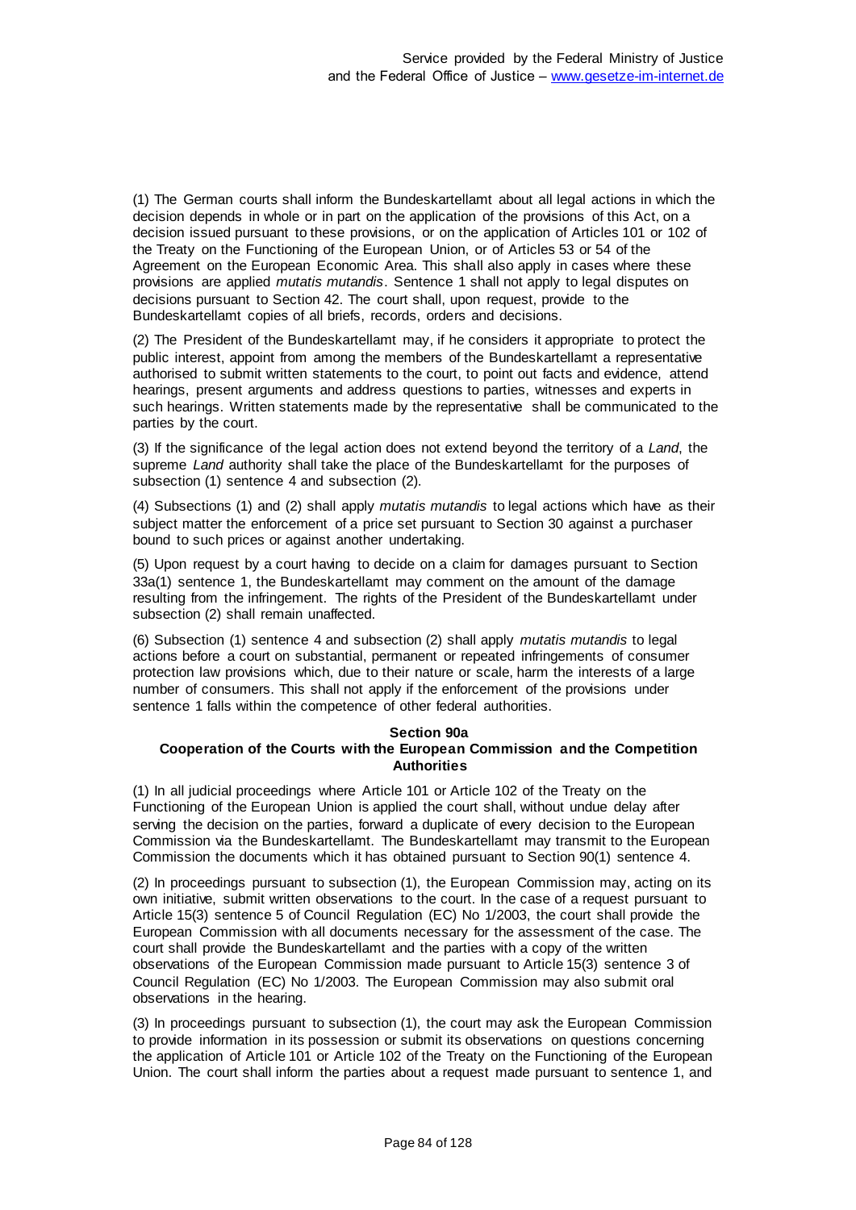(1) The German courts shall inform the Bundeskartellamt about all legal actions in which the decision depends in whole or in part on the application of the provisions of this Act, on a decision issued pursuant to these provisions, or on the application of Articles 101 or 102 of the Treaty on the Functioning of the European Union, or of Articles 53 or 54 of the Agreement on the European Economic Area. This shall also apply in cases where these provisions are applied *mutatis mutandis*. Sentence 1 shall not apply to legal disputes on decisions pursuant to Section 42. The court shall, upon request, provide to the Bundeskartellamt copies of all briefs, records, orders and decisions.

(2) The President of the Bundeskartellamt may, if he considers it appropriate to protect the public interest, appoint from among the members of the Bundeskartellamt a representative authorised to submit written statements to the court, to point out facts and evidence, attend hearings, present arguments and address questions to parties, witnesses and experts in such hearings. Written statements made by the representative shall be communicated to the parties by the court.

(3) If the significance of the legal action does not extend beyond the territory of a *Land*, the supreme *Land* authority shall take the place of the Bundeskartellamt for the purposes of subsection (1) sentence 4 and subsection (2).

(4) Subsections (1) and (2) shall apply *mutatis mutandis* to legal actions which have as their subject matter the enforcement of a price set pursuant to Section 30 against a purchaser bound to such prices or against another undertaking.

(5) Upon request by a court having to decide on a claim for damages pursuant to Section 33a(1) sentence 1, the Bundeskartellamt may comment on the amount of the damage resulting from the infringement. The rights of the President of the Bundeskartellamt under subsection (2) shall remain unaffected.

(6) Subsection (1) sentence 4 and subsection (2) shall apply *mutatis mutandis* to legal actions before a court on substantial, permanent or repeated infringements of consumer protection law provisions which, due to their nature or scale, harm the interests of a large number of consumers. This shall not apply if the enforcement of the provisions under sentence 1 falls within the competence of other federal authorities.

### Section 90a
### Cooperation of the Courts with the European Commission and the Competition Authorities

(1) In all judicial proceedings where Article 101 or Article 102 of the Treaty on the Functioning of the European Union is applied the court shall, without undue delay after serving the decision on the parties, forward a duplicate of every decision to the European Commission via the Bundeskartellamt. The Bundeskartellamt may transmit to the European Commission the documents which it has obtained pursuant to Section 90(1) sentence 4.

(2) In proceedings pursuant to subsection (1), the European Commission may, acting on its own initiative, submit written observations to the court. In the case of a request pursuant to Article 15(3) sentence 5 of Council Regulation (EC) No 1/2003, the court shall provide the European Commission with all documents necessary for the assessment of the case. The court shall provide the Bundeskartellamt and the parties with a copy of the written observations of the European Commission made pursuant to Article 15(3) sentence 3 of Council Regulation (EC) No 1/2003. The European Commission may also submit oral observations in the hearing.

(3) In proceedings pursuant to subsection (1), the court may ask the European Commission to provide information in its possession or submit its observations on questions concerning the application of Article 101 or Article 102 of the Treaty on the Functioning of the European Union. The court shall inform the parties about a request made pursuant to sentence 1, and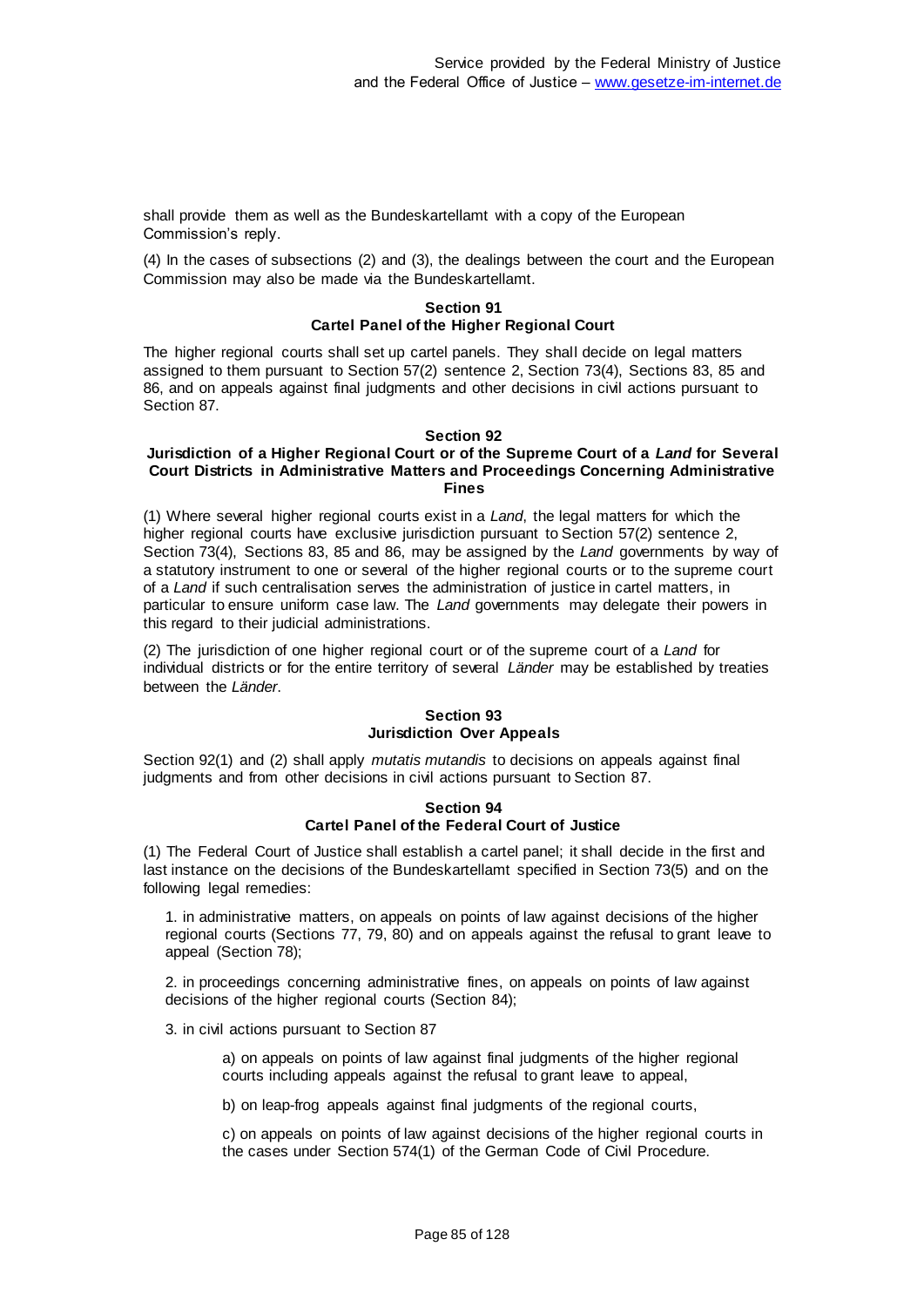shall provide them as well as the Bundeskartellamt with a copy of the European Commission's reply.

(4) In the cases of subsections (2) and (3), the dealings between the court and the European Commission may also be made via the Bundeskartellamt.

### Section 91
### Cartel Panel of the Higher Regional Court

The higher regional courts shall set up cartel panels. They shall decide on legal matters assigned to them pursuant to Section 57(2) sentence 2, Section 73(4), Sections 83, 85 and 86, and on appeals against final judgments and other decisions in civil actions pursuant to Section 87.

### Section 92
### Jurisdiction of a Higher Regional Court or of the Supreme Court of a *Land* for Several Court Districts in Administrative Matters and Proceedings Concerning Administrative Fines

(1) Where several higher regional courts exist in a *Land*, the legal matters for which the higher regional courts have exclusive jurisdiction pursuant to Section 57(2) sentence 2, Section 73(4), Sections 83, 85 and 86, may be assigned by the *Land* governments by way of a statutory instrument to one or several of the higher regional courts or to the supreme court of a *Land* if such centralisation serves the administration of justice in cartel matters, in particular to ensure uniform case law. The *Land* governments may delegate their powers in this regard to their judicial administrations.

(2) The jurisdiction of one higher regional court or of the supreme court of a *Land* for individual districts or for the entire territory of several *Länder* may be established by treaties between the *Länder*.

### Section 93
### Jurisdiction Over Appeals

Section 92(1) and (2) shall apply *mutatis mutandis* to decisions on appeals against final judgments and from other decisions in civil actions pursuant to Section 87.

### Section 94
### Cartel Panel of the Federal Court of Justice

(1) The Federal Court of Justice shall establish a cartel panel; it shall decide in the first and last instance on the decisions of the Bundeskartellamt specified in Section 73(5) and on the following legal remedies:

1. in administrative matters, on appeals on points of law against decisions of the higher regional courts (Sections 77, 79, 80) and on appeals against the refusal to grant leave to appeal (Section 78);

2. in proceedings concerning administrative fines, on appeals on points of law against decisions of the higher regional courts (Section 84);

3. in civil actions pursuant to Section 87

   a) on appeals on points of law against final judgments of the higher regional courts including appeals against the refusal to grant leave to appeal,

   b) on leap-frog appeals against final judgments of the regional courts,

   c) on appeals on points of law against decisions of the higher regional courts in the cases under Section 574(1) of the German Code of Civil Procedure.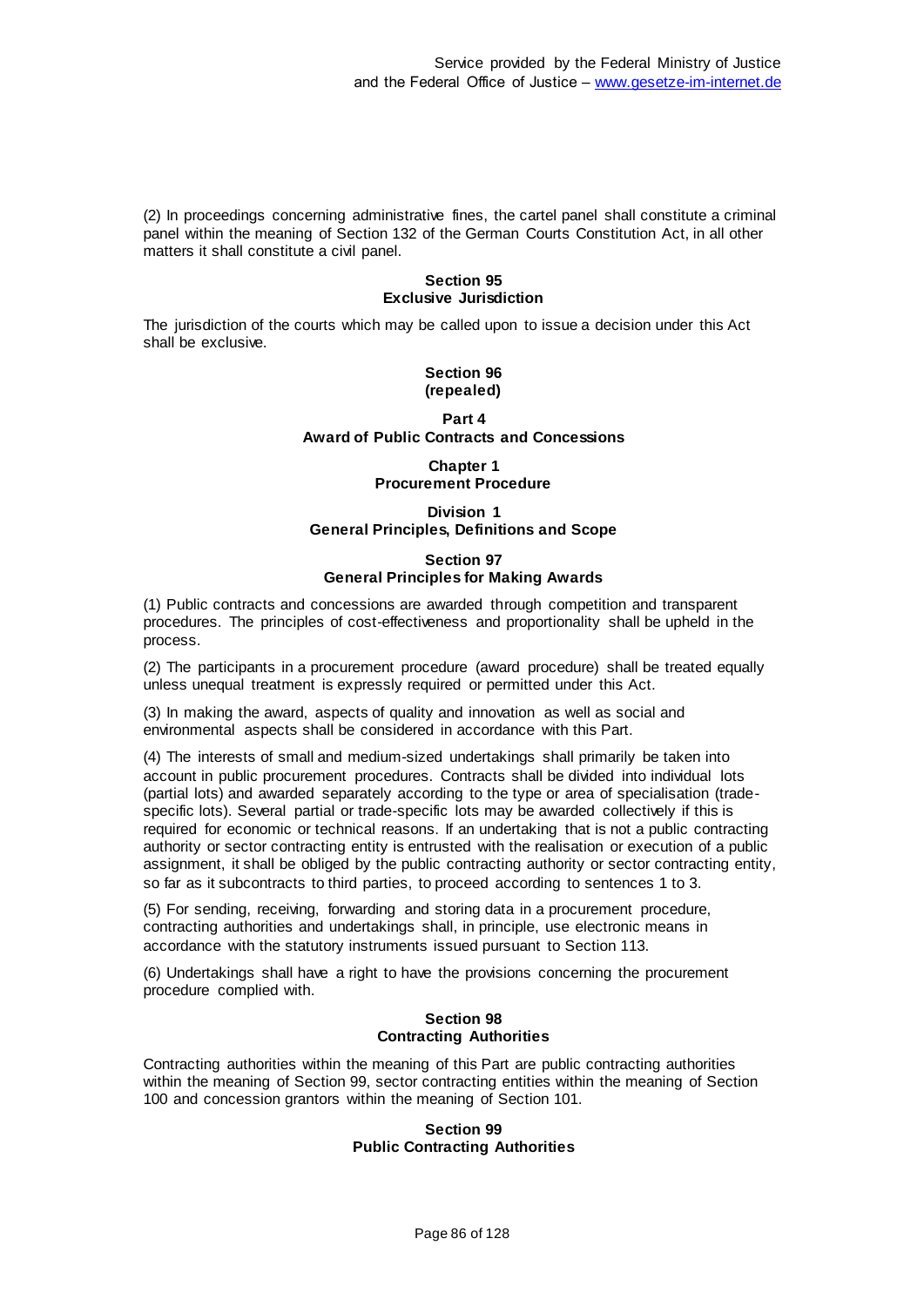(2) In proceedings concerning administrative fines, the cartel panel shall constitute a criminal panel within the meaning of Section 132 of the German Courts Constitution Act, in all other matters it shall constitute a civil panel.

#### Section 95
#### Exclusive Jurisdiction

The jurisdiction of the courts which may be called upon to issue a decision under this Act shall be exclusive.

#### Section 96
#### (repealed)

## Part 4
## Award of Public Contracts and Concessions

### Chapter 1
### Procurement Procedure

### Division 1
### General Principles, Definitions and Scope

#### Section 97
#### General Principles for Making Awards

(1) Public contracts and concessions are awarded through competition and transparent procedures. The principles of cost-effectiveness and proportionality shall be upheld in the process.

(2) The participants in a procurement procedure (award procedure) shall be treated equally unless unequal treatment is expressly required or permitted under this Act.

(3) In making the award, aspects of quality and innovation as well as social and environmental aspects shall be considered in accordance with this Part.

(4) The interests of small and medium-sized undertakings shall primarily be taken into account in public procurement procedures. Contracts shall be divided into individual lots (partial lots) and awarded separately according to the type or area of specialisation (trade-specific lots). Several partial or trade-specific lots may be awarded collectively if this is required for economic or technical reasons. If an undertaking that is not a public contracting authority or sector contracting entity is entrusted with the realisation or execution of a public assignment, it shall be obliged by the public contracting authority or sector contracting entity, so far as it subcontracts to third parties, to proceed according to sentences 1 to 3.

(5) For sending, receiving, forwarding and storing data in a procurement procedure, contracting authorities and undertakings shall, in principle, use electronic means in accordance with the statutory instruments issued pursuant to Section 113.

(6) Undertakings shall have a right to have the provisions concerning the procurement procedure complied with.

#### Section 98
#### Contracting Authorities

Contracting authorities within the meaning of this Part are public contracting authorities within the meaning of Section 99, sector contracting entities within the meaning of Section 100 and concession grantors within the meaning of Section 101.

#### Section 99
#### Public Contracting Authorities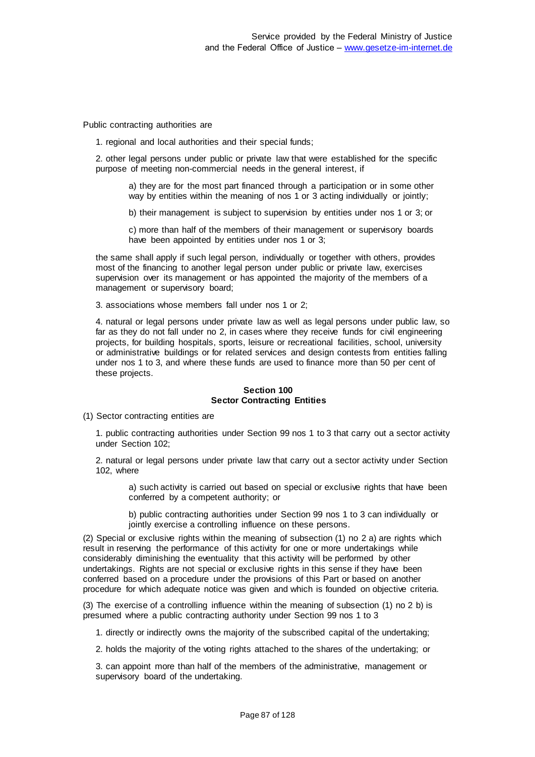Public contracting authorities are

1. regional and local authorities and their special funds;

2. other legal persons under public or private law that were established for the specific purpose of meeting non-commercial needs in the general interest, if

    a) they are for the most part financed through a participation or in some other way by entities within the meaning of nos 1 or 3 acting individually or jointly;

    b) their management is subject to supervision by entities under nos 1 or 3; or

    c) more than half of the members of their management or supervisory boards have been appointed by entities under nos 1 or 3;

    the same shall apply if such legal person, individually or together with others, provides most of the financing to another legal person under public or private law, exercises supervision over its management or has appointed the majority of the members of a management or supervisory board;

3. associations whose members fall under nos 1 or 2;

4. natural or legal persons under private law as well as legal persons under public law, so far as they do not fall under no 2, in cases where they receive funds for civil engineering projects, for building hospitals, sports, leisure or recreational facilities, school, university or administrative buildings or for related services and design contests from entities falling under nos 1 to 3, and where these funds are used to finance more than 50 per cent of these projects.

### Section 100
### Sector Contracting Entities

(1) Sector contracting entities are

1. public contracting authorities under Section 99 nos 1 to 3 that carry out a sector activity under Section 102;

2. natural or legal persons under private law that carry out a sector activity under Section 102, where

    a) such activity is carried out based on special or exclusive rights that have been conferred by a competent authority; or

    b) public contracting authorities under Section 99 nos 1 to 3 can individually or jointly exercise a controlling influence on these persons.

(2) Special or exclusive rights within the meaning of subsection (1) no 2 a) are rights which result in reserving the performance of this activity for one or more undertakings while considerably diminishing the eventuality that this activity will be performed by other undertakings. Rights are not special or exclusive rights in this sense if they have been conferred based on a procedure under the provisions of this Part or based on another procedure for which adequate notice was given and which is founded on objective criteria.

(3) The exercise of a controlling influence within the meaning of subsection (1) no 2 b) is presumed where a public contracting authority under Section 99 nos 1 to 3

1. directly or indirectly owns the majority of the subscribed capital of the undertaking;

2. holds the majority of the voting rights attached to the shares of the undertaking; or

3. can appoint more than half of the members of the administrative, management or supervisory board of the undertaking.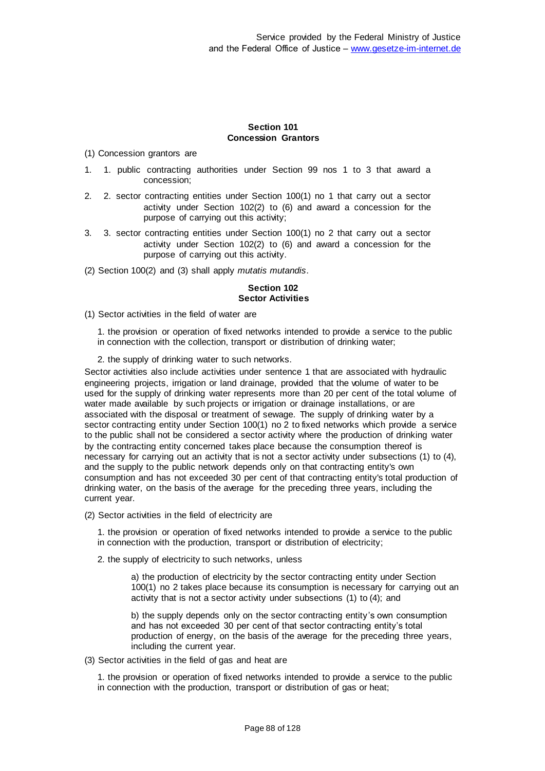#### Section 101
#### Concession Grantors

(1) Concession grantors are

1. public contracting authorities under Section 99 nos 1 to 3 that award a concession;
2. sector contracting entities under Section 100(1) no 1 that carry out a sector activity under Section 102(2) to (6) and award a concession for the purpose of carrying out this activity;
3. sector contracting entities under Section 100(1) no 2 that carry out a sector activity under Section 102(2) to (6) and award a concession for the purpose of carrying out this activity.

(2) Section 100(2) and (3) shall apply *mutatis mutandis*.

#### Section 102
#### Sector Activities

(1) Sector activities in the field of water are

1. the provision or operation of fixed networks intended to provide a service to the public in connection with the collection, transport or distribution of drinking water;

2. the supply of drinking water to such networks.

Sector activities also include activities under sentence 1 that are associated with hydraulic engineering projects, irrigation or land drainage, provided that the volume of water to be used for the supply of drinking water represents more than 20 per cent of the total volume of water made available by such projects or irrigation or drainage installations, or are associated with the disposal or treatment of sewage. The supply of drinking water by a sector contracting entity under Section 100(1) no 2 to fixed networks which provide a service to the public shall not be considered a sector activity where the production of drinking water by the contracting entity concerned takes place because the consumption thereof is necessary for carrying out an activity that is not a sector activity under subsections (1) to (4), and the supply to the public network depends only on that contracting entity's own consumption and has not exceeded 30 per cent of that contracting entity's total production of drinking water, on the basis of the average for the preceding three years, including the current year.

(2) Sector activities in the field of electricity are

1. the provision or operation of fixed networks intended to provide a service to the public in connection with the production, transport or distribution of electricity;

2. the supply of electricity to such networks, unless

a) the production of electricity by the sector contracting entity under Section 100(1) no 2 takes place because its consumption is necessary for carrying out an activity that is not a sector activity under subsections (1) to (4); and

b) the supply depends only on the sector contracting entity's own consumption and has not exceeded 30 per cent of that sector contracting entity's total production of energy, on the basis of the average for the preceding three years, including the current year.

(3) Sector activities in the field of gas and heat are

1. the provision or operation of fixed networks intended to provide a service to the public in connection with the production, transport or distribution of gas or heat;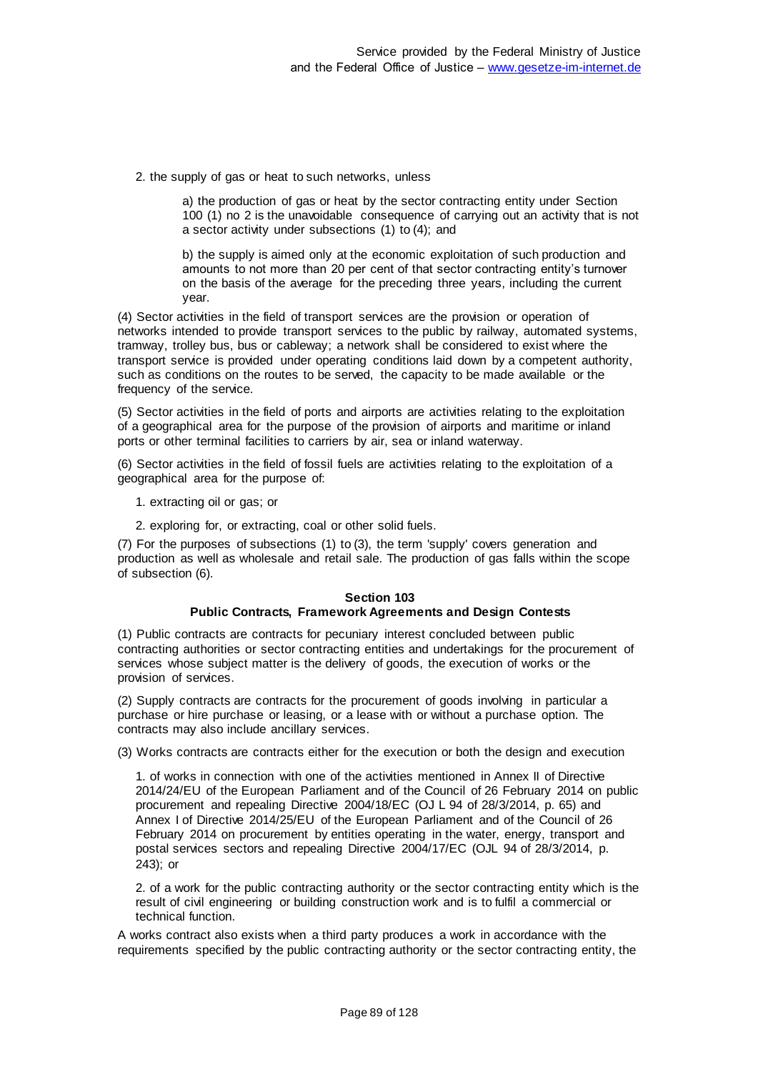2. the supply of gas or heat to such networks, unless

   a) the production of gas or heat by the sector contracting entity under Section 100 (1) no 2 is the unavoidable consequence of carrying out an activity that is not a sector activity under subsections (1) to (4); and

   b) the supply is aimed only at the economic exploitation of such production and amounts to not more than 20 per cent of that sector contracting entity's turnover on the basis of the average for the preceding three years, including the current year.

(4) Sector activities in the field of transport services are the provision or operation of networks intended to provide transport services to the public by railway, automated systems, tramway, trolley bus, bus or cableway; a network shall be considered to exist where the transport service is provided under operating conditions laid down by a competent authority, such as conditions on the routes to be served, the capacity to be made available or the frequency of the service.

(5) Sector activities in the field of ports and airports are activities relating to the exploitation of a geographical area for the purpose of the provision of airports and maritime or inland ports or other terminal facilities to carriers by air, sea or inland waterway.

(6) Sector activities in the field of fossil fuels are activities relating to the exploitation of a geographical area for the purpose of:

1. extracting oil or gas; or

2. exploring for, or extracting, coal or other solid fuels.

(7) For the purposes of subsections (1) to (3), the term 'supply' covers generation and production as well as wholesale and retail sale. The production of gas falls within the scope of subsection (6).

### Section 103
### Public Contracts, Framework Agreements and Design Contests

(1) Public contracts are contracts for pecuniary interest concluded between public contracting authorities or sector contracting entities and undertakings for the procurement of services whose subject matter is the delivery of goods, the execution of works or the provision of services.

(2) Supply contracts are contracts for the procurement of goods involving in particular a purchase or hire purchase or leasing, or a lease with or without a purchase option. The contracts may also include ancillary services.

(3) Works contracts are contracts either for the execution or both the design and execution

1. of works in connection with one of the activities mentioned in Annex II of Directive 2014/24/EU of the European Parliament and of the Council of 26 February 2014 on public procurement and repealing Directive 2004/18/EC (OJ L 94 of 28/3/2014, p. 65) and Annex I of Directive 2014/25/EU of the European Parliament and of the Council of 26 February 2014 on procurement by entities operating in the water, energy, transport and postal services sectors and repealing Directive 2004/17/EC (OJL 94 of 28/3/2014, p. 243); or

2. of a work for the public contracting authority or the sector contracting entity which is the result of civil engineering or building construction work and is to fulfil a commercial or technical function.

A works contract also exists when a third party produces a work in accordance with the requirements specified by the public contracting authority or the sector contracting entity, the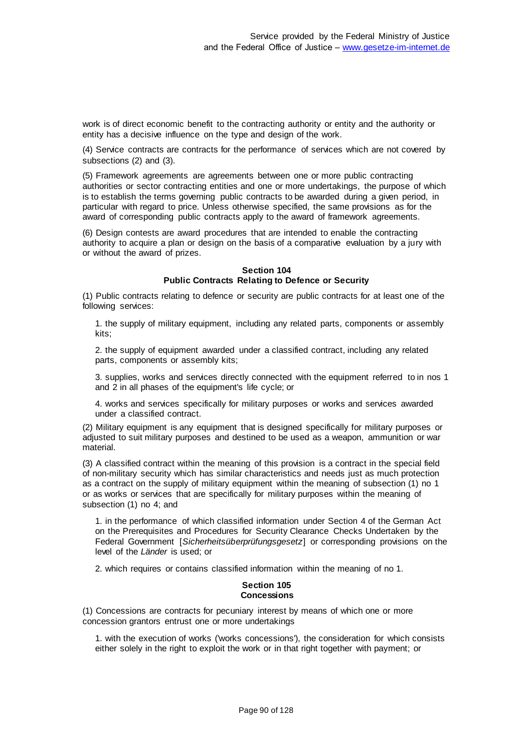work is of direct economic benefit to the contracting authority or entity and the authority or entity has a decisive influence on the type and design of the work.

(4) Service contracts are contracts for the performance of services which are not covered by subsections (2) and (3).

(5) Framework agreements are agreements between one or more public contracting authorities or sector contracting entities and one or more undertakings, the purpose of which is to establish the terms governing public contracts to be awarded during a given period, in particular with regard to price. Unless otherwise specified, the same provisions as for the award of corresponding public contracts apply to the award of framework agreements.

(6) Design contests are award procedures that are intended to enable the contracting authority to acquire a plan or design on the basis of a comparative evaluation by a jury with or without the award of prizes.

#### Section 104
#### Public Contracts Relating to Defence or Security

(1) Public contracts relating to defence or security are public contracts for at least one of the following services:

1. the supply of military equipment, including any related parts, components or assembly kits;

2. the supply of equipment awarded under a classified contract, including any related parts, components or assembly kits;

3. supplies, works and services directly connected with the equipment referred to in nos 1 and 2 in all phases of the equipment's life cycle; or

4. works and services specifically for military purposes or works and services awarded under a classified contract.

(2) Military equipment is any equipment that is designed specifically for military purposes or adjusted to suit military purposes and destined to be used as a weapon, ammunition or war material.

(3) A classified contract within the meaning of this provision is a contract in the special field of non-military security which has similar characteristics and needs just as much protection as a contract on the supply of military equipment within the meaning of subsection (1) no 1 or as works or services that are specifically for military purposes within the meaning of subsection (1) no 4; and

1. in the performance of which classified information under Section 4 of the German Act on the Prerequisites and Procedures for Security Clearance Checks Undertaken by the Federal Government [*Sicherheitsüberprüfungsgesetz*] or corresponding provisions on the level of the *Länder* is used; or

2. which requires or contains classified information within the meaning of no 1.

#### Section 105
#### Concessions

(1) Concessions are contracts for pecuniary interest by means of which one or more concession grantors entrust one or more undertakings

1. with the execution of works ('works concessions'), the consideration for which consists either solely in the right to exploit the work or in that right together with payment; or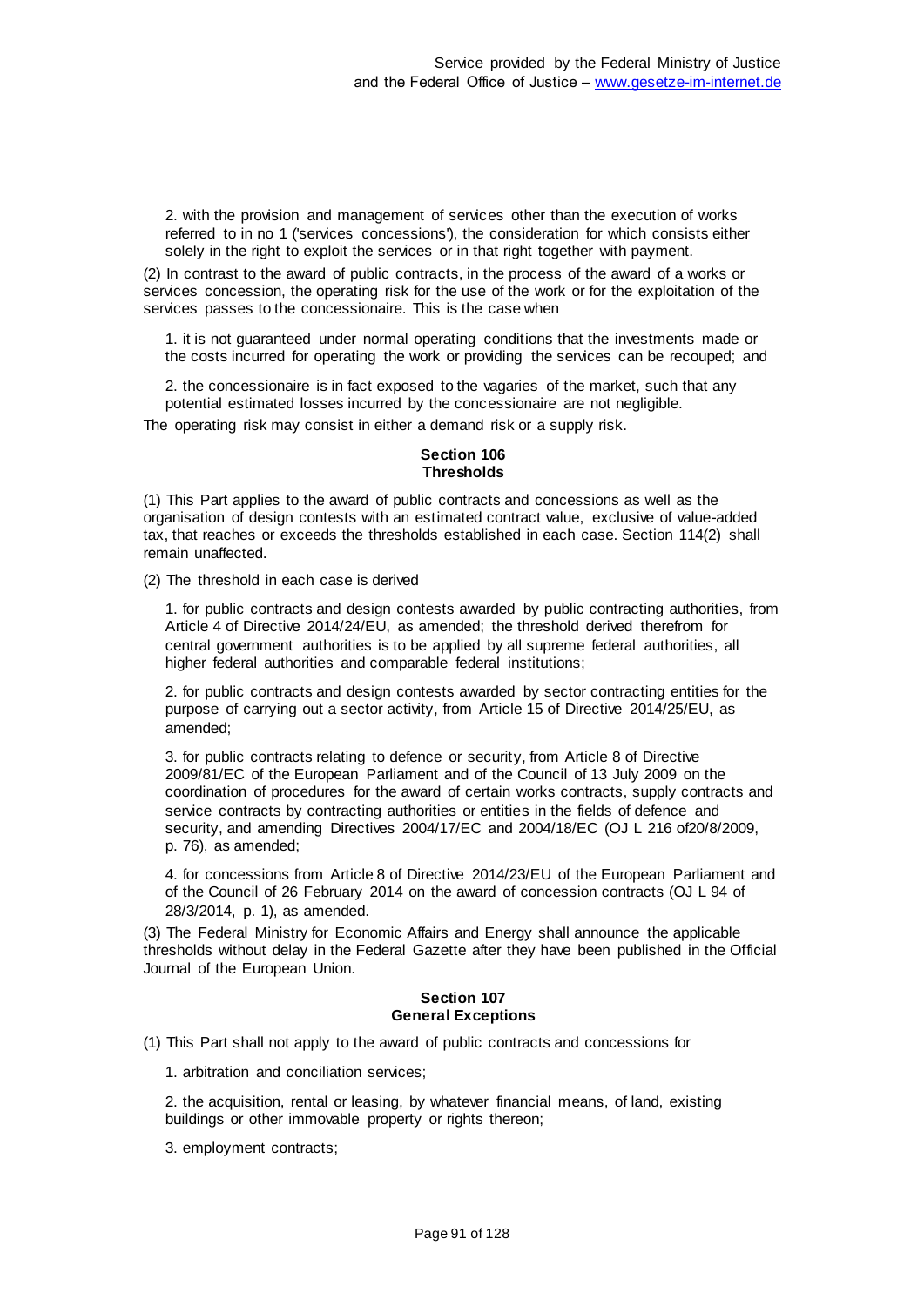2. with the provision and management of services other than the execution of works referred to in no 1 ('services concessions'), the consideration for which consists either solely in the right to exploit the services or in that right together with payment.

(2) In contrast to the award of public contracts, in the process of the award of a works or services concession, the operating risk for the use of the work or for the exploitation of the services passes to the concessionaire. This is the case when

1. it is not guaranteed under normal operating conditions that the investments made or the costs incurred for operating the work or providing the services can be recouped; and

2. the concessionaire is in fact exposed to the vagaries of the market, such that any potential estimated losses incurred by the concessionaire are not negligible.

The operating risk may consist in either a demand risk or a supply risk.

#### Section 106
#### Thresholds

(1) This Part applies to the award of public contracts and concessions as well as the organisation of design contests with an estimated contract value, exclusive of value-added tax, that reaches or exceeds the thresholds established in each case. Section 114(2) shall remain unaffected.

(2) The threshold in each case is derived

1. for public contracts and design contests awarded by public contracting authorities, from Article 4 of Directive 2014/24/EU, as amended; the threshold derived therefrom for central government authorities is to be applied by all supreme federal authorities, all higher federal authorities and comparable federal institutions;

2. for public contracts and design contests awarded by sector contracting entities for the purpose of carrying out a sector activity, from Article 15 of Directive 2014/25/EU, as amended;

3. for public contracts relating to defence or security, from Article 8 of Directive 2009/81/EC of the European Parliament and of the Council of 13 July 2009 on the coordination of procedures for the award of certain works contracts, supply contracts and service contracts by contracting authorities or entities in the fields of defence and security, and amending Directives 2004/17/EC and 2004/18/EC (OJ L 216 of20/8/2009, p. 76), as amended;

4. for concessions from Article 8 of Directive 2014/23/EU of the European Parliament and of the Council of 26 February 2014 on the award of concession contracts (OJ L 94 of 28/3/2014, p. 1), as amended.

(3) The Federal Ministry for Economic Affairs and Energy shall announce the applicable thresholds without delay in the Federal Gazette after they have been published in the Official Journal of the European Union.

#### Section 107
#### General Exceptions

(1) This Part shall not apply to the award of public contracts and concessions for

1. arbitration and conciliation services;

2. the acquisition, rental or leasing, by whatever financial means, of land, existing buildings or other immovable property or rights thereon;

3. employment contracts;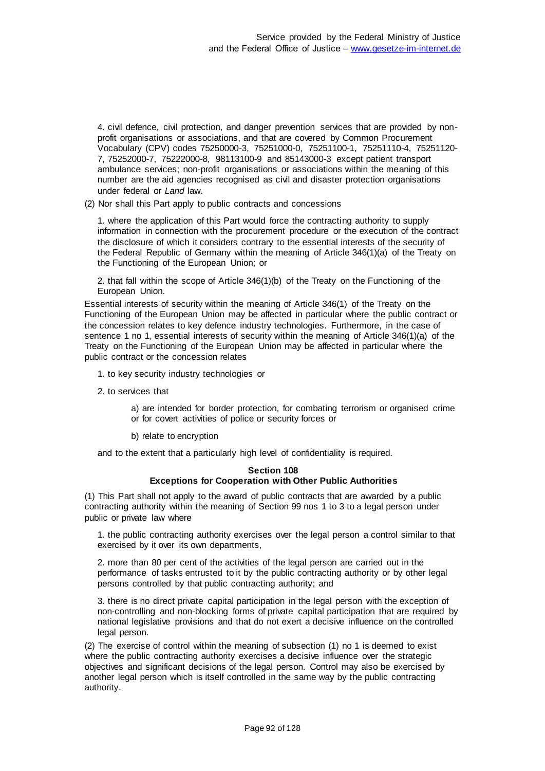4. civil defence, civil protection, and danger prevention services that are provided by non-profit organisations or associations, and that are covered by Common Procurement Vocabulary (CPV) codes 75250000-3, 75251000-0, 75251100-1, 75251110-4, 75251120-7, 75252000-7, 75222000-8, 98113100-9 and 85143000-3 except patient transport ambulance services; non-profit organisations or associations within the meaning of this number are the aid agencies recognised as civil and disaster protection organisations under federal or *Land* law.

(2) Nor shall this Part apply to public contracts and concessions

1. where the application of this Part would force the contracting authority to supply information in connection with the procurement procedure or the execution of the contract the disclosure of which it considers contrary to the essential interests of the security of the Federal Republic of Germany within the meaning of Article 346(1)(a) of the Treaty on the Functioning of the European Union; or

2. that fall within the scope of Article 346(1)(b) of the Treaty on the Functioning of the European Union.

Essential interests of security within the meaning of Article 346(1) of the Treaty on the Functioning of the European Union may be affected in particular where the public contract or the concession relates to key defence industry technologies. Furthermore, in the case of sentence 1 no 1, essential interests of security within the meaning of Article 346(1)(a) of the Treaty on the Functioning of the European Union may be affected in particular where the public contract or the concession relates

1. to key security industry technologies or

2. to services that

   a) are intended for border protection, for combating terrorism or organised crime or for covert activities of police or security forces or

   b) relate to encryption

and to the extent that a particularly high level of confidentiality is required.

**Section 108**
**Exceptions for Cooperation with Other Public Authorities**

(1) This Part shall not apply to the award of public contracts that are awarded by a public contracting authority within the meaning of Section 99 nos 1 to 3 to a legal person under public or private law where

1. the public contracting authority exercises over the legal person a control similar to that exercised by it over its own departments,

2. more than 80 per cent of the activities of the legal person are carried out in the performance of tasks entrusted to it by the public contracting authority or by other legal persons controlled by that public contracting authority; and

3. there is no direct private capital participation in the legal person with the exception of non-controlling and non-blocking forms of private capital participation that are required by national legislative provisions and that do not exert a decisive influence on the controlled legal person.

(2) The exercise of control within the meaning of subsection (1) no 1 is deemed to exist where the public contracting authority exercises a decisive influence over the strategic objectives and significant decisions of the legal person. Control may also be exercised by another legal person which is itself controlled in the same way by the public contracting authority.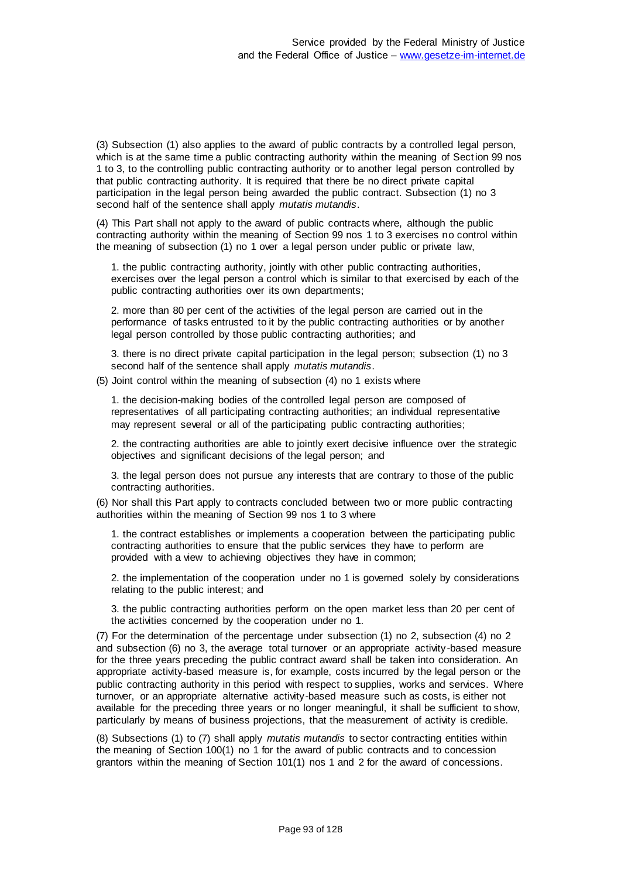(3) Subsection (1) also applies to the award of public contracts by a controlled legal person, which is at the same time a public contracting authority within the meaning of Section 99 nos 1 to 3, to the controlling public contracting authority or to another legal person controlled by that public contracting authority. It is required that there be no direct private capital participation in the legal person being awarded the public contract. Subsection (1) no 3 second half of the sentence shall apply *mutatis mutandis*.

(4) This Part shall not apply to the award of public contracts where, although the public contracting authority within the meaning of Section 99 nos 1 to 3 exercises no control within the meaning of subsection (1) no 1 over a legal person under public or private law,

1. the public contracting authority, jointly with other public contracting authorities, exercises over the legal person a control which is similar to that exercised by each of the public contracting authorities over its own departments;

2. more than 80 per cent of the activities of the legal person are carried out in the performance of tasks entrusted to it by the public contracting authorities or by another legal person controlled by those public contracting authorities; and

3. there is no direct private capital participation in the legal person; subsection (1) no 3 second half of the sentence shall apply *mutatis mutandis*.

(5) Joint control within the meaning of subsection (4) no 1 exists where

1. the decision-making bodies of the controlled legal person are composed of representatives of all participating contracting authorities; an individual representative may represent several or all of the participating public contracting authorities;

2. the contracting authorities are able to jointly exert decisive influence over the strategic objectives and significant decisions of the legal person; and

3. the legal person does not pursue any interests that are contrary to those of the public contracting authorities.

(6) Nor shall this Part apply to contracts concluded between two or more public contracting authorities within the meaning of Section 99 nos 1 to 3 where

1. the contract establishes or implements a cooperation between the participating public contracting authorities to ensure that the public services they have to perform are provided with a view to achieving objectives they have in common;

2. the implementation of the cooperation under no 1 is governed solely by considerations relating to the public interest; and

3. the public contracting authorities perform on the open market less than 20 per cent of the activities concerned by the cooperation under no 1.

(7) For the determination of the percentage under subsection (1) no 2, subsection (4) no 2 and subsection (6) no 3, the average total turnover or an appropriate activity-based measure for the three years preceding the public contract award shall be taken into consideration. An appropriate activity-based measure is, for example, costs incurred by the legal person or the public contracting authority in this period with respect to supplies, works and services. Where turnover, or an appropriate alternative activity-based measure such as costs, is either not available for the preceding three years or no longer meaningful, it shall be sufficient to show, particularly by means of business projections, that the measurement of activity is credible.

(8) Subsections (1) to (7) shall apply *mutatis mutandis* to sector contracting entities within the meaning of Section 100(1) no 1 for the award of public contracts and to concession grantors within the meaning of Section 101(1) nos 1 and 2 for the award of concessions.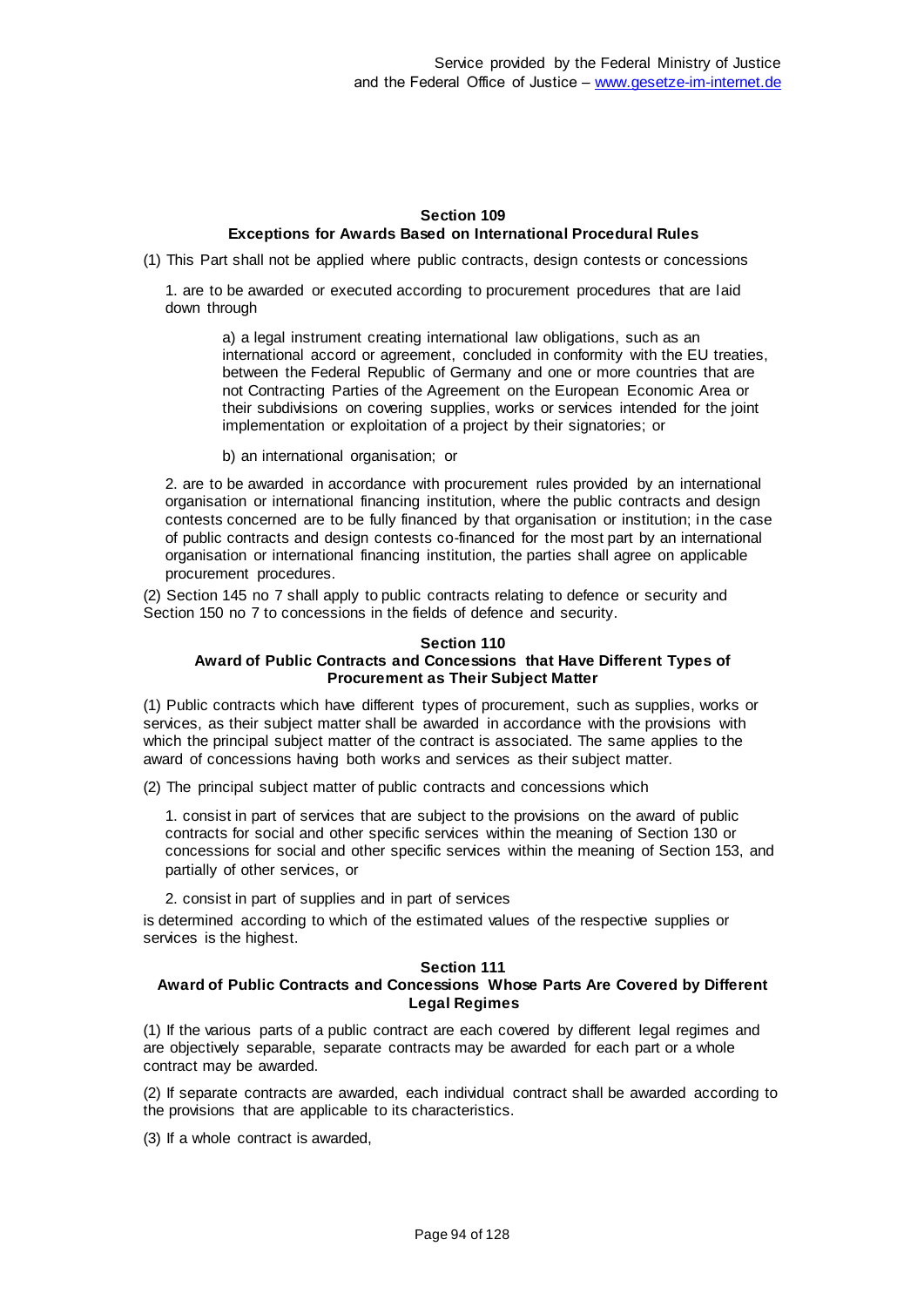#### Section 109
#### Exceptions for Awards Based on International Procedural Rules

(1) This Part shall not be applied where public contracts, design contests or concessions

1. are to be awarded or executed according to procurement procedures that are laid down through

   a) a legal instrument creating international law obligations, such as an international accord or agreement, concluded in conformity with the EU treaties, between the Federal Republic of Germany and one or more countries that are not Contracting Parties of the Agreement on the European Economic Area or their subdivisions on covering supplies, works or services intended for the joint implementation or exploitation of a project by their signatories; or

   b) an international organisation; or

2. are to be awarded in accordance with procurement rules provided by an international organisation or international financing institution, where the public contracts and design contests concerned are to be fully financed by that organisation or institution; in the case of public contracts and design contests co-financed for the most part by an international organisation or international financing institution, the parties shall agree on applicable procurement procedures.

(2) Section 145 no 7 shall apply to public contracts relating to defence or security and Section 150 no 7 to concessions in the fields of defence and security.

#### Section 110
#### Award of Public Contracts and Concessions that Have Different Types of Procurement as Their Subject Matter

(1) Public contracts which have different types of procurement, such as supplies, works or services, as their subject matter shall be awarded in accordance with the provisions with which the principal subject matter of the contract is associated. The same applies to the award of concessions having both works and services as their subject matter.

(2) The principal subject matter of public contracts and concessions which

1. consist in part of services that are subject to the provisions on the award of public contracts for social and other specific services within the meaning of Section 130 or concessions for social and other specific services within the meaning of Section 153, and partially of other services, or

2. consist in part of supplies and in part of services

is determined according to which of the estimated values of the respective supplies or services is the highest.

#### Section 111
#### Award of Public Contracts and Concessions Whose Parts Are Covered by Different Legal Regimes

(1) If the various parts of a public contract are each covered by different legal regimes and are objectively separable, separate contracts may be awarded for each part or a whole contract may be awarded.

(2) If separate contracts are awarded, each individual contract shall be awarded according to the provisions that are applicable to its characteristics.

(3) If a whole contract is awarded,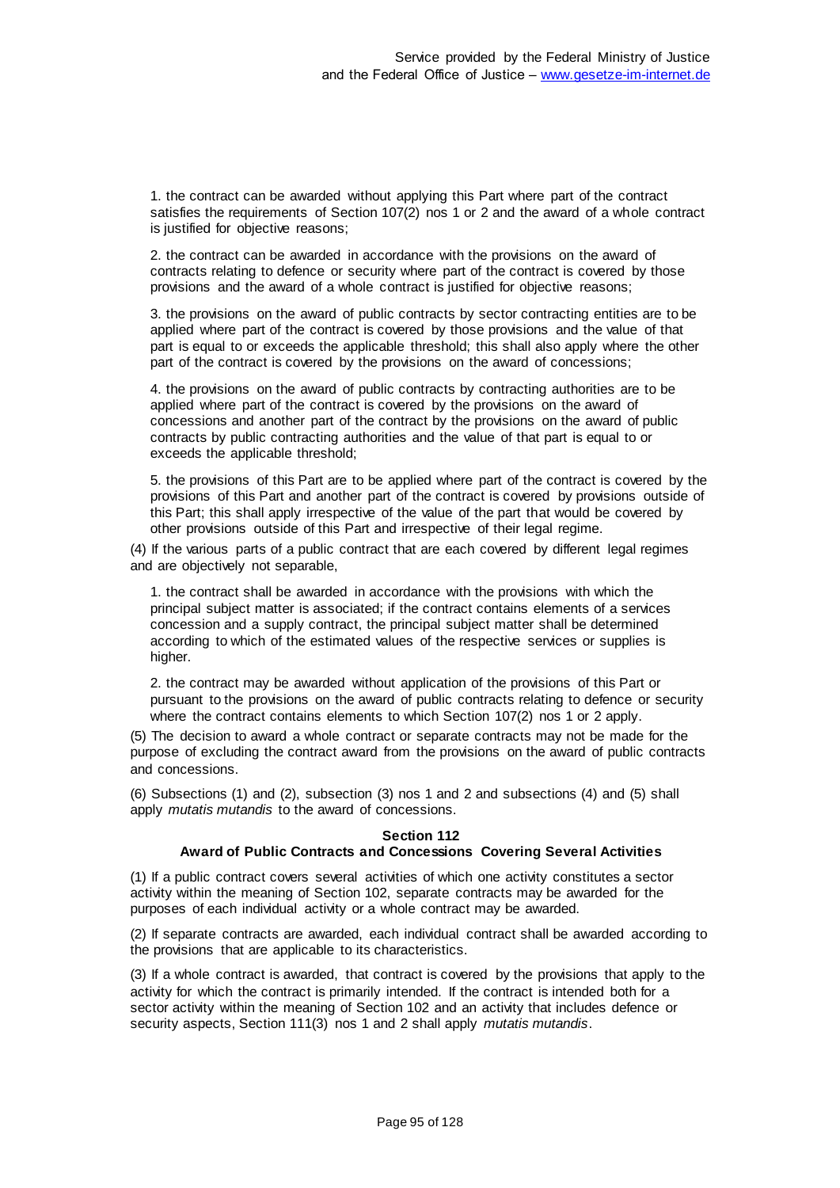1. the contract can be awarded without applying this Part where part of the contract satisfies the requirements of Section 107(2) nos 1 or 2 and the award of a whole contract is justified for objective reasons;

2. the contract can be awarded in accordance with the provisions on the award of contracts relating to defence or security where part of the contract is covered by those provisions and the award of a whole contract is justified for objective reasons;

3. the provisions on the award of public contracts by sector contracting entities are to be applied where part of the contract is covered by those provisions and the value of that part is equal to or exceeds the applicable threshold; this shall also apply where the other part of the contract is covered by the provisions on the award of concessions;

4. the provisions on the award of public contracts by contracting authorities are to be applied where part of the contract is covered by the provisions on the award of concessions and another part of the contract by the provisions on the award of public contracts by public contracting authorities and the value of that part is equal to or exceeds the applicable threshold;

5. the provisions of this Part are to be applied where part of the contract is covered by the provisions of this Part and another part of the contract is covered by provisions outside of this Part; this shall apply irrespective of the value of the part that would be covered by other provisions outside of this Part and irrespective of their legal regime.

(4) If the various parts of a public contract that are each covered by different legal regimes and are objectively not separable,

1. the contract shall be awarded in accordance with the provisions with which the principal subject matter is associated; if the contract contains elements of a services concession and a supply contract, the principal subject matter shall be determined according to which of the estimated values of the respective services or supplies is higher.

2. the contract may be awarded without application of the provisions of this Part or pursuant to the provisions on the award of public contracts relating to defence or security where the contract contains elements to which Section 107(2) nos 1 or 2 apply.

(5) The decision to award a whole contract or separate contracts may not be made for the purpose of excluding the contract award from the provisions on the award of public contracts and concessions.

(6) Subsections (1) and (2), subsection (3) nos 1 and 2 and subsections (4) and (5) shall apply *mutatis mutandis* to the award of concessions.

**Section 112**
**Award of Public Contracts and Concessions Covering Several Activities**

(1) If a public contract covers several activities of which one activity constitutes a sector activity within the meaning of Section 102, separate contracts may be awarded for the purposes of each individual activity or a whole contract may be awarded.

(2) If separate contracts are awarded, each individual contract shall be awarded according to the provisions that are applicable to its characteristics.

(3) If a whole contract is awarded, that contract is covered by the provisions that apply to the activity for which the contract is primarily intended. If the contract is intended both for a sector activity within the meaning of Section 102 and an activity that includes defence or security aspects, Section 111(3) nos 1 and 2 shall apply *mutatis mutandis*.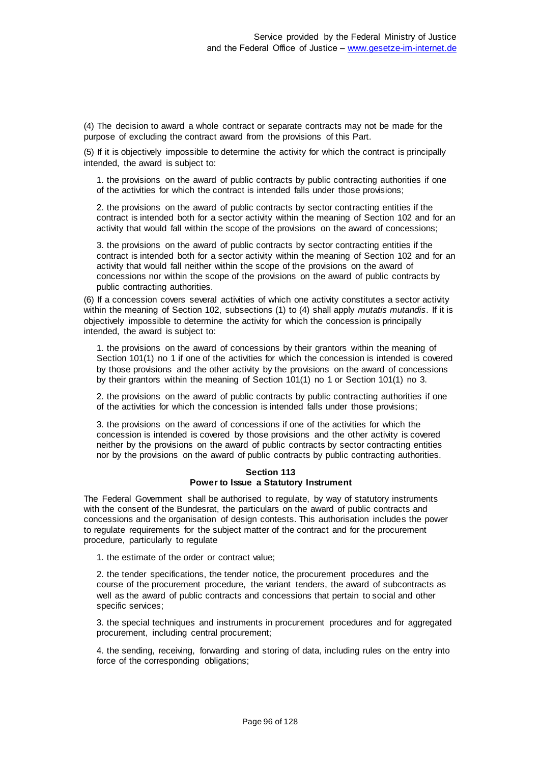(4) The decision to award a whole contract or separate contracts may not be made for the purpose of excluding the contract award from the provisions of this Part.

(5) If it is objectively impossible to determine the activity for which the contract is principally intended, the award is subject to:

1. the provisions on the award of public contracts by public contracting authorities if one of the activities for which the contract is intended falls under those provisions;

2. the provisions on the award of public contracts by sector contracting entities if the contract is intended both for a sector activity within the meaning of Section 102 and for an activity that would fall within the scope of the provisions on the award of concessions;

3. the provisions on the award of public contracts by sector contracting entities if the contract is intended both for a sector activity within the meaning of Section 102 and for an activity that would fall neither within the scope of the provisions on the award of concessions nor within the scope of the provisions on the award of public contracts by public contracting authorities.

(6) If a concession covers several activities of which one activity constitutes a sector activity within the meaning of Section 102, subsections (1) to (4) shall apply *mutatis mutandis*. If it is objectively impossible to determine the activity for which the concession is principally intended, the award is subject to:

1. the provisions on the award of concessions by their grantors within the meaning of Section 101(1) no 1 if one of the activities for which the concession is intended is covered by those provisions and the other activity by the provisions on the award of concessions by their grantors within the meaning of Section 101(1) no 1 or Section 101(1) no 3.

2. the provisions on the award of public contracts by public contracting authorities if one of the activities for which the concession is intended falls under those provisions;

3. the provisions on the award of concessions if one of the activities for which the concession is intended is covered by those provisions and the other activity is covered neither by the provisions on the award of public contracts by sector contracting entities nor by the provisions on the award of public contracts by public contracting authorities.

### Section 113
### Power to Issue a Statutory Instrument

The Federal Government shall be authorised to regulate, by way of statutory instruments with the consent of the Bundesrat, the particulars on the award of public contracts and concessions and the organisation of design contests. This authorisation includes the power to regulate requirements for the subject matter of the contract and for the procurement procedure, particularly to regulate

1. the estimate of the order or contract value;

2. the tender specifications, the tender notice, the procurement procedures and the course of the procurement procedure, the variant tenders, the award of subcontracts as well as the award of public contracts and concessions that pertain to social and other specific services;

3. the special techniques and instruments in procurement procedures and for aggregated procurement, including central procurement;

4. the sending, receiving, forwarding and storing of data, including rules on the entry into force of the corresponding obligations;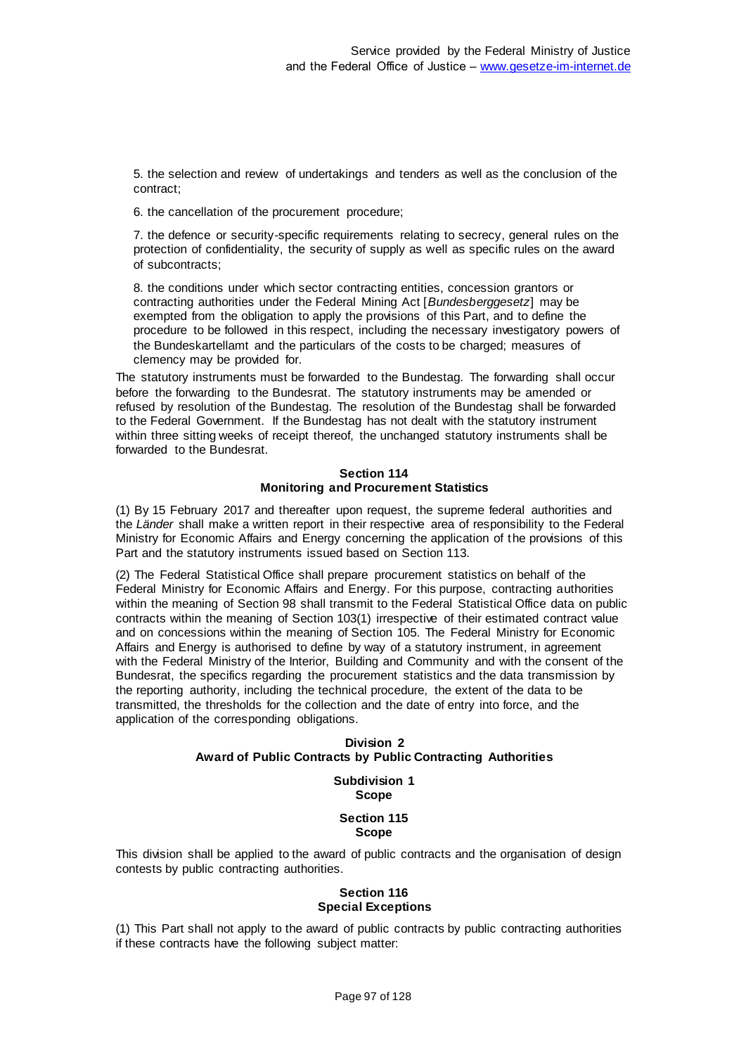5. the selection and review of undertakings and tenders as well as the conclusion of the contract;

6. the cancellation of the procurement procedure;

7. the defence or security-specific requirements relating to secrecy, general rules on the protection of confidentiality, the security of supply as well as specific rules on the award of subcontracts;

8. the conditions under which sector contracting entities, concession grantors or contracting authorities under the Federal Mining Act [*Bundesberggesetz*] may be exempted from the obligation to apply the provisions of this Part, and to define the procedure to be followed in this respect, including the necessary investigatory powers of the Bundeskartellamt and the particulars of the costs to be charged; measures of clemency may be provided for.

The statutory instruments must be forwarded to the Bundestag. The forwarding shall occur before the forwarding to the Bundesrat. The statutory instruments may be amended or refused by resolution of the Bundestag. The resolution of the Bundestag shall be forwarded to the Federal Government. If the Bundestag has not dealt with the statutory instrument within three sitting weeks of receipt thereof, the unchanged statutory instruments shall be forwarded to the Bundesrat.

**Section 114**
**Monitoring and Procurement Statistics**

(1) By 15 February 2017 and thereafter upon request, the supreme federal authorities and the *Länder* shall make a written report in their respective area of responsibility to the Federal Ministry for Economic Affairs and Energy concerning the application of the provisions of this Part and the statutory instruments issued based on Section 113.

(2) The Federal Statistical Office shall prepare procurement statistics on behalf of the Federal Ministry for Economic Affairs and Energy. For this purpose, contracting authorities within the meaning of Section 98 shall transmit to the Federal Statistical Office data on public contracts within the meaning of Section 103(1) irrespective of their estimated contract value and on concessions within the meaning of Section 105. The Federal Ministry for Economic Affairs and Energy is authorised to define by way of a statutory instrument, in agreement with the Federal Ministry of the Interior, Building and Community and with the consent of the Bundesrat, the specifics regarding the procurement statistics and the data transmission by the reporting authority, including the technical procedure, the extent of the data to be transmitted, the thresholds for the collection and the date of entry into force, and the application of the corresponding obligations.

## Division 2
## Award of Public Contracts by Public Contracting Authorities

### Subdivision 1
### Scope

**Section 115**
**Scope**

This division shall be applied to the award of public contracts and the organisation of design contests by public contracting authorities.

**Section 116**
**Special Exceptions**

(1) This Part shall not apply to the award of public contracts by public contracting authorities if these contracts have the following subject matter: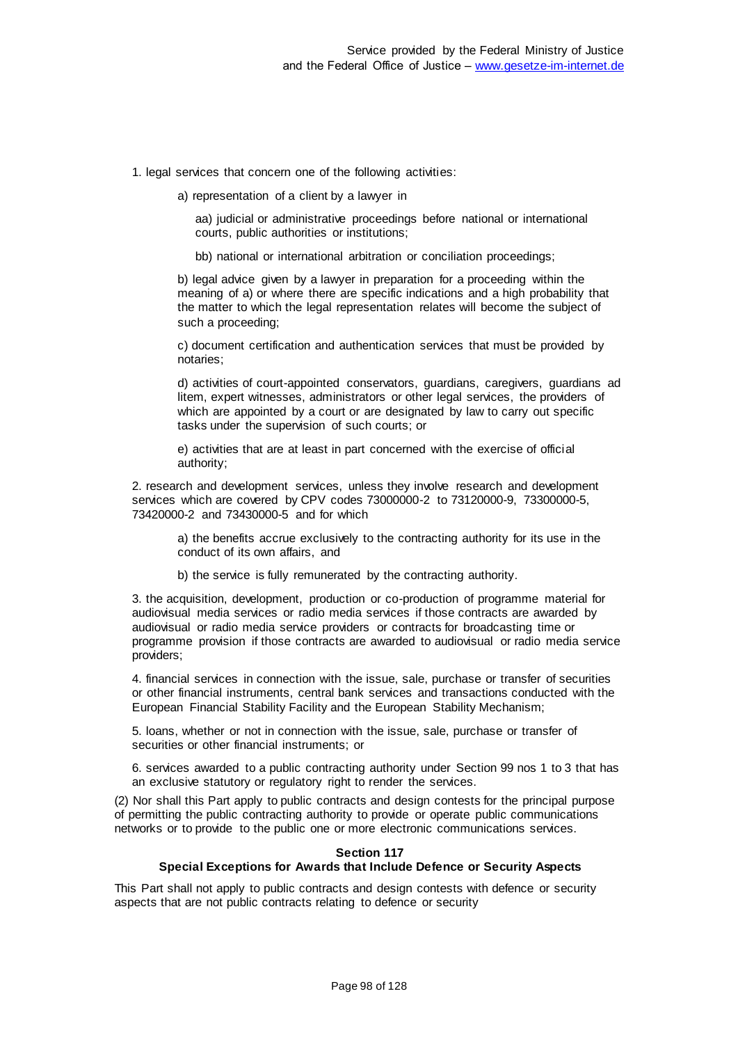1. legal services that concern one of the following activities:

   a) representation of a client by a lawyer in

      aa) judicial or administrative proceedings before national or international courts, public authorities or institutions;

      bb) national or international arbitration or conciliation proceedings;

   b) legal advice given by a lawyer in preparation for a proceeding within the meaning of a) or where there are specific indications and a high probability that the matter to which the legal representation relates will become the subject of such a proceeding;

   c) document certification and authentication services that must be provided by notaries;

   d) activities of court-appointed conservators, guardians, caregivers, guardians ad litem, expert witnesses, administrators or other legal services, the providers of which are appointed by a court or are designated by law to carry out specific tasks under the supervision of such courts; or

   e) activities that are at least in part concerned with the exercise of official authority;

2. research and development services, unless they involve research and development services which are covered by CPV codes 73000000-2 to 73120000-9, 73300000-5, 73420000-2 and 73430000-5 and for which

   a) the benefits accrue exclusively to the contracting authority for its use in the conduct of its own affairs, and

   b) the service is fully remunerated by the contracting authority.

3. the acquisition, development, production or co-production of programme material for audiovisual media services or radio media services if those contracts are awarded by audiovisual or radio media service providers or contracts for broadcasting time or programme provision if those contracts are awarded to audiovisual or radio media service providers;

4. financial services in connection with the issue, sale, purchase or transfer of securities or other financial instruments, central bank services and transactions conducted with the European Financial Stability Facility and the European Stability Mechanism;

5. loans, whether or not in connection with the issue, sale, purchase or transfer of securities or other financial instruments; or

6. services awarded to a public contracting authority under Section 99 nos 1 to 3 that has an exclusive statutory or regulatory right to render the services.

(2) Nor shall this Part apply to public contracts and design contests for the principal purpose of permitting the public contracting authority to provide or operate public communications networks or to provide to the public one or more electronic communications services.

### Section 117
### Special Exceptions for Awards that Include Defence or Security Aspects

This Part shall not apply to public contracts and design contests with defence or security aspects that are not public contracts relating to defence or security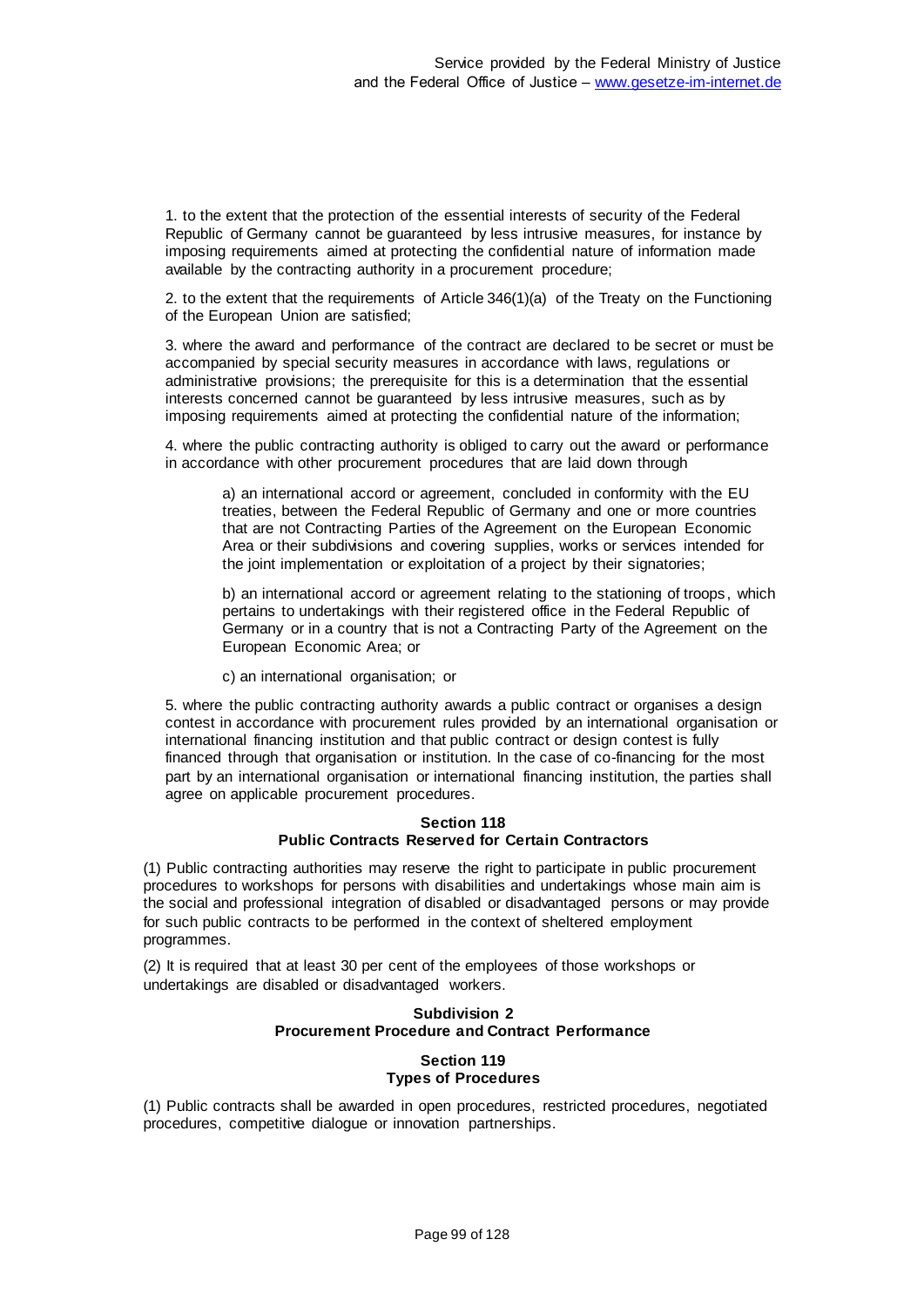1. to the extent that the protection of the essential interests of security of the Federal Republic of Germany cannot be guaranteed by less intrusive measures, for instance by imposing requirements aimed at protecting the confidential nature of information made available by the contracting authority in a procurement procedure;

2. to the extent that the requirements of Article 346(1)(a) of the Treaty on the Functioning of the European Union are satisfied;

3. where the award and performance of the contract are declared to be secret or must be accompanied by special security measures in accordance with laws, regulations or administrative provisions; the prerequisite for this is a determination that the essential interests concerned cannot be guaranteed by less intrusive measures, such as by imposing requirements aimed at protecting the confidential nature of the information;

4. where the public contracting authority is obliged to carry out the award or performance in accordance with other procurement procedures that are laid down through

> a) an international accord or agreement, concluded in conformity with the EU treaties, between the Federal Republic of Germany and one or more countries that are not Contracting Parties of the Agreement on the European Economic Area or their subdivisions and covering supplies, works or services intended for the joint implementation or exploitation of a project by their signatories;
>
> b) an international accord or agreement relating to the stationing of troops, which pertains to undertakings with their registered office in the Federal Republic of Germany or in a country that is not a Contracting Party of the Agreement on the European Economic Area; or
>
> c) an international organisation; or

5. where the public contracting authority awards a public contract or organises a design contest in accordance with procurement rules provided by an international organisation or international financing institution and that public contract or design contest is fully financed through that organisation or institution. In the case of co-financing for the most part by an international organisation or international financing institution, the parties shall agree on applicable procurement procedures.

### Section 118
### Public Contracts Reserved for Certain Contractors

(1) Public contracting authorities may reserve the right to participate in public procurement procedures to workshops for persons with disabilities and undertakings whose main aim is the social and professional integration of disabled or disadvantaged persons or may provide for such public contracts to be performed in the context of sheltered employment programmes.

(2) It is required that at least 30 per cent of the employees of those workshops or undertakings are disabled or disadvantaged workers.

## Subdivision 2
## Procurement Procedure and Contract Performance

### Section 119
### Types of Procedures

(1) Public contracts shall be awarded in open procedures, restricted procedures, negotiated procedures, competitive dialogue or innovation partnerships.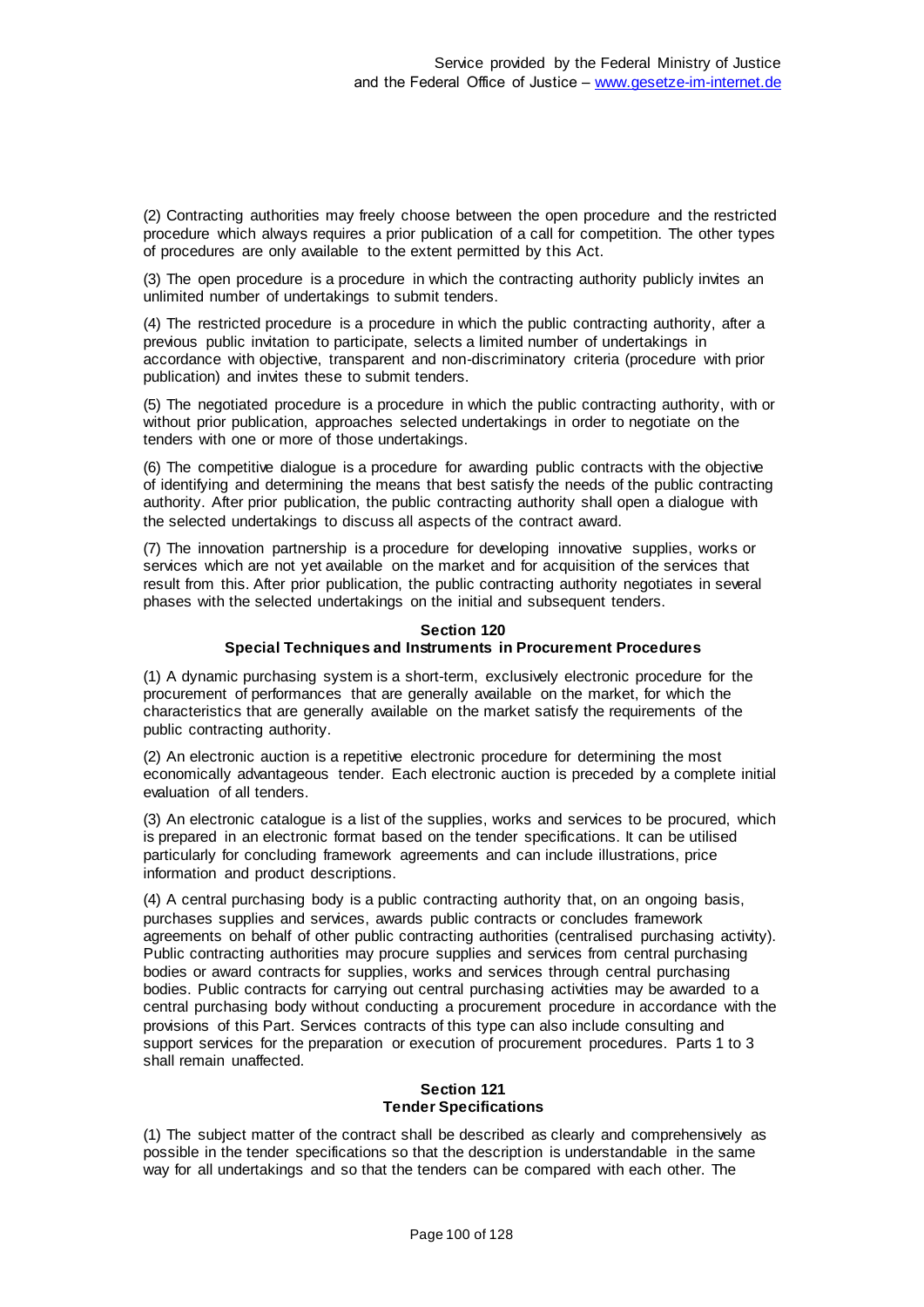(2) Contracting authorities may freely choose between the open procedure and the restricted procedure which always requires a prior publication of a call for competition. The other types of procedures are only available to the extent permitted by this Act.

(3) The open procedure is a procedure in which the contracting authority publicly invites an unlimited number of undertakings to submit tenders.

(4) The restricted procedure is a procedure in which the public contracting authority, after a previous public invitation to participate, selects a limited number of undertakings in accordance with objective, transparent and non-discriminatory criteria (procedure with prior publication) and invites these to submit tenders.

(5) The negotiated procedure is a procedure in which the public contracting authority, with or without prior publication, approaches selected undertakings in order to negotiate on the tenders with one or more of those undertakings.

(6) The competitive dialogue is a procedure for awarding public contracts with the objective of identifying and determining the means that best satisfy the needs of the public contracting authority. After prior publication, the public contracting authority shall open a dialogue with the selected undertakings to discuss all aspects of the contract award.

(7) The innovation partnership is a procedure for developing innovative supplies, works or services which are not yet available on the market and for acquisition of the services that result from this. After prior publication, the public contracting authority negotiates in several phases with the selected undertakings on the initial and subsequent tenders.

## Section 120
## Special Techniques and Instruments in Procurement Procedures

(1) A dynamic purchasing system is a short-term, exclusively electronic procedure for the procurement of performances that are generally available on the market, for which the characteristics that are generally available on the market satisfy the requirements of the public contracting authority.

(2) An electronic auction is a repetitive electronic procedure for determining the most economically advantageous tender. Each electronic auction is preceded by a complete initial evaluation of all tenders.

(3) An electronic catalogue is a list of the supplies, works and services to be procured, which is prepared in an electronic format based on the tender specifications. It can be utilised particularly for concluding framework agreements and can include illustrations, price information and product descriptions.

(4) A central purchasing body is a public contracting authority that, on an ongoing basis, purchases supplies and services, awards public contracts or concludes framework agreements on behalf of other public contracting authorities (centralised purchasing activity). Public contracting authorities may procure supplies and services from central purchasing bodies or award contracts for supplies, works and services through central purchasing bodies. Public contracts for carrying out central purchasing activities may be awarded to a central purchasing body without conducting a procurement procedure in accordance with the provisions of this Part. Services contracts of this type can also include consulting and support services for the preparation or execution of procurement procedures. Parts 1 to 3 shall remain unaffected.

## Section 121
## Tender Specifications

(1) The subject matter of the contract shall be described as clearly and comprehensively as possible in the tender specifications so that the description is understandable in the same way for all undertakings and so that the tenders can be compared with each other. The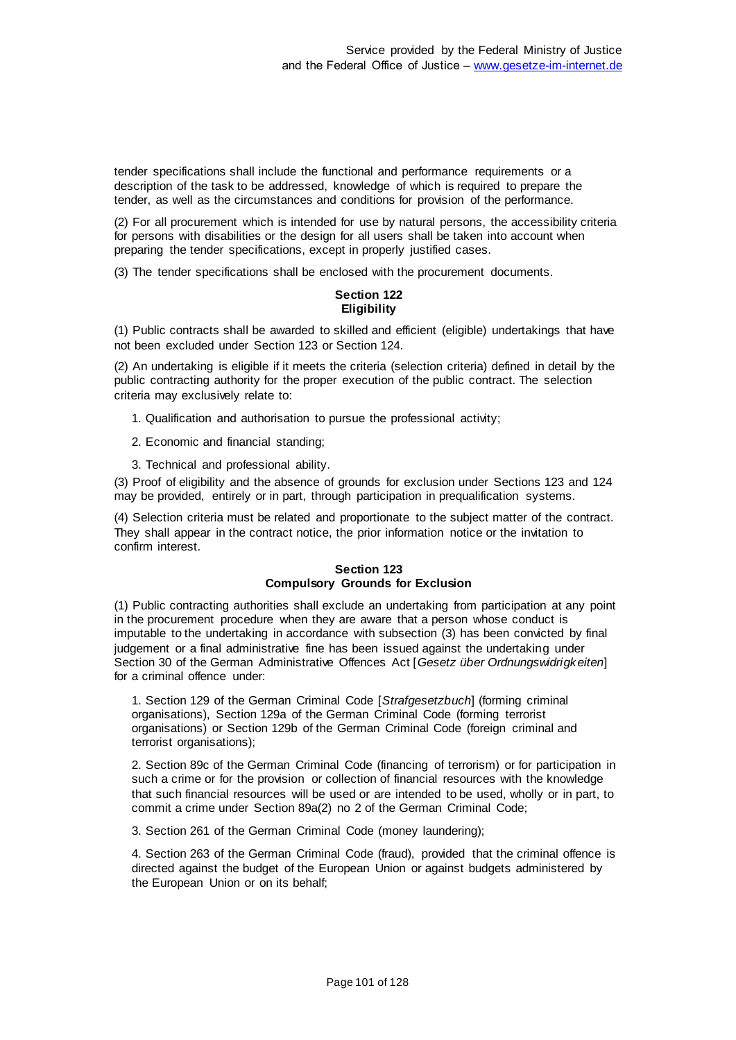tender specifications shall include the functional and performance requirements or a description of the task to be addressed, knowledge of which is required to prepare the tender, as well as the circumstances and conditions for provision of the performance.

(2) For all procurement which is intended for use by natural persons, the accessibility criteria for persons with disabilities or the design for all users shall be taken into account when preparing the tender specifications, except in properly justified cases.

(3) The tender specifications shall be enclosed with the procurement documents.

### Section 122
### Eligibility

(1) Public contracts shall be awarded to skilled and efficient (eligible) undertakings that have not been excluded under Section 123 or Section 124.

(2) An undertaking is eligible if it meets the criteria (selection criteria) defined in detail by the public contracting authority for the proper execution of the public contract. The selection criteria may exclusively relate to:

1. Qualification and authorisation to pursue the professional activity;
2. Economic and financial standing;
3. Technical and professional ability.

(3) Proof of eligibility and the absence of grounds for exclusion under Sections 123 and 124 may be provided, entirely or in part, through participation in prequalification systems.

(4) Selection criteria must be related and proportionate to the subject matter of the contract. They shall appear in the contract notice, the prior information notice or the invitation to confirm interest.

### Section 123
### Compulsory Grounds for Exclusion

(1) Public contracting authorities shall exclude an undertaking from participation at any point in the procurement procedure when they are aware that a person whose conduct is imputable to the undertaking in accordance with subsection (3) has been convicted by final judgement or a final administrative fine has been issued against the undertaking under Section 30 of the German Administrative Offences Act [*Gesetz über Ordnungswidrigkeiten*] for a criminal offence under:

1. Section 129 of the German Criminal Code [*Strafgesetzbuch*] (forming criminal organisations), Section 129a of the German Criminal Code (forming terrorist organisations) or Section 129b of the German Criminal Code (foreign criminal and terrorist organisations);
2. Section 89c of the German Criminal Code (financing of terrorism) or for participation in such a crime or for the provision or collection of financial resources with the knowledge that such financial resources will be used or are intended to be used, wholly or in part, to commit a crime under Section 89a(2) no 2 of the German Criminal Code;
3. Section 261 of the German Criminal Code (money laundering);
4. Section 263 of the German Criminal Code (fraud), provided that the criminal offence is directed against the budget of the European Union or against budgets administered by the European Union or on its behalf;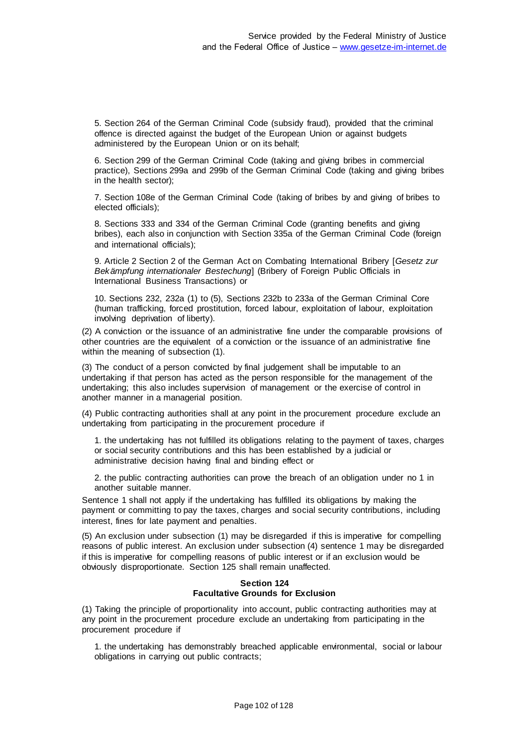5. Section 264 of the German Criminal Code (subsidy fraud), provided that the criminal offence is directed against the budget of the European Union or against budgets administered by the European Union or on its behalf;

6. Section 299 of the German Criminal Code (taking and giving bribes in commercial practice), Sections 299a and 299b of the German Criminal Code (taking and giving bribes in the health sector);

7. Section 108e of the German Criminal Code (taking of bribes by and giving of bribes to elected officials);

8. Sections 333 and 334 of the German Criminal Code (granting benefits and giving bribes), each also in conjunction with Section 335a of the German Criminal Code (foreign and international officials);

9. Article 2 Section 2 of the German Act on Combating International Bribery [*Gesetz zur Bekämpfung internationaler Bestechung*] (Bribery of Foreign Public Officials in International Business Transactions) or

10. Sections 232, 232a (1) to (5), Sections 232b to 233a of the German Criminal Core (human trafficking, forced prostitution, forced labour, exploitation of labour, exploitation involving deprivation of liberty).

(2) A conviction or the issuance of an administrative fine under the comparable provisions of other countries are the equivalent of a conviction or the issuance of an administrative fine within the meaning of subsection (1).

(3) The conduct of a person convicted by final judgement shall be imputable to an undertaking if that person has acted as the person responsible for the management of the undertaking; this also includes supervision of management or the exercise of control in another manner in a managerial position.

(4) Public contracting authorities shall at any point in the procurement procedure exclude an undertaking from participating in the procurement procedure if

1. the undertaking has not fulfilled its obligations relating to the payment of taxes, charges or social security contributions and this has been established by a judicial or administrative decision having final and binding effect or

2. the public contracting authorities can prove the breach of an obligation under no 1 in another suitable manner.

Sentence 1 shall not apply if the undertaking has fulfilled its obligations by making the payment or committing to pay the taxes, charges and social security contributions, including interest, fines for late payment and penalties.

(5) An exclusion under subsection (1) may be disregarded if this is imperative for compelling reasons of public interest. An exclusion under subsection (4) sentence 1 may be disregarded if this is imperative for compelling reasons of public interest or if an exclusion would be obviously disproportionate. Section 125 shall remain unaffected.

### Section 124
### Facultative Grounds for Exclusion

(1) Taking the principle of proportionality into account, public contracting authorities may at any point in the procurement procedure exclude an undertaking from participating in the procurement procedure if

1. the undertaking has demonstrably breached applicable environmental, social or labour obligations in carrying out public contracts;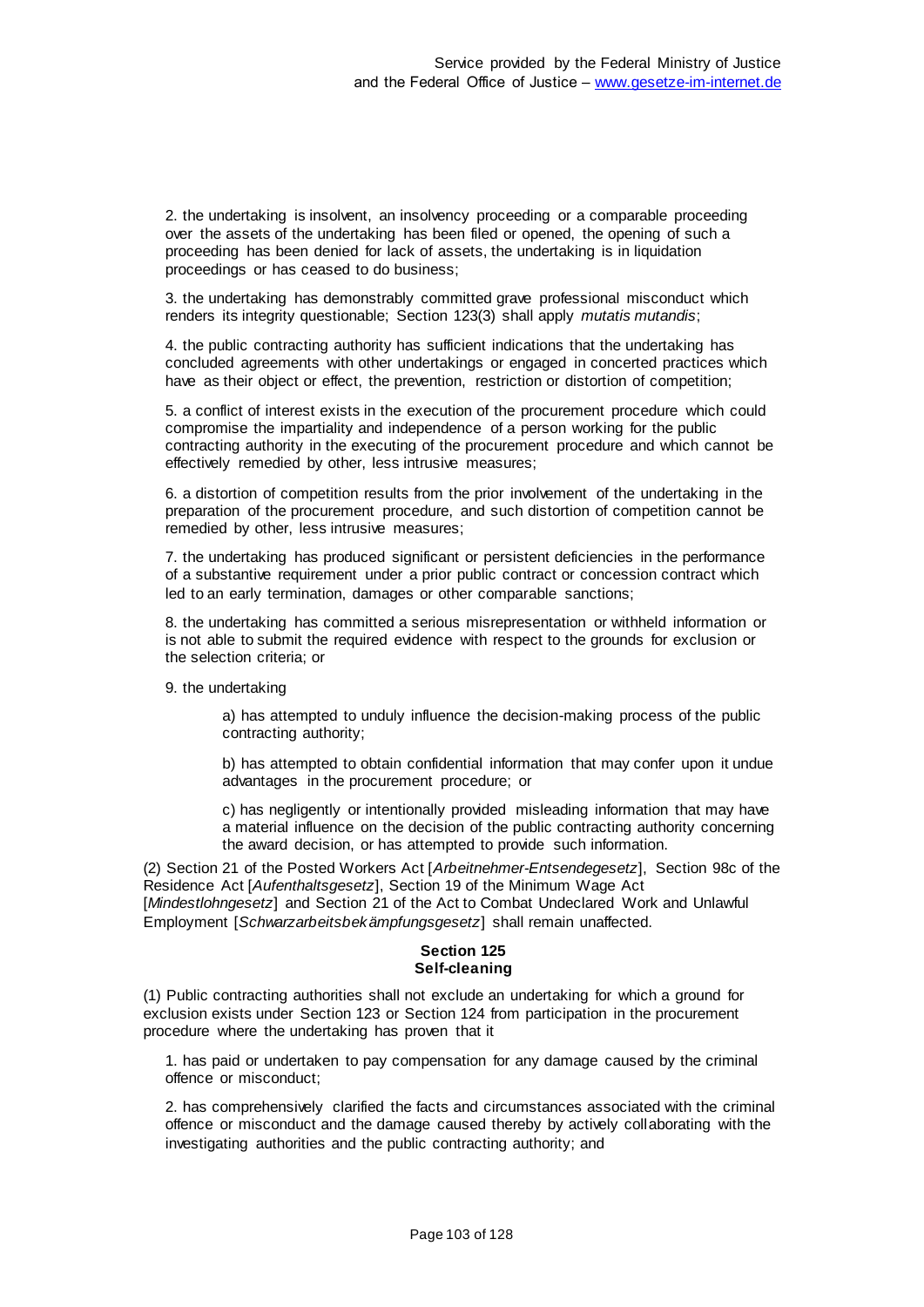2. the undertaking is insolvent, an insolvency proceeding or a comparable proceeding over the assets of the undertaking has been filed or opened, the opening of such a proceeding has been denied for lack of assets, the undertaking is in liquidation proceedings or has ceased to do business;

3. the undertaking has demonstrably committed grave professional misconduct which renders its integrity questionable; Section 123(3) shall apply *mutatis mutandis*;

4. the public contracting authority has sufficient indications that the undertaking has concluded agreements with other undertakings or engaged in concerted practices which have as their object or effect, the prevention, restriction or distortion of competition;

5. a conflict of interest exists in the execution of the procurement procedure which could compromise the impartiality and independence of a person working for the public contracting authority in the executing of the procurement procedure and which cannot be effectively remedied by other, less intrusive measures;

6. a distortion of competition results from the prior involvement of the undertaking in the preparation of the procurement procedure, and such distortion of competition cannot be remedied by other, less intrusive measures;

7. the undertaking has produced significant or persistent deficiencies in the performance of a substantive requirement under a prior public contract or concession contract which led to an early termination, damages or other comparable sanctions;

8. the undertaking has committed a serious misrepresentation or withheld information or is not able to submit the required evidence with respect to the grounds for exclusion or the selection criteria; or

9. the undertaking

a) has attempted to unduly influence the decision-making process of the public contracting authority;

b) has attempted to obtain confidential information that may confer upon it undue advantages in the procurement procedure; or

c) has negligently or intentionally provided misleading information that may have a material influence on the decision of the public contracting authority concerning the award decision, or has attempted to provide such information.

(2) Section 21 of the Posted Workers Act [*Arbeitnehmer-Entsendegesetz*], Section 98c of the Residence Act [*Aufenthaltsgesetz*], Section 19 of the Minimum Wage Act [*Mindestlohngesetz*] and Section 21 of the Act to Combat Undeclared Work and Unlawful Employment [*Schwarzarbeitsbekämpfungsgesetz*] shall remain unaffected.

### Section 125
### Self-cleaning

(1) Public contracting authorities shall not exclude an undertaking for which a ground for exclusion exists under Section 123 or Section 124 from participation in the procurement procedure where the undertaking has proven that it

1. has paid or undertaken to pay compensation for any damage caused by the criminal offence or misconduct;

2. has comprehensively clarified the facts and circumstances associated with the criminal offence or misconduct and the damage caused thereby by actively collaborating with the investigating authorities and the public contracting authority; and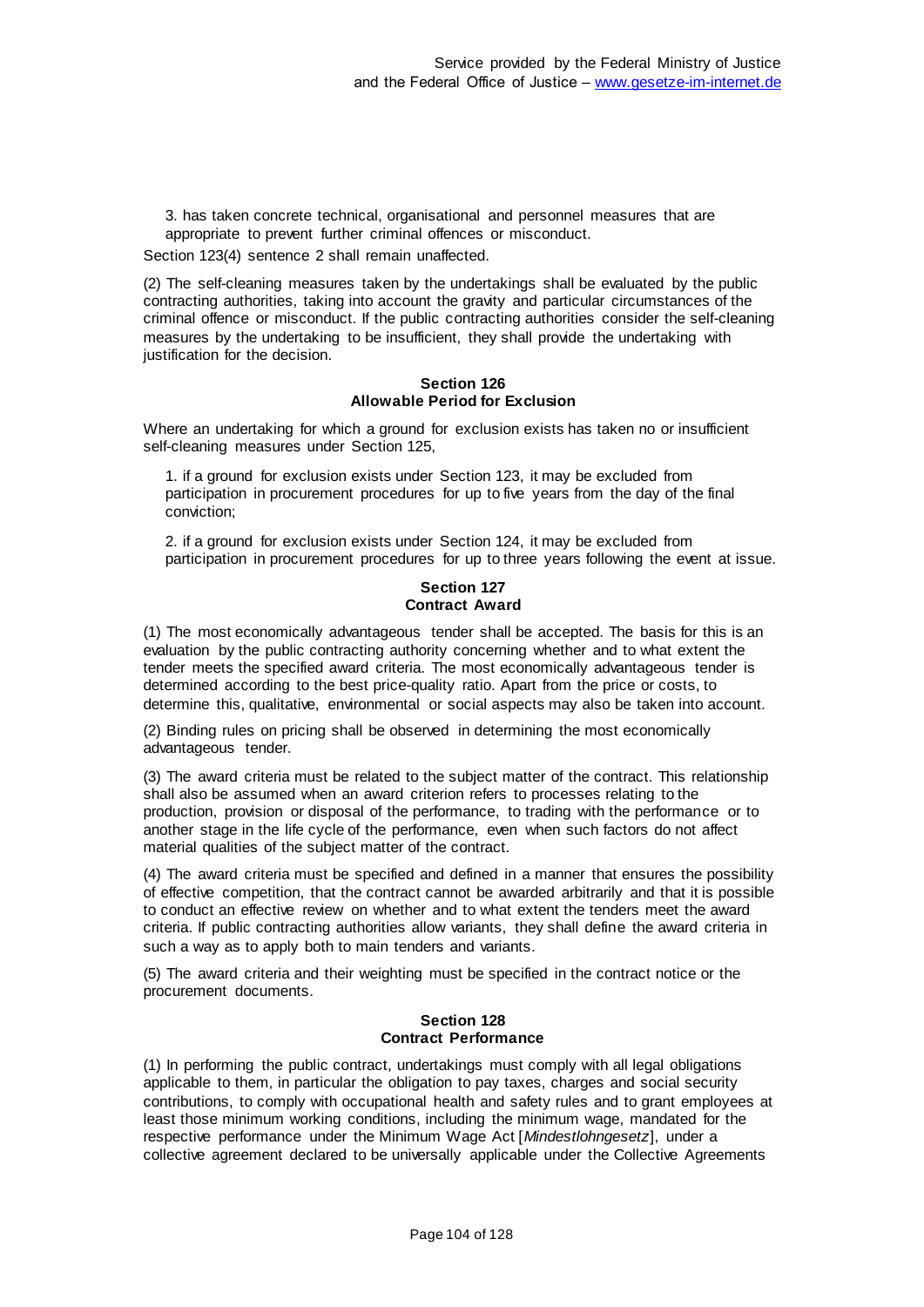3. has taken concrete technical, organisational and personnel measures that are appropriate to prevent further criminal offences or misconduct.

Section 123(4) sentence 2 shall remain unaffected.

(2) The self-cleaning measures taken by the undertakings shall be evaluated by the public contracting authorities, taking into account the gravity and particular circumstances of the criminal offence or misconduct. If the public contracting authorities consider the self-cleaning measures by the undertaking to be insufficient, they shall provide the undertaking with justification for the decision.

**Section 126**
**Allowable Period for Exclusion**

Where an undertaking for which a ground for exclusion exists has taken no or insufficient self-cleaning measures under Section 125,

1. if a ground for exclusion exists under Section 123, it may be excluded from participation in procurement procedures for up to five years from the day of the final conviction;

2. if a ground for exclusion exists under Section 124, it may be excluded from participation in procurement procedures for up to three years following the event at issue.

**Section 127**
**Contract Award**

(1) The most economically advantageous tender shall be accepted. The basis for this is an evaluation by the public contracting authority concerning whether and to what extent the tender meets the specified award criteria. The most economically advantageous tender is determined according to the best price-quality ratio. Apart from the price or costs, to determine this, qualitative, environmental or social aspects may also be taken into account.

(2) Binding rules on pricing shall be observed in determining the most economically advantageous tender.

(3) The award criteria must be related to the subject matter of the contract. This relationship shall also be assumed when an award criterion refers to processes relating to the production, provision or disposal of the performance, to trading with the performance or to another stage in the life cycle of the performance, even when such factors do not affect material qualities of the subject matter of the contract.

(4) The award criteria must be specified and defined in a manner that ensures the possibility of effective competition, that the contract cannot be awarded arbitrarily and that it is possible to conduct an effective review on whether and to what extent the tenders meet the award criteria. If public contracting authorities allow variants, they shall define the award criteria in such a way as to apply both to main tenders and variants.

(5) The award criteria and their weighting must be specified in the contract notice or the procurement documents.

**Section 128**
**Contract Performance**

(1) In performing the public contract, undertakings must comply with all legal obligations applicable to them, in particular the obligation to pay taxes, charges and social security contributions, to comply with occupational health and safety rules and to grant employees at least those minimum working conditions, including the minimum wage, mandated for the respective performance under the Minimum Wage Act [*Mindestlohngesetz*], under a collective agreement declared to be universally applicable under the Collective Agreements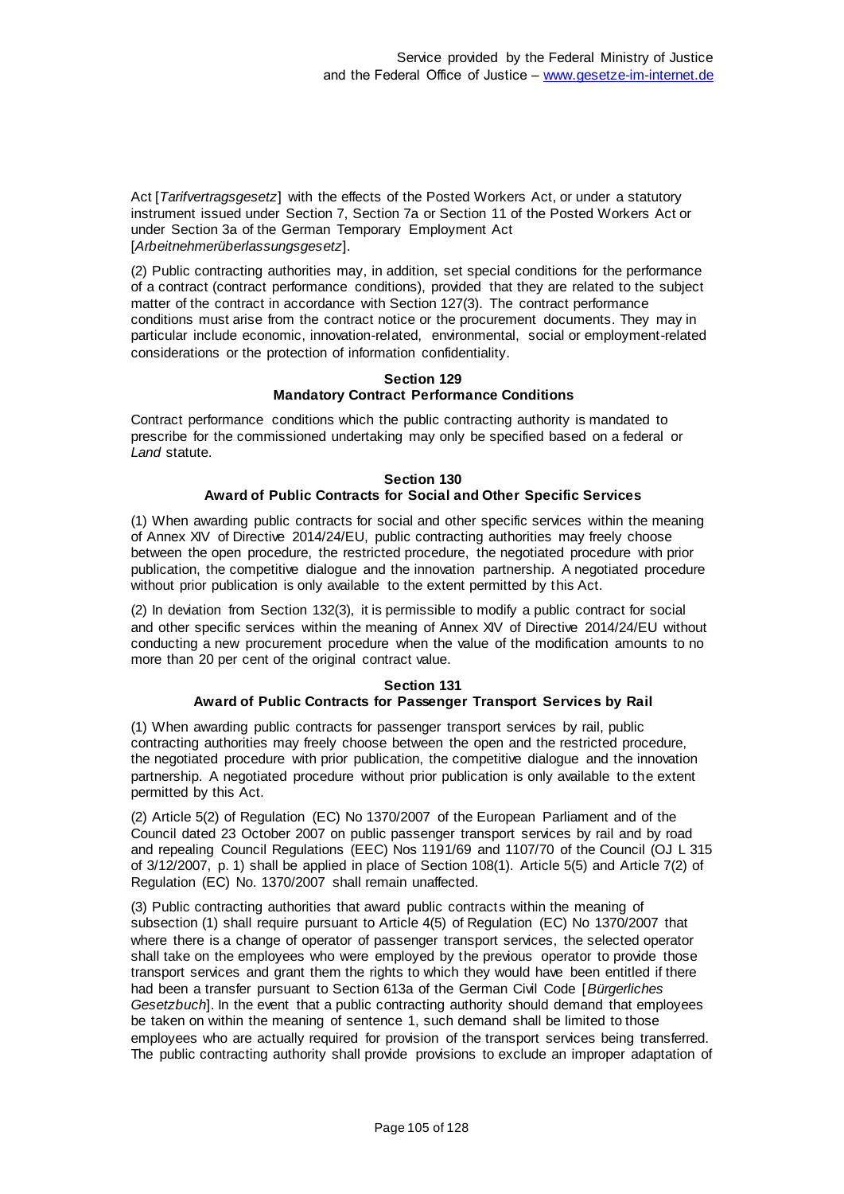Act [*Tarifvertragsgesetz*] with the effects of the Posted Workers Act, or under a statutory instrument issued under Section 7, Section 7a or Section 11 of the Posted Workers Act or under Section 3a of the German Temporary Employment Act [*Arbeitnehmerüberlassungsgesetz*].

(2) Public contracting authorities may, in addition, set special conditions for the performance of a contract (contract performance conditions), provided that they are related to the subject matter of the contract in accordance with Section 127(3). The contract performance conditions must arise from the contract notice or the procurement documents. They may in particular include economic, innovation-related, environmental, social or employment-related considerations or the protection of information confidentiality.

**Section 129**
**Mandatory Contract Performance Conditions**

Contract performance conditions which the public contracting authority is mandated to prescribe for the commissioned undertaking may only be specified based on a federal or *Land* statute.

**Section 130**
**Award of Public Contracts for Social and Other Specific Services**

(1) When awarding public contracts for social and other specific services within the meaning of Annex XIV of Directive 2014/24/EU, public contracting authorities may freely choose between the open procedure, the restricted procedure, the negotiated procedure with prior publication, the competitive dialogue and the innovation partnership. A negotiated procedure without prior publication is only available to the extent permitted by this Act.

(2) In deviation from Section 132(3), it is permissible to modify a public contract for social and other specific services within the meaning of Annex XIV of Directive 2014/24/EU without conducting a new procurement procedure when the value of the modification amounts to no more than 20 per cent of the original contract value.

**Section 131**
**Award of Public Contracts for Passenger Transport Services by Rail**

(1) When awarding public contracts for passenger transport services by rail, public contracting authorities may freely choose between the open and the restricted procedure, the negotiated procedure with prior publication, the competitive dialogue and the innovation partnership. A negotiated procedure without prior publication is only available to the extent permitted by this Act.

(2) Article 5(2) of Regulation (EC) No 1370/2007 of the European Parliament and of the Council dated 23 October 2007 on public passenger transport services by rail and by road and repealing Council Regulations (EEC) Nos 1191/69 and 1107/70 of the Council (OJ L 315 of 3/12/2007, p. 1) shall be applied in place of Section 108(1). Article 5(5) and Article 7(2) of Regulation (EC) No. 1370/2007 shall remain unaffected.

(3) Public contracting authorities that award public contracts within the meaning of subsection (1) shall require pursuant to Article 4(5) of Regulation (EC) No 1370/2007 that where there is a change of operator of passenger transport services, the selected operator shall take on the employees who were employed by the previous operator to provide those transport services and grant them the rights to which they would have been entitled if there had been a transfer pursuant to Section 613a of the German Civil Code [*Bürgerliches Gesetzbuch*]. In the event that a public contracting authority should demand that employees be taken on within the meaning of sentence 1, such demand shall be limited to those employees who are actually required for provision of the transport services being transferred. The public contracting authority shall provide provisions to exclude an improper adaptation of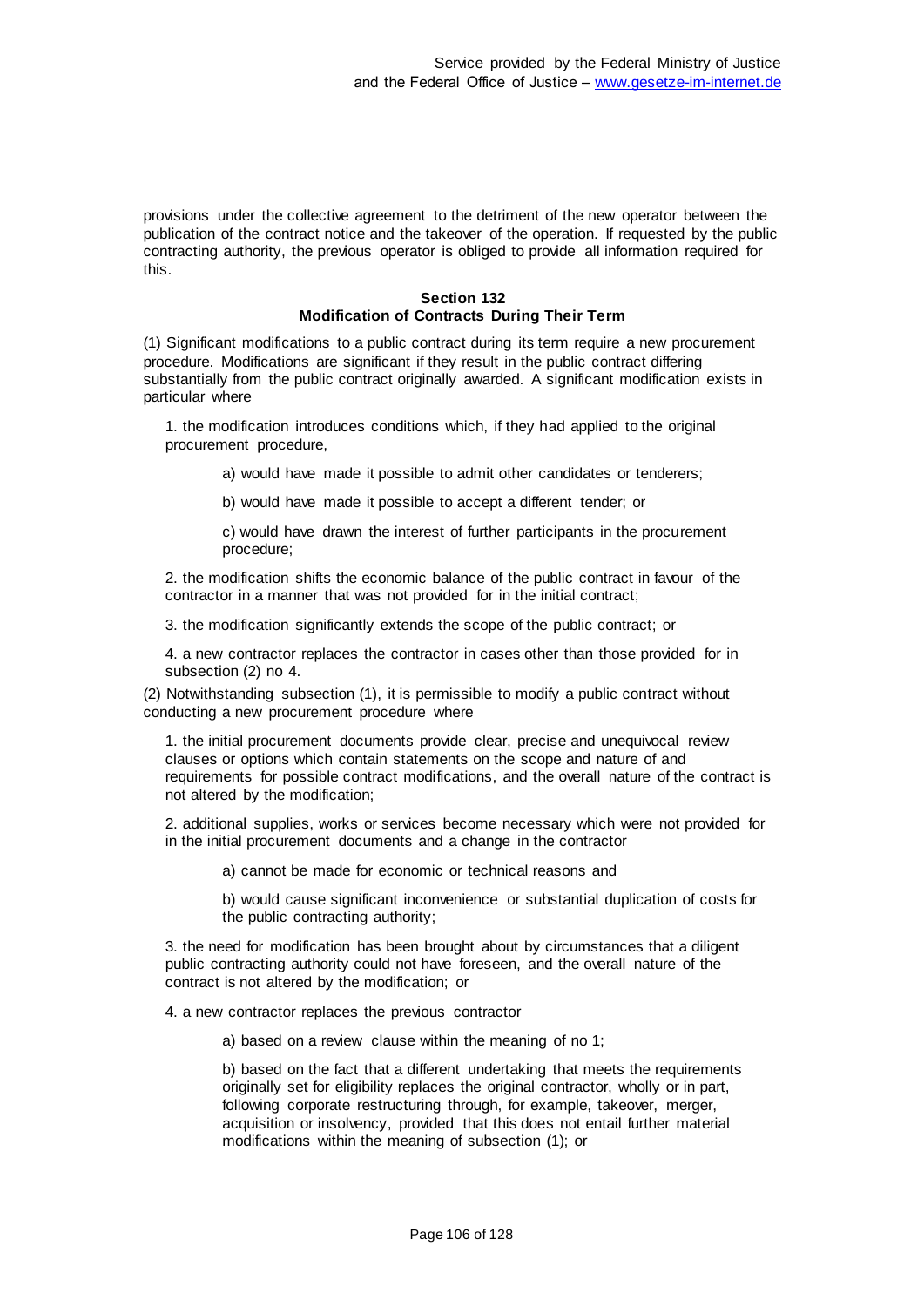provisions under the collective agreement to the detriment of the new operator between the publication of the contract notice and the takeover of the operation. If requested by the public contracting authority, the previous operator is obliged to provide all information required for this.

### Section 132
### Modification of Contracts During Their Term

(1) Significant modifications to a public contract during its term require a new procurement procedure. Modifications are significant if they result in the public contract differing substantially from the public contract originally awarded. A significant modification exists in particular where

1. the modification introduces conditions which, if they had applied to the original procurement procedure,

   a) would have made it possible to admit other candidates or tenderers;

   b) would have made it possible to accept a different tender; or

   c) would have drawn the interest of further participants in the procurement procedure;

2. the modification shifts the economic balance of the public contract in favour of the contractor in a manner that was not provided for in the initial contract;

3. the modification significantly extends the scope of the public contract; or

4. a new contractor replaces the contractor in cases other than those provided for in subsection (2) no 4.

(2) Notwithstanding subsection (1), it is permissible to modify a public contract without conducting a new procurement procedure where

1. the initial procurement documents provide clear, precise and unequivocal review clauses or options which contain statements on the scope and nature of and requirements for possible contract modifications, and the overall nature of the contract is not altered by the modification;

2. additional supplies, works or services become necessary which were not provided for in the initial procurement documents and a change in the contractor

   a) cannot be made for economic or technical reasons and

   b) would cause significant inconvenience or substantial duplication of costs for the public contracting authority;

3. the need for modification has been brought about by circumstances that a diligent public contracting authority could not have foreseen, and the overall nature of the contract is not altered by the modification; or

4. a new contractor replaces the previous contractor

   a) based on a review clause within the meaning of no 1;

   b) based on the fact that a different undertaking that meets the requirements originally set for eligibility replaces the original contractor, wholly or in part, following corporate restructuring through, for example, takeover, merger, acquisition or insolvency, provided that this does not entail further material modifications within the meaning of subsection (1); or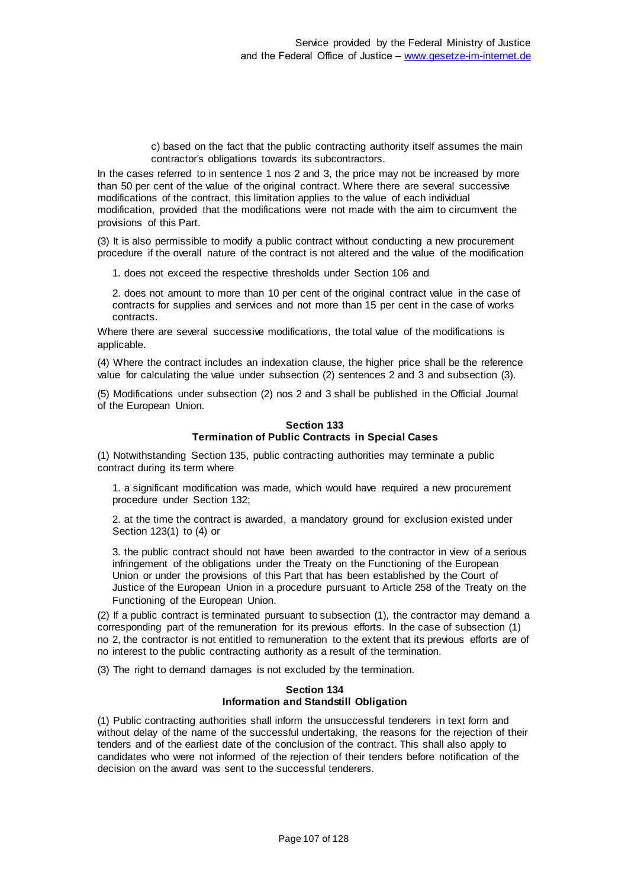c) based on the fact that the public contracting authority itself assumes the main contractor's obligations towards its subcontractors.

In the cases referred to in sentence 1 nos 2 and 3, the price may not be increased by more than 50 per cent of the value of the original contract. Where there are several successive modifications of the contract, this limitation applies to the value of each individual modification, provided that the modifications were not made with the aim to circumvent the provisions of this Part.

(3) It is also permissible to modify a public contract without conducting a new procurement procedure if the overall nature of the contract is not altered and the value of the modification

1. does not exceed the respective thresholds under Section 106 and

2. does not amount to more than 10 per cent of the original contract value in the case of contracts for supplies and services and not more than 15 per cent in the case of works contracts.

Where there are several successive modifications, the total value of the modifications is applicable.

(4) Where the contract includes an indexation clause, the higher price shall be the reference value for calculating the value under subsection (2) sentences 2 and 3 and subsection (3).

(5) Modifications under subsection (2) nos 2 and 3 shall be published in the Official Journal of the European Union.

### Section 133
### Termination of Public Contracts in Special Cases

(1) Notwithstanding Section 135, public contracting authorities may terminate a public contract during its term where

1. a significant modification was made, which would have required a new procurement procedure under Section 132;

2. at the time the contract is awarded, a mandatory ground for exclusion existed under Section 123(1) to (4) or

3. the public contract should not have been awarded to the contractor in view of a serious infringement of the obligations under the Treaty on the Functioning of the European Union or under the provisions of this Part that has been established by the Court of Justice of the European Union in a procedure pursuant to Article 258 of the Treaty on the Functioning of the European Union.

(2) If a public contract is terminated pursuant to subsection (1), the contractor may demand a corresponding part of the remuneration for its previous efforts. In the case of subsection (1) no 2, the contractor is not entitled to remuneration to the extent that its previous efforts are of no interest to the public contracting authority as a result of the termination.

(3) The right to demand damages is not excluded by the termination.

### Section 134
### Information and Standstill Obligation

(1) Public contracting authorities shall inform the unsuccessful tenderers in text form and without delay of the name of the successful undertaking, the reasons for the rejection of their tenders and of the earliest date of the conclusion of the contract. This shall also apply to candidates who were not informed of the rejection of their tenders before notification of the decision on the award was sent to the successful tenderers.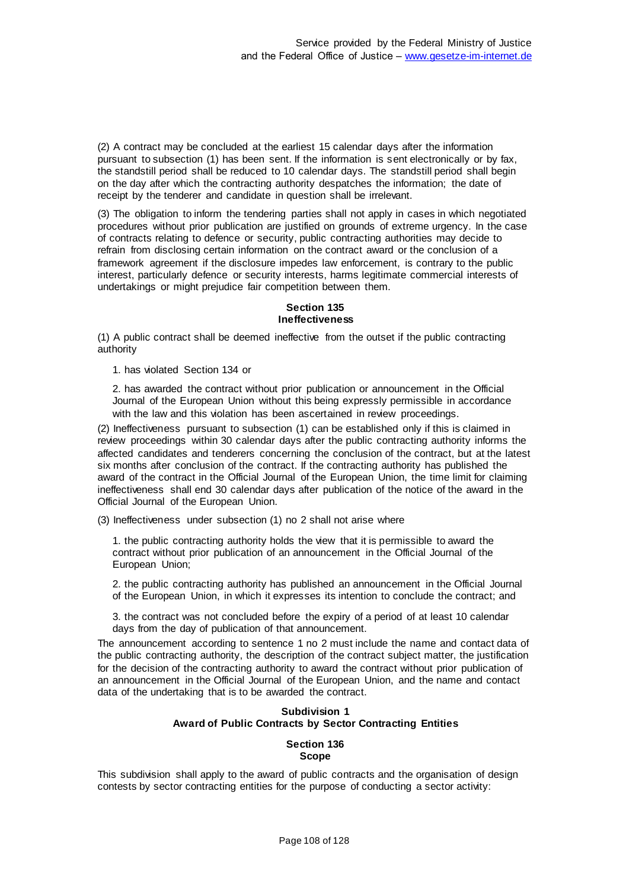(2) A contract may be concluded at the earliest 15 calendar days after the information pursuant to subsection (1) has been sent. If the information is sent electronically or by fax, the standstill period shall be reduced to 10 calendar days. The standstill period shall begin on the day after which the contracting authority despatches the information; the date of receipt by the tenderer and candidate in question shall be irrelevant.

(3) The obligation to inform the tendering parties shall not apply in cases in which negotiated procedures without prior publication are justified on grounds of extreme urgency. In the case of contracts relating to defence or security, public contracting authorities may decide to refrain from disclosing certain information on the contract award or the conclusion of a framework agreement if the disclosure impedes law enforcement, is contrary to the public interest, particularly defence or security interests, harms legitimate commercial interests of undertakings or might prejudice fair competition between them.

**Section 135**
**Ineffectiveness**

(1) A public contract shall be deemed ineffective from the outset if the public contracting authority

1. has violated Section 134 or

2. has awarded the contract without prior publication or announcement in the Official Journal of the European Union without this being expressly permissible in accordance with the law and this violation has been ascertained in review proceedings.

(2) Ineffectiveness pursuant to subsection (1) can be established only if this is claimed in review proceedings within 30 calendar days after the public contracting authority informs the affected candidates and tenderers concerning the conclusion of the contract, but at the latest six months after conclusion of the contract. If the contracting authority has published the award of the contract in the Official Journal of the European Union, the time limit for claiming ineffectiveness shall end 30 calendar days after publication of the notice of the award in the Official Journal of the European Union.

(3) Ineffectiveness under subsection (1) no 2 shall not arise where

1. the public contracting authority holds the view that it is permissible to award the contract without prior publication of an announcement in the Official Journal of the European Union;

2. the public contracting authority has published an announcement in the Official Journal of the European Union, in which it expresses its intention to conclude the contract; and

3. the contract was not concluded before the expiry of a period of at least 10 calendar days from the day of publication of that announcement.

The announcement according to sentence 1 no 2 must include the name and contact data of the public contracting authority, the description of the contract subject matter, the justification for the decision of the contracting authority to award the contract without prior publication of an announcement in the Official Journal of the European Union, and the name and contact data of the undertaking that is to be awarded the contract.

**Subdivision 1**
**Award of Public Contracts by Sector Contracting Entities**

**Section 136**
**Scope**

This subdivision shall apply to the award of public contracts and the organisation of design contests by sector contracting entities for the purpose of conducting a sector activity: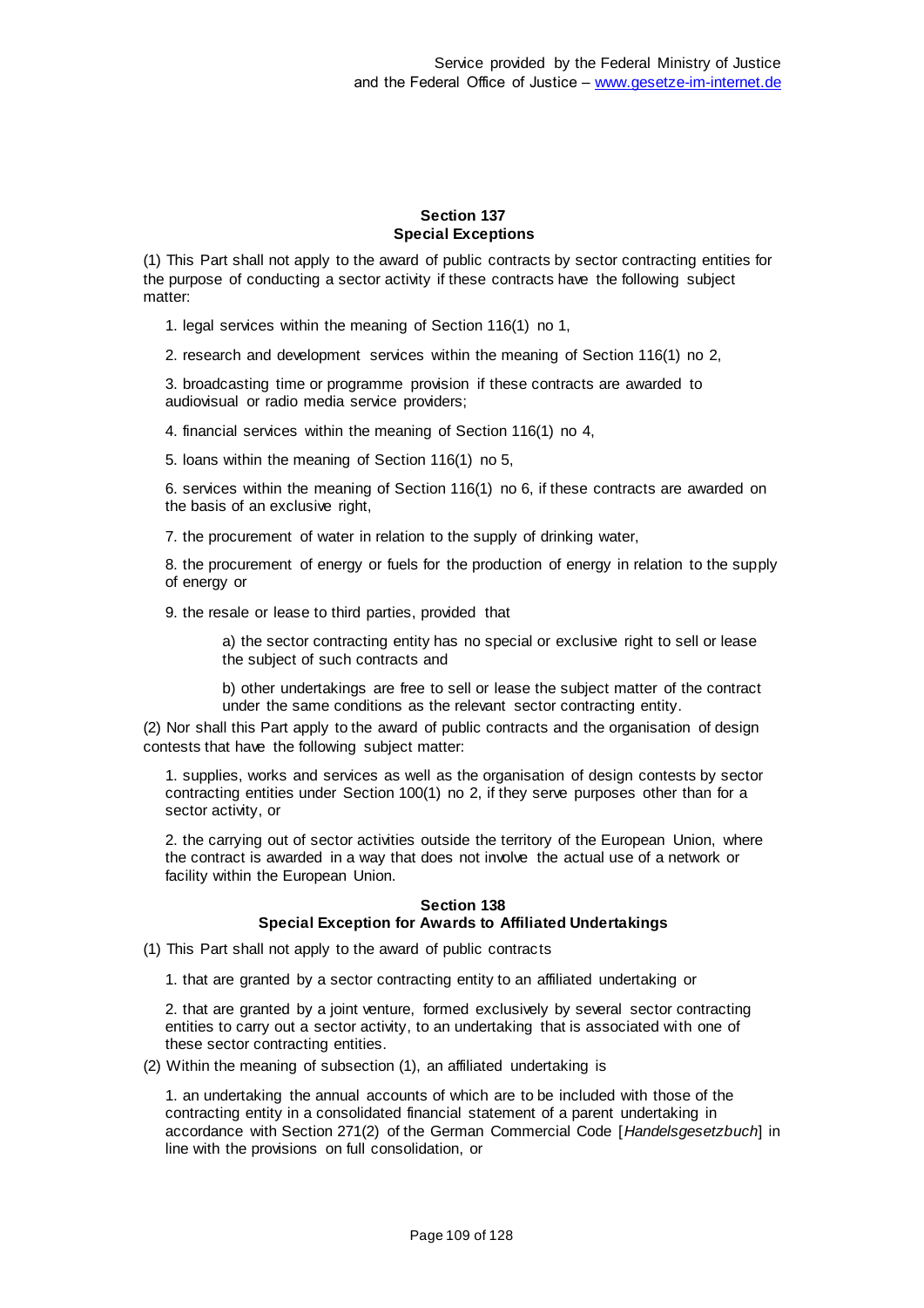## Section 137
## Special Exceptions

(1) This Part shall not apply to the award of public contracts by sector contracting entities for the purpose of conducting a sector activity if these contracts have the following subject matter:

1. legal services within the meaning of Section 116(1) no 1,

2. research and development services within the meaning of Section 116(1) no 2,

3. broadcasting time or programme provision if these contracts are awarded to audiovisual or radio media service providers;

4. financial services within the meaning of Section 116(1) no 4,

5. loans within the meaning of Section 116(1) no 5,

6. services within the meaning of Section 116(1) no 6, if these contracts are awarded on the basis of an exclusive right,

7. the procurement of water in relation to the supply of drinking water,

8. the procurement of energy or fuels for the production of energy in relation to the supply of energy or

9. the resale or lease to third parties, provided that

   a) the sector contracting entity has no special or exclusive right to sell or lease the subject of such contracts and

   b) other undertakings are free to sell or lease the subject matter of the contract under the same conditions as the relevant sector contracting entity.

(2) Nor shall this Part apply to the award of public contracts and the organisation of design contests that have the following subject matter:

1. supplies, works and services as well as the organisation of design contests by sector contracting entities under Section 100(1) no 2, if they serve purposes other than for a sector activity, or

2. the carrying out of sector activities outside the territory of the European Union, where the contract is awarded in a way that does not involve the actual use of a network or facility within the European Union.

## Section 138
## Special Exception for Awards to Affiliated Undertakings

(1) This Part shall not apply to the award of public contracts

1. that are granted by a sector contracting entity to an affiliated undertaking or

2. that are granted by a joint venture, formed exclusively by several sector contracting entities to carry out a sector activity, to an undertaking that is associated with one of these sector contracting entities.

(2) Within the meaning of subsection (1), an affiliated undertaking is

1. an undertaking the annual accounts of which are to be included with those of the contracting entity in a consolidated financial statement of a parent undertaking in accordance with Section 271(2) of the German Commercial Code [*Handelsgesetzbuch*] in line with the provisions on full consolidation, or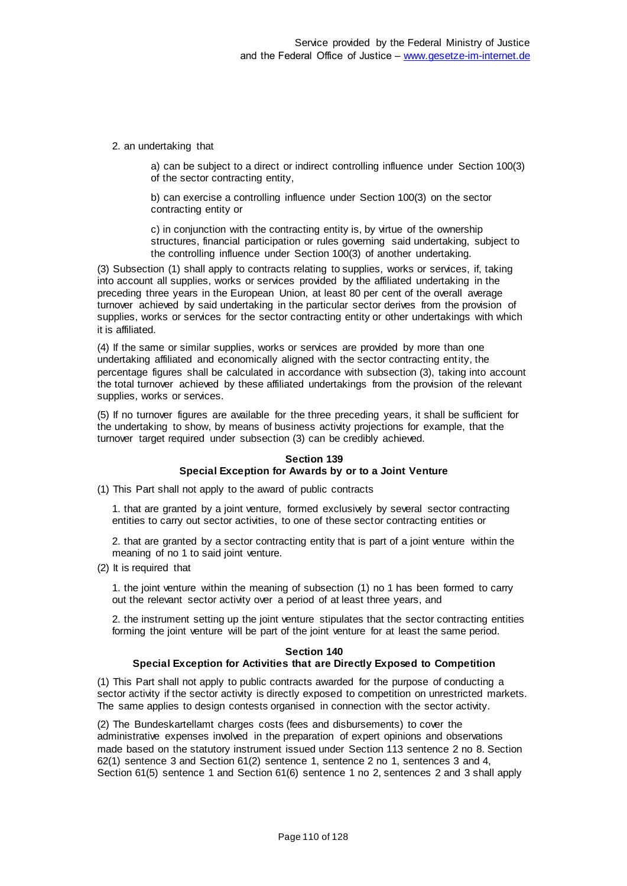2. an undertaking that

   a) can be subject to a direct or indirect controlling influence under Section 100(3) of the sector contracting entity,

   b) can exercise a controlling influence under Section 100(3) on the sector contracting entity or

   c) in conjunction with the contracting entity is, by virtue of the ownership structures, financial participation or rules governing said undertaking, subject to the controlling influence under Section 100(3) of another undertaking.

(3) Subsection (1) shall apply to contracts relating to supplies, works or services, if, taking into account all supplies, works or services provided by the affiliated undertaking in the preceding three years in the European Union, at least 80 per cent of the overall average turnover achieved by said undertaking in the particular sector derives from the provision of supplies, works or services for the sector contracting entity or other undertakings with which it is affiliated.

(4) If the same or similar supplies, works or services are provided by more than one undertaking affiliated and economically aligned with the sector contracting entity, the percentage figures shall be calculated in accordance with subsection (3), taking into account the total turnover achieved by these affiliated undertakings from the provision of the relevant supplies, works or services.

(5) If no turnover figures are available for the three preceding years, it shall be sufficient for the undertaking to show, by means of business activity projections for example, that the turnover target required under subsection (3) can be credibly achieved.

### Section 139
### Special Exception for Awards by or to a Joint Venture

(1) This Part shall not apply to the award of public contracts

1. that are granted by a joint venture, formed exclusively by several sector contracting entities to carry out sector activities, to one of these sector contracting entities or

2. that are granted by a sector contracting entity that is part of a joint venture within the meaning of no 1 to said joint venture.

(2) It is required that

1. the joint venture within the meaning of subsection (1) no 1 has been formed to carry out the relevant sector activity over a period of at least three years, and

2. the instrument setting up the joint venture stipulates that the sector contracting entities forming the joint venture will be part of the joint venture for at least the same period.

### Section 140
### Special Exception for Activities that are Directly Exposed to Competition

(1) This Part shall not apply to public contracts awarded for the purpose of conducting a sector activity if the sector activity is directly exposed to competition on unrestricted markets. The same applies to design contests organised in connection with the sector activity.

(2) The Bundeskartellamt charges costs (fees and disbursements) to cover the administrative expenses involved in the preparation of expert opinions and observations made based on the statutory instrument issued under Section 113 sentence 2 no 8. Section 62(1) sentence 3 and Section 61(2) sentence 1, sentence 2 no 1, sentences 3 and 4, Section 61(5) sentence 1 and Section 61(6) sentence 1 no 2, sentences 2 and 3 shall apply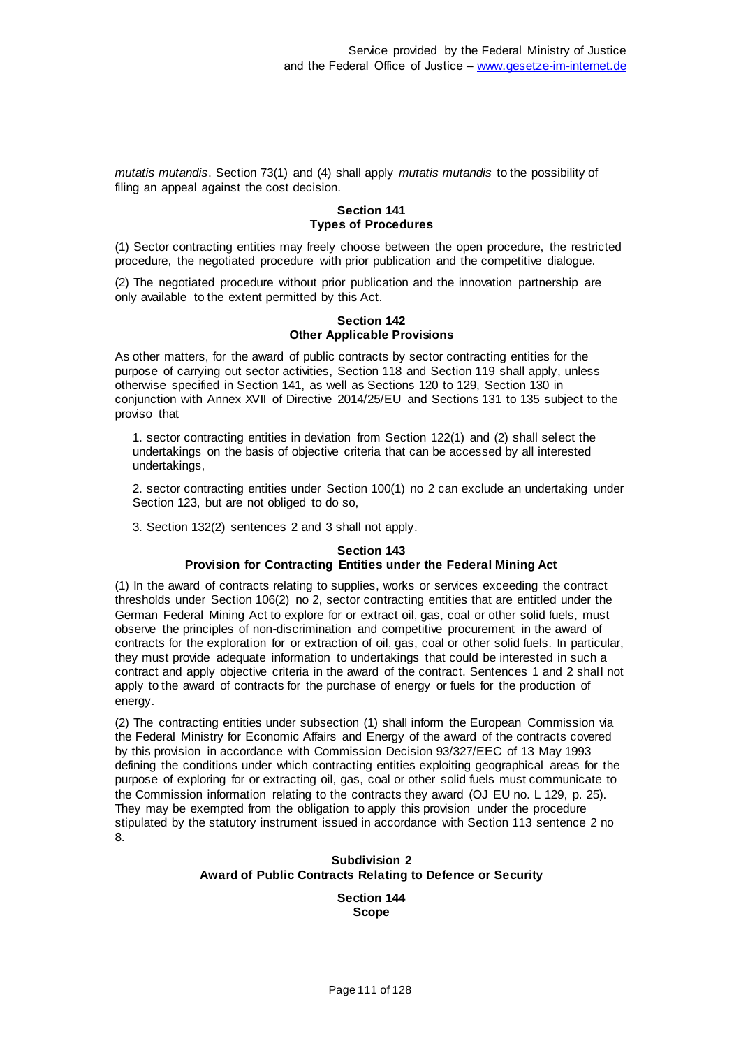*mutatis mutandis*. Section 73(1) and (4) shall apply *mutatis mutandis* to the possibility of filing an appeal against the cost decision.

**Section 141**
**Types of Procedures**

(1) Sector contracting entities may freely choose between the open procedure, the restricted procedure, the negotiated procedure with prior publication and the competitive dialogue.

(2) The negotiated procedure without prior publication and the innovation partnership are only available to the extent permitted by this Act.

**Section 142**
**Other Applicable Provisions**

As other matters, for the award of public contracts by sector contracting entities for the purpose of carrying out sector activities, Section 118 and Section 119 shall apply, unless otherwise specified in Section 141, as well as Sections 120 to 129, Section 130 in conjunction with Annex XVII of Directive 2014/25/EU and Sections 131 to 135 subject to the proviso that

1. sector contracting entities in deviation from Section 122(1) and (2) shall select the undertakings on the basis of objective criteria that can be accessed by all interested undertakings,

2. sector contracting entities under Section 100(1) no 2 can exclude an undertaking under Section 123, but are not obliged to do so,

3. Section 132(2) sentences 2 and 3 shall not apply.

**Section 143**
**Provision for Contracting Entities under the Federal Mining Act**

(1) In the award of contracts relating to supplies, works or services exceeding the contract thresholds under Section 106(2) no 2, sector contracting entities that are entitled under the German Federal Mining Act to explore for or extract oil, gas, coal or other solid fuels, must observe the principles of non-discrimination and competitive procurement in the award of contracts for the exploration for or extraction of oil, gas, coal or other solid fuels. In particular, they must provide adequate information to undertakings that could be interested in such a contract and apply objective criteria in the award of the contract. Sentences 1 and 2 shall not apply to the award of contracts for the purchase of energy or fuels for the production of energy.

(2) The contracting entities under subsection (1) shall inform the European Commission via the Federal Ministry for Economic Affairs and Energy of the award of the contracts covered by this provision in accordance with Commission Decision 93/327/EEC of 13 May 1993 defining the conditions under which contracting entities exploiting geographical areas for the purpose of exploring for or extracting oil, gas, coal or other solid fuels must communicate to the Commission information relating to the contracts they award (OJ EU no. L 129, p. 25). They may be exempted from the obligation to apply this provision under the procedure stipulated by the statutory instrument issued in accordance with Section 113 sentence 2 no 8.

**Subdivision 2**
**Award of Public Contracts Relating to Defence or Security**

**Section 144**
**Scope**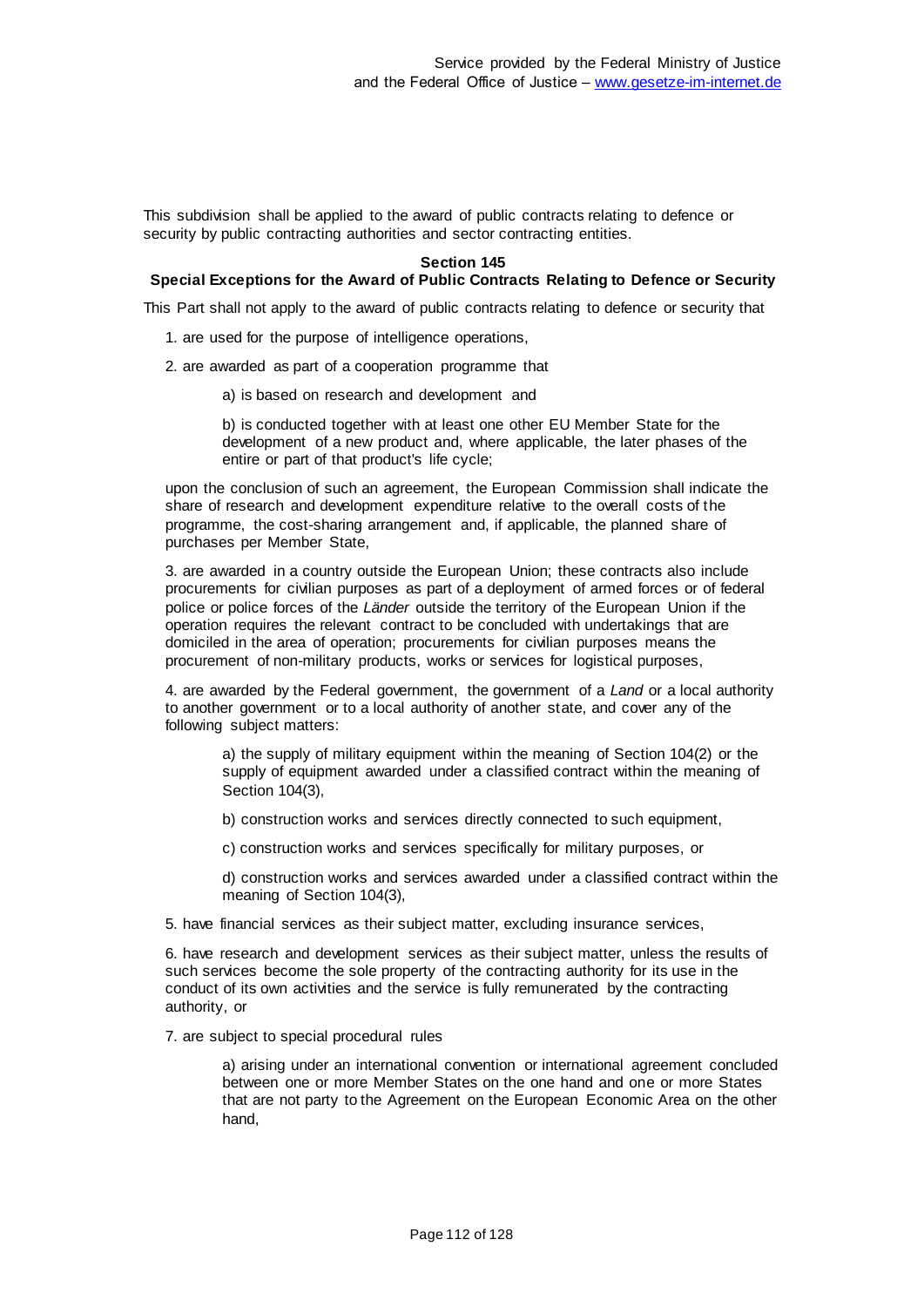This subdivision shall be applied to the award of public contracts relating to defence or security by public contracting authorities and sector contracting entities.

**Section 145**
**Special Exceptions for the Award of Public Contracts Relating to Defence or Security**

This Part shall not apply to the award of public contracts relating to defence or security that

1. are used for the purpose of intelligence operations,

2. are awarded as part of a cooperation programme that

   a) is based on research and development and

   b) is conducted together with at least one other EU Member State for the development of a new product and, where applicable, the later phases of the entire or part of that product's life cycle;

   upon the conclusion of such an agreement, the European Commission shall indicate the share of research and development expenditure relative to the overall costs of the programme, the cost-sharing arrangement and, if applicable, the planned share of purchases per Member State,

3. are awarded in a country outside the European Union; these contracts also include procurements for civilian purposes as part of a deployment of armed forces or of federal police or police forces of the *Länder* outside the territory of the European Union if the operation requires the relevant contract to be concluded with undertakings that are domiciled in the area of operation; procurements for civilian purposes means the procurement of non-military products, works or services for logistical purposes,

4. are awarded by the Federal government, the government of a *Land* or a local authority to another government or to a local authority of another state, and cover any of the following subject matters:

   a) the supply of military equipment within the meaning of Section 104(2) or the supply of equipment awarded under a classified contract within the meaning of Section 104(3),

   b) construction works and services directly connected to such equipment,

   c) construction works and services specifically for military purposes, or

   d) construction works and services awarded under a classified contract within the meaning of Section 104(3),

5. have financial services as their subject matter, excluding insurance services,

6. have research and development services as their subject matter, unless the results of such services become the sole property of the contracting authority for its use in the conduct of its own activities and the service is fully remunerated by the contracting authority, or

7. are subject to special procedural rules

   a) arising under an international convention or international agreement concluded between one or more Member States on the one hand and one or more States that are not party to the Agreement on the European Economic Area on the other hand,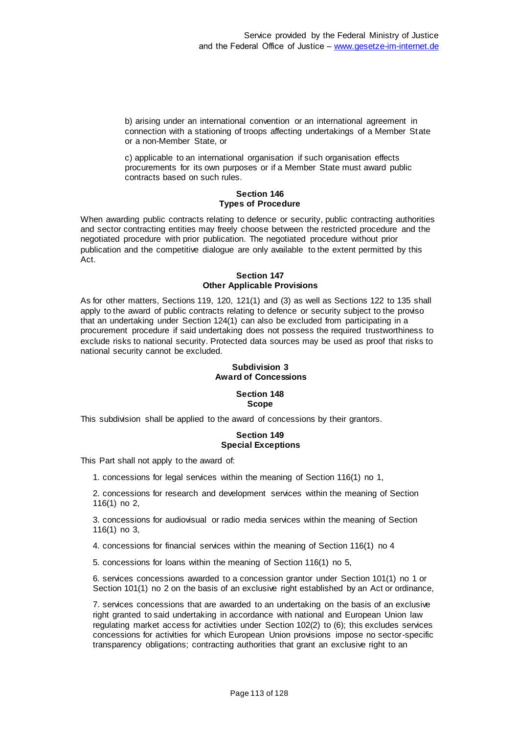b) arising under an international convention or an international agreement in connection with a stationing of troops affecting undertakings of a Member State or a non-Member State, or

c) applicable to an international organisation if such organisation effects procurements for its own purposes or if a Member State must award public contracts based on such rules.

#### Section 146
#### Types of Procedure

When awarding public contracts relating to defence or security, public contracting authorities and sector contracting entities may freely choose between the restricted procedure and the negotiated procedure with prior publication. The negotiated procedure without prior publication and the competitive dialogue are only available to the extent permitted by this Act.

#### Section 147
#### Other Applicable Provisions

As for other matters, Sections 119, 120, 121(1) and (3) as well as Sections 122 to 135 shall apply to the award of public contracts relating to defence or security subject to the proviso that an undertaking under Section 124(1) can also be excluded from participating in a procurement procedure if said undertaking does not possess the required trustworthiness to exclude risks to national security. Protected data sources may be used as proof that risks to national security cannot be excluded.

### Subdivision 3
### Award of Concessions

#### Section 148
#### Scope

This subdivision shall be applied to the award of concessions by their grantors.

#### Section 149
#### Special Exceptions

This Part shall not apply to the award of:

1. concessions for legal services within the meaning of Section 116(1) no 1,

2. concessions for research and development services within the meaning of Section 116(1) no 2,

3. concessions for audiovisual or radio media services within the meaning of Section 116(1) no 3,

4. concessions for financial services within the meaning of Section 116(1) no 4

5. concessions for loans within the meaning of Section 116(1) no 5,

6. services concessions awarded to a concession grantor under Section 101(1) no 1 or Section 101(1) no 2 on the basis of an exclusive right established by an Act or ordinance,

7. services concessions that are awarded to an undertaking on the basis of an exclusive right granted to said undertaking in accordance with national and European Union law regulating market access for activities under Section 102(2) to (6); this excludes services concessions for activities for which European Union provisions impose no sector-specific transparency obligations; contracting authorities that grant an exclusive right to an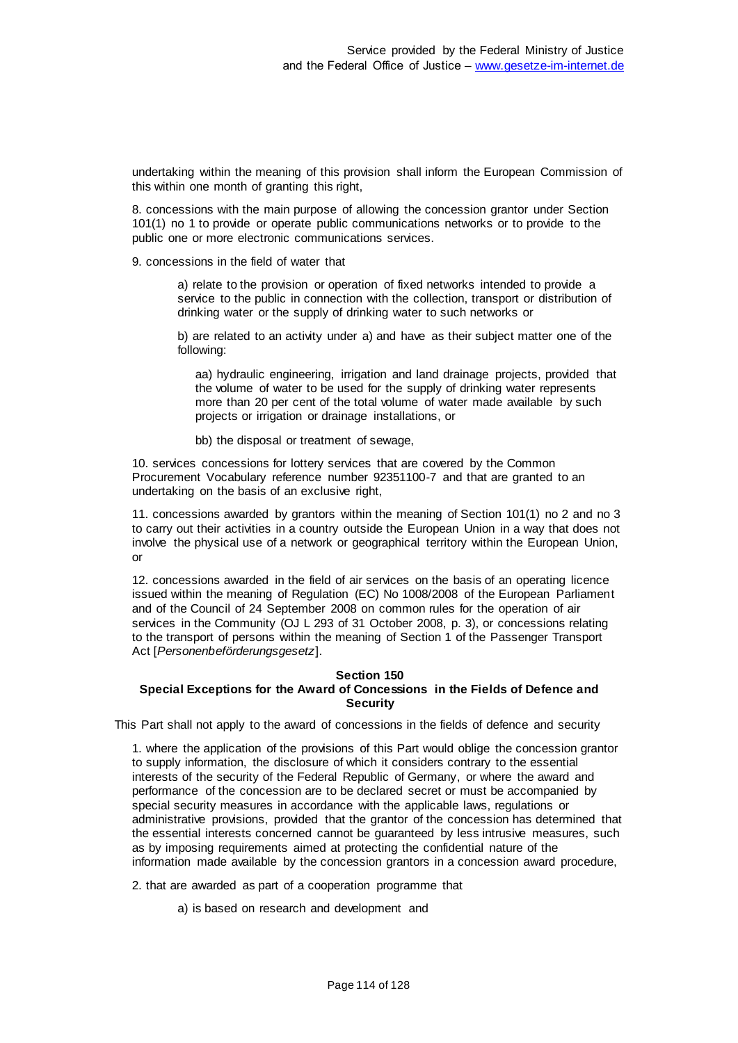undertaking within the meaning of this provision shall inform the European Commission of this within one month of granting this right,

8. concessions with the main purpose of allowing the concession grantor under Section 101(1) no 1 to provide or operate public communications networks or to provide to the public one or more electronic communications services.

9. concessions in the field of water that

a) relate to the provision or operation of fixed networks intended to provide a service to the public in connection with the collection, transport or distribution of drinking water or the supply of drinking water to such networks or

b) are related to an activity under a) and have as their subject matter one of the following:

aa) hydraulic engineering, irrigation and land drainage projects, provided that the volume of water to be used for the supply of drinking water represents more than 20 per cent of the total volume of water made available by such projects or irrigation or drainage installations, or

bb) the disposal or treatment of sewage,

10. services concessions for lottery services that are covered by the Common Procurement Vocabulary reference number 92351100-7 and that are granted to an undertaking on the basis of an exclusive right,

11. concessions awarded by grantors within the meaning of Section 101(1) no 2 and no 3 to carry out their activities in a country outside the European Union in a way that does not involve the physical use of a network or geographical territory within the European Union, or

12. concessions awarded in the field of air services on the basis of an operating licence issued within the meaning of Regulation (EC) No 1008/2008 of the European Parliament and of the Council of 24 September 2008 on common rules for the operation of air services in the Community (OJ L 293 of 31 October 2008, p. 3), or concessions relating to the transport of persons within the meaning of Section 1 of the Passenger Transport Act [*Personenbeförderungsgesetz*].

### Section 150
### Special Exceptions for the Award of Concessions in the Fields of Defence and Security

This Part shall not apply to the award of concessions in the fields of defence and security

1. where the application of the provisions of this Part would oblige the concession grantor to supply information, the disclosure of which it considers contrary to the essential interests of the security of the Federal Republic of Germany, or where the award and performance of the concession are to be declared secret or must be accompanied by special security measures in accordance with the applicable laws, regulations or administrative provisions, provided that the grantor of the concession has determined that the essential interests concerned cannot be guaranteed by less intrusive measures, such as by imposing requirements aimed at protecting the confidential nature of the information made available by the concession grantors in a concession award procedure,

2. that are awarded as part of a cooperation programme that

a) is based on research and development and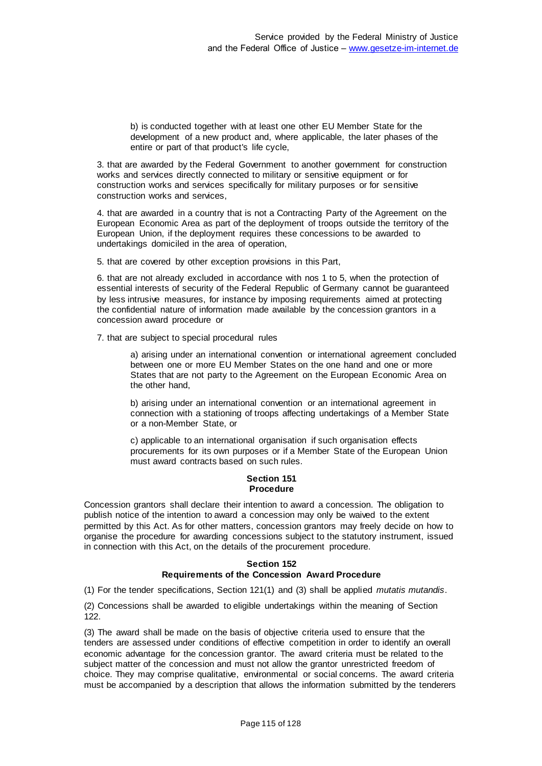b) is conducted together with at least one other EU Member State for the development of a new product and, where applicable, the later phases of the entire or part of that product's life cycle,

3. that are awarded by the Federal Government to another government for construction works and services directly connected to military or sensitive equipment or for construction works and services specifically for military purposes or for sensitive construction works and services,

4. that are awarded in a country that is not a Contracting Party of the Agreement on the European Economic Area as part of the deployment of troops outside the territory of the European Union, if the deployment requires these concessions to be awarded to undertakings domiciled in the area of operation,

5. that are covered by other exception provisions in this Part,

6. that are not already excluded in accordance with nos 1 to 5, when the protection of essential interests of security of the Federal Republic of Germany cannot be guaranteed by less intrusive measures, for instance by imposing requirements aimed at protecting the confidential nature of information made available by the concession grantors in a concession award procedure or

7. that are subject to special procedural rules

> a) arising under an international convention or international agreement concluded between one or more EU Member States on the one hand and one or more States that are not party to the Agreement on the European Economic Area on the other hand,
>
> b) arising under an international convention or an international agreement in connection with a stationing of troops affecting undertakings of a Member State or a non-Member State, or
>
> c) applicable to an international organisation if such organisation effects procurements for its own purposes or if a Member State of the European Union must award contracts based on such rules.

### Section 151
### Procedure

Concession grantors shall declare their intention to award a concession. The obligation to publish notice of the intention to award a concession may only be waived to the extent permitted by this Act. As for other matters, concession grantors may freely decide on how to organise the procedure for awarding concessions subject to the statutory instrument, issued in connection with this Act, on the details of the procurement procedure.

### Section 152
### Requirements of the Concession Award Procedure

(1) For the tender specifications, Section 121(1) and (3) shall be applied *mutatis mutandis*.

(2) Concessions shall be awarded to eligible undertakings within the meaning of Section 122.

(3) The award shall be made on the basis of objective criteria used to ensure that the tenders are assessed under conditions of effective competition in order to identify an overall economic advantage for the concession grantor. The award criteria must be related to the subject matter of the concession and must not allow the grantor unrestricted freedom of choice. They may comprise qualitative, environmental or social concerns. The award criteria must be accompanied by a description that allows the information submitted by the tenderers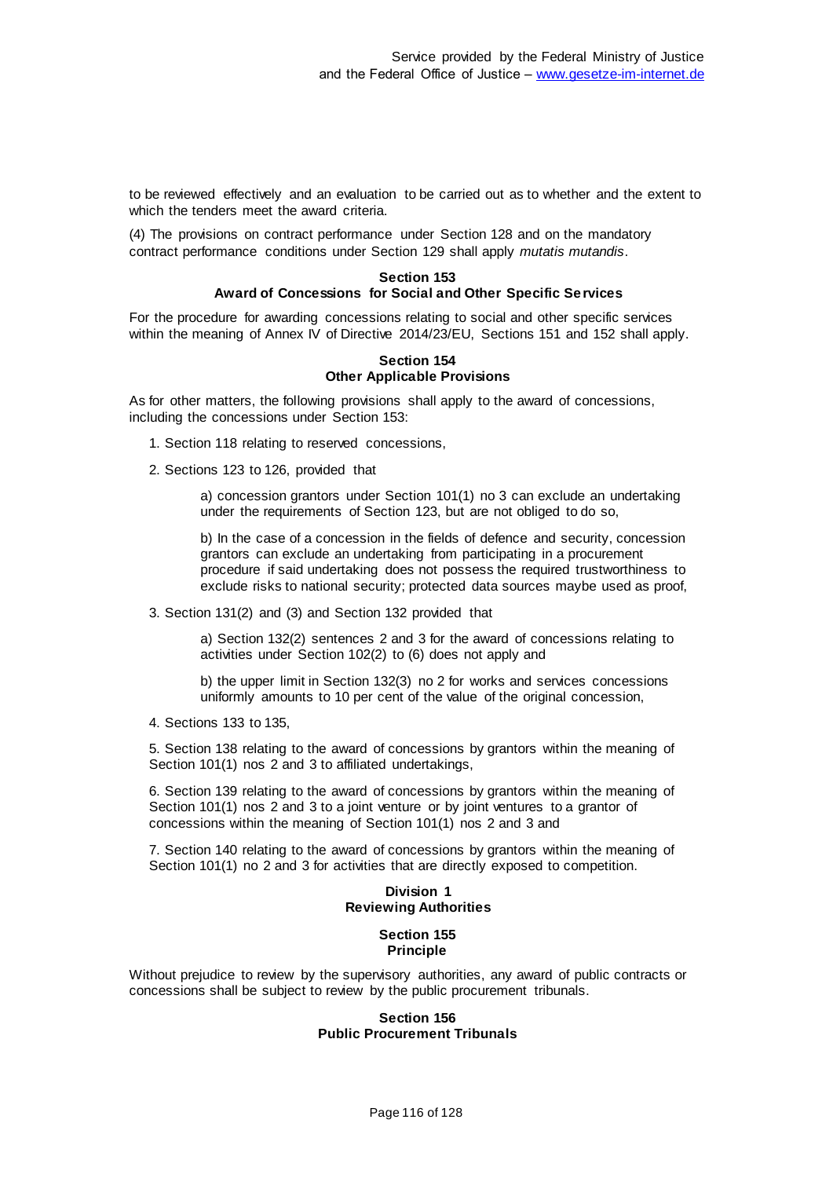to be reviewed effectively and an evaluation to be carried out as to whether and the extent to which the tenders meet the award criteria.

(4) The provisions on contract performance under Section 128 and on the mandatory contract performance conditions under Section 129 shall apply *mutatis mutandis*.

#### Section 153
#### Award of Concessions for Social and Other Specific Services

For the procedure for awarding concessions relating to social and other specific services within the meaning of Annex IV of Directive 2014/23/EU, Sections 151 and 152 shall apply.

#### Section 154
#### Other Applicable Provisions

As for other matters, the following provisions shall apply to the award of concessions, including the concessions under Section 153:

1. Section 118 relating to reserved concessions,

2. Sections 123 to 126, provided that

   a) concession grantors under Section 101(1) no 3 can exclude an undertaking under the requirements of Section 123, but are not obliged to do so,

   b) In the case of a concession in the fields of defence and security, concession grantors can exclude an undertaking from participating in a procurement procedure if said undertaking does not possess the required trustworthiness to exclude risks to national security; protected data sources maybe used as proof,

3. Section 131(2) and (3) and Section 132 provided that

   a) Section 132(2) sentences 2 and 3 for the award of concessions relating to activities under Section 102(2) to (6) does not apply and

   b) the upper limit in Section 132(3) no 2 for works and services concessions uniformly amounts to 10 per cent of the value of the original concession,

4. Sections 133 to 135,

5. Section 138 relating to the award of concessions by grantors within the meaning of Section 101(1) nos 2 and 3 to affiliated undertakings,

6. Section 139 relating to the award of concessions by grantors within the meaning of Section 101(1) nos 2 and 3 to a joint venture or by joint ventures to a grantor of concessions within the meaning of Section 101(1) nos 2 and 3 and

7. Section 140 relating to the award of concessions by grantors within the meaning of Section 101(1) no 2 and 3 for activities that are directly exposed to competition.

### Division 1
### Reviewing Authorities

#### Section 155
#### Principle

Without prejudice to review by the supervisory authorities, any award of public contracts or concessions shall be subject to review by the public procurement tribunals.

#### Section 156
#### Public Procurement Tribunals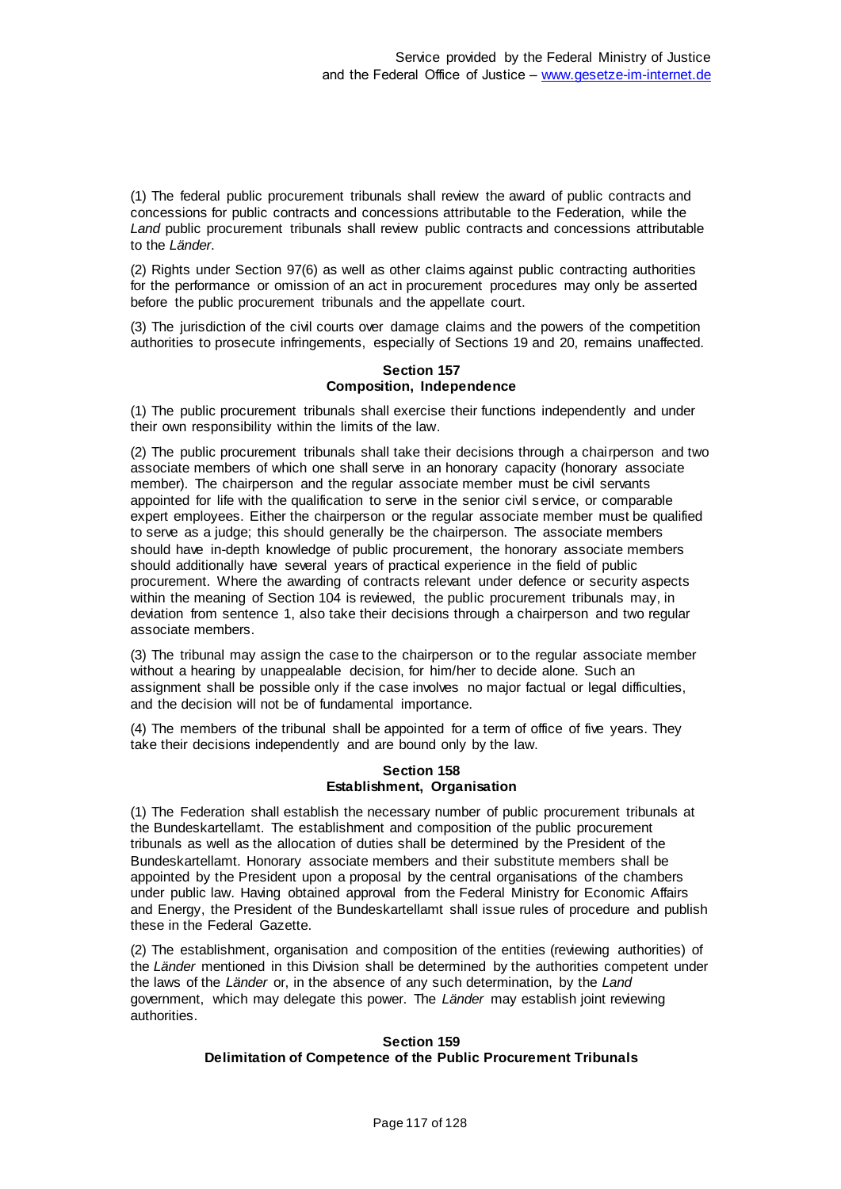(1) The federal public procurement tribunals shall review the award of public contracts and concessions for public contracts and concessions attributable to the Federation, while the *Land* public procurement tribunals shall review public contracts and concessions attributable to the *Länder*.

(2) Rights under Section 97(6) as well as other claims against public contracting authorities for the performance or omission of an act in procurement procedures may only be asserted before the public procurement tribunals and the appellate court.

(3) The jurisdiction of the civil courts over damage claims and the powers of the competition authorities to prosecute infringements, especially of Sections 19 and 20, remains unaffected.

### Section 157
### Composition, Independence

(1) The public procurement tribunals shall exercise their functions independently and under their own responsibility within the limits of the law.

(2) The public procurement tribunals shall take their decisions through a chairperson and two associate members of which one shall serve in an honorary capacity (honorary associate member). The chairperson and the regular associate member must be civil servants appointed for life with the qualification to serve in the senior civil service, or comparable expert employees. Either the chairperson or the regular associate member must be qualified to serve as a judge; this should generally be the chairperson. The associate members should have in-depth knowledge of public procurement, the honorary associate members should additionally have several years of practical experience in the field of public procurement. Where the awarding of contracts relevant under defence or security aspects within the meaning of Section 104 is reviewed, the public procurement tribunals may, in deviation from sentence 1, also take their decisions through a chairperson and two regular associate members.

(3) The tribunal may assign the case to the chairperson or to the regular associate member without a hearing by unappealable decision, for him/her to decide alone. Such an assignment shall be possible only if the case involves no major factual or legal difficulties, and the decision will not be of fundamental importance.

(4) The members of the tribunal shall be appointed for a term of office of five years. They take their decisions independently and are bound only by the law.

### Section 158
### Establishment, Organisation

(1) The Federation shall establish the necessary number of public procurement tribunals at the Bundeskartellamt. The establishment and composition of the public procurement tribunals as well as the allocation of duties shall be determined by the President of the Bundeskartellamt. Honorary associate members and their substitute members shall be appointed by the President upon a proposal by the central organisations of the chambers under public law. Having obtained approval from the Federal Ministry for Economic Affairs and Energy, the President of the Bundeskartellamt shall issue rules of procedure and publish these in the Federal Gazette.

(2) The establishment, organisation and composition of the entities (reviewing authorities) of the *Länder* mentioned in this Division shall be determined by the authorities competent under the laws of the *Länder* or, in the absence of any such determination, by the *Land* government, which may delegate this power. The *Länder* may establish joint reviewing authorities.

### Section 159
### Delimitation of Competence of the Public Procurement Tribunals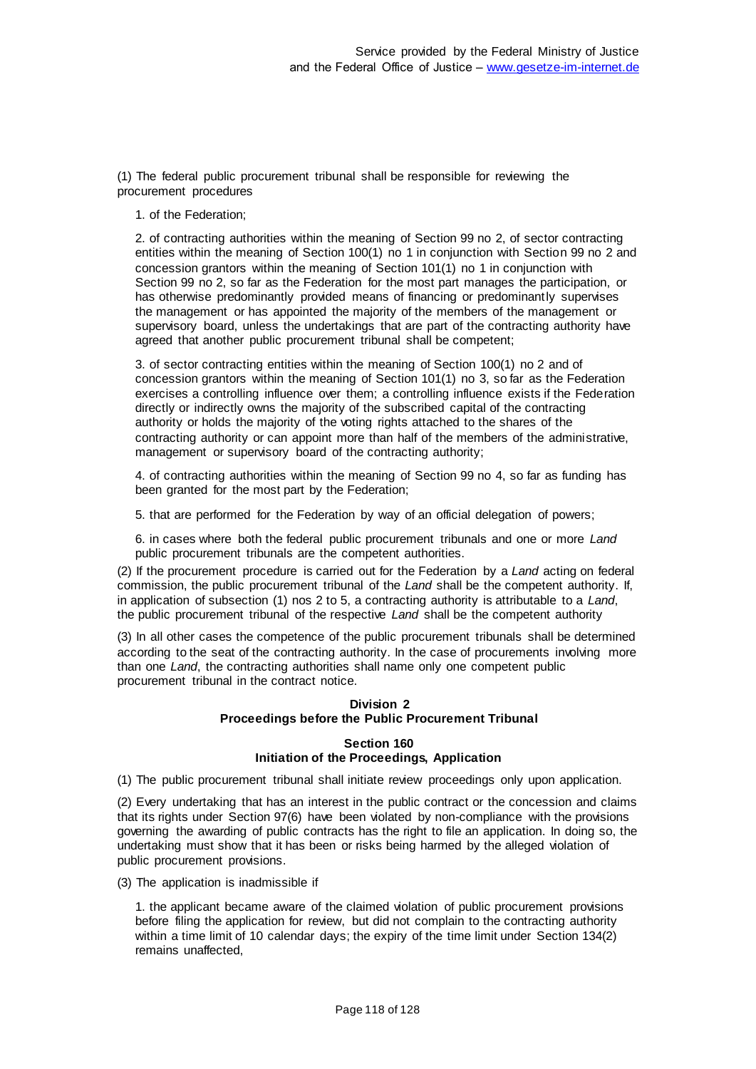(1) The federal public procurement tribunal shall be responsible for reviewing the procurement procedures

1. of the Federation;

2. of contracting authorities within the meaning of Section 99 no 2, of sector contracting entities within the meaning of Section 100(1) no 1 in conjunction with Section 99 no 2 and concession grantors within the meaning of Section 101(1) no 1 in conjunction with Section 99 no 2, so far as the Federation for the most part manages the participation, or has otherwise predominantly provided means of financing or predominantly supervises the management or has appointed the majority of the members of the management or supervisory board, unless the undertakings that are part of the contracting authority have agreed that another public procurement tribunal shall be competent;

3. of sector contracting entities within the meaning of Section 100(1) no 2 and of concession grantors within the meaning of Section 101(1) no 3, so far as the Federation exercises a controlling influence over them; a controlling influence exists if the Federation directly or indirectly owns the majority of the subscribed capital of the contracting authority or holds the majority of the voting rights attached to the shares of the contracting authority or can appoint more than half of the members of the administrative, management or supervisory board of the contracting authority;

4. of contracting authorities within the meaning of Section 99 no 4, so far as funding has been granted for the most part by the Federation;

5. that are performed for the Federation by way of an official delegation of powers;

6. in cases where both the federal public procurement tribunals and one or more *Land* public procurement tribunals are the competent authorities.

(2) If the procurement procedure is carried out for the Federation by a *Land* acting on federal commission, the public procurement tribunal of the *Land* shall be the competent authority. If, in application of subsection (1) nos 2 to 5, a contracting authority is attributable to a *Land*, the public procurement tribunal of the respective *Land* shall be the competent authority

(3) In all other cases the competence of the public procurement tribunals shall be determined according to the seat of the contracting authority. In the case of procurements involving more than one *Land*, the contracting authorities shall name only one competent public procurement tribunal in the contract notice.

## Division 2
## Proceedings before the Public Procurement Tribunal

### Section 160
### Initiation of the Proceedings, Application

(1) The public procurement tribunal shall initiate review proceedings only upon application.

(2) Every undertaking that has an interest in the public contract or the concession and claims that its rights under Section 97(6) have been violated by non-compliance with the provisions governing the awarding of public contracts has the right to file an application. In doing so, the undertaking must show that it has been or risks being harmed by the alleged violation of public procurement provisions.

(3) The application is inadmissible if

1. the applicant became aware of the claimed violation of public procurement provisions before filing the application for review, but did not complain to the contracting authority within a time limit of 10 calendar days; the expiry of the time limit under Section 134(2) remains unaffected,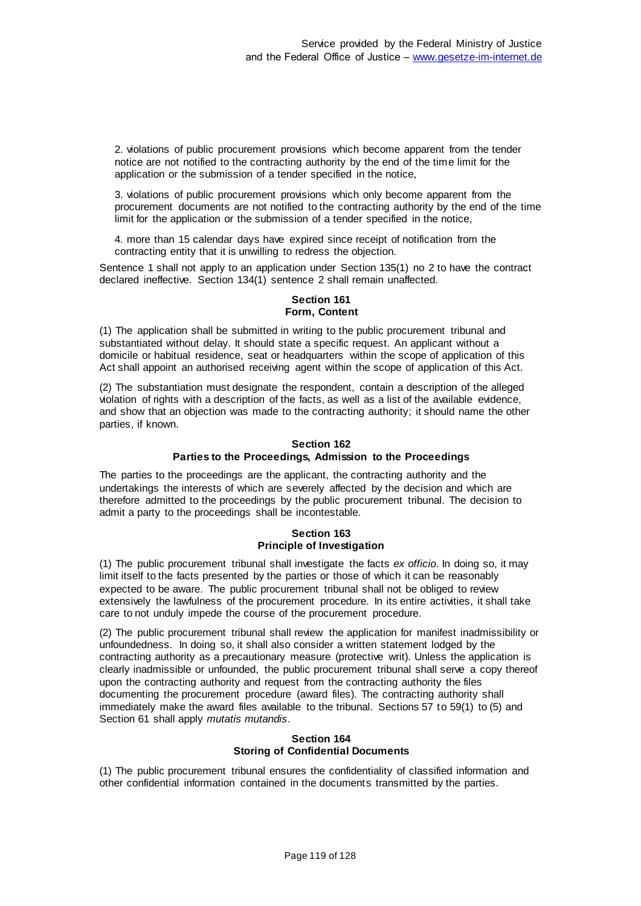2. violations of public procurement provisions which become apparent from the tender notice are not notified to the contracting authority by the end of the time limit for the application or the submission of a tender specified in the notice,

3. violations of public procurement provisions which only become apparent from the procurement documents are not notified to the contracting authority by the end of the time limit for the application or the submission of a tender specified in the notice,

4. more than 15 calendar days have expired since receipt of notification from the contracting entity that it is unwilling to redress the objection.

Sentence 1 shall not apply to an application under Section 135(1) no 2 to have the contract declared ineffective. Section 134(1) sentence 2 shall remain unaffected.

#### Section 161
#### Form, Content

(1) The application shall be submitted in writing to the public procurement tribunal and substantiated without delay. It should state a specific request. An applicant without a domicile or habitual residence, seat or headquarters within the scope of application of this Act shall appoint an authorised receiving agent within the scope of application of this Act.

(2) The substantiation must designate the respondent, contain a description of the alleged violation of rights with a description of the facts, as well as a list of the available evidence, and show that an objection was made to the contracting authority; it should name the other parties, if known.

#### Section 162
#### Parties to the Proceedings, Admission to the Proceedings

The parties to the proceedings are the applicant, the contracting authority and the undertakings the interests of which are severely affected by the decision and which are therefore admitted to the proceedings by the public procurement tribunal. The decision to admit a party to the proceedings shall be incontestable.

#### Section 163
#### Principle of Investigation

(1) The public procurement tribunal shall investigate the facts *ex officio*. In doing so, it may limit itself to the facts presented by the parties or those of which it can be reasonably expected to be aware. The public procurement tribunal shall not be obliged to review extensively the lawfulness of the procurement procedure. In its entire activities, it shall take care to not unduly impede the course of the procurement procedure.

(2) The public procurement tribunal shall review the application for manifest inadmissibility or unfoundedness. In doing so, it shall also consider a written statement lodged by the contracting authority as a precautionary measure (protective writ). Unless the application is clearly inadmissible or unfounded, the public procurement tribunal shall serve a copy thereof upon the contracting authority and request from the contracting authority the files documenting the procurement procedure (award files). The contracting authority shall immediately make the award files available to the tribunal. Sections 57 to 59(1) to (5) and Section 61 shall apply *mutatis mutandis*.

#### Section 164
#### Storing of Confidential Documents

(1) The public procurement tribunal ensures the confidentiality of classified information and other confidential information contained in the documents transmitted by the parties.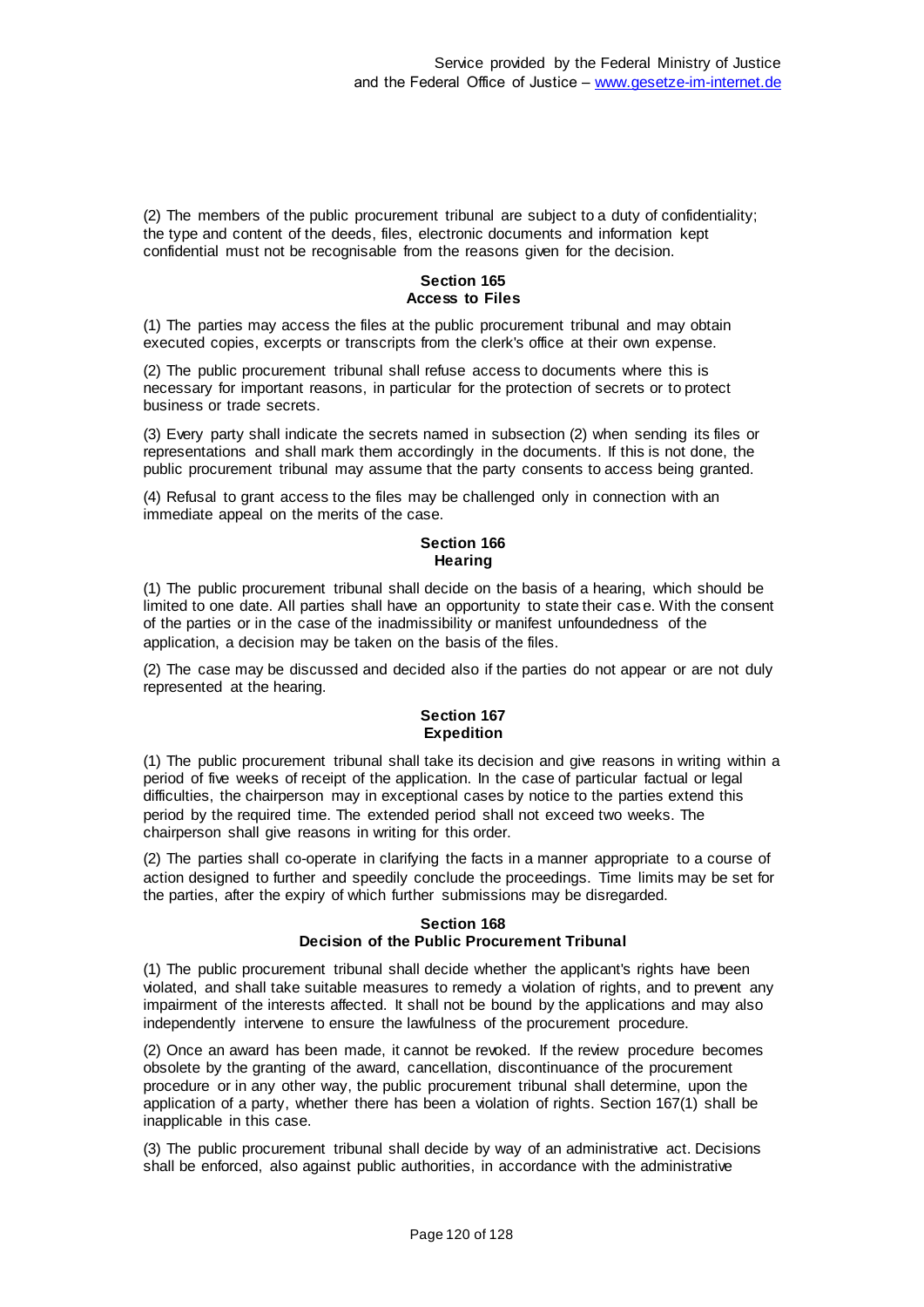(2) The members of the public procurement tribunal are subject to a duty of confidentiality; the type and content of the deeds, files, electronic documents and information kept confidential must not be recognisable from the reasons given for the decision.

#### Section 165
#### Access to Files

(1) The parties may access the files at the public procurement tribunal and may obtain executed copies, excerpts or transcripts from the clerk's office at their own expense.

(2) The public procurement tribunal shall refuse access to documents where this is necessary for important reasons, in particular for the protection of secrets or to protect business or trade secrets.

(3) Every party shall indicate the secrets named in subsection (2) when sending its files or representations and shall mark them accordingly in the documents. If this is not done, the public procurement tribunal may assume that the party consents to access being granted.

(4) Refusal to grant access to the files may be challenged only in connection with an immediate appeal on the merits of the case.

#### Section 166
#### Hearing

(1) The public procurement tribunal shall decide on the basis of a hearing, which should be limited to one date. All parties shall have an opportunity to state their case. With the consent of the parties or in the case of the inadmissibility or manifest unfoundedness of the application, a decision may be taken on the basis of the files.

(2) The case may be discussed and decided also if the parties do not appear or are not duly represented at the hearing.

#### Section 167
#### Expedition

(1) The public procurement tribunal shall take its decision and give reasons in writing within a period of five weeks of receipt of the application. In the case of particular factual or legal difficulties, the chairperson may in exceptional cases by notice to the parties extend this period by the required time. The extended period shall not exceed two weeks. The chairperson shall give reasons in writing for this order.

(2) The parties shall co-operate in clarifying the facts in a manner appropriate to a course of action designed to further and speedily conclude the proceedings. Time limits may be set for the parties, after the expiry of which further submissions may be disregarded.

#### Section 168
#### Decision of the Public Procurement Tribunal

(1) The public procurement tribunal shall decide whether the applicant's rights have been violated, and shall take suitable measures to remedy a violation of rights, and to prevent any impairment of the interests affected. It shall not be bound by the applications and may also independently intervene to ensure the lawfulness of the procurement procedure.

(2) Once an award has been made, it cannot be revoked. If the review procedure becomes obsolete by the granting of the award, cancellation, discontinuance of the procurement procedure or in any other way, the public procurement tribunal shall determine, upon the application of a party, whether there has been a violation of rights. Section 167(1) shall be inapplicable in this case.

(3) The public procurement tribunal shall decide by way of an administrative act. Decisions shall be enforced, also against public authorities, in accordance with the administrative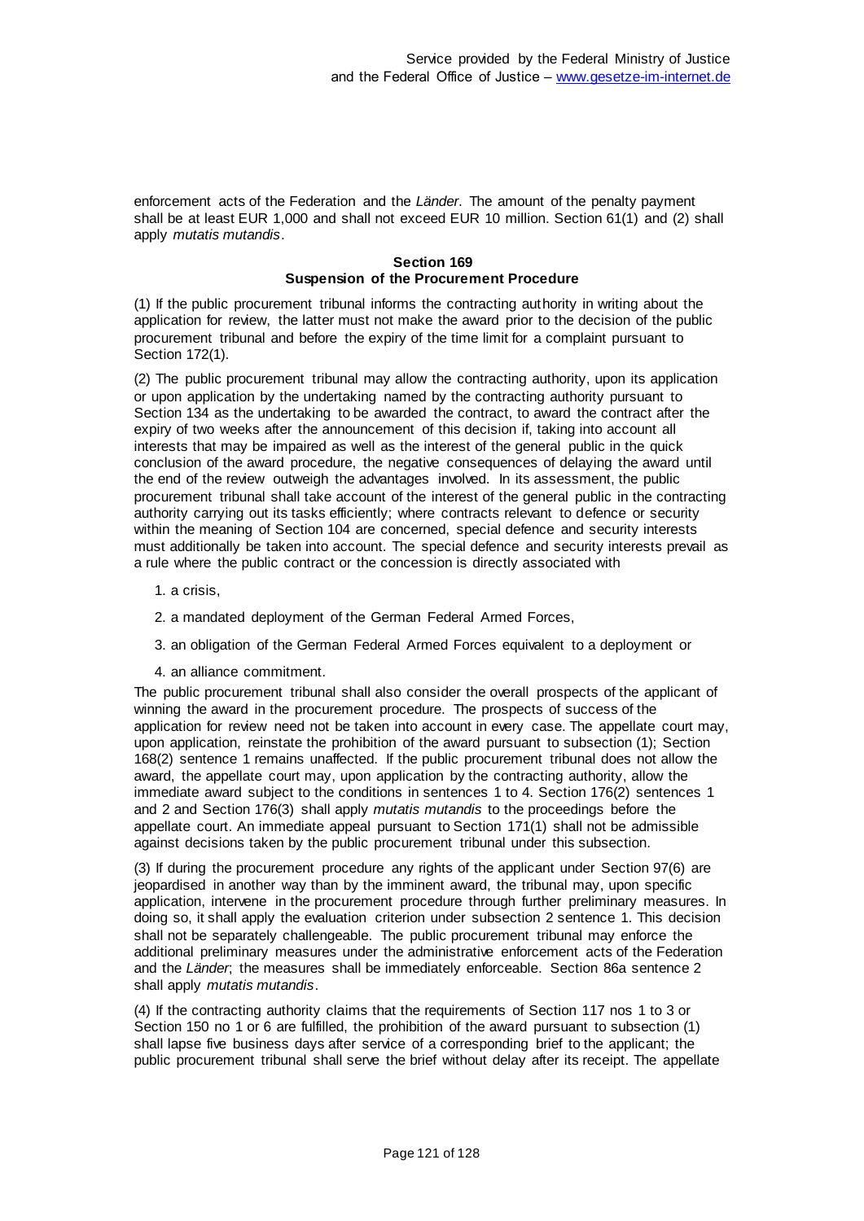enforcement acts of the Federation and the *Länder*. The amount of the penalty payment shall be at least EUR 1,000 and shall not exceed EUR 10 million. Section 61(1) and (2) shall apply *mutatis mutandis*.

#### Section 169
#### Suspension of the Procurement Procedure

(1) If the public procurement tribunal informs the contracting authority in writing about the application for review, the latter must not make the award prior to the decision of the public procurement tribunal and before the expiry of the time limit for a complaint pursuant to Section 172(1).

(2) The public procurement tribunal may allow the contracting authority, upon its application or upon application by the undertaking named by the contracting authority pursuant to Section 134 as the undertaking to be awarded the contract, to award the contract after the expiry of two weeks after the announcement of this decision if, taking into account all interests that may be impaired as well as the interest of the general public in the quick conclusion of the award procedure, the negative consequences of delaying the award until the end of the review outweigh the advantages involved. In its assessment, the public procurement tribunal shall take account of the interest of the general public in the contracting authority carrying out its tasks efficiently; where contracts relevant to defence or security within the meaning of Section 104 are concerned, special defence and security interests must additionally be taken into account. The special defence and security interests prevail as a rule where the public contract or the concession is directly associated with

1. a crisis,
2. a mandated deployment of the German Federal Armed Forces,
3. an obligation of the German Federal Armed Forces equivalent to a deployment or
4. an alliance commitment.

The public procurement tribunal shall also consider the overall prospects of the applicant of winning the award in the procurement procedure. The prospects of success of the application for review need not be taken into account in every case. The appellate court may, upon application, reinstate the prohibition of the award pursuant to subsection (1); Section 168(2) sentence 1 remains unaffected. If the public procurement tribunal does not allow the award, the appellate court may, upon application by the contracting authority, allow the immediate award subject to the conditions in sentences 1 to 4. Section 176(2) sentences 1 and 2 and Section 176(3) shall apply *mutatis mutandis* to the proceedings before the appellate court. An immediate appeal pursuant to Section 171(1) shall not be admissible against decisions taken by the public procurement tribunal under this subsection.

(3) If during the procurement procedure any rights of the applicant under Section 97(6) are jeopardised in another way than by the imminent award, the tribunal may, upon specific application, intervene in the procurement procedure through further preliminary measures. In doing so, it shall apply the evaluation criterion under subsection 2 sentence 1. This decision shall not be separately challengeable. The public procurement tribunal may enforce the additional preliminary measures under the administrative enforcement acts of the Federation and the *Länder*; the measures shall be immediately enforceable. Section 86a sentence 2 shall apply *mutatis mutandis*.

(4) If the contracting authority claims that the requirements of Section 117 nos 1 to 3 or Section 150 no 1 or 6 are fulfilled, the prohibition of the award pursuant to subsection (1) shall lapse five business days after service of a corresponding brief to the applicant; the public procurement tribunal shall serve the brief without delay after its receipt. The appellate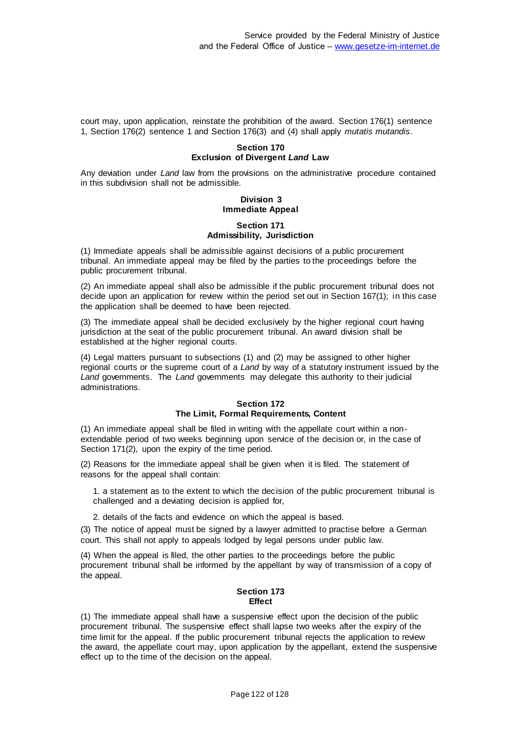court may, upon application, reinstate the prohibition of the award. Section 176(1) sentence 1, Section 176(2) sentence 1 and Section 176(3) and (4) shall apply *mutatis mutandis*.

### Section 170
### Exclusion of Divergent *Land* Law

Any deviation under *Land* law from the provisions on the administrative procedure contained in this subdivision shall not be admissible.

## Division 3
## Immediate Appeal

### Section 171
### Admissibility, Jurisdiction

(1) Immediate appeals shall be admissible against decisions of a public procurement tribunal. An immediate appeal may be filed by the parties to the proceedings before the public procurement tribunal.

(2) An immediate appeal shall also be admissible if the public procurement tribunal does not decide upon an application for review within the period set out in Section 167(1); in this case the application shall be deemed to have been rejected.

(3) The immediate appeal shall be decided exclusively by the higher regional court having jurisdiction at the seat of the public procurement tribunal. An award division shall be established at the higher regional courts.

(4) Legal matters pursuant to subsections (1) and (2) may be assigned to other higher regional courts or the supreme court of a *Land* by way of a statutory instrument issued by the *Land* governments. The *Land* governments may delegate this authority to their judicial administrations.

### Section 172
### The Limit, Formal Requirements, Content

(1) An immediate appeal shall be filed in writing with the appellate court within a non-extendable period of two weeks beginning upon service of the decision or, in the case of Section 171(2), upon the expiry of the time period.

(2) Reasons for the immediate appeal shall be given when it is filed. The statement of reasons for the appeal shall contain:

1. a statement as to the extent to which the decision of the public procurement tribunal is challenged and a deviating decision is applied for,

2. details of the facts and evidence on which the appeal is based.

(3) The notice of appeal must be signed by a lawyer admitted to practise before a German court. This shall not apply to appeals lodged by legal persons under public law.

(4) When the appeal is filed, the other parties to the proceedings before the public procurement tribunal shall be informed by the appellant by way of transmission of a copy of the appeal.

### Section 173
### Effect

(1) The immediate appeal shall have a suspensive effect upon the decision of the public procurement tribunal. The suspensive effect shall lapse two weeks after the expiry of the time limit for the appeal. If the public procurement tribunal rejects the application to review the award, the appellate court may, upon application by the appellant, extend the suspensive effect up to the time of the decision on the appeal.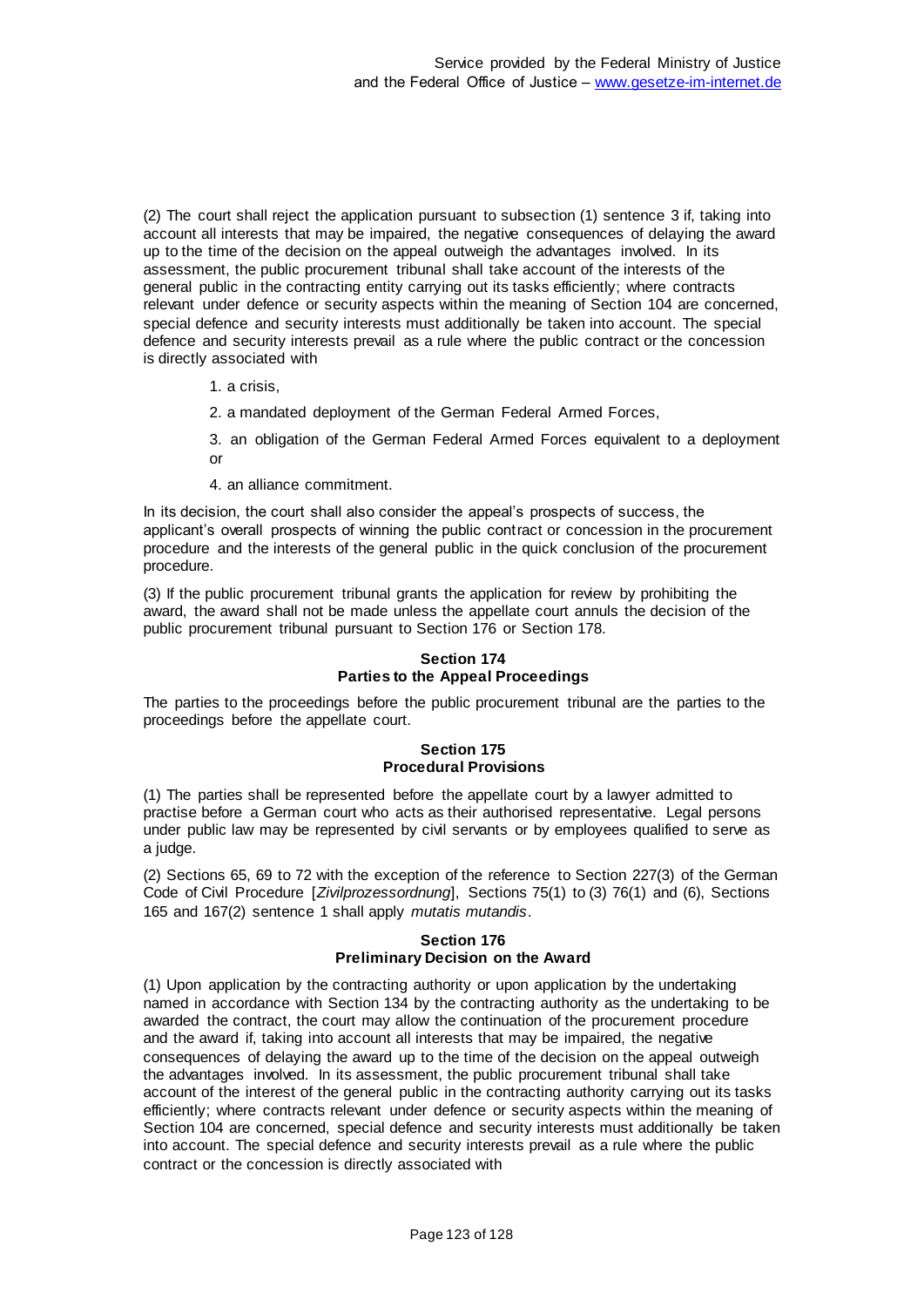(2) The court shall reject the application pursuant to subsection (1) sentence 3 if, taking into account all interests that may be impaired, the negative consequences of delaying the award up to the time of the decision on the appeal outweigh the advantages involved. In its assessment, the public procurement tribunal shall take account of the interests of the general public in the contracting entity carrying out its tasks efficiently; where contracts relevant under defence or security aspects within the meaning of Section 104 are concerned, special defence and security interests must additionally be taken into account. The special defence and security interests prevail as a rule where the public contract or the concession is directly associated with

1. a crisis,
2. a mandated deployment of the German Federal Armed Forces,
3. an obligation of the German Federal Armed Forces equivalent to a deployment or
4. an alliance commitment.

In its decision, the court shall also consider the appeal's prospects of success, the applicant's overall prospects of winning the public contract or concession in the procurement procedure and the interests of the general public in the quick conclusion of the procurement procedure.

(3) If the public procurement tribunal grants the application for review by prohibiting the award, the award shall not be made unless the appellate court annuls the decision of the public procurement tribunal pursuant to Section 176 or Section 178.

### Section 174
### Parties to the Appeal Proceedings

The parties to the proceedings before the public procurement tribunal are the parties to the proceedings before the appellate court.

### Section 175
### Procedural Provisions

(1) The parties shall be represented before the appellate court by a lawyer admitted to practise before a German court who acts as their authorised representative. Legal persons under public law may be represented by civil servants or by employees qualified to serve as a judge.

(2) Sections 65, 69 to 72 with the exception of the reference to Section 227(3) of the German Code of Civil Procedure [*Zivilprozessordnung*], Sections 75(1) to (3) 76(1) and (6), Sections 165 and 167(2) sentence 1 shall apply *mutatis mutandis*.

### Section 176
### Preliminary Decision on the Award

(1) Upon application by the contracting authority or upon application by the undertaking named in accordance with Section 134 by the contracting authority as the undertaking to be awarded the contract, the court may allow the continuation of the procurement procedure and the award if, taking into account all interests that may be impaired, the negative consequences of delaying the award up to the time of the decision on the appeal outweigh the advantages involved. In its assessment, the public procurement tribunal shall take account of the interest of the general public in the contracting authority carrying out its tasks efficiently; where contracts relevant under defence or security aspects within the meaning of Section 104 are concerned, special defence and security interests must additionally be taken into account. The special defence and security interests prevail as a rule where the public contract or the concession is directly associated with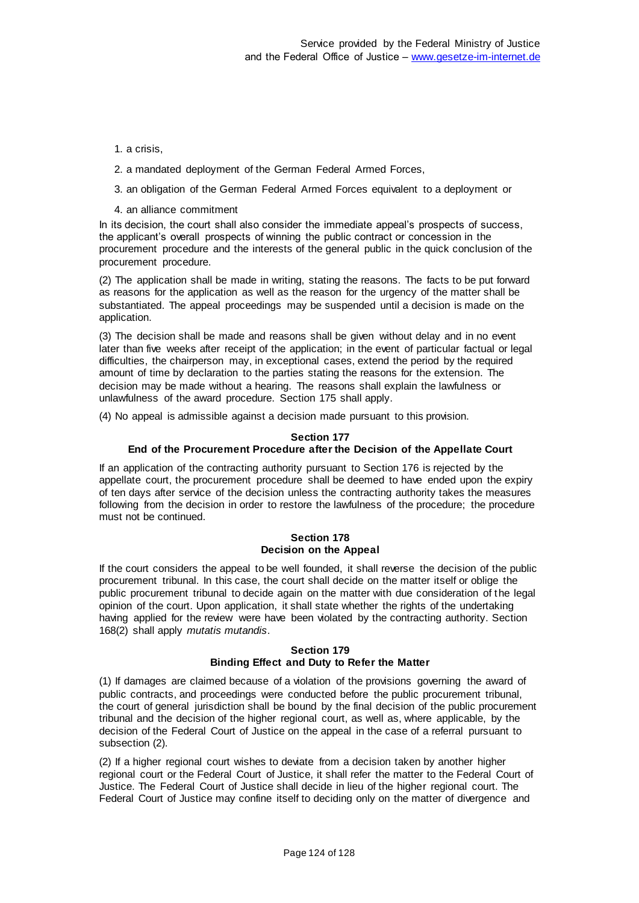1. a crisis,

2. a mandated deployment of the German Federal Armed Forces,

3. an obligation of the German Federal Armed Forces equivalent to a deployment or

4. an alliance commitment

In its decision, the court shall also consider the immediate appeal's prospects of success, the applicant's overall prospects of winning the public contract or concession in the procurement procedure and the interests of the general public in the quick conclusion of the procurement procedure.

(2) The application shall be made in writing, stating the reasons. The facts to be put forward as reasons for the application as well as the reason for the urgency of the matter shall be substantiated. The appeal proceedings may be suspended until a decision is made on the application.

(3) The decision shall be made and reasons shall be given without delay and in no event later than five weeks after receipt of the application; in the event of particular factual or legal difficulties, the chairperson may, in exceptional cases, extend the period by the required amount of time by declaration to the parties stating the reasons for the extension. The decision may be made without a hearing. The reasons shall explain the lawfulness or unlawfulness of the award procedure. Section 175 shall apply.

(4) No appeal is admissible against a decision made pursuant to this provision.

### Section 177
### End of the Procurement Procedure after the Decision of the Appellate Court

If an application of the contracting authority pursuant to Section 176 is rejected by the appellate court, the procurement procedure shall be deemed to have ended upon the expiry of ten days after service of the decision unless the contracting authority takes the measures following from the decision in order to restore the lawfulness of the procedure; the procedure must not be continued.

### Section 178
### Decision on the Appeal

If the court considers the appeal to be well founded, it shall reverse the decision of the public procurement tribunal. In this case, the court shall decide on the matter itself or oblige the public procurement tribunal to decide again on the matter with due consideration of the legal opinion of the court. Upon application, it shall state whether the rights of the undertaking having applied for the review were have been violated by the contracting authority. Section 168(2) shall apply *mutatis mutandis*.

### Section 179
### Binding Effect and Duty to Refer the Matter

(1) If damages are claimed because of a violation of the provisions governing the award of public contracts, and proceedings were conducted before the public procurement tribunal, the court of general jurisdiction shall be bound by the final decision of the public procurement tribunal and the decision of the higher regional court, as well as, where applicable, by the decision of the Federal Court of Justice on the appeal in the case of a referral pursuant to subsection (2).

(2) If a higher regional court wishes to deviate from a decision taken by another higher regional court or the Federal Court of Justice, it shall refer the matter to the Federal Court of Justice. The Federal Court of Justice shall decide in lieu of the higher regional court. The Federal Court of Justice may confine itself to deciding only on the matter of divergence and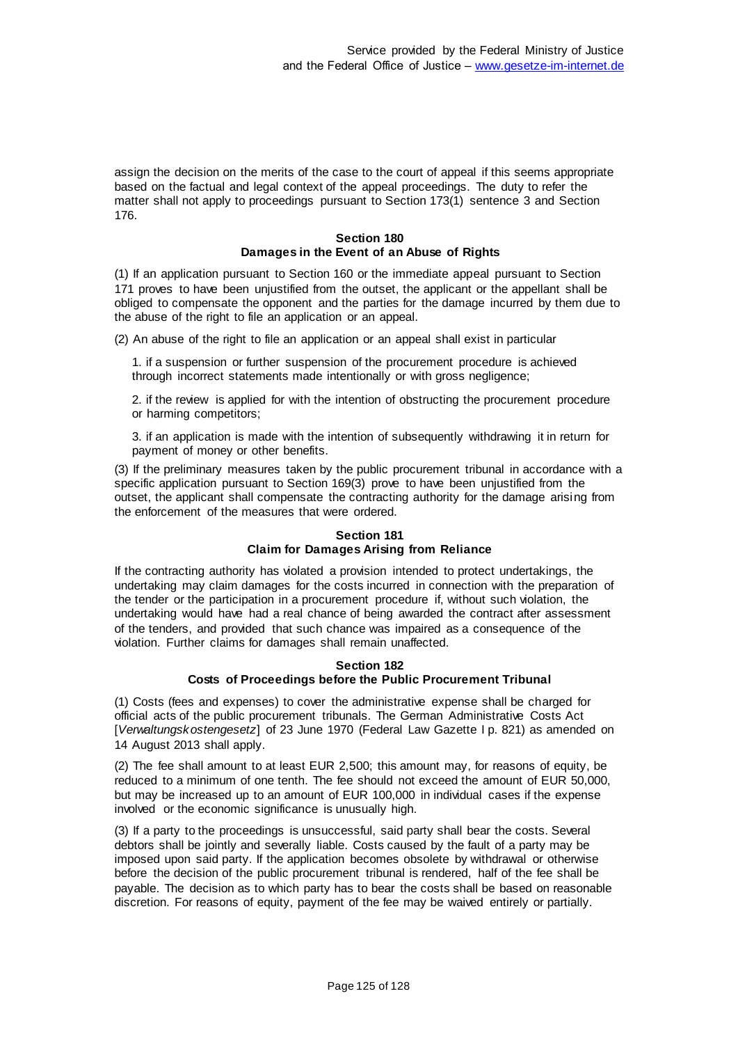assign the decision on the merits of the case to the court of appeal if this seems appropriate based on the factual and legal context of the appeal proceedings. The duty to refer the matter shall not apply to proceedings pursuant to Section 173(1) sentence 3 and Section 176.

**Section 180**
**Damages in the Event of an Abuse of Rights**

(1) If an application pursuant to Section 160 or the immediate appeal pursuant to Section 171 proves to have been unjustified from the outset, the applicant or the appellant shall be obliged to compensate the opponent and the parties for the damage incurred by them due to the abuse of the right to file an application or an appeal.

(2) An abuse of the right to file an application or an appeal shall exist in particular

1. if a suspension or further suspension of the procurement procedure is achieved through incorrect statements made intentionally or with gross negligence;

2. if the review is applied for with the intention of obstructing the procurement procedure or harming competitors;

3. if an application is made with the intention of subsequently withdrawing it in return for payment of money or other benefits.

(3) If the preliminary measures taken by the public procurement tribunal in accordance with a specific application pursuant to Section 169(3) prove to have been unjustified from the outset, the applicant shall compensate the contracting authority for the damage arising from the enforcement of the measures that were ordered.

**Section 181**
**Claim for Damages Arising from Reliance**

If the contracting authority has violated a provision intended to protect undertakings, the undertaking may claim damages for the costs incurred in connection with the preparation of the tender or the participation in a procurement procedure if, without such violation, the undertaking would have had a real chance of being awarded the contract after assessment of the tenders, and provided that such chance was impaired as a consequence of the violation. Further claims for damages shall remain unaffected.

**Section 182**
**Costs of Proceedings before the Public Procurement Tribunal**

(1) Costs (fees and expenses) to cover the administrative expense shall be charged for official acts of the public procurement tribunals. The German Administrative Costs Act [*Verwaltungskostengesetz*] of 23 June 1970 (Federal Law Gazette I p. 821) as amended on 14 August 2013 shall apply.

(2) The fee shall amount to at least EUR 2,500; this amount may, for reasons of equity, be reduced to a minimum of one tenth. The fee should not exceed the amount of EUR 50,000, but may be increased up to an amount of EUR 100,000 in individual cases if the expense involved or the economic significance is unusually high.

(3) If a party to the proceedings is unsuccessful, said party shall bear the costs. Several debtors shall be jointly and severally liable. Costs caused by the fault of a party may be imposed upon said party. If the application becomes obsolete by withdrawal or otherwise before the decision of the public procurement tribunal is rendered, half of the fee shall be payable. The decision as to which party has to bear the costs shall be based on reasonable discretion. For reasons of equity, payment of the fee may be waived entirely or partially.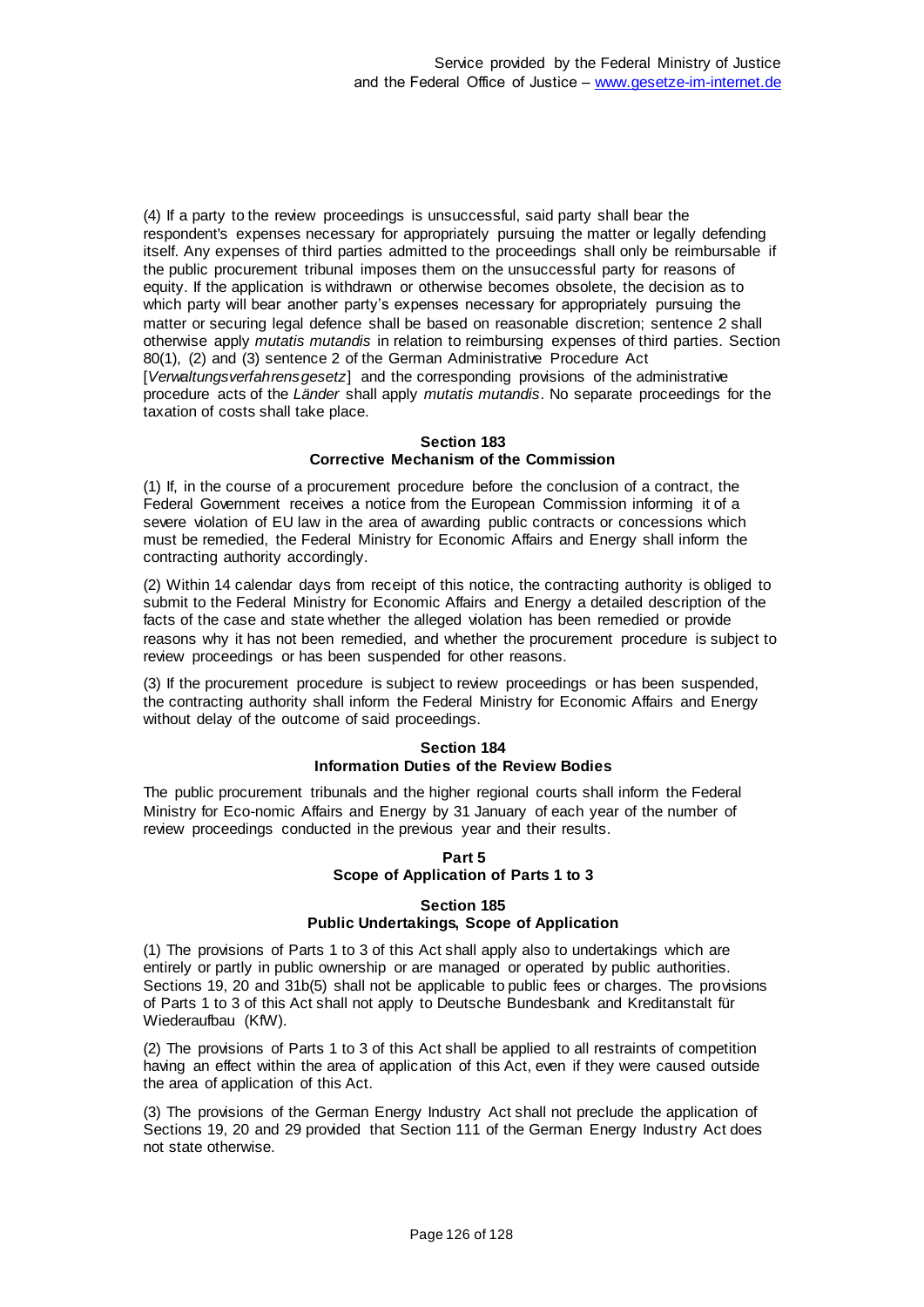(4) If a party to the review proceedings is unsuccessful, said party shall bear the respondent's expenses necessary for appropriately pursuing the matter or legally defending itself. Any expenses of third parties admitted to the proceedings shall only be reimbursable if the public procurement tribunal imposes them on the unsuccessful party for reasons of equity. If the application is withdrawn or otherwise becomes obsolete, the decision as to which party will bear another party's expenses necessary for appropriately pursuing the matter or securing legal defence shall be based on reasonable discretion; sentence 2 shall otherwise apply *mutatis mutandis* in relation to reimbursing expenses of third parties. Section 80(1), (2) and (3) sentence 2 of the German Administrative Procedure Act [*Verwaltungsverfahrensgesetz*] and the corresponding provisions of the administrative procedure acts of the *Länder* shall apply *mutatis mutandis*. No separate proceedings for the taxation of costs shall take place.

### Section 183
### Corrective Mechanism of the Commission

(1) If, in the course of a procurement procedure before the conclusion of a contract, the Federal Government receives a notice from the European Commission informing it of a severe violation of EU law in the area of awarding public contracts or concessions which must be remedied, the Federal Ministry for Economic Affairs and Energy shall inform the contracting authority accordingly.

(2) Within 14 calendar days from receipt of this notice, the contracting authority is obliged to submit to the Federal Ministry for Economic Affairs and Energy a detailed description of the facts of the case and state whether the alleged violation has been remedied or provide reasons why it has not been remedied, and whether the procurement procedure is subject to review proceedings or has been suspended for other reasons.

(3) If the procurement procedure is subject to review proceedings or has been suspended, the contracting authority shall inform the Federal Ministry for Economic Affairs and Energy without delay of the outcome of said proceedings.

### Section 184
### Information Duties of the Review Bodies

The public procurement tribunals and the higher regional courts shall inform the Federal Ministry for Eco-nomic Affairs and Energy by 31 January of each year of the number of review proceedings conducted in the previous year and their results.

## Part 5
## Scope of Application of Parts 1 to 3

### Section 185
### Public Undertakings, Scope of Application

(1) The provisions of Parts 1 to 3 of this Act shall apply also to undertakings which are entirely or partly in public ownership or are managed or operated by public authorities. Sections 19, 20 and 31b(5) shall not be applicable to public fees or charges. The provisions of Parts 1 to 3 of this Act shall not apply to Deutsche Bundesbank and Kreditanstalt für Wiederaufbau (KfW).

(2) The provisions of Parts 1 to 3 of this Act shall be applied to all restraints of competition having an effect within the area of application of this Act, even if they were caused outside the area of application of this Act.

(3) The provisions of the German Energy Industry Act shall not preclude the application of Sections 19, 20 and 29 provided that Section 111 of the German Energy Industry Act does not state otherwise.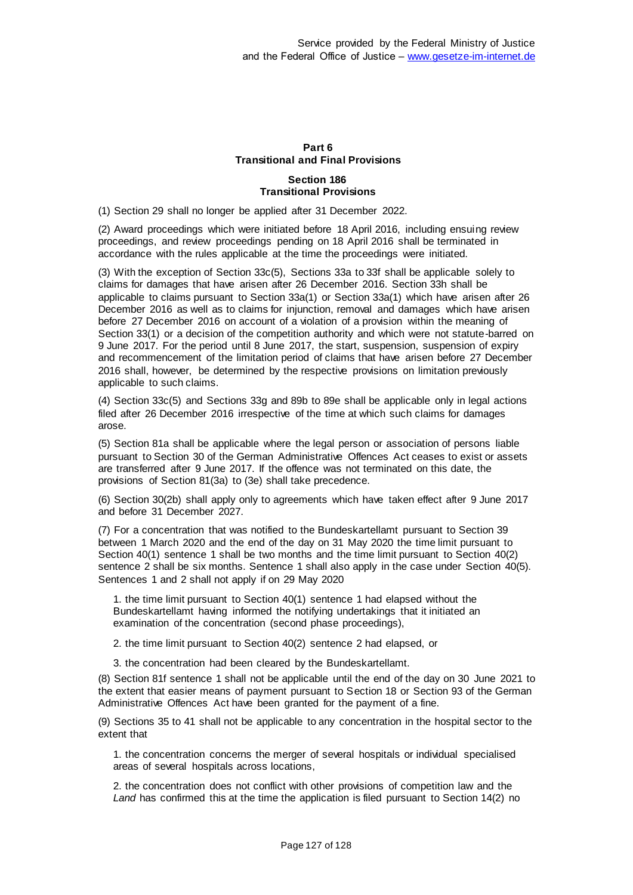# Part 6
# Transitional and Final Provisions

## Section 186
## Transitional Provisions

(1) Section 29 shall no longer be applied after 31 December 2022.

(2) Award proceedings which were initiated before 18 April 2016, including ensuing review proceedings, and review proceedings pending on 18 April 2016 shall be terminated in accordance with the rules applicable at the time the proceedings were initiated.

(3) With the exception of Section 33c(5), Sections 33a to 33f shall be applicable solely to claims for damages that have arisen after 26 December 2016. Section 33h shall be applicable to claims pursuant to Section 33a(1) or Section 33a(1) which have arisen after 26 December 2016 as well as to claims for injunction, removal and damages which have arisen before 27 December 2016 on account of a violation of a provision within the meaning of Section 33(1) or a decision of the competition authority and which were not statute-barred on 9 June 2017. For the period until 8 June 2017, the start, suspension, suspension of expiry and recommencement of the limitation period of claims that have arisen before 27 December 2016 shall, however, be determined by the respective provisions on limitation previously applicable to such claims.

(4) Section 33c(5) and Sections 33g and 89b to 89e shall be applicable only in legal actions filed after 26 December 2016 irrespective of the time at which such claims for damages arose.

(5) Section 81a shall be applicable where the legal person or association of persons liable pursuant to Section 30 of the German Administrative Offences Act ceases to exist or assets are transferred after 9 June 2017. If the offence was not terminated on this date, the provisions of Section 81(3a) to (3e) shall take precedence.

(6) Section 30(2b) shall apply only to agreements which have taken effect after 9 June 2017 and before 31 December 2027.

(7) For a concentration that was notified to the Bundeskartellamt pursuant to Section 39 between 1 March 2020 and the end of the day on 31 May 2020 the time limit pursuant to Section 40(1) sentence 1 shall be two months and the time limit pursuant to Section 40(2) sentence 2 shall be six months. Sentence 1 shall also apply in the case under Section 40(5). Sentences 1 and 2 shall not apply if on 29 May 2020

1. the time limit pursuant to Section 40(1) sentence 1 had elapsed without the Bundeskartellamt having informed the notifying undertakings that it initiated an examination of the concentration (second phase proceedings),

2. the time limit pursuant to Section 40(2) sentence 2 had elapsed, or

3. the concentration had been cleared by the Bundeskartellamt.

(8) Section 81f sentence 1 shall not be applicable until the end of the day on 30 June 2021 to the extent that easier means of payment pursuant to Section 18 or Section 93 of the German Administrative Offences Act have been granted for the payment of a fine.

(9) Sections 35 to 41 shall not be applicable to any concentration in the hospital sector to the extent that

1. the concentration concerns the merger of several hospitals or individual specialised areas of several hospitals across locations,

2. the concentration does not conflict with other provisions of competition law and the *Land* has confirmed this at the time the application is filed pursuant to Section 14(2) no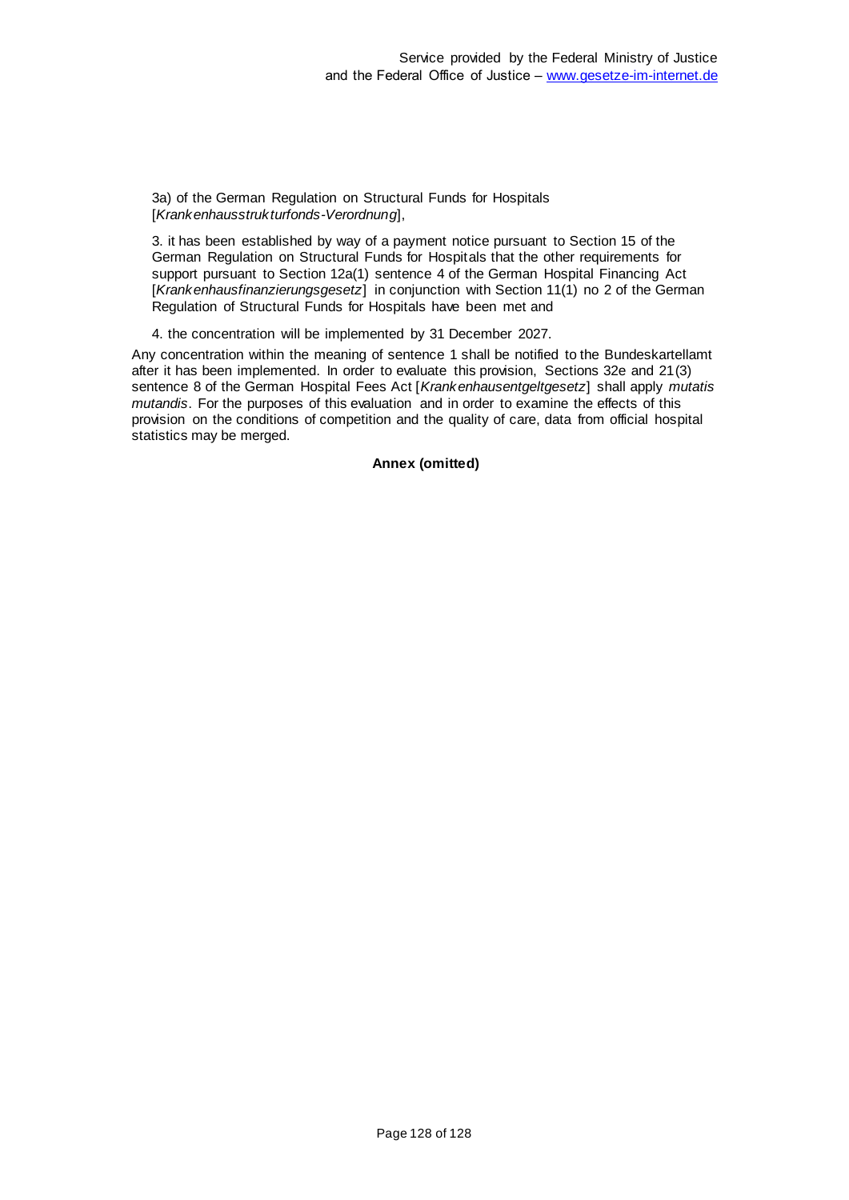3a) of the German Regulation on Structural Funds for Hospitals [*Krankenhausstrukturfonds-Verordnung*],

3. it has been established by way of a payment notice pursuant to Section 15 of the German Regulation on Structural Funds for Hospitals that the other requirements for support pursuant to Section 12a(1) sentence 4 of the German Hospital Financing Act [*Krankenhausfinanzierungsgesetz*] in conjunction with Section 11(1) no 2 of the German Regulation of Structural Funds for Hospitals have been met and

4. the concentration will be implemented by 31 December 2027.

Any concentration within the meaning of sentence 1 shall be notified to the Bundeskartellamt after it has been implemented. In order to evaluate this provision, Sections 32e and 21(3) sentence 8 of the German Hospital Fees Act [*Krankenhausentgeltgesetz*] shall apply *mutatis mutandis*. For the purposes of this evaluation and in order to examine the effects of this provision on the conditions of competition and the quality of care, data from official hospital statistics may be merged.

**Annex (omitted)**